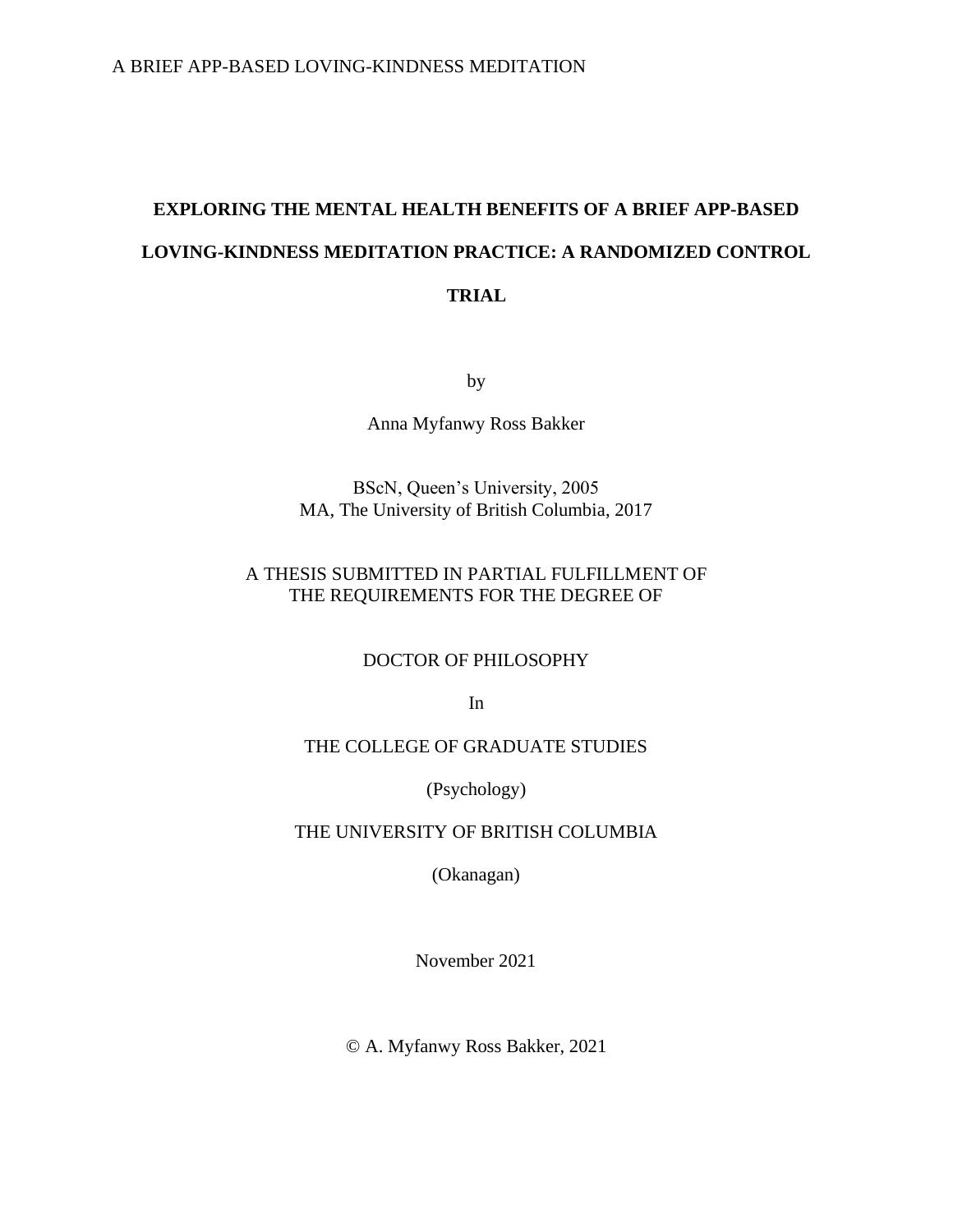# EXPLORING THE MENTAL HEALTH BENEFITS OF A BRIEF APP-BASED LOVING-KINDNESS MEDITATION PRACTICE: A RANDOMIZED CONTROL TRIAL

by

Anna Myfanwy Ross Bakker

BScN, Queen's University, 2005
MA, The University of British Columbia, 2017

A THESIS SUBMITTED IN PARTIAL FULFILLMENT OF
THE REQUIREMENTS FOR THE DEGREE OF

DOCTOR OF PHILOSOPHY

In

THE COLLEGE OF GRADUATE STUDIES

(Psychology)

THE UNIVERSITY OF BRITISH COLUMBIA

(Okanagan)

November 2021

© A. Myfanwy Ross Bakker, 2021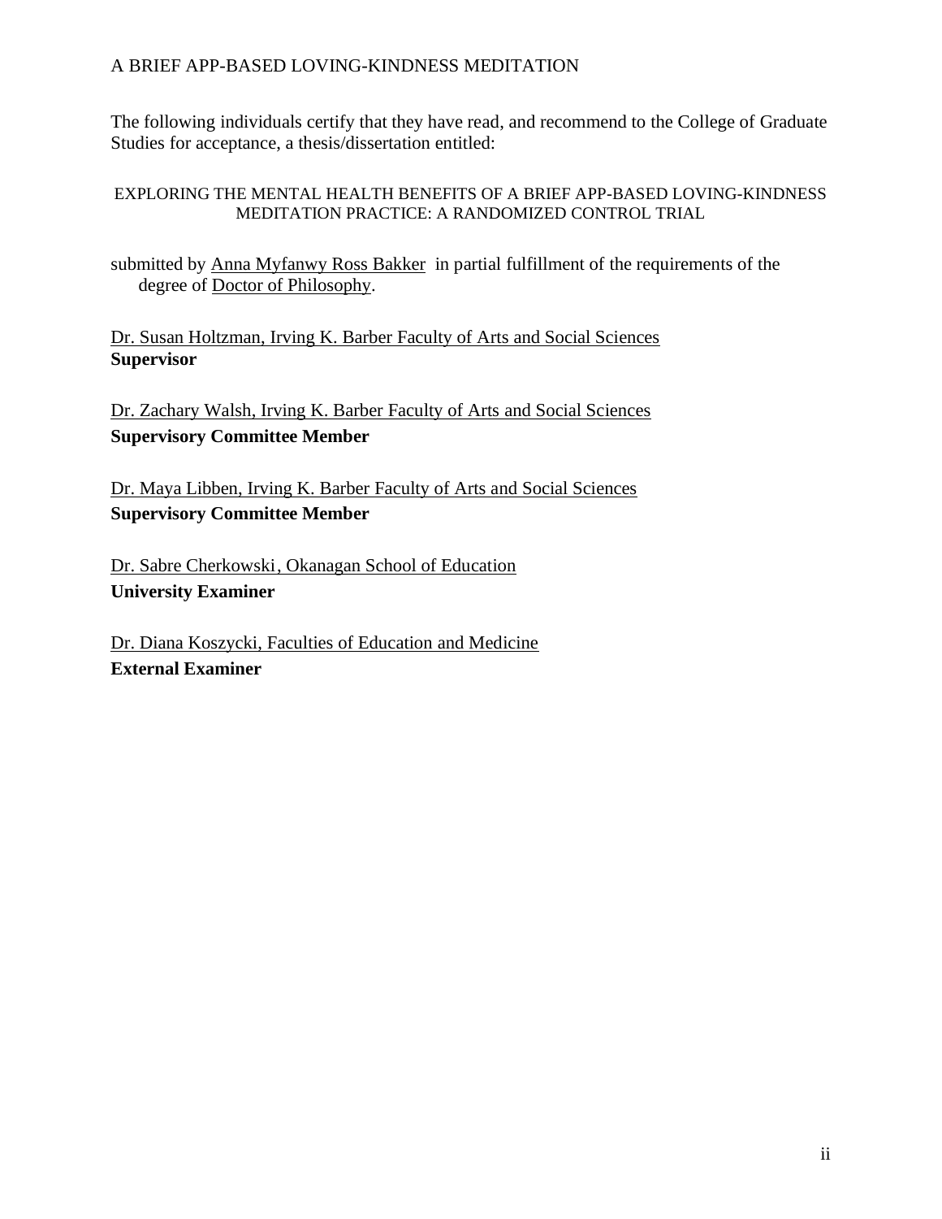The following individuals certify that they have read, and recommend to the College of Graduate Studies for acceptance, a thesis/dissertation entitled:

EXPLORING THE MENTAL HEALTH BENEFITS OF A BRIEF APP-BASED LOVING-KINDNESS MEDITATION PRACTICE: A RANDOMIZED CONTROL TRIAL

submitted by Anna Myfanwy Ross Bakker in partial fulfillment of the requirements of the degree of Doctor of Philosophy.

Dr. Susan Holtzman, Irving K. Barber Faculty of Arts and Social Sciences
**Supervisor**

Dr. Zachary Walsh, Irving K. Barber Faculty of Arts and Social Sciences
**Supervisory Committee Member**

Dr. Maya Libben, Irving K. Barber Faculty of Arts and Social Sciences
**Supervisory Committee Member**

Dr. Sabre Cherkowski, Okanagan School of Education
**University Examiner**

Dr. Diana Koszycki, Faculties of Education and Medicine
**External Examiner**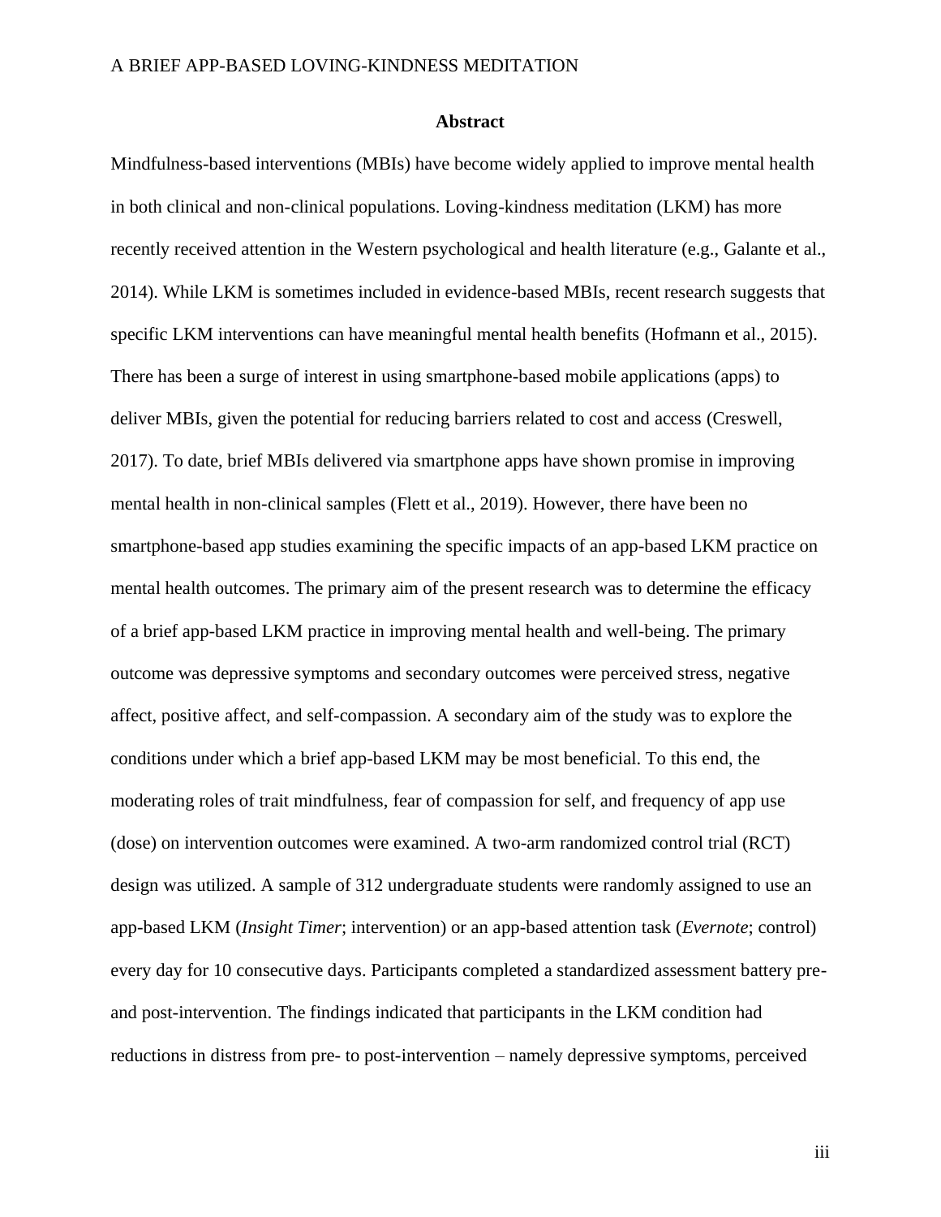## Abstract

Mindfulness-based interventions (MBIs) have become widely applied to improve mental health in both clinical and non-clinical populations. Loving-kindness meditation (LKM) has more recently received attention in the Western psychological and health literature (e.g., Galante et al., 2014). While LKM is sometimes included in evidence-based MBIs, recent research suggests that specific LKM interventions can have meaningful mental health benefits (Hofmann et al., 2015). There has been a surge of interest in using smartphone-based mobile applications (apps) to deliver MBIs, given the potential for reducing barriers related to cost and access (Creswell, 2017). To date, brief MBIs delivered via smartphone apps have shown promise in improving mental health in non-clinical samples (Flett et al., 2019). However, there have been no smartphone-based app studies examining the specific impacts of an app-based LKM practice on mental health outcomes. The primary aim of the present research was to determine the efficacy of a brief app-based LKM practice in improving mental health and well-being. The primary outcome was depressive symptoms and secondary outcomes were perceived stress, negative affect, positive affect, and self-compassion. A secondary aim of the study was to explore the conditions under which a brief app-based LKM may be most beneficial. To this end, the moderating roles of trait mindfulness, fear of compassion for self, and frequency of app use (dose) on intervention outcomes were examined. A two-arm randomized control trial (RCT) design was utilized. A sample of 312 undergraduate students were randomly assigned to use an app-based LKM (*Insight Timer*; intervention) or an app-based attention task (*Evernote*; control) every day for 10 consecutive days. Participants completed a standardized assessment battery pre- and post-intervention. The findings indicated that participants in the LKM condition had reductions in distress from pre- to post-intervention – namely depressive symptoms, perceived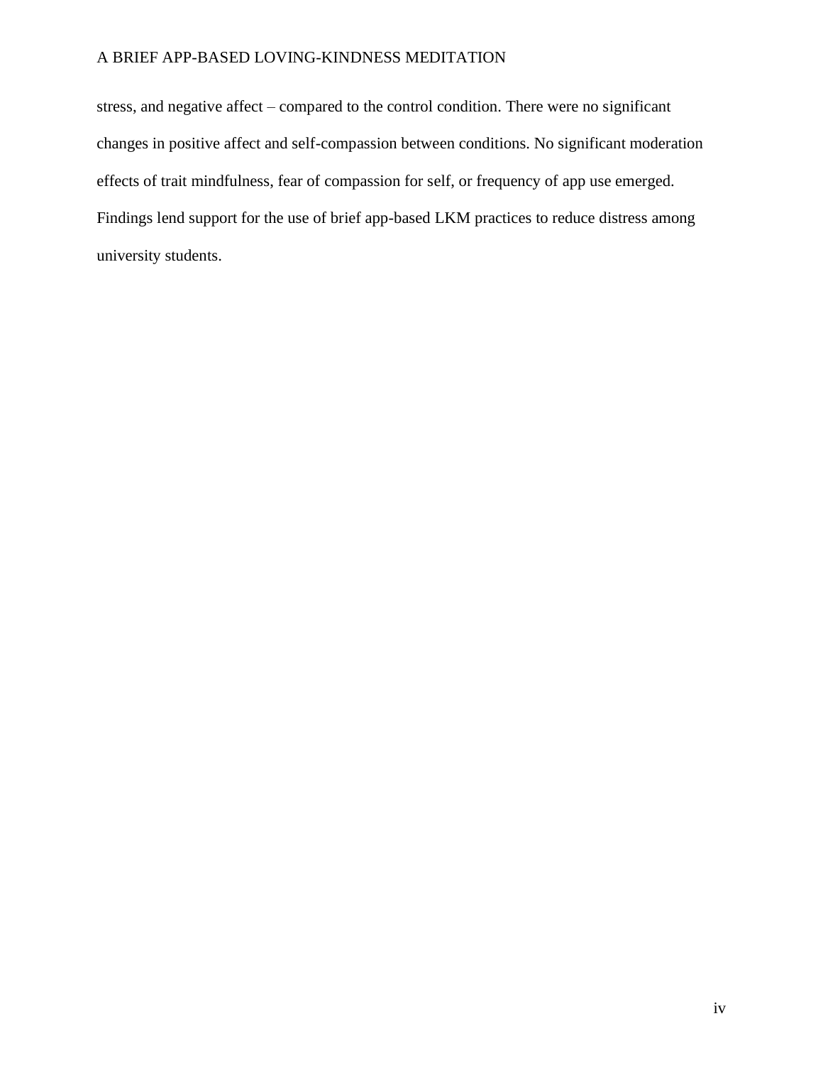stress, and negative affect – compared to the control condition. There were no significant changes in positive affect and self-compassion between conditions. No significant moderation effects of trait mindfulness, fear of compassion for self, or frequency of app use emerged. Findings lend support for the use of brief app-based LKM practices to reduce distress among university students.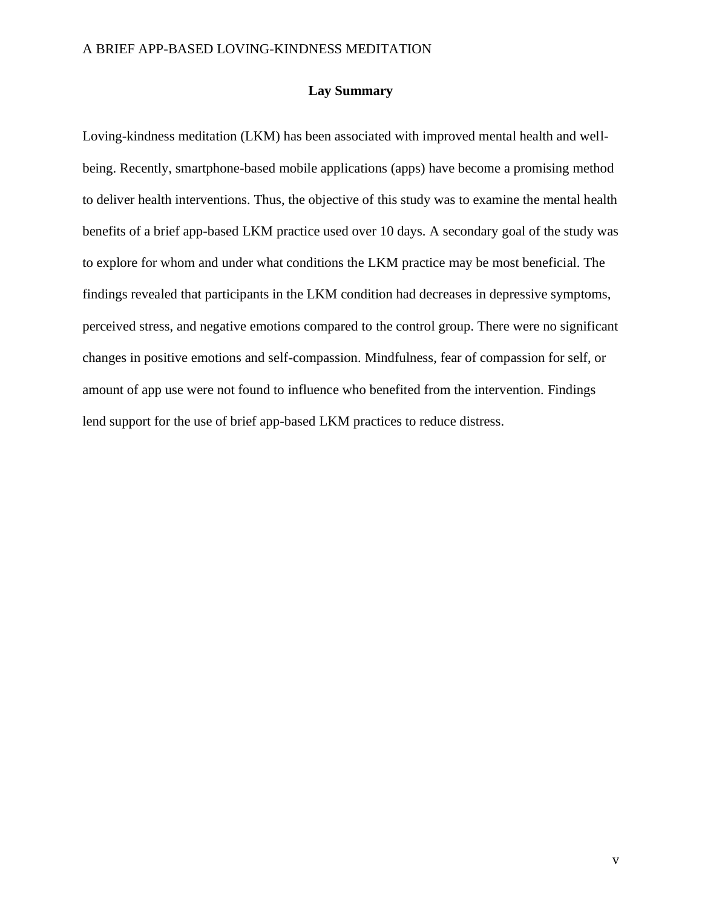## Lay Summary

Loving-kindness meditation (LKM) has been associated with improved mental health and well-being. Recently, smartphone-based mobile applications (apps) have become a promising method to deliver health interventions. Thus, the objective of this study was to examine the mental health benefits of a brief app-based LKM practice used over 10 days. A secondary goal of the study was to explore for whom and under what conditions the LKM practice may be most beneficial. The findings revealed that participants in the LKM condition had decreases in depressive symptoms, perceived stress, and negative emotions compared to the control group. There were no significant changes in positive emotions and self-compassion. Mindfulness, fear of compassion for self, or amount of app use were not found to influence who benefited from the intervention. Findings lend support for the use of brief app-based LKM practices to reduce distress.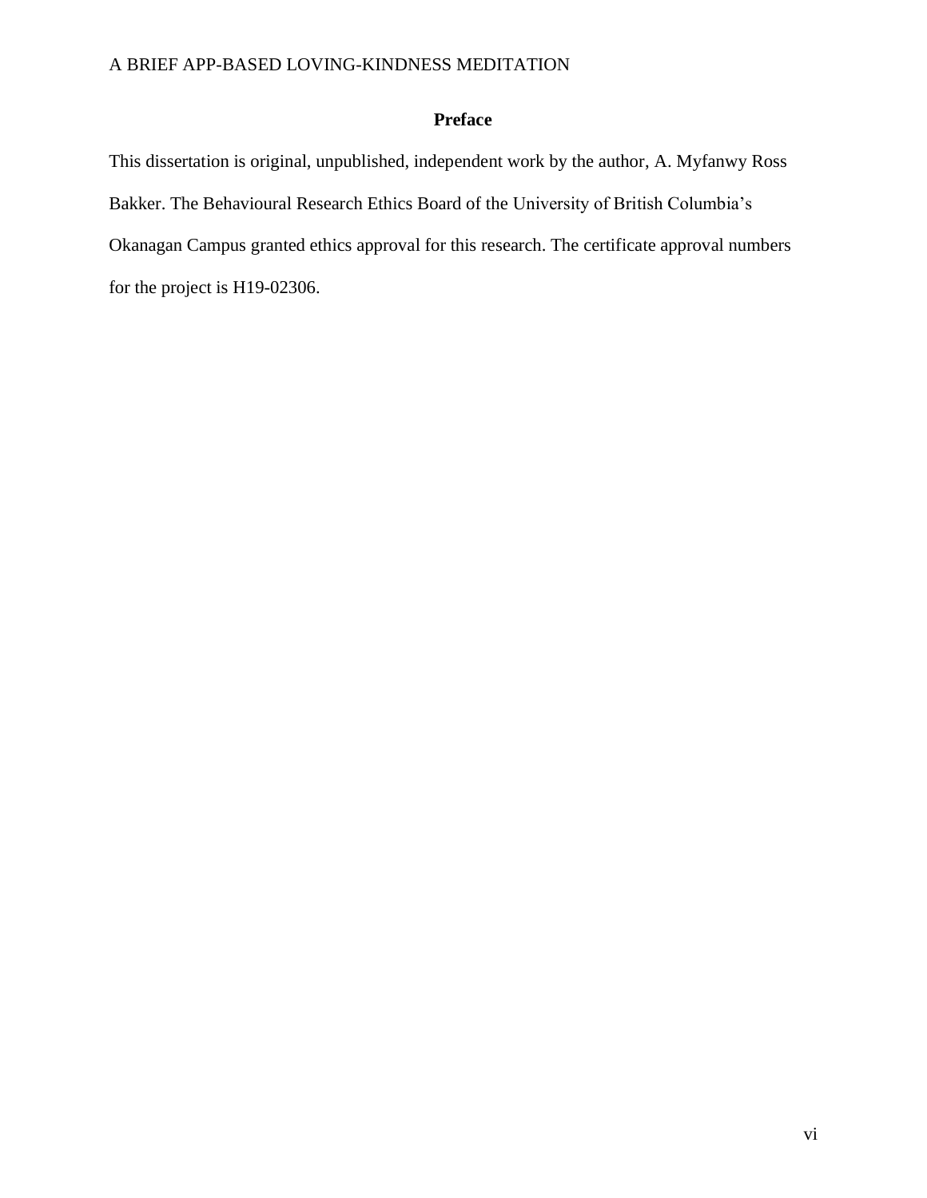## Preface

This dissertation is original, unpublished, independent work by the author, A. Myfanwy Ross Bakker. The Behavioural Research Ethics Board of the University of British Columbia's Okanagan Campus granted ethics approval for this research. The certificate approval numbers for the project is H19-02306.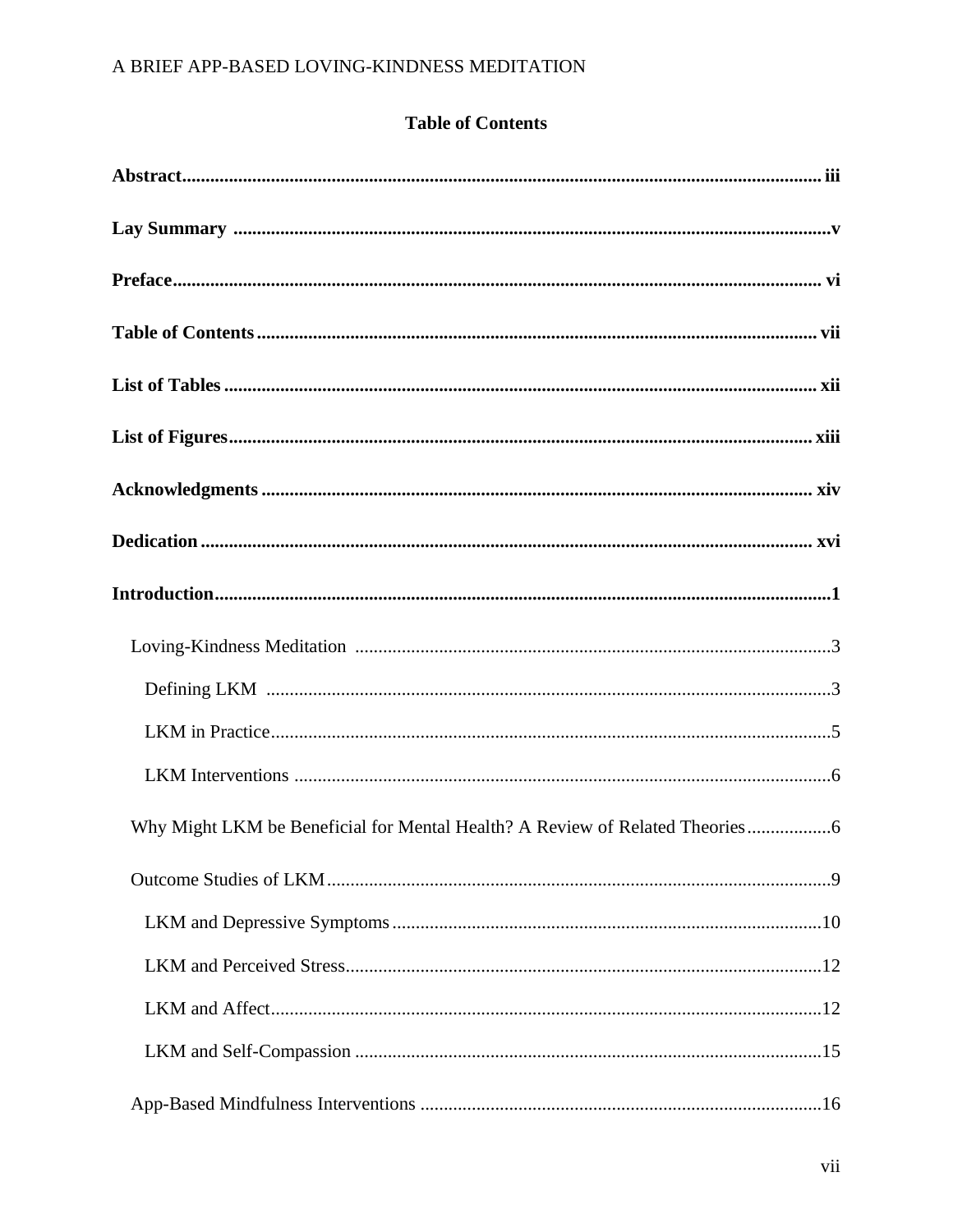**Table of Contents**

**Abstract** ........................................................................................................................................ iii

**Lay Summary** .............................................................................................................................. v

**Preface** ......................................................................................................................................... vi

**Table of Contents** ...................................................................................................................... vii

**List of Tables** ............................................................................................................................. xii

**List of Figures** ........................................................................................................................... xiii

**Acknowledgments** ..................................................................................................................... xiv

**Dedication** .................................................................................................................................. xvi

**Introduction** .................................................................................................................................. 1

- Loving-Kindness Meditation ..................................................................................................... 3
  - Defining LKM ....................................................................................................................... 3
  - LKM in Practice ..................................................................................................................... 5
  - LKM Interventions ................................................................................................................. 6
- Why Might LKM be Beneficial for Mental Health? A Review of Related Theories .................. 6
- Outcome Studies of LKM .......................................................................................................... 9
  - LKM and Depressive Symptoms .......................................................................................... 10
  - LKM and Perceived Stress ................................................................................................... 12
  - LKM and Affect ................................................................................................................... 12
  - LKM and Self-Compassion .................................................................................................. 15
- App-Based Mindfulness Interventions ..................................................................................... 16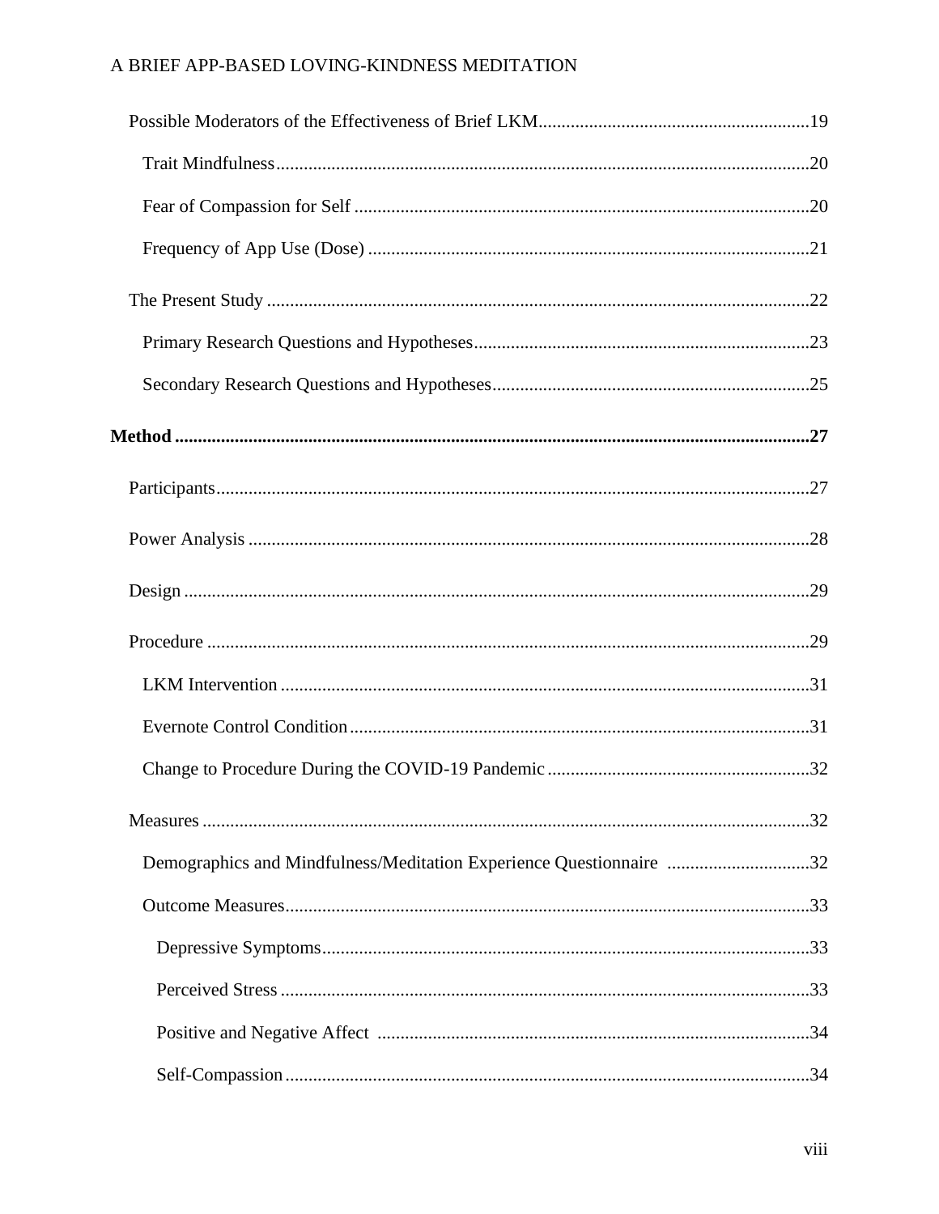Possible Moderators of the Effectiveness of Brief LKM ........................................................ 19

Trait Mindfulness ........................................................................................................ 20

Fear of Compassion for Self ........................................................................................ 20

Frequency of App Use (Dose) ...................................................................................... 21

The Present Study ............................................................................................................ 22

Primary Research Questions and Hypotheses ............................................................... 23

Secondary Research Questions and Hypotheses ........................................................... 25

**Method ........................................................................................................................ 27**

Participants ....................................................................................................................... 27

Power Analysis ................................................................................................................. 28

Design .............................................................................................................................. 29

Procedure ......................................................................................................................... 29

LKM Intervention ......................................................................................................... 31

Evernote Control Condition .......................................................................................... 31

Change to Procedure During the COVID-19 Pandemic ................................................ 32

Measures .......................................................................................................................... 32

Demographics and Mindfulness/Meditation Experience Questionnaire ...................... 32

Outcome Measures ........................................................................................................ 33

Depressive Symptoms ................................................................................................ 33

Perceived Stress .......................................................................................................... 33

Positive and Negative Affect ...................................................................................... 34

Self-Compassion ......................................................................................................... 34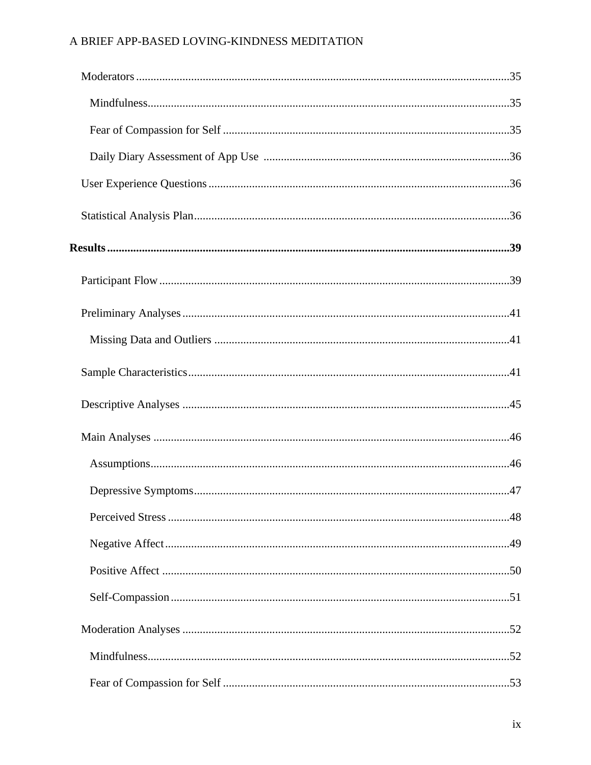Moderators ........................................................................................................................35

Mindfulness........................................................................................................................35

Fear of Compassion for Self ..............................................................................................35

Daily Diary Assessment of App Use ..................................................................................36

User Experience Questions ...................................................................................................36

Statistical Analysis Plan........................................................................................................36

**Results ......................................................................................................................................39**

Participant Flow ....................................................................................................................39

Preliminary Analyses ............................................................................................................41

Missing Data and Outliers ..................................................................................................41

Sample Characteristics..........................................................................................................41

Descriptive Analyses ............................................................................................................45

Main Analyses ......................................................................................................................46

Assumptions.......................................................................................................................46

Depressive Symptoms........................................................................................................47

Perceived Stress .................................................................................................................48

Negative Affect ..................................................................................................................49

Positive Affect ...................................................................................................................50

Self-Compassion ................................................................................................................51

Moderation Analyses ............................................................................................................52

Mindfulness........................................................................................................................52

Fear of Compassion for Self ..............................................................................................53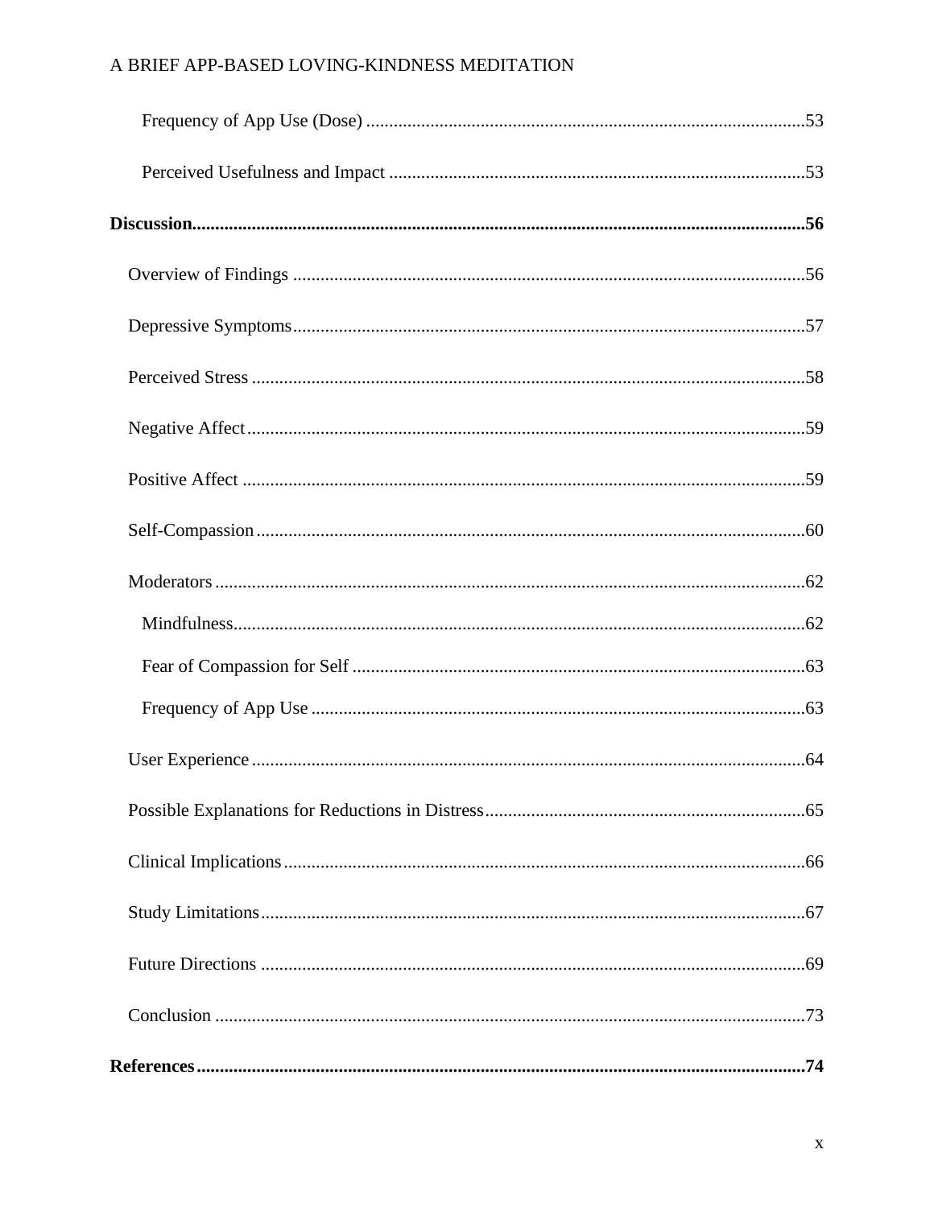Frequency of App Use (Dose) ....................................................................................53

Perceived Usefulness and Impact ...............................................................................53

**Discussion.......................................................................................................................56**

Overview of Findings ....................................................................................................56

Depressive Symptoms....................................................................................................57

Perceived Stress .............................................................................................................58

Negative Affect..............................................................................................................59

Positive Affect ...............................................................................................................59

Self-Compassion............................................................................................................60

Moderators .....................................................................................................................62

Mindfulness................................................................................................................62

Fear of Compassion for Self ......................................................................................63

Frequency of App Use ...............................................................................................63

User Experience .............................................................................................................64

Possible Explanations for Reductions in Distress...........................................................65

Clinical Implications.......................................................................................................66

Study Limitations............................................................................................................67

Future Directions ............................................................................................................69

Conclusion ......................................................................................................................73

**References.........................................................................................................................74**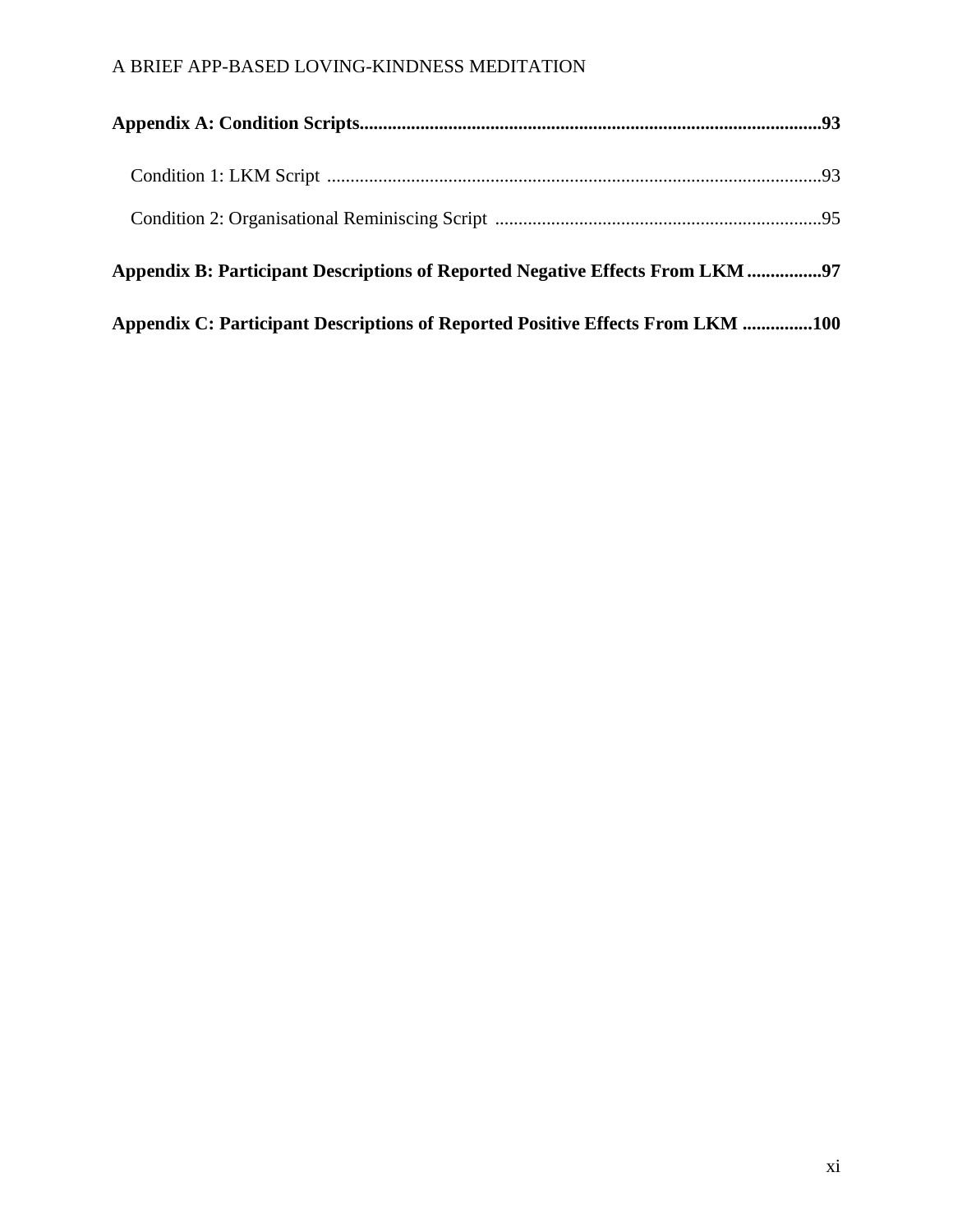**Appendix A: Condition Scripts..................................................................................................93**

Condition 1: LKM Script ..........................................................................................................93

Condition 2: Organisational Reminiscing Script ......................................................................95

**Appendix B: Participant Descriptions of Reported Negative Effects From LKM ................97**

**Appendix C: Participant Descriptions of Reported Positive Effects From LKM ..............100**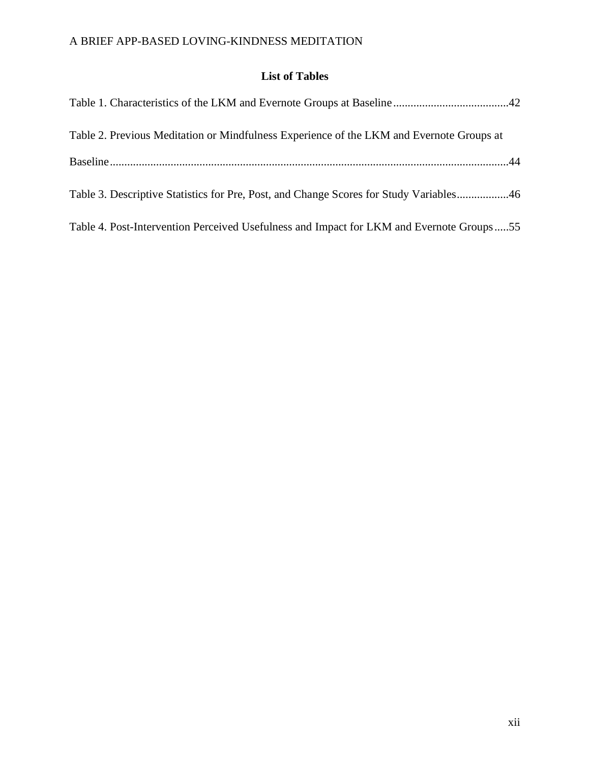## List of Tables

Table 1. Characteristics of the LKM and Evernote Groups at Baseline........................................42

Table 2. Previous Meditation or Mindfulness Experience of the LKM and Evernote Groups at Baseline..........................................................................................................................................44

Table 3. Descriptive Statistics for Pre, Post, and Change Scores for Study Variables..................46

Table 4. Post-Intervention Perceived Usefulness and Impact for LKM and Evernote Groups.....55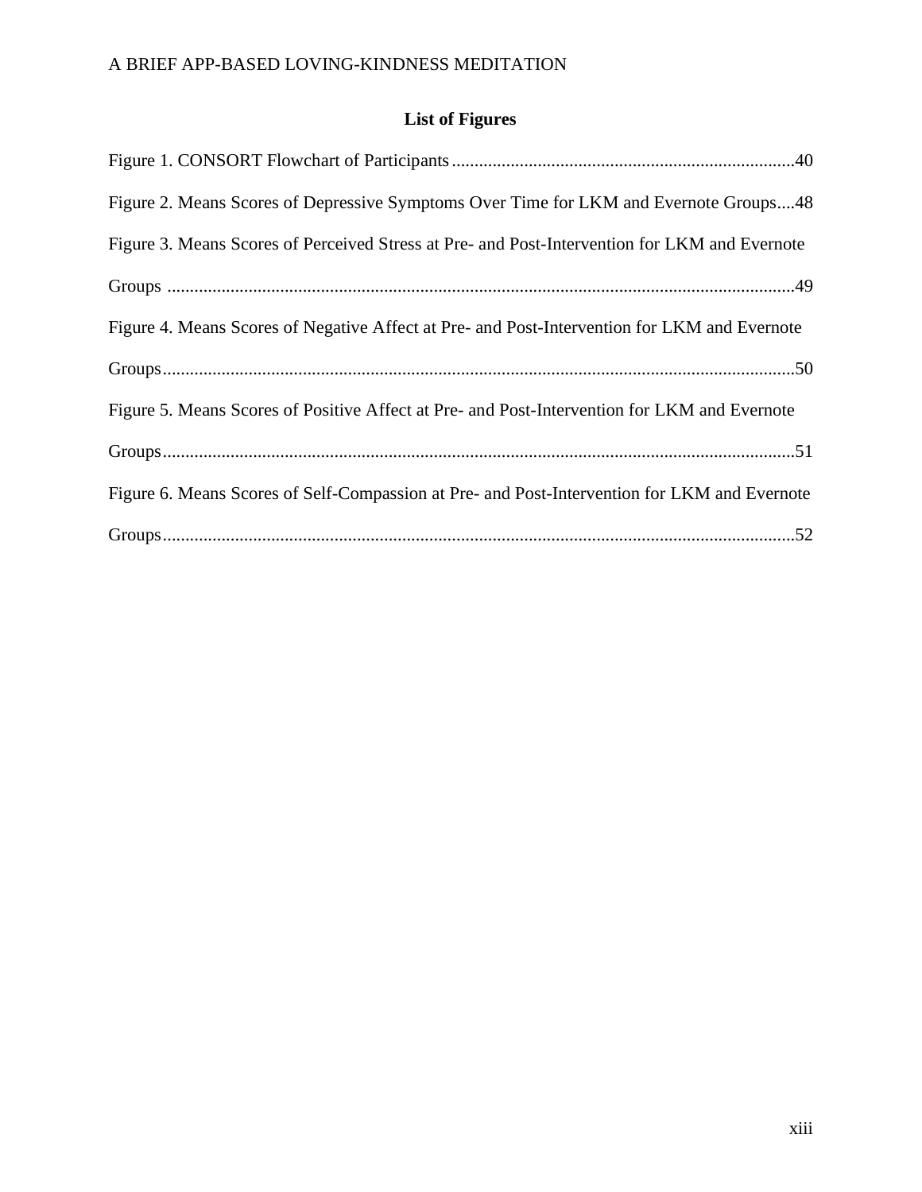## List of Figures

Figure 1. CONSORT Flowchart of Participants ........................................................................... 40

Figure 2. Means Scores of Depressive Symptoms Over Time for LKM and Evernote Groups.... 48

Figure 3. Means Scores of Perceived Stress at Pre- and Post-Intervention for LKM and Evernote Groups ........................................................................................................................... 49

Figure 4. Means Scores of Negative Affect at Pre- and Post-Intervention for LKM and Evernote Groups ........................................................................................................................... 50

Figure 5. Means Scores of Positive Affect at Pre- and Post-Intervention for LKM and Evernote Groups ........................................................................................................................... 51

Figure 6. Means Scores of Self-Compassion at Pre- and Post-Intervention for LKM and Evernote Groups ........................................................................................................................... 52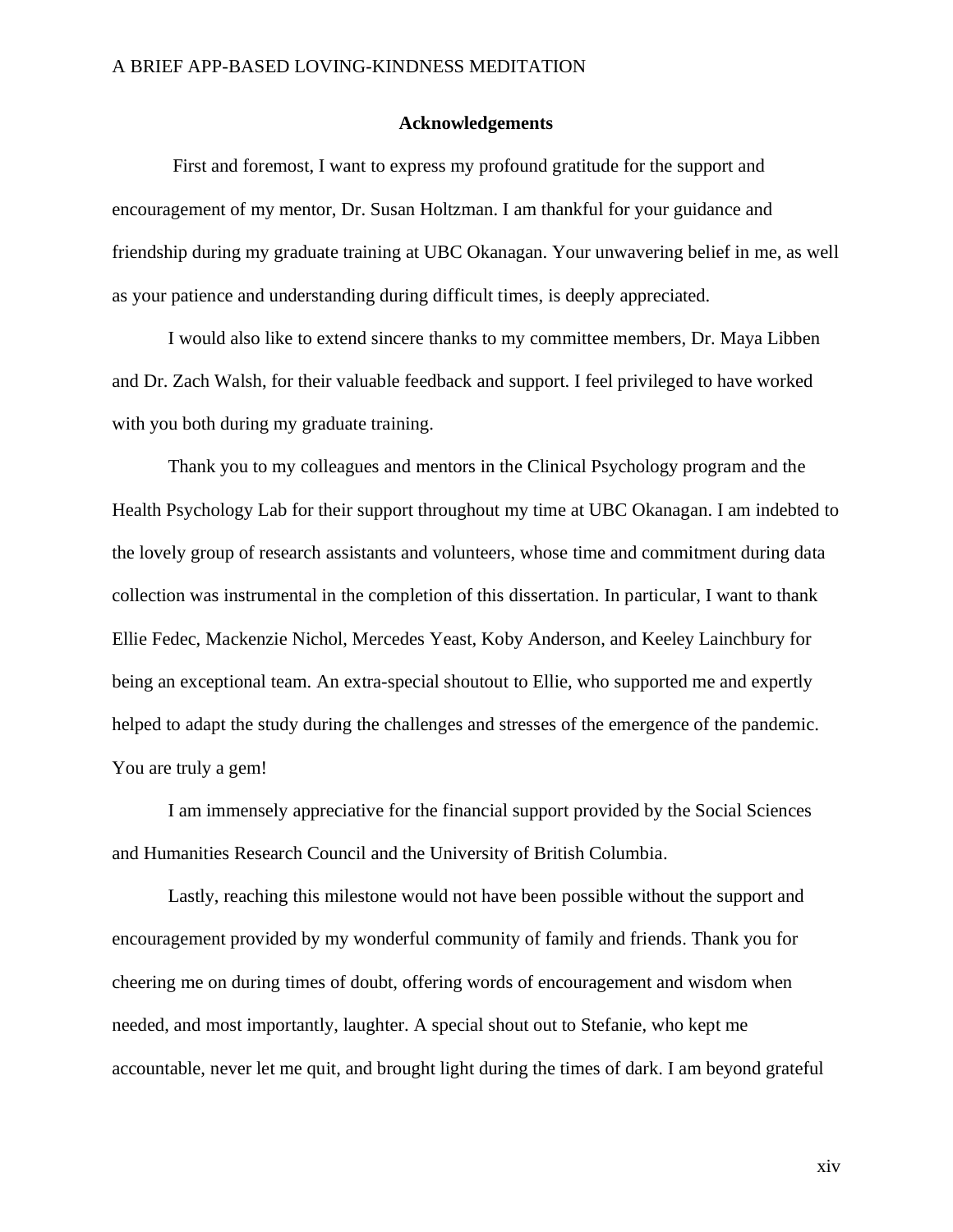## Acknowledgements

First and foremost, I want to express my profound gratitude for the support and encouragement of my mentor, Dr. Susan Holtzman. I am thankful for your guidance and friendship during my graduate training at UBC Okanagan. Your unwavering belief in me, as well as your patience and understanding during difficult times, is deeply appreciated.

I would also like to extend sincere thanks to my committee members, Dr. Maya Libben and Dr. Zach Walsh, for their valuable feedback and support. I feel privileged to have worked with you both during my graduate training.

Thank you to my colleagues and mentors in the Clinical Psychology program and the Health Psychology Lab for their support throughout my time at UBC Okanagan. I am indebted to the lovely group of research assistants and volunteers, whose time and commitment during data collection was instrumental in the completion of this dissertation. In particular, I want to thank Ellie Fedec, Mackenzie Nichol, Mercedes Yeast, Koby Anderson, and Keeley Lainchbury for being an exceptional team. An extra-special shoutout to Ellie, who supported me and expertly helped to adapt the study during the challenges and stresses of the emergence of the pandemic. You are truly a gem!

I am immensely appreciative for the financial support provided by the Social Sciences and Humanities Research Council and the University of British Columbia.

Lastly, reaching this milestone would not have been possible without the support and encouragement provided by my wonderful community of family and friends. Thank you for cheering me on during times of doubt, offering words of encouragement and wisdom when needed, and most importantly, laughter. A special shout out to Stefanie, who kept me accountable, never let me quit, and brought light during the times of dark. I am beyond grateful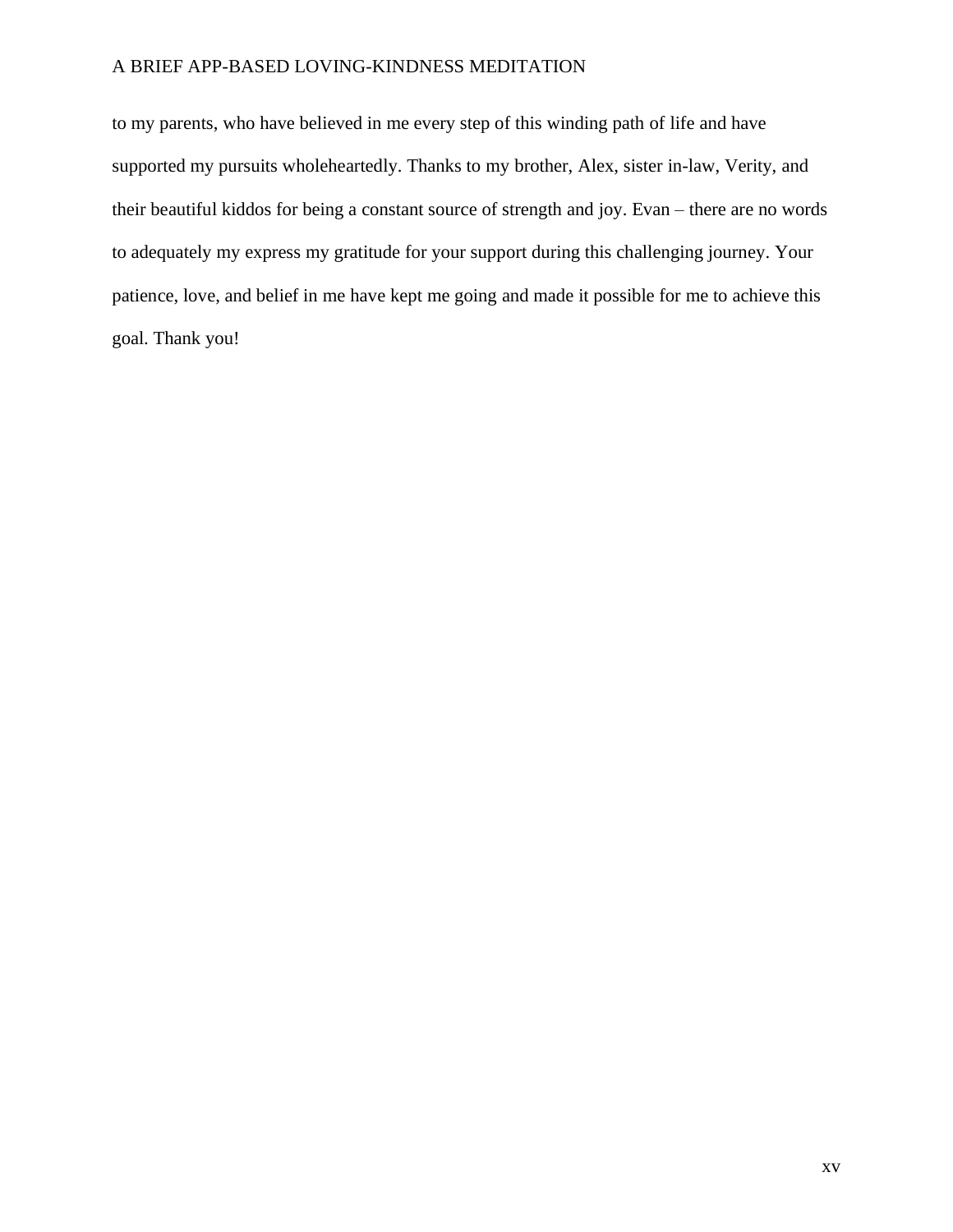to my parents, who have believed in me every step of this winding path of life and have supported my pursuits wholeheartedly. Thanks to my brother, Alex, sister in-law, Verity, and their beautiful kiddos for being a constant source of strength and joy. Evan – there are no words to adequately my express my gratitude for your support during this challenging journey. Your patience, love, and belief in me have kept me going and made it possible for me to achieve this goal. Thank you!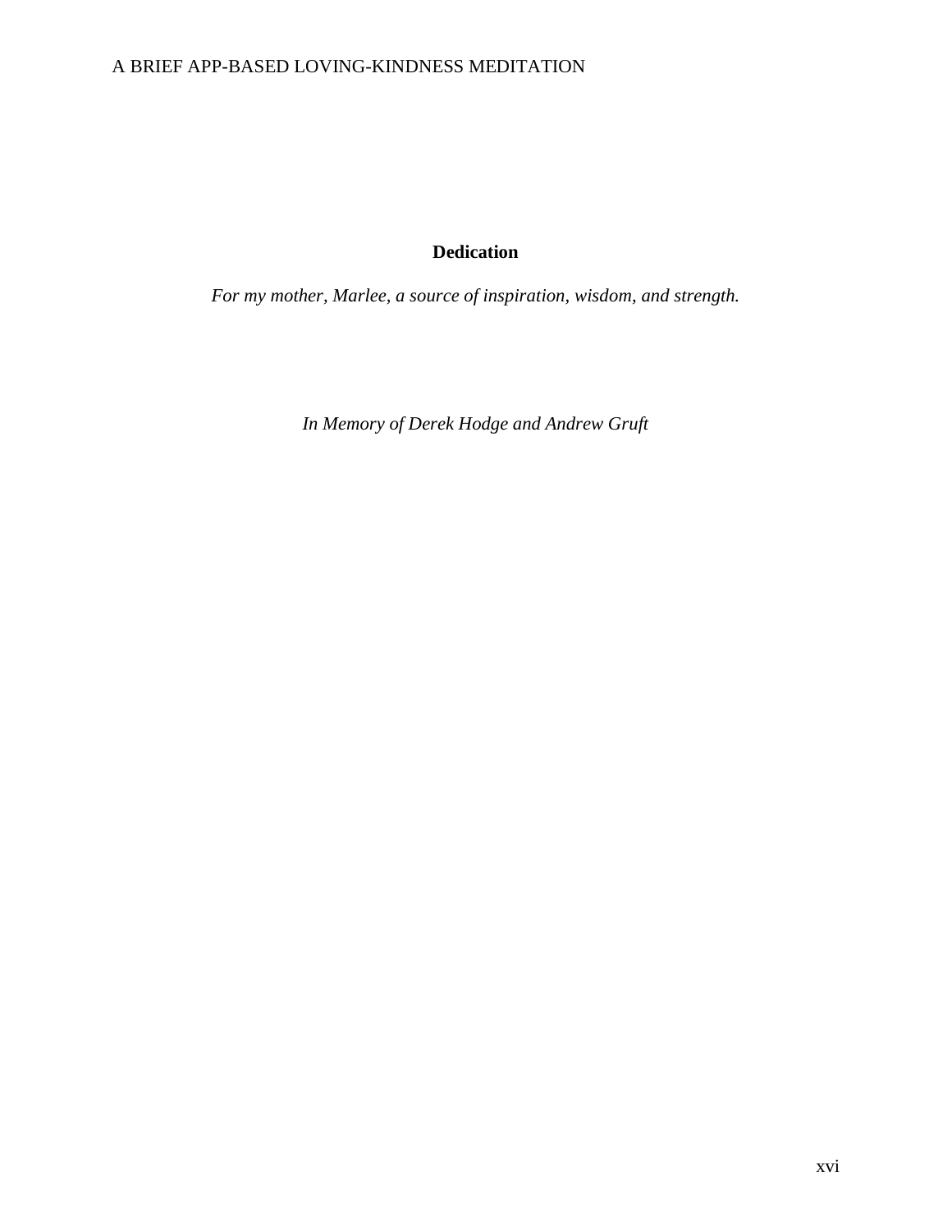# Dedication

*For my mother, Marlee, a source of inspiration, wisdom, and strength.*

*In Memory of Derek Hodge and Andrew Gruft*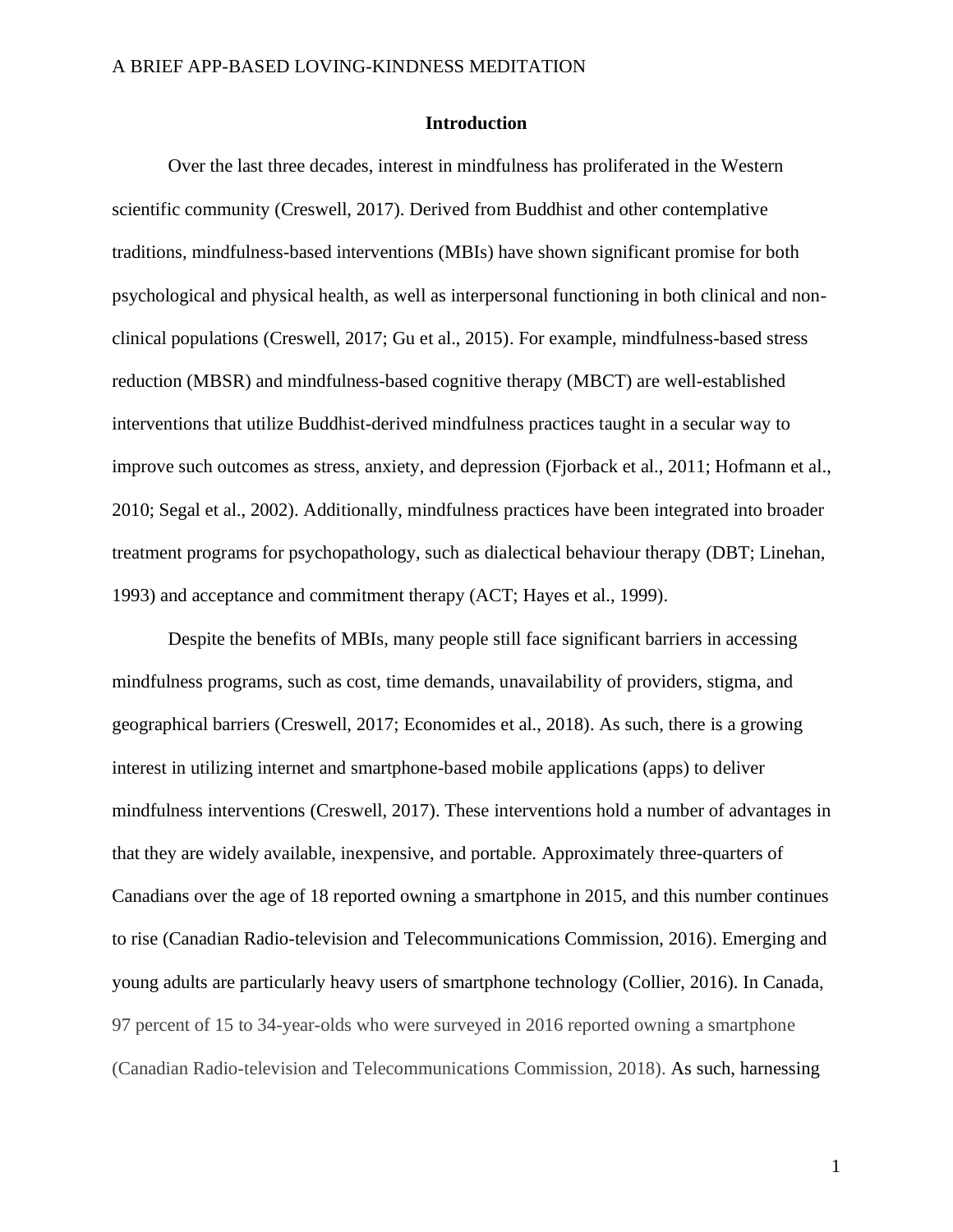## Introduction

Over the last three decades, interest in mindfulness has proliferated in the Western scientific community (Creswell, 2017). Derived from Buddhist and other contemplative traditions, mindfulness-based interventions (MBIs) have shown significant promise for both psychological and physical health, as well as interpersonal functioning in both clinical and non-clinical populations (Creswell, 2017; Gu et al., 2015). For example, mindfulness-based stress reduction (MBSR) and mindfulness-based cognitive therapy (MBCT) are well-established interventions that utilize Buddhist-derived mindfulness practices taught in a secular way to improve such outcomes as stress, anxiety, and depression (Fjorback et al., 2011; Hofmann et al., 2010; Segal et al., 2002). Additionally, mindfulness practices have been integrated into broader treatment programs for psychopathology, such as dialectical behaviour therapy (DBT; Linehan, 1993) and acceptance and commitment therapy (ACT; Hayes et al., 1999).

Despite the benefits of MBIs, many people still face significant barriers in accessing mindfulness programs, such as cost, time demands, unavailability of providers, stigma, and geographical barriers (Creswell, 2017; Economides et al., 2018). As such, there is a growing interest in utilizing internet and smartphone-based mobile applications (apps) to deliver mindfulness interventions (Creswell, 2017). These interventions hold a number of advantages in that they are widely available, inexpensive, and portable. Approximately three-quarters of Canadians over the age of 18 reported owning a smartphone in 2015, and this number continues to rise (Canadian Radio-television and Telecommunications Commission, 2016). Emerging and young adults are particularly heavy users of smartphone technology (Collier, 2016). In Canada, 97 percent of 15 to 34-year-olds who were surveyed in 2016 reported owning a smartphone (Canadian Radio-television and Telecommunications Commission, 2018). As such, harnessing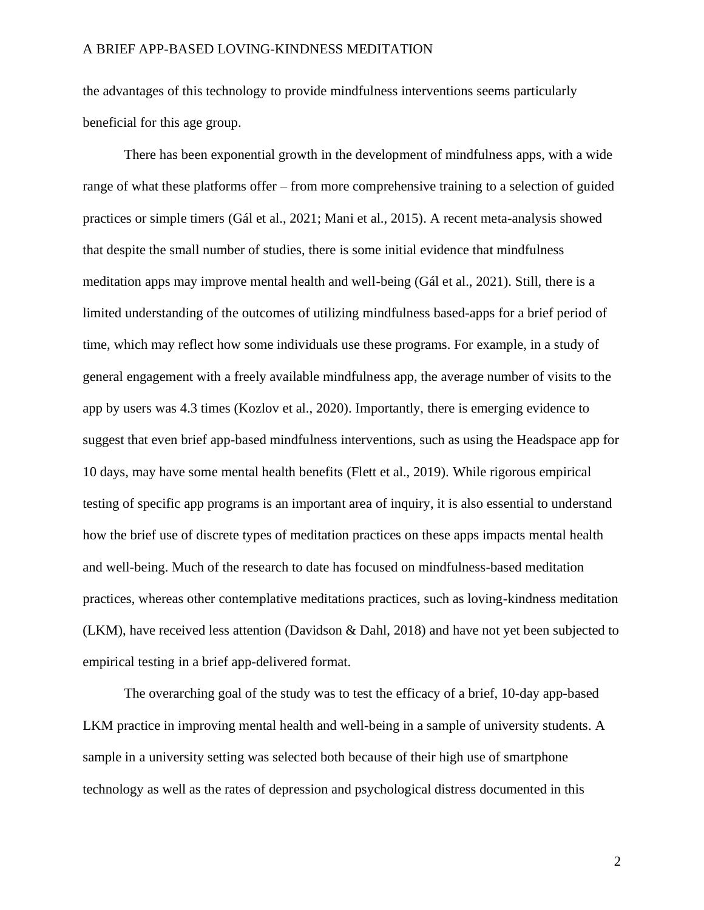the advantages of this technology to provide mindfulness interventions seems particularly beneficial for this age group.

There has been exponential growth in the development of mindfulness apps, with a wide range of what these platforms offer – from more comprehensive training to a selection of guided practices or simple timers (Gál et al., 2021; Mani et al., 2015). A recent meta-analysis showed that despite the small number of studies, there is some initial evidence that mindfulness meditation apps may improve mental health and well-being (Gál et al., 2021). Still, there is a limited understanding of the outcomes of utilizing mindfulness based-apps for a brief period of time, which may reflect how some individuals use these programs. For example, in a study of general engagement with a freely available mindfulness app, the average number of visits to the app by users was 4.3 times (Kozlov et al., 2020). Importantly, there is emerging evidence to suggest that even brief app-based mindfulness interventions, such as using the Headspace app for 10 days, may have some mental health benefits (Flett et al., 2019). While rigorous empirical testing of specific app programs is an important area of inquiry, it is also essential to understand how the brief use of discrete types of meditation practices on these apps impacts mental health and well-being. Much of the research to date has focused on mindfulness-based meditation practices, whereas other contemplative meditations practices, such as loving-kindness meditation (LKM), have received less attention (Davidson & Dahl, 2018) and have not yet been subjected to empirical testing in a brief app-delivered format.

The overarching goal of the study was to test the efficacy of a brief, 10-day app-based LKM practice in improving mental health and well-being in a sample of university students. A sample in a university setting was selected both because of their high use of smartphone technology as well as the rates of depression and psychological distress documented in this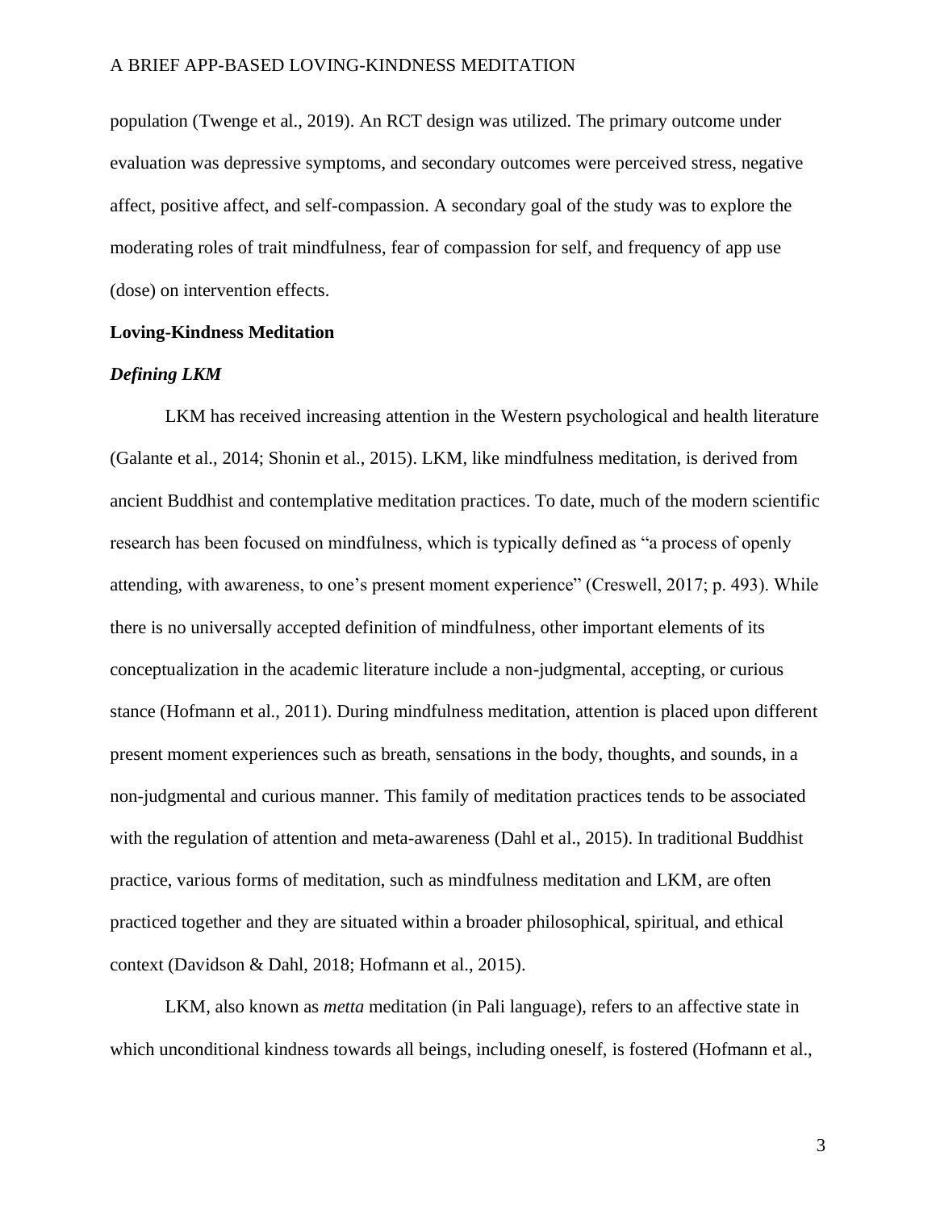population (Twenge et al., 2019). An RCT design was utilized. The primary outcome under evaluation was depressive symptoms, and secondary outcomes were perceived stress, negative affect, positive affect, and self-compassion. A secondary goal of the study was to explore the moderating roles of trait mindfulness, fear of compassion for self, and frequency of app use (dose) on intervention effects.

## Loving-Kindness Meditation

### *Defining LKM*

LKM has received increasing attention in the Western psychological and health literature (Galante et al., 2014; Shonin et al., 2015). LKM, like mindfulness meditation, is derived from ancient Buddhist and contemplative meditation practices. To date, much of the modern scientific research has been focused on mindfulness, which is typically defined as "a process of openly attending, with awareness, to one's present moment experience" (Creswell, 2017; p. 493). While there is no universally accepted definition of mindfulness, other important elements of its conceptualization in the academic literature include a non-judgmental, accepting, or curious stance (Hofmann et al., 2011). During mindfulness meditation, attention is placed upon different present moment experiences such as breath, sensations in the body, thoughts, and sounds, in a non-judgmental and curious manner. This family of meditation practices tends to be associated with the regulation of attention and meta-awareness (Dahl et al., 2015). In traditional Buddhist practice, various forms of meditation, such as mindfulness meditation and LKM, are often practiced together and they are situated within a broader philosophical, spiritual, and ethical context (Davidson & Dahl, 2018; Hofmann et al., 2015).

LKM, also known as *metta* meditation (in Pali language), refers to an affective state in which unconditional kindness towards all beings, including oneself, is fostered (Hofmann et al.,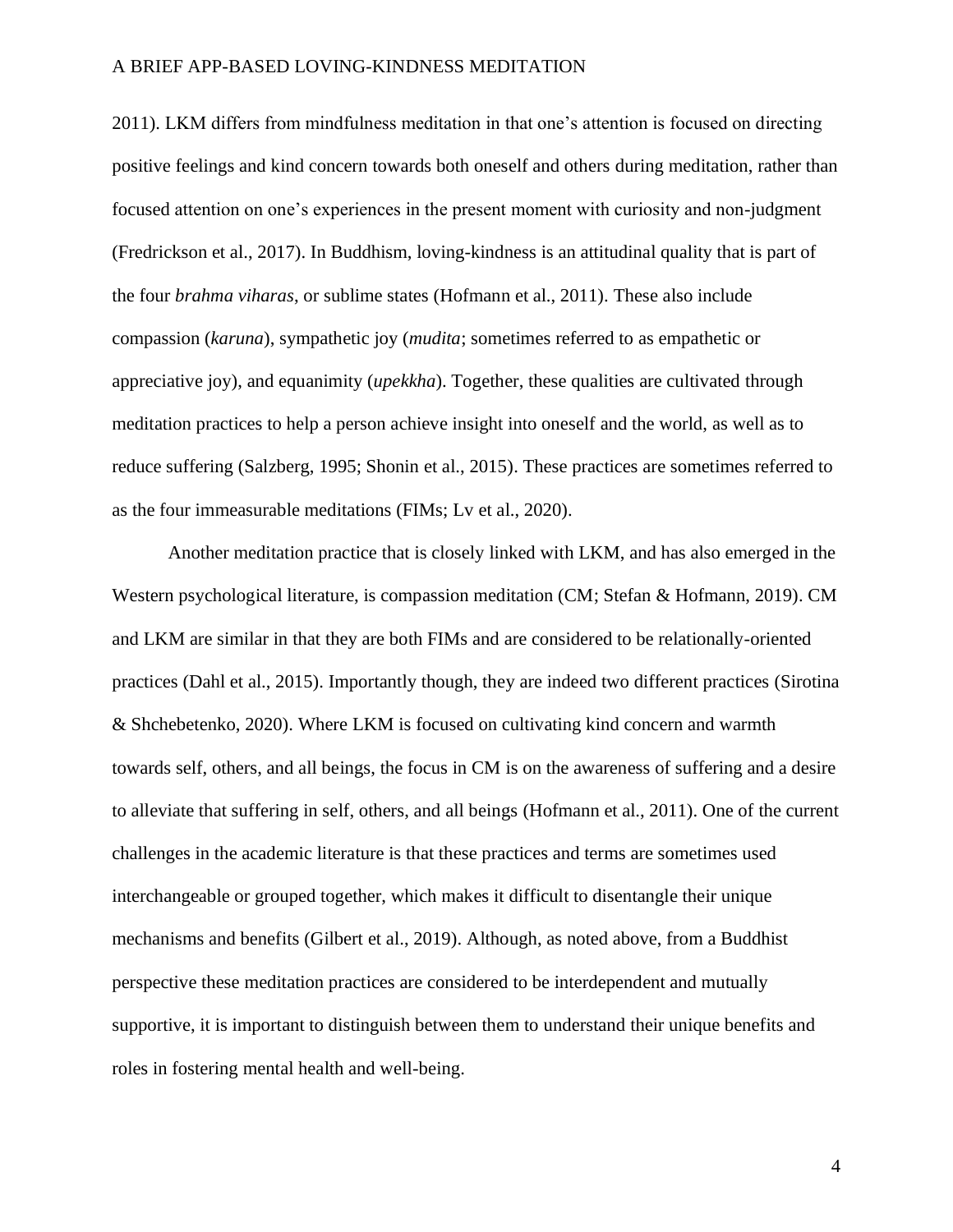2011). LKM differs from mindfulness meditation in that one's attention is focused on directing positive feelings and kind concern towards both oneself and others during meditation, rather than focused attention on one's experiences in the present moment with curiosity and non-judgment (Fredrickson et al., 2017). In Buddhism, loving-kindness is an attitudinal quality that is part of the four *brahma viharas*, or sublime states (Hofmann et al., 2011). These also include compassion (*karuna*), sympathetic joy (*mudita*; sometimes referred to as empathetic or appreciative joy), and equanimity (*upekkha*). Together, these qualities are cultivated through meditation practices to help a person achieve insight into oneself and the world, as well as to reduce suffering (Salzberg, 1995; Shonin et al., 2015). These practices are sometimes referred to as the four immeasurable meditations (FIMs; Lv et al., 2020).

Another meditation practice that is closely linked with LKM, and has also emerged in the Western psychological literature, is compassion meditation (CM; Stefan & Hofmann, 2019). CM and LKM are similar in that they are both FIMs and are considered to be relationally-oriented practices (Dahl et al., 2015). Importantly though, they are indeed two different practices (Sirotina & Shchebetenko, 2020). Where LKM is focused on cultivating kind concern and warmth towards self, others, and all beings, the focus in CM is on the awareness of suffering and a desire to alleviate that suffering in self, others, and all beings (Hofmann et al., 2011). One of the current challenges in the academic literature is that these practices and terms are sometimes used interchangeable or grouped together, which makes it difficult to disentangle their unique mechanisms and benefits (Gilbert et al., 2019). Although, as noted above, from a Buddhist perspective these meditation practices are considered to be interdependent and mutually supportive, it is important to distinguish between them to understand their unique benefits and roles in fostering mental health and well-being.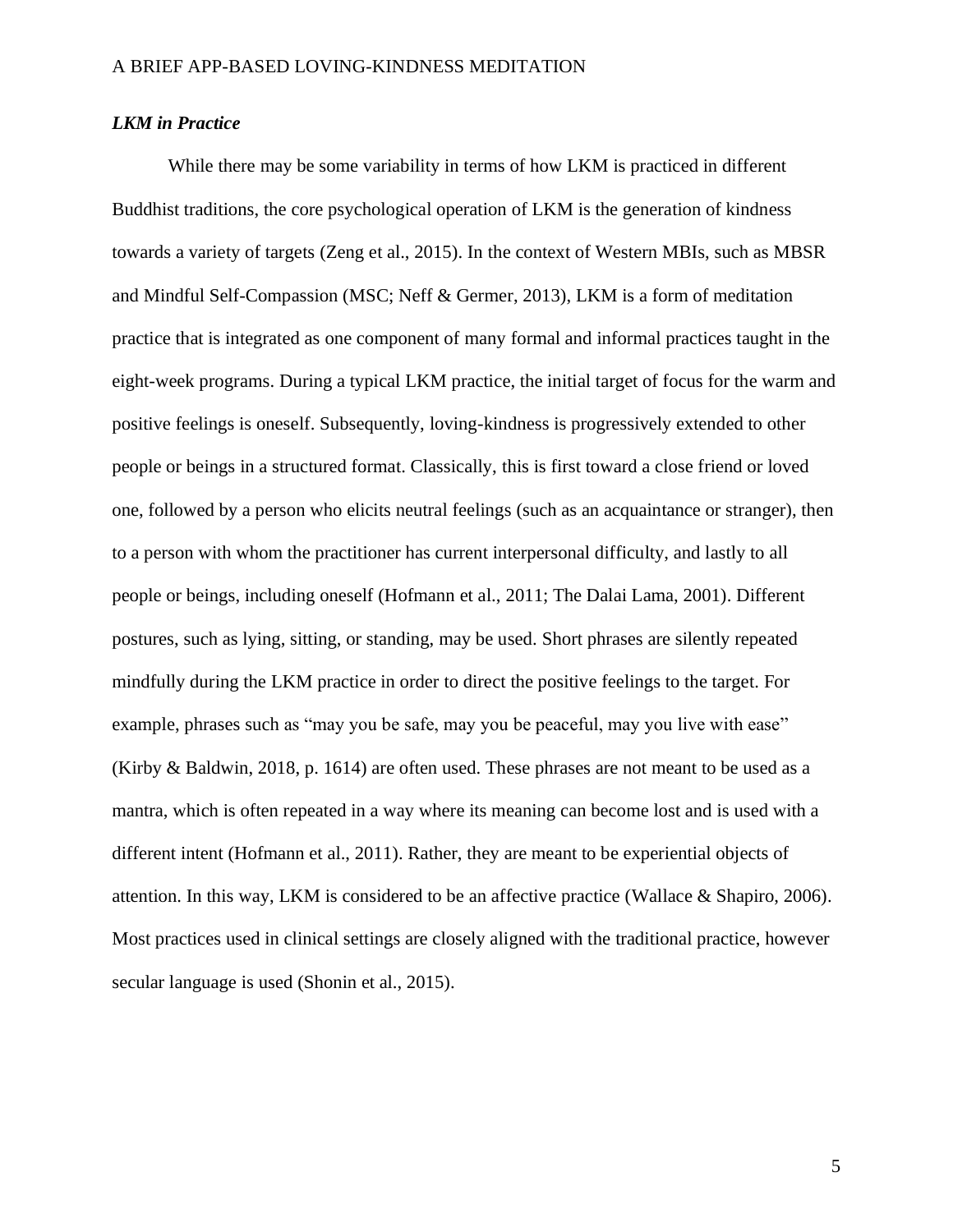### *LKM in Practice*

While there may be some variability in terms of how LKM is practiced in different Buddhist traditions, the core psychological operation of LKM is the generation of kindness towards a variety of targets (Zeng et al., 2015). In the context of Western MBIs, such as MBSR and Mindful Self-Compassion (MSC; Neff & Germer, 2013), LKM is a form of meditation practice that is integrated as one component of many formal and informal practices taught in the eight-week programs. During a typical LKM practice, the initial target of focus for the warm and positive feelings is oneself. Subsequently, loving-kindness is progressively extended to other people or beings in a structured format. Classically, this is first toward a close friend or loved one, followed by a person who elicits neutral feelings (such as an acquaintance or stranger), then to a person with whom the practitioner has current interpersonal difficulty, and lastly to all people or beings, including oneself (Hofmann et al., 2011; The Dalai Lama, 2001). Different postures, such as lying, sitting, or standing, may be used. Short phrases are silently repeated mindfully during the LKM practice in order to direct the positive feelings to the target. For example, phrases such as "may you be safe, may you be peaceful, may you live with ease" (Kirby & Baldwin, 2018, p. 1614) are often used. These phrases are not meant to be used as a mantra, which is often repeated in a way where its meaning can become lost and is used with a different intent (Hofmann et al., 2011). Rather, they are meant to be experiential objects of attention. In this way, LKM is considered to be an affective practice (Wallace & Shapiro, 2006). Most practices used in clinical settings are closely aligned with the traditional practice, however secular language is used (Shonin et al., 2015).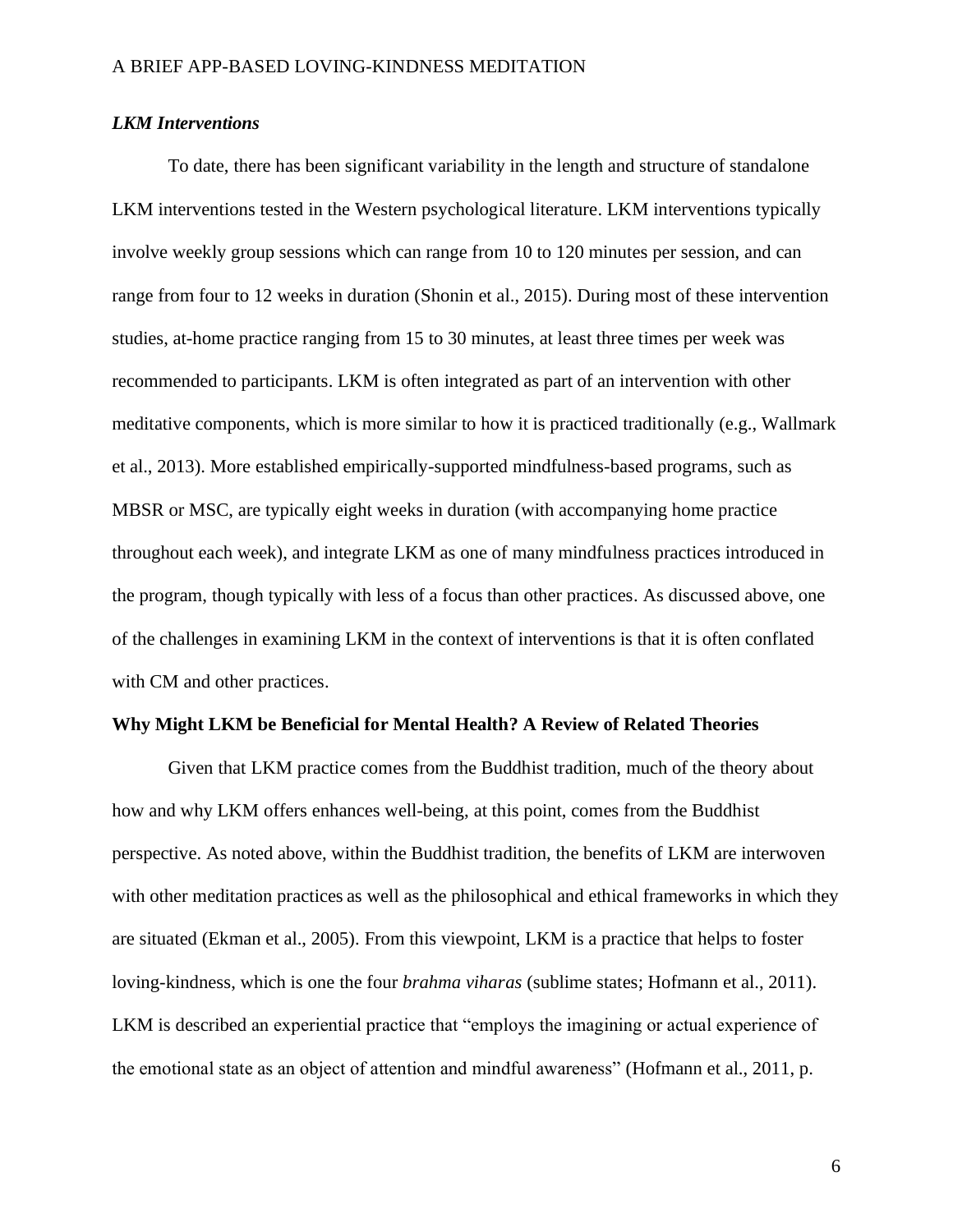### *LKM Interventions*

To date, there has been significant variability in the length and structure of standalone LKM interventions tested in the Western psychological literature. LKM interventions typically involve weekly group sessions which can range from 10 to 120 minutes per session, and can range from four to 12 weeks in duration (Shonin et al., 2015). During most of these intervention studies, at-home practice ranging from 15 to 30 minutes, at least three times per week was recommended to participants. LKM is often integrated as part of an intervention with other meditative components, which is more similar to how it is practiced traditionally (e.g., Wallmark et al., 2013). More established empirically-supported mindfulness-based programs, such as MBSR or MSC, are typically eight weeks in duration (with accompanying home practice throughout each week), and integrate LKM as one of many mindfulness practices introduced in the program, though typically with less of a focus than other practices. As discussed above, one of the challenges in examining LKM in the context of interventions is that it is often conflated with CM and other practices.

## Why Might LKM be Beneficial for Mental Health? A Review of Related Theories

Given that LKM practice comes from the Buddhist tradition, much of the theory about how and why LKM offers enhances well-being, at this point, comes from the Buddhist perspective. As noted above, within the Buddhist tradition, the benefits of LKM are interwoven with other meditation practices as well as the philosophical and ethical frameworks in which they are situated (Ekman et al., 2005). From this viewpoint, LKM is a practice that helps to foster loving-kindness, which is one the four *brahma viharas* (sublime states; Hofmann et al., 2011). LKM is described an experiential practice that "employs the imagining or actual experience of the emotional state as an object of attention and mindful awareness" (Hofmann et al., 2011, p.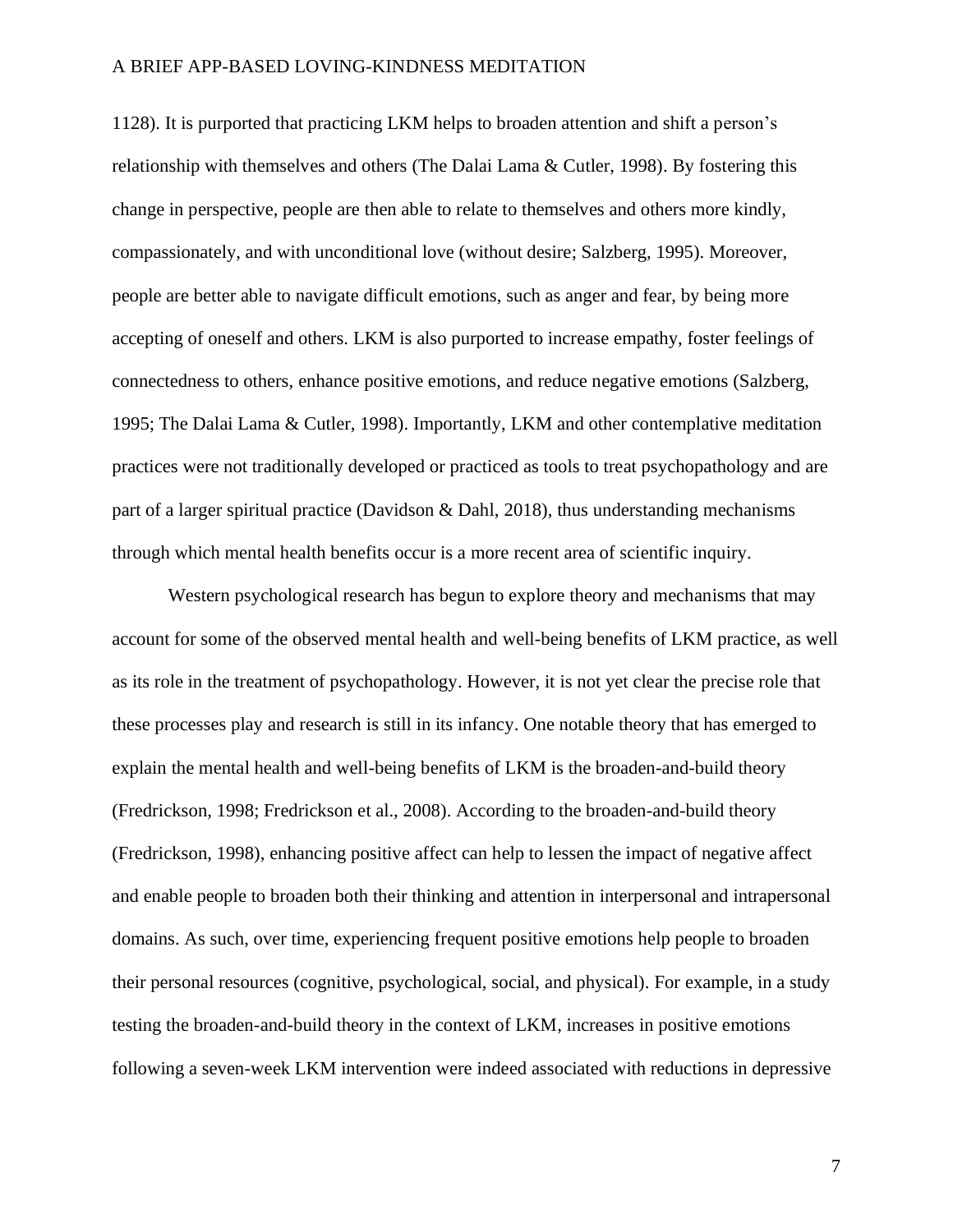1128). It is purported that practicing LKM helps to broaden attention and shift a person's relationship with themselves and others (The Dalai Lama & Cutler, 1998). By fostering this change in perspective, people are then able to relate to themselves and others more kindly, compassionately, and with unconditional love (without desire; Salzberg, 1995). Moreover, people are better able to navigate difficult emotions, such as anger and fear, by being more accepting of oneself and others. LKM is also purported to increase empathy, foster feelings of connectedness to others, enhance positive emotions, and reduce negative emotions (Salzberg, 1995; The Dalai Lama & Cutler, 1998). Importantly, LKM and other contemplative meditation practices were not traditionally developed or practiced as tools to treat psychopathology and are part of a larger spiritual practice (Davidson & Dahl, 2018), thus understanding mechanisms through which mental health benefits occur is a more recent area of scientific inquiry.

Western psychological research has begun to explore theory and mechanisms that may account for some of the observed mental health and well-being benefits of LKM practice, as well as its role in the treatment of psychopathology. However, it is not yet clear the precise role that these processes play and research is still in its infancy. One notable theory that has emerged to explain the mental health and well-being benefits of LKM is the broaden-and-build theory (Fredrickson, 1998; Fredrickson et al., 2008). According to the broaden-and-build theory (Fredrickson, 1998), enhancing positive affect can help to lessen the impact of negative affect and enable people to broaden both their thinking and attention in interpersonal and intrapersonal domains. As such, over time, experiencing frequent positive emotions help people to broaden their personal resources (cognitive, psychological, social, and physical). For example, in a study testing the broaden-and-build theory in the context of LKM, increases in positive emotions following a seven-week LKM intervention were indeed associated with reductions in depressive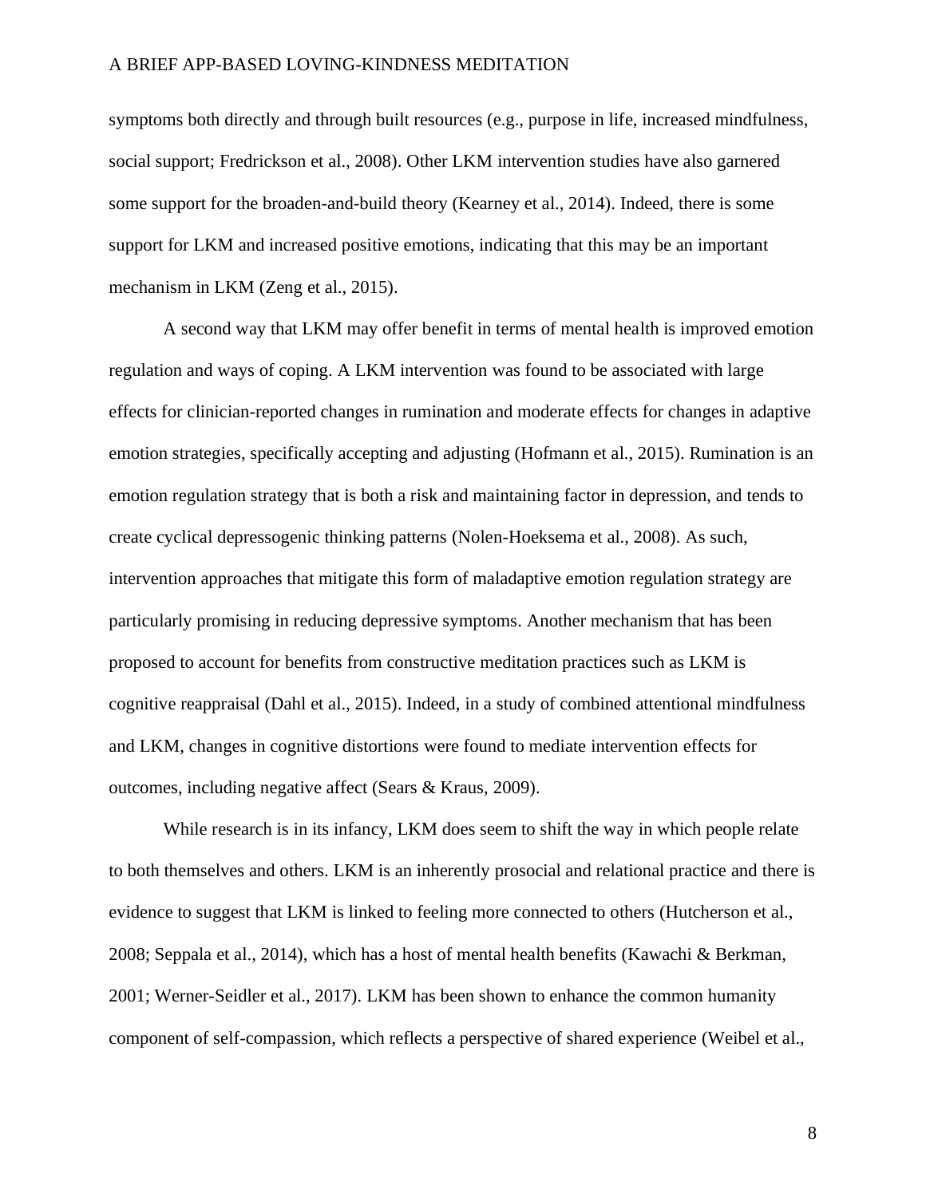symptoms both directly and through built resources (e.g., purpose in life, increased mindfulness, social support; Fredrickson et al., 2008). Other LKM intervention studies have also garnered some support for the broaden-and-build theory (Kearney et al., 2014). Indeed, there is some support for LKM and increased positive emotions, indicating that this may be an important mechanism in LKM (Zeng et al., 2015).

A second way that LKM may offer benefit in terms of mental health is improved emotion regulation and ways of coping. A LKM intervention was found to be associated with large effects for clinician-reported changes in rumination and moderate effects for changes in adaptive emotion strategies, specifically accepting and adjusting (Hofmann et al., 2015). Rumination is an emotion regulation strategy that is both a risk and maintaining factor in depression, and tends to create cyclical depressogenic thinking patterns (Nolen-Hoeksema et al., 2008). As such, intervention approaches that mitigate this form of maladaptive emotion regulation strategy are particularly promising in reducing depressive symptoms. Another mechanism that has been proposed to account for benefits from constructive meditation practices such as LKM is cognitive reappraisal (Dahl et al., 2015). Indeed, in a study of combined attentional mindfulness and LKM, changes in cognitive distortions were found to mediate intervention effects for outcomes, including negative affect (Sears & Kraus, 2009).

While research is in its infancy, LKM does seem to shift the way in which people relate to both themselves and others. LKM is an inherently prosocial and relational practice and there is evidence to suggest that LKM is linked to feeling more connected to others (Hutcherson et al., 2008; Seppala et al., 2014), which has a host of mental health benefits (Kawachi & Berkman, 2001; Werner-Seidler et al., 2017). LKM has been shown to enhance the common humanity component of self-compassion, which reflects a perspective of shared experience (Weibel et al.,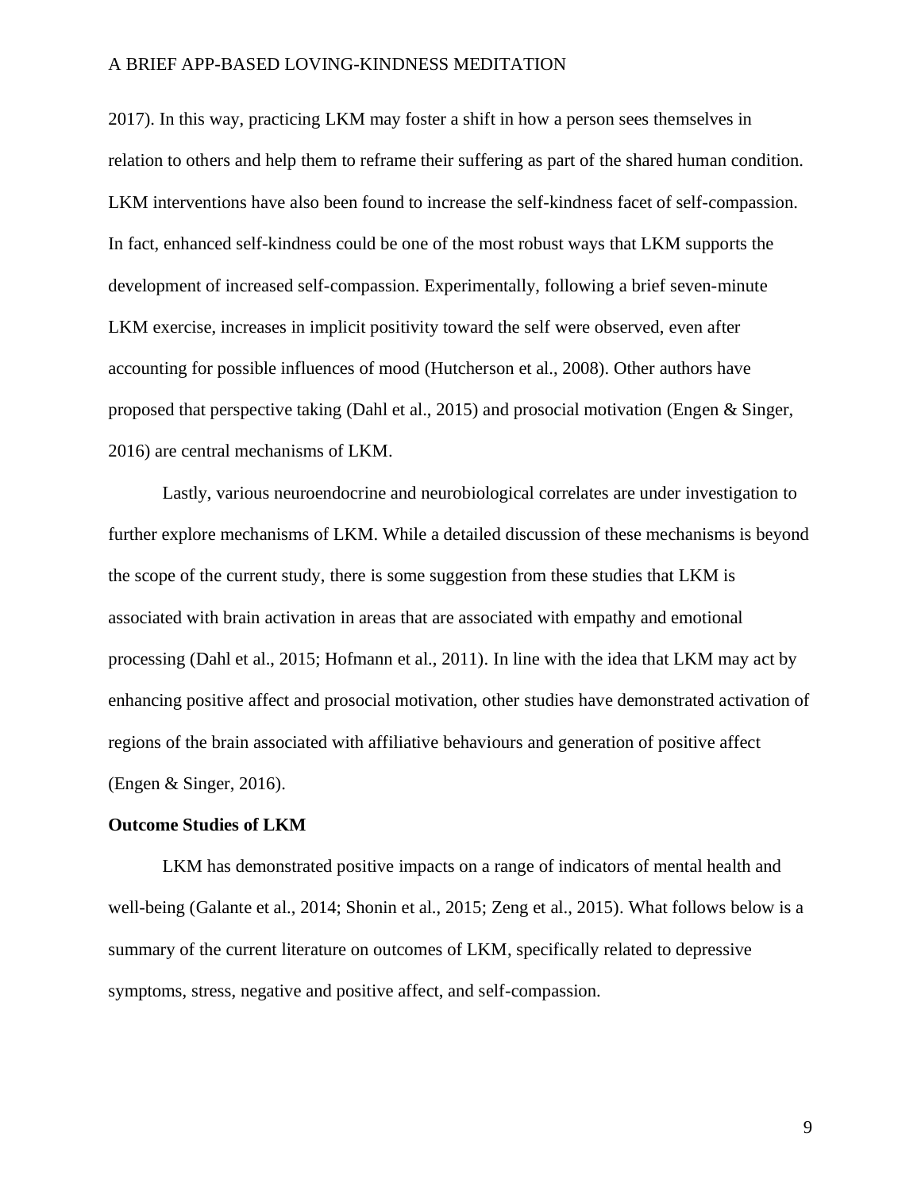2017). In this way, practicing LKM may foster a shift in how a person sees themselves in relation to others and help them to reframe their suffering as part of the shared human condition. LKM interventions have also been found to increase the self-kindness facet of self-compassion. In fact, enhanced self-kindness could be one of the most robust ways that LKM supports the development of increased self-compassion. Experimentally, following a brief seven-minute LKM exercise, increases in implicit positivity toward the self were observed, even after accounting for possible influences of mood (Hutcherson et al., 2008). Other authors have proposed that perspective taking (Dahl et al., 2015) and prosocial motivation (Engen & Singer, 2016) are central mechanisms of LKM.

Lastly, various neuroendocrine and neurobiological correlates are under investigation to further explore mechanisms of LKM. While a detailed discussion of these mechanisms is beyond the scope of the current study, there is some suggestion from these studies that LKM is associated with brain activation in areas that are associated with empathy and emotional processing (Dahl et al., 2015; Hofmann et al., 2011). In line with the idea that LKM may act by enhancing positive affect and prosocial motivation, other studies have demonstrated activation of regions of the brain associated with affiliative behaviours and generation of positive affect (Engen & Singer, 2016).

**Outcome Studies of LKM**

LKM has demonstrated positive impacts on a range of indicators of mental health and well-being (Galante et al., 2014; Shonin et al., 2015; Zeng et al., 2015). What follows below is a summary of the current literature on outcomes of LKM, specifically related to depressive symptoms, stress, negative and positive affect, and self-compassion.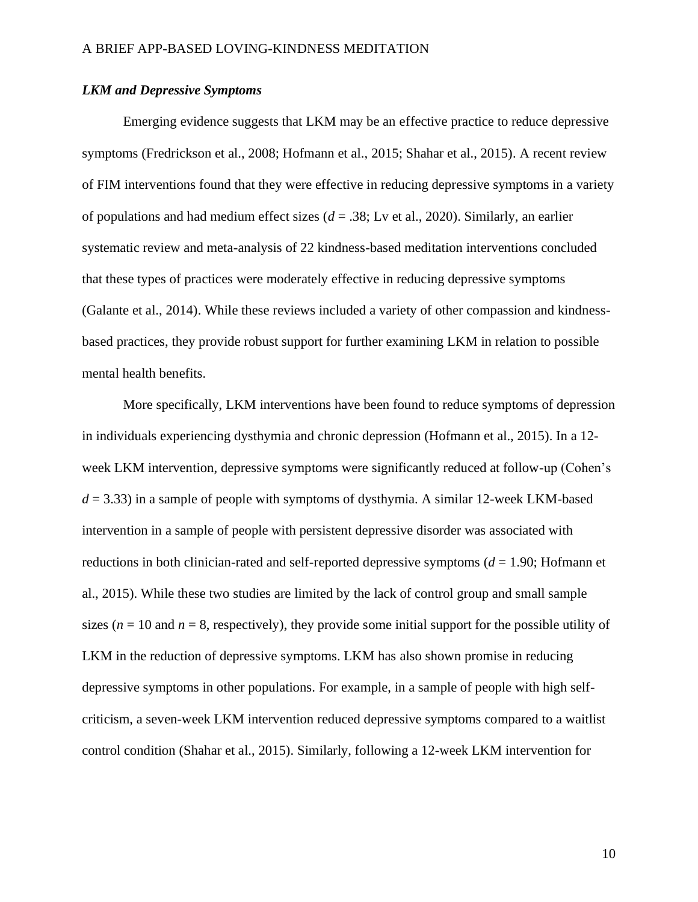### *LKM and Depressive Symptoms*

Emerging evidence suggests that LKM may be an effective practice to reduce depressive symptoms (Fredrickson et al., 2008; Hofmann et al., 2015; Shahar et al., 2015). A recent review of FIM interventions found that they were effective in reducing depressive symptoms in a variety of populations and had medium effect sizes ($d$ = .38; Lv et al., 2020). Similarly, an earlier systematic review and meta-analysis of 22 kindness-based meditation interventions concluded that these types of practices were moderately effective in reducing depressive symptoms (Galante et al., 2014). While these reviews included a variety of other compassion and kindness-based practices, they provide robust support for further examining LKM in relation to possible mental health benefits.

More specifically, LKM interventions have been found to reduce symptoms of depression in individuals experiencing dysthymia and chronic depression (Hofmann et al., 2015). In a 12-week LKM intervention, depressive symptoms were significantly reduced at follow-up (Cohen's $d$ = 3.33) in a sample of people with symptoms of dysthymia. A similar 12-week LKM-based intervention in a sample of people with persistent depressive disorder was associated with reductions in both clinician-rated and self-reported depressive symptoms ($d$ = 1.90; Hofmann et al., 2015). While these two studies are limited by the lack of control group and small sample sizes ($n$ = 10 and $n$ = 8, respectively), they provide some initial support for the possible utility of LKM in the reduction of depressive symptoms. LKM has also shown promise in reducing depressive symptoms in other populations. For example, in a sample of people with high self-criticism, a seven-week LKM intervention reduced depressive symptoms compared to a waitlist control condition (Shahar et al., 2015). Similarly, following a 12-week LKM intervention for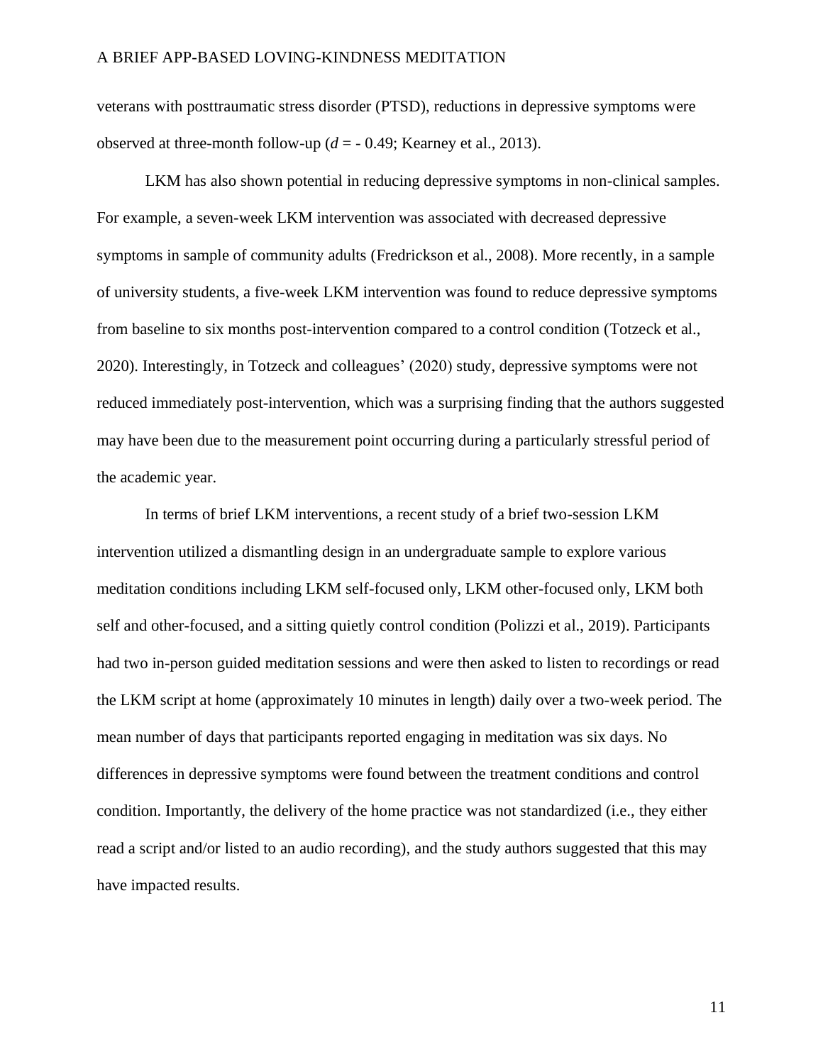veterans with posttraumatic stress disorder (PTSD), reductions in depressive symptoms were observed at three-month follow-up ($d$ = - 0.49; Kearney et al., 2013).

LKM has also shown potential in reducing depressive symptoms in non-clinical samples. For example, a seven-week LKM intervention was associated with decreased depressive symptoms in sample of community adults (Fredrickson et al., 2008). More recently, in a sample of university students, a five-week LKM intervention was found to reduce depressive symptoms from baseline to six months post-intervention compared to a control condition (Totzeck et al., 2020). Interestingly, in Totzeck and colleagues' (2020) study, depressive symptoms were not reduced immediately post-intervention, which was a surprising finding that the authors suggested may have been due to the measurement point occurring during a particularly stressful period of the academic year.

In terms of brief LKM interventions, a recent study of a brief two-session LKM intervention utilized a dismantling design in an undergraduate sample to explore various meditation conditions including LKM self-focused only, LKM other-focused only, LKM both self and other-focused, and a sitting quietly control condition (Polizzi et al., 2019). Participants had two in-person guided meditation sessions and were then asked to listen to recordings or read the LKM script at home (approximately 10 minutes in length) daily over a two-week period. The mean number of days that participants reported engaging in meditation was six days. No differences in depressive symptoms were found between the treatment conditions and control condition. Importantly, the delivery of the home practice was not standardized (i.e., they either read a script and/or listed to an audio recording), and the study authors suggested that this may have impacted results.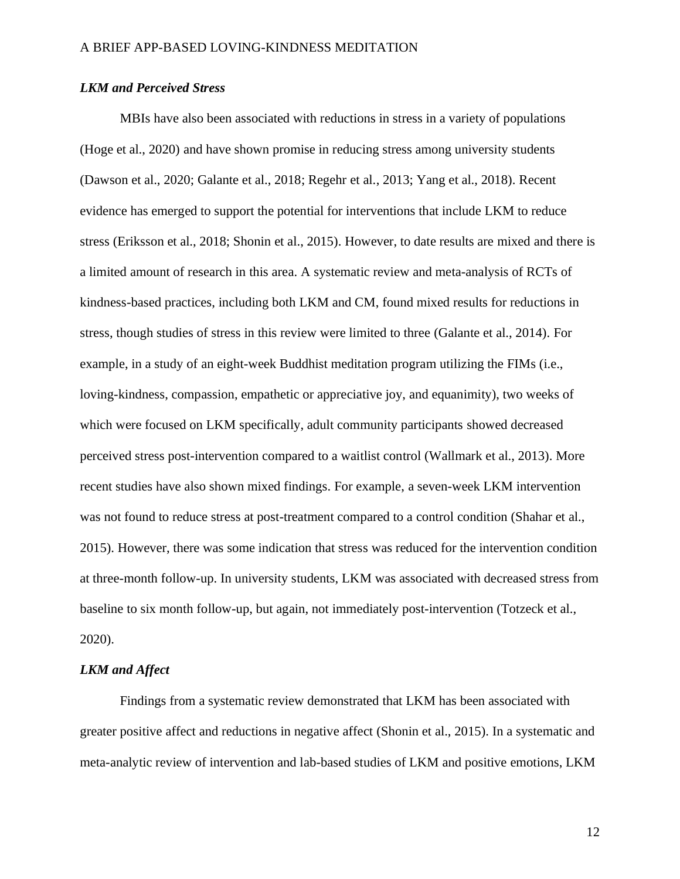### *LKM and Perceived Stress*

MBIs have also been associated with reductions in stress in a variety of populations (Hoge et al., 2020) and have shown promise in reducing stress among university students (Dawson et al., 2020; Galante et al., 2018; Regehr et al., 2013; Yang et al., 2018). Recent evidence has emerged to support the potential for interventions that include LKM to reduce stress (Eriksson et al., 2018; Shonin et al., 2015). However, to date results are mixed and there is a limited amount of research in this area. A systematic review and meta-analysis of RCTs of kindness-based practices, including both LKM and CM, found mixed results for reductions in stress, though studies of stress in this review were limited to three (Galante et al., 2014). For example, in a study of an eight-week Buddhist meditation program utilizing the FIMs (i.e., loving-kindness, compassion, empathetic or appreciative joy, and equanimity), two weeks of which were focused on LKM specifically, adult community participants showed decreased perceived stress post-intervention compared to a waitlist control (Wallmark et al., 2013). More recent studies have also shown mixed findings. For example, a seven-week LKM intervention was not found to reduce stress at post-treatment compared to a control condition (Shahar et al., 2015). However, there was some indication that stress was reduced for the intervention condition at three-month follow-up. In university students, LKM was associated with decreased stress from baseline to six month follow-up, but again, not immediately post-intervention (Totzeck et al., 2020).

### *LKM and Affect*

Findings from a systematic review demonstrated that LKM has been associated with greater positive affect and reductions in negative affect (Shonin et al., 2015). In a systematic and meta-analytic review of intervention and lab-based studies of LKM and positive emotions, LKM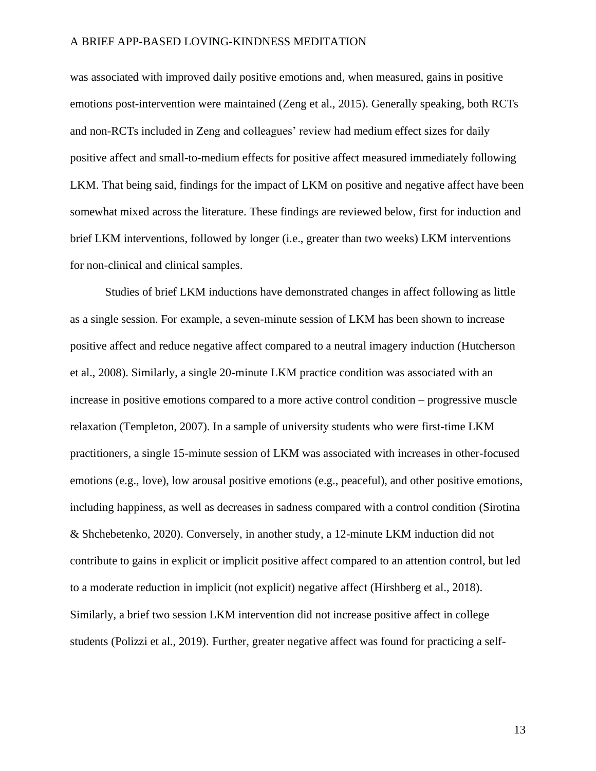was associated with improved daily positive emotions and, when measured, gains in positive emotions post-intervention were maintained (Zeng et al., 2015). Generally speaking, both RCTs and non-RCTs included in Zeng and colleagues' review had medium effect sizes for daily positive affect and small-to-medium effects for positive affect measured immediately following LKM. That being said, findings for the impact of LKM on positive and negative affect have been somewhat mixed across the literature. These findings are reviewed below, first for induction and brief LKM interventions, followed by longer (i.e., greater than two weeks) LKM interventions for non-clinical and clinical samples.

Studies of brief LKM inductions have demonstrated changes in affect following as little as a single session. For example, a seven-minute session of LKM has been shown to increase positive affect and reduce negative affect compared to a neutral imagery induction (Hutcherson et al., 2008). Similarly, a single 20-minute LKM practice condition was associated with an increase in positive emotions compared to a more active control condition – progressive muscle relaxation (Templeton, 2007). In a sample of university students who were first-time LKM practitioners, a single 15-minute session of LKM was associated with increases in other-focused emotions (e.g., love), low arousal positive emotions (e.g., peaceful), and other positive emotions, including happiness, as well as decreases in sadness compared with a control condition (Sirotina & Shchebetenko, 2020). Conversely, in another study, a 12-minute LKM induction did not contribute to gains in explicit or implicit positive affect compared to an attention control, but led to a moderate reduction in implicit (not explicit) negative affect (Hirshberg et al., 2018). Similarly, a brief two session LKM intervention did not increase positive affect in college students (Polizzi et al., 2019). Further, greater negative affect was found for practicing a self-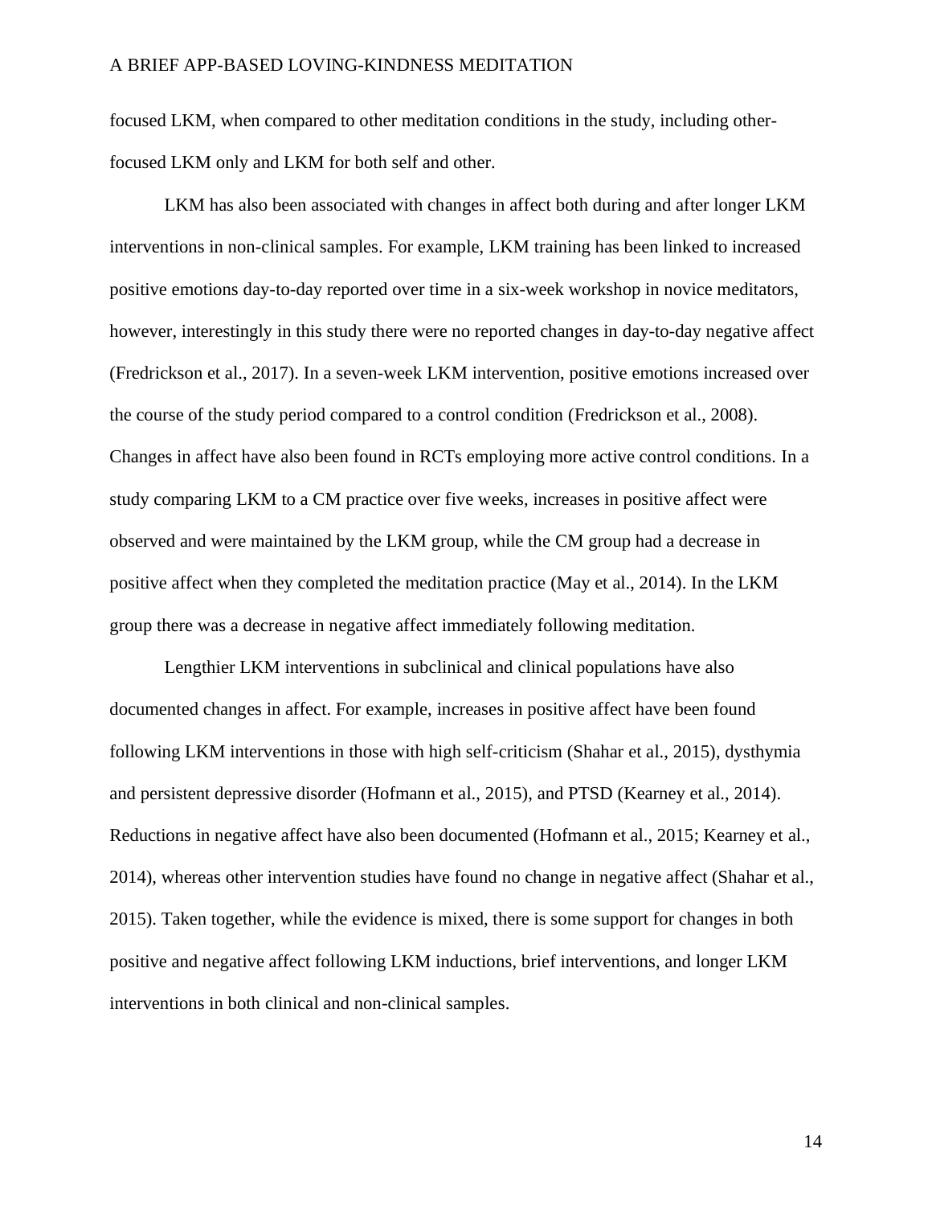focused LKM, when compared to other meditation conditions in the study, including other-focused LKM only and LKM for both self and other.

LKM has also been associated with changes in affect both during and after longer LKM interventions in non-clinical samples. For example, LKM training has been linked to increased positive emotions day-to-day reported over time in a six-week workshop in novice meditators, however, interestingly in this study there were no reported changes in day-to-day negative affect (Fredrickson et al., 2017). In a seven-week LKM intervention, positive emotions increased over the course of the study period compared to a control condition (Fredrickson et al., 2008). Changes in affect have also been found in RCTs employing more active control conditions. In a study comparing LKM to a CM practice over five weeks, increases in positive affect were observed and were maintained by the LKM group, while the CM group had a decrease in positive affect when they completed the meditation practice (May et al., 2014). In the LKM group there was a decrease in negative affect immediately following meditation.

Lengthier LKM interventions in subclinical and clinical populations have also documented changes in affect. For example, increases in positive affect have been found following LKM interventions in those with high self-criticism (Shahar et al., 2015), dysthymia and persistent depressive disorder (Hofmann et al., 2015), and PTSD (Kearney et al., 2014). Reductions in negative affect have also been documented (Hofmann et al., 2015; Kearney et al., 2014), whereas other intervention studies have found no change in negative affect (Shahar et al., 2015). Taken together, while the evidence is mixed, there is some support for changes in both positive and negative affect following LKM inductions, brief interventions, and longer LKM interventions in both clinical and non-clinical samples.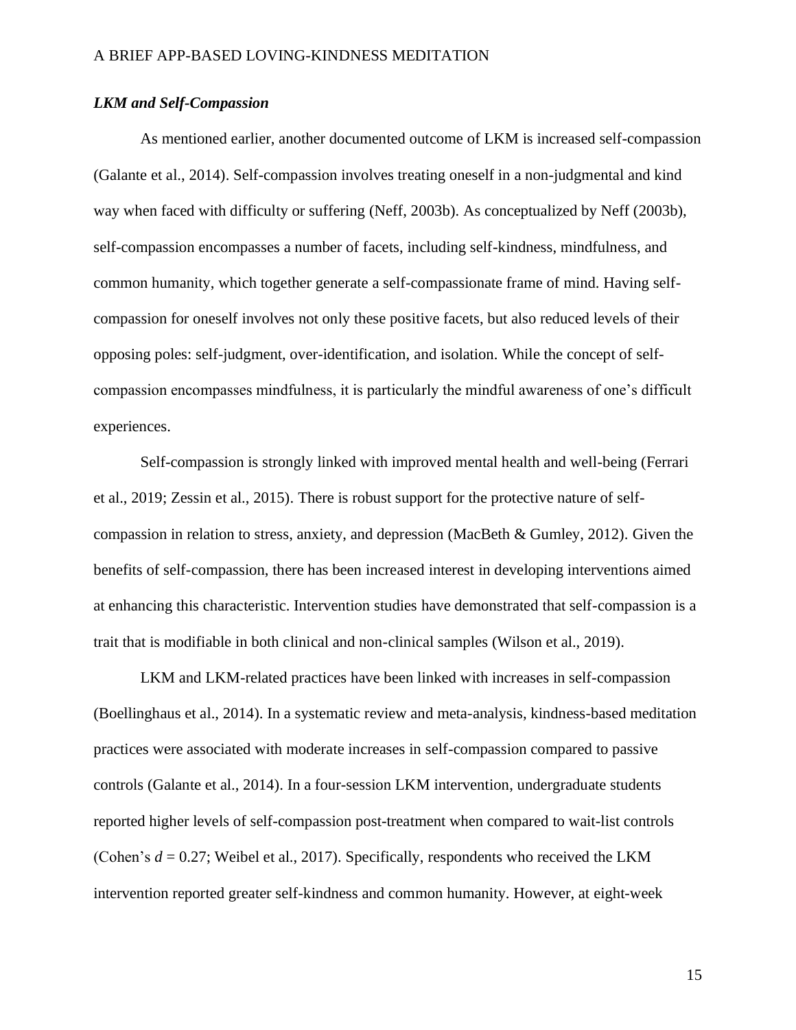### *LKM and Self-Compassion*

As mentioned earlier, another documented outcome of LKM is increased self-compassion (Galante et al., 2014). Self-compassion involves treating oneself in a non-judgmental and kind way when faced with difficulty or suffering (Neff, 2003b). As conceptualized by Neff (2003b), self-compassion encompasses a number of facets, including self-kindness, mindfulness, and common humanity, which together generate a self-compassionate frame of mind. Having self-compassion for oneself involves not only these positive facets, but also reduced levels of their opposing poles: self-judgment, over-identification, and isolation. While the concept of self-compassion encompasses mindfulness, it is particularly the mindful awareness of one's difficult experiences.

Self-compassion is strongly linked with improved mental health and well-being (Ferrari et al., 2019; Zessin et al., 2015). There is robust support for the protective nature of self-compassion in relation to stress, anxiety, and depression (MacBeth & Gumley, 2012). Given the benefits of self-compassion, there has been increased interest in developing interventions aimed at enhancing this characteristic. Intervention studies have demonstrated that self-compassion is a trait that is modifiable in both clinical and non-clinical samples (Wilson et al., 2019).

LKM and LKM-related practices have been linked with increases in self-compassion (Boellinghaus et al., 2014). In a systematic review and meta-analysis, kindness-based meditation practices were associated with moderate increases in self-compassion compared to passive controls (Galante et al., 2014). In a four-session LKM intervention, undergraduate students reported higher levels of self-compassion post-treatment when compared to wait-list controls (Cohen's $d = 0.27$; Weibel et al., 2017). Specifically, respondents who received the LKM intervention reported greater self-kindness and common humanity. However, at eight-week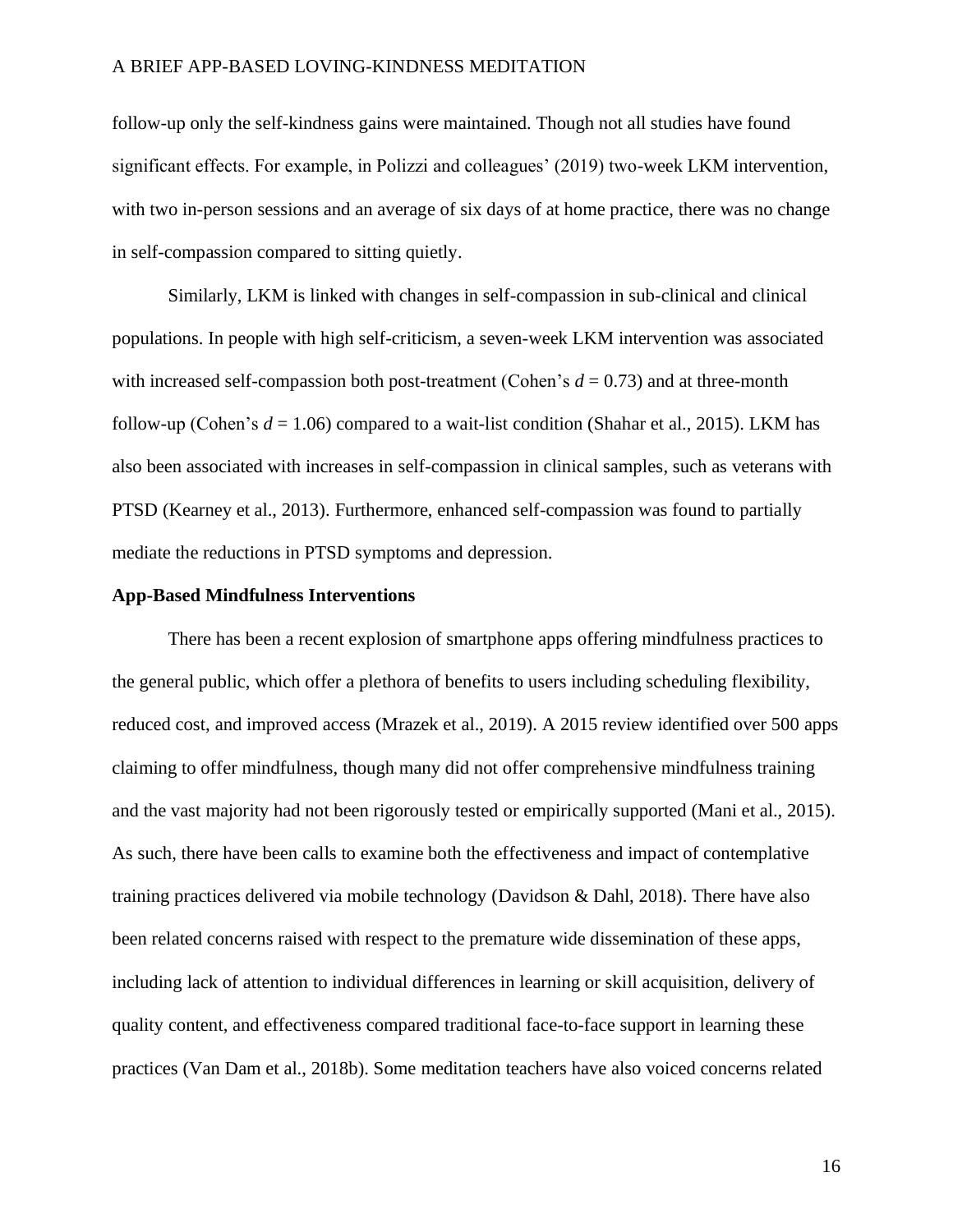follow-up only the self-kindness gains were maintained. Though not all studies have found significant effects. For example, in Polizzi and colleagues' (2019) two-week LKM intervention, with two in-person sessions and an average of six days of at home practice, there was no change in self-compassion compared to sitting quietly.

Similarly, LKM is linked with changes in self-compassion in sub-clinical and clinical populations. In people with high self-criticism, a seven-week LKM intervention was associated with increased self-compassion both post-treatment (Cohen's $d = 0.73$) and at three-month follow-up (Cohen's $d = 1.06$) compared to a wait-list condition (Shahar et al., 2015). LKM has also been associated with increases in self-compassion in clinical samples, such as veterans with PTSD (Kearney et al., 2013). Furthermore, enhanced self-compassion was found to partially mediate the reductions in PTSD symptoms and depression.

**App-Based Mindfulness Interventions**

There has been a recent explosion of smartphone apps offering mindfulness practices to the general public, which offer a plethora of benefits to users including scheduling flexibility, reduced cost, and improved access (Mrazek et al., 2019). A 2015 review identified over 500 apps claiming to offer mindfulness, though many did not offer comprehensive mindfulness training and the vast majority had not been rigorously tested or empirically supported (Mani et al., 2015). As such, there have been calls to examine both the effectiveness and impact of contemplative training practices delivered via mobile technology (Davidson & Dahl, 2018). There have also been related concerns raised with respect to the premature wide dissemination of these apps, including lack of attention to individual differences in learning or skill acquisition, delivery of quality content, and effectiveness compared traditional face-to-face support in learning these practices (Van Dam et al., 2018b). Some meditation teachers have also voiced concerns related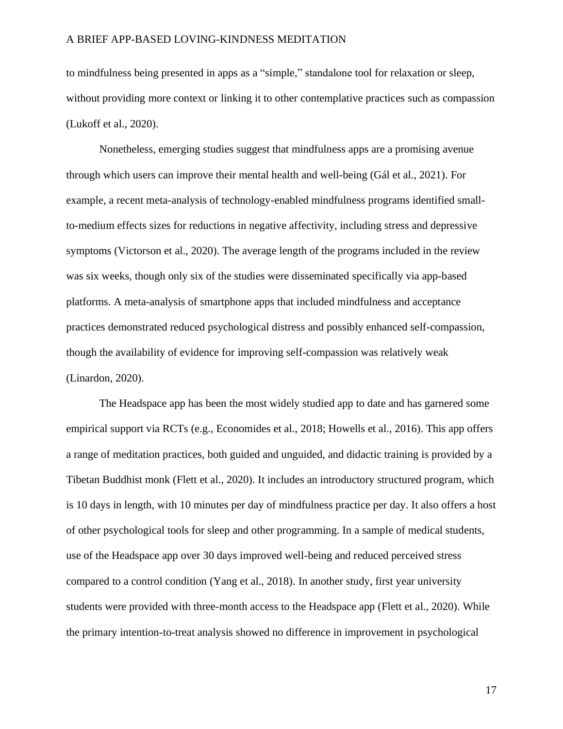to mindfulness being presented in apps as a "simple," standalone tool for relaxation or sleep, without providing more context or linking it to other contemplative practices such as compassion (Lukoff et al., 2020).

Nonetheless, emerging studies suggest that mindfulness apps are a promising avenue through which users can improve their mental health and well-being (Gál et al., 2021). For example, a recent meta-analysis of technology-enabled mindfulness programs identified small-to-medium effects sizes for reductions in negative affectivity, including stress and depressive symptoms (Victorson et al., 2020). The average length of the programs included in the review was six weeks, though only six of the studies were disseminated specifically via app-based platforms. A meta-analysis of smartphone apps that included mindfulness and acceptance practices demonstrated reduced psychological distress and possibly enhanced self-compassion, though the availability of evidence for improving self-compassion was relatively weak (Linardon, 2020).

The Headspace app has been the most widely studied app to date and has garnered some empirical support via RCTs (e.g., Economides et al., 2018; Howells et al., 2016). This app offers a range of meditation practices, both guided and unguided, and didactic training is provided by a Tibetan Buddhist monk (Flett et al., 2020). It includes an introductory structured program, which is 10 days in length, with 10 minutes per day of mindfulness practice per day. It also offers a host of other psychological tools for sleep and other programming. In a sample of medical students, use of the Headspace app over 30 days improved well-being and reduced perceived stress compared to a control condition (Yang et al., 2018). In another study, first year university students were provided with three-month access to the Headspace app (Flett et al., 2020). While the primary intention-to-treat analysis showed no difference in improvement in psychological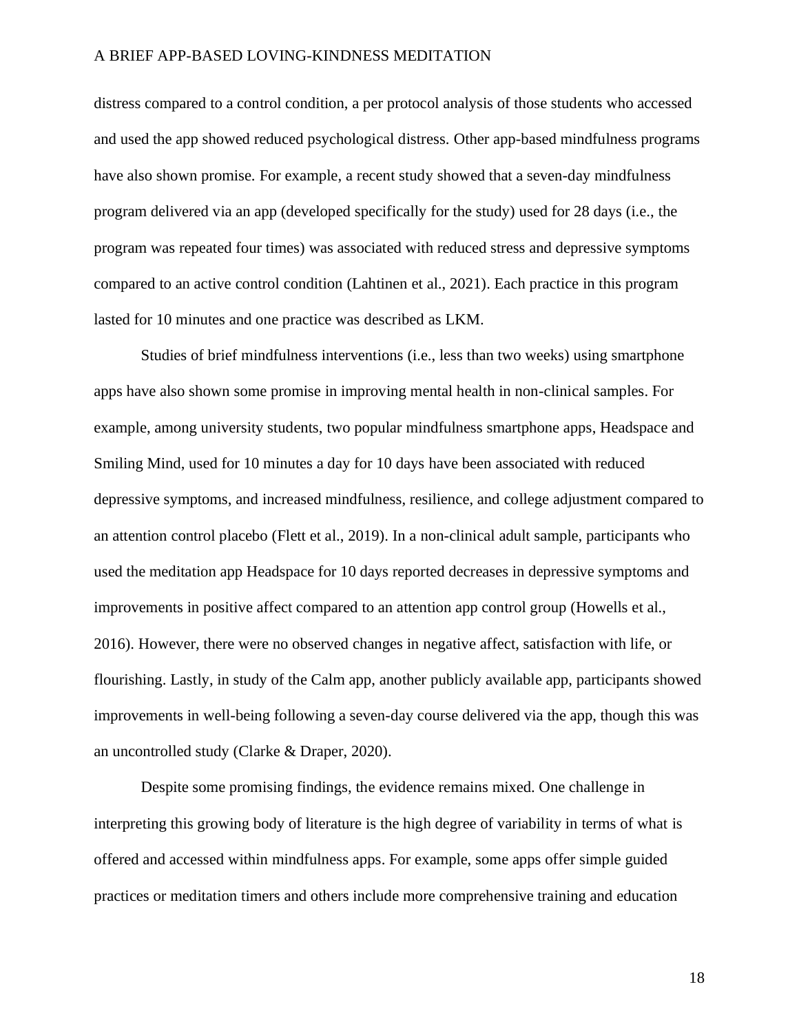distress compared to a control condition, a per protocol analysis of those students who accessed and used the app showed reduced psychological distress. Other app-based mindfulness programs have also shown promise. For example, a recent study showed that a seven-day mindfulness program delivered via an app (developed specifically for the study) used for 28 days (i.e., the program was repeated four times) was associated with reduced stress and depressive symptoms compared to an active control condition (Lahtinen et al., 2021). Each practice in this program lasted for 10 minutes and one practice was described as LKM.

Studies of brief mindfulness interventions (i.e., less than two weeks) using smartphone apps have also shown some promise in improving mental health in non-clinical samples. For example, among university students, two popular mindfulness smartphone apps, Headspace and Smiling Mind, used for 10 minutes a day for 10 days have been associated with reduced depressive symptoms, and increased mindfulness, resilience, and college adjustment compared to an attention control placebo (Flett et al., 2019). In a non-clinical adult sample, participants who used the meditation app Headspace for 10 days reported decreases in depressive symptoms and improvements in positive affect compared to an attention app control group (Howells et al., 2016). However, there were no observed changes in negative affect, satisfaction with life, or flourishing. Lastly, in study of the Calm app, another publicly available app, participants showed improvements in well-being following a seven-day course delivered via the app, though this was an uncontrolled study (Clarke & Draper, 2020).

Despite some promising findings, the evidence remains mixed. One challenge in interpreting this growing body of literature is the high degree of variability in terms of what is offered and accessed within mindfulness apps. For example, some apps offer simple guided practices or meditation timers and others include more comprehensive training and education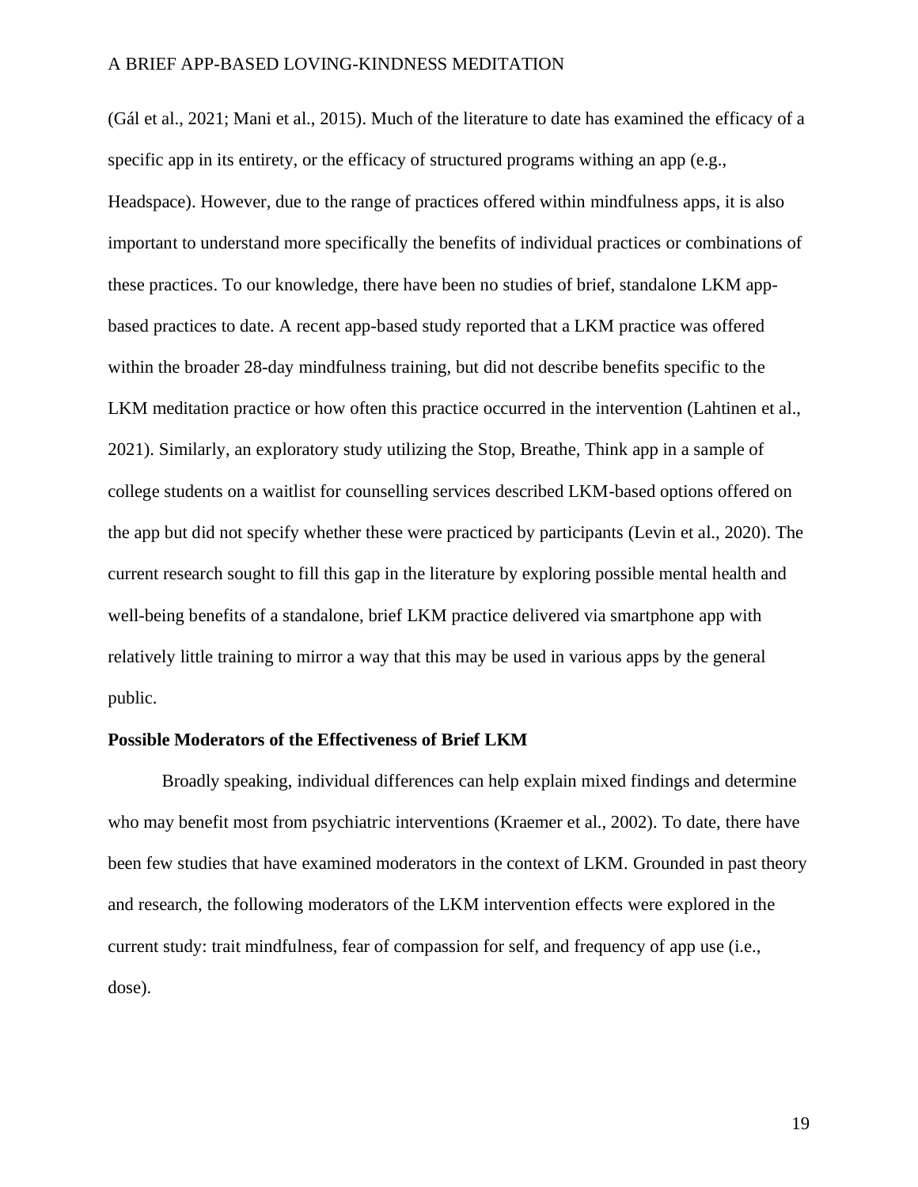(Gál et al., 2021; Mani et al., 2015). Much of the literature to date has examined the efficacy of a specific app in its entirety, or the efficacy of structured programs withing an app (e.g., Headspace). However, due to the range of practices offered within mindfulness apps, it is also important to understand more specifically the benefits of individual practices or combinations of these practices. To our knowledge, there have been no studies of brief, standalone LKM app-based practices to date. A recent app-based study reported that a LKM practice was offered within the broader 28-day mindfulness training, but did not describe benefits specific to the LKM meditation practice or how often this practice occurred in the intervention (Lahtinen et al., 2021). Similarly, an exploratory study utilizing the Stop, Breathe, Think app in a sample of college students on a waitlist for counselling services described LKM-based options offered on the app but did not specify whether these were practiced by participants (Levin et al., 2020). The current research sought to fill this gap in the literature by exploring possible mental health and well-being benefits of a standalone, brief LKM practice delivered via smartphone app with relatively little training to mirror a way that this may be used in various apps by the general public.

**Possible Moderators of the Effectiveness of Brief LKM**

Broadly speaking, individual differences can help explain mixed findings and determine who may benefit most from psychiatric interventions (Kraemer et al., 2002). To date, there have been few studies that have examined moderators in the context of LKM. Grounded in past theory and research, the following moderators of the LKM intervention effects were explored in the current study: trait mindfulness, fear of compassion for self, and frequency of app use (i.e., dose).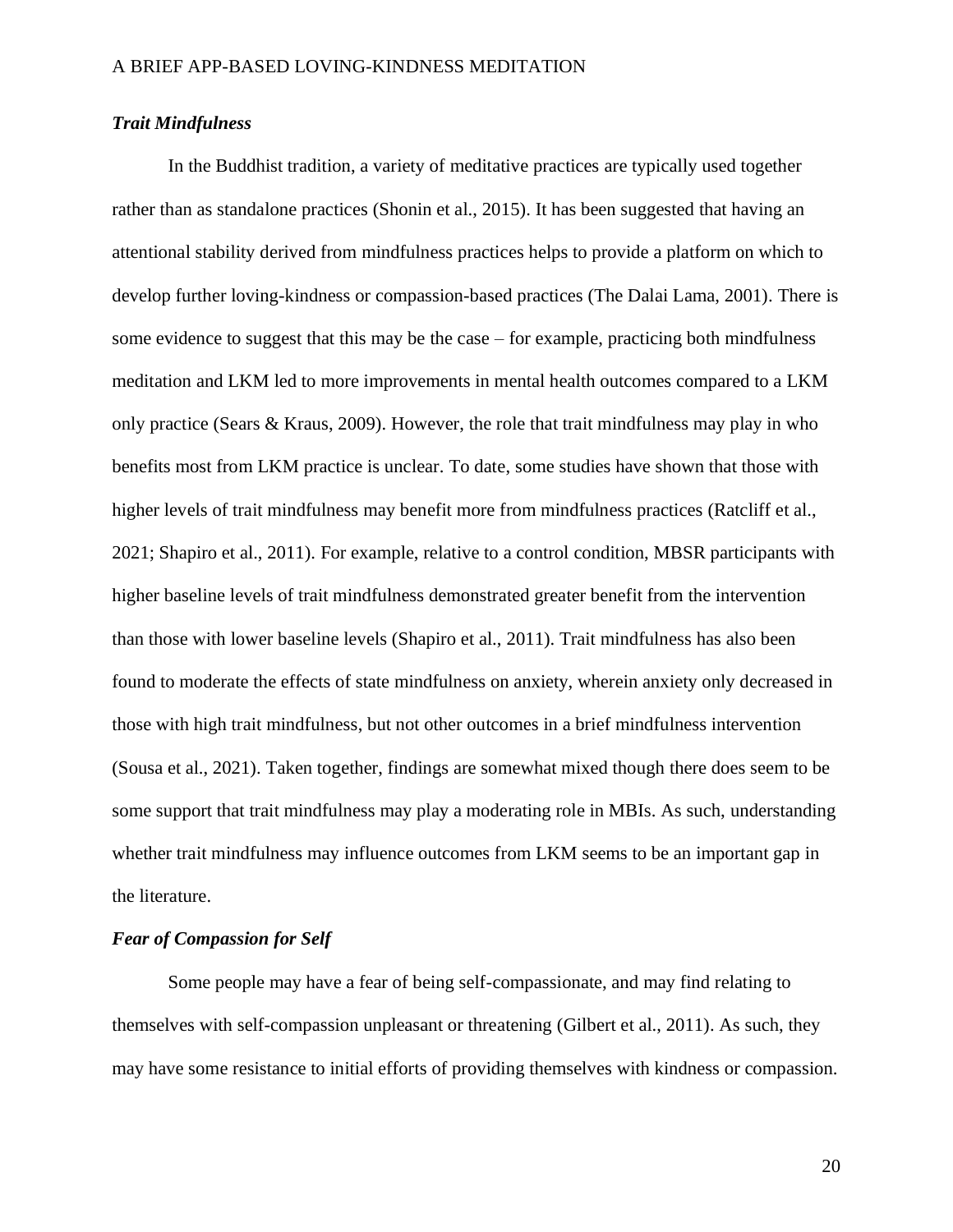### *Trait Mindfulness*

In the Buddhist tradition, a variety of meditative practices are typically used together rather than as standalone practices (Shonin et al., 2015). It has been suggested that having an attentional stability derived from mindfulness practices helps to provide a platform on which to develop further loving-kindness or compassion-based practices (The Dalai Lama, 2001). There is some evidence to suggest that this may be the case – for example, practicing both mindfulness meditation and LKM led to more improvements in mental health outcomes compared to a LKM only practice (Sears & Kraus, 2009). However, the role that trait mindfulness may play in who benefits most from LKM practice is unclear. To date, some studies have shown that those with higher levels of trait mindfulness may benefit more from mindfulness practices (Ratcliff et al., 2021; Shapiro et al., 2011). For example, relative to a control condition, MBSR participants with higher baseline levels of trait mindfulness demonstrated greater benefit from the intervention than those with lower baseline levels (Shapiro et al., 2011). Trait mindfulness has also been found to moderate the effects of state mindfulness on anxiety, wherein anxiety only decreased in those with high trait mindfulness, but not other outcomes in a brief mindfulness intervention (Sousa et al., 2021). Taken together, findings are somewhat mixed though there does seem to be some support that trait mindfulness may play a moderating role in MBIs. As such, understanding whether trait mindfulness may influence outcomes from LKM seems to be an important gap in the literature.

### *Fear of Compassion for Self*

Some people may have a fear of being self-compassionate, and may find relating to themselves with self-compassion unpleasant or threatening (Gilbert et al., 2011). As such, they may have some resistance to initial efforts of providing themselves with kindness or compassion.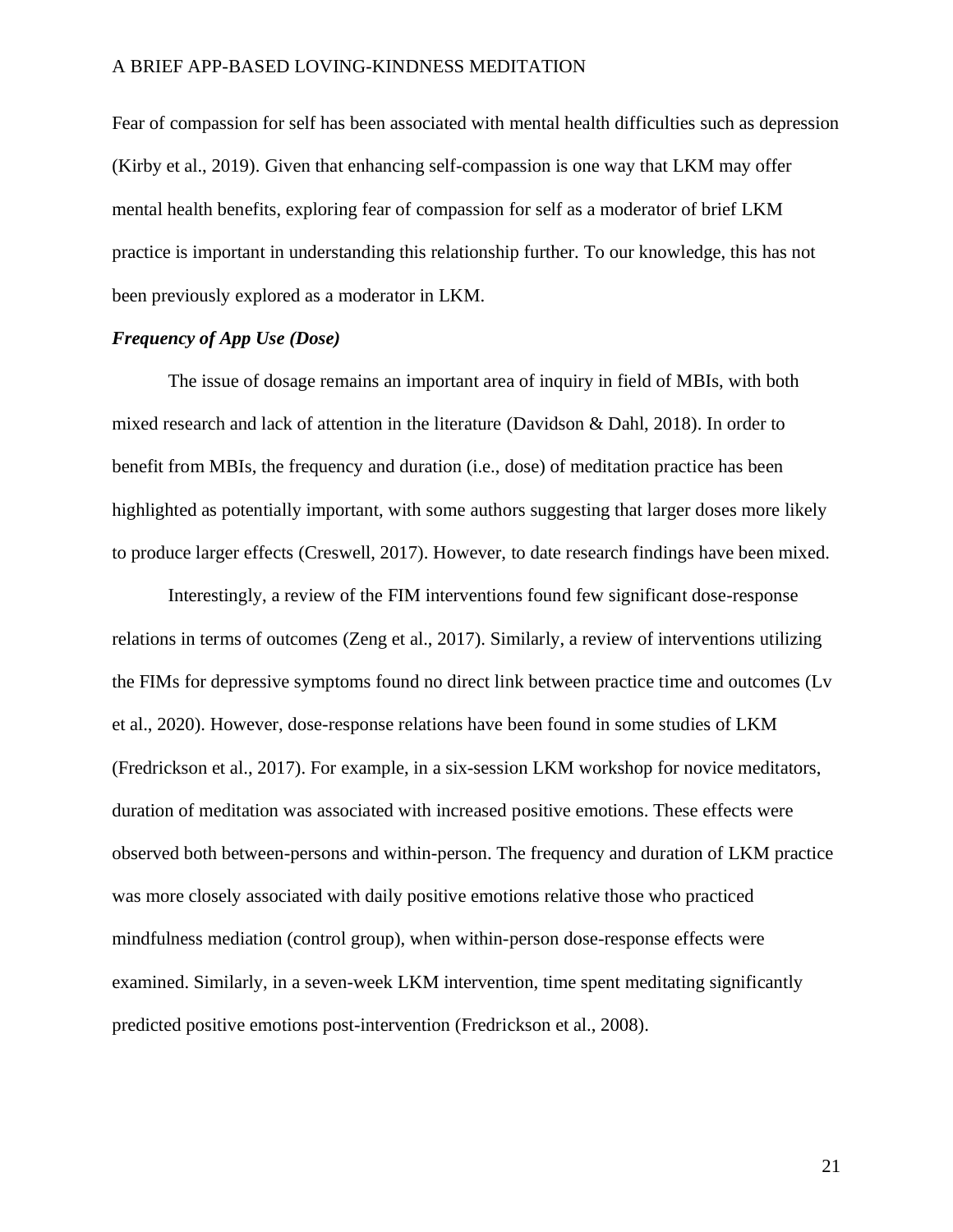Fear of compassion for self has been associated with mental health difficulties such as depression (Kirby et al., 2019). Given that enhancing self-compassion is one way that LKM may offer mental health benefits, exploring fear of compassion for self as a moderator of brief LKM practice is important in understanding this relationship further. To our knowledge, this has not been previously explored as a moderator in LKM.

### *Frequency of App Use (Dose)*

The issue of dosage remains an important area of inquiry in field of MBIs, with both mixed research and lack of attention in the literature (Davidson & Dahl, 2018). In order to benefit from MBIs, the frequency and duration (i.e., dose) of meditation practice has been highlighted as potentially important, with some authors suggesting that larger doses more likely to produce larger effects (Creswell, 2017). However, to date research findings have been mixed.

Interestingly, a review of the FIM interventions found few significant dose-response relations in terms of outcomes (Zeng et al., 2017). Similarly, a review of interventions utilizing the FIMs for depressive symptoms found no direct link between practice time and outcomes (Lv et al., 2020). However, dose-response relations have been found in some studies of LKM (Fredrickson et al., 2017). For example, in a six-session LKM workshop for novice meditators, duration of meditation was associated with increased positive emotions. These effects were observed both between-persons and within-person. The frequency and duration of LKM practice was more closely associated with daily positive emotions relative those who practiced mindfulness mediation (control group), when within-person dose-response effects were examined. Similarly, in a seven-week LKM intervention, time spent meditating significantly predicted positive emotions post-intervention (Fredrickson et al., 2008).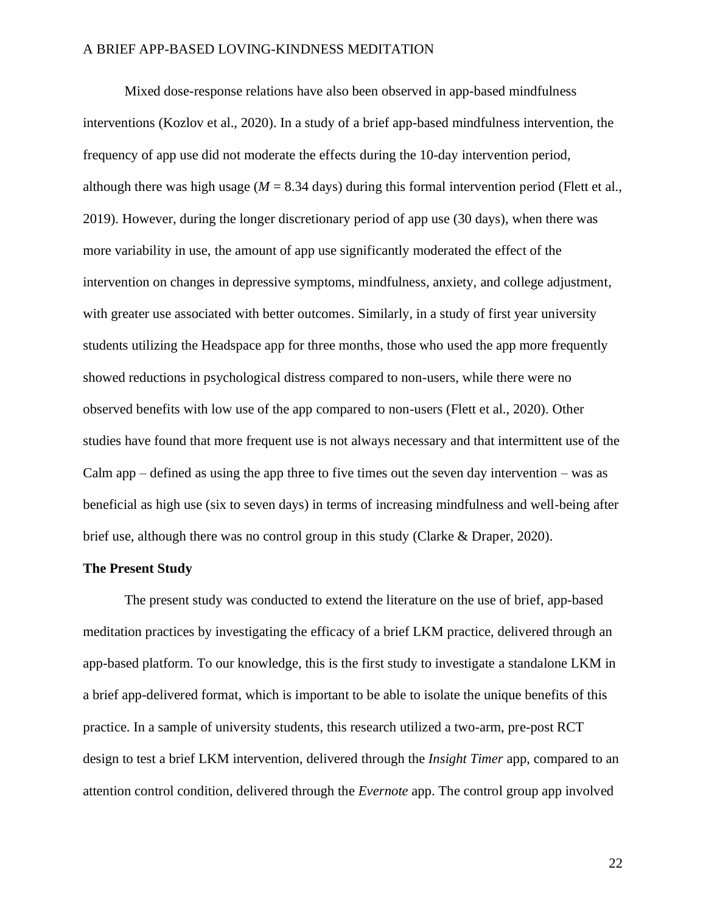Mixed dose-response relations have also been observed in app-based mindfulness interventions (Kozlov et al., 2020). In a study of a brief app-based mindfulness intervention, the frequency of app use did not moderate the effects during the 10-day intervention period, although there was high usage ($M$ = 8.34 days) during this formal intervention period (Flett et al., 2019). However, during the longer discretionary period of app use (30 days), when there was more variability in use, the amount of app use significantly moderated the effect of the intervention on changes in depressive symptoms, mindfulness, anxiety, and college adjustment, with greater use associated with better outcomes. Similarly, in a study of first year university students utilizing the Headspace app for three months, those who used the app more frequently showed reductions in psychological distress compared to non-users, while there were no observed benefits with low use of the app compared to non-users (Flett et al., 2020). Other studies have found that more frequent use is not always necessary and that intermittent use of the Calm app – defined as using the app three to five times out the seven day intervention – was as beneficial as high use (six to seven days) in terms of increasing mindfulness and well-being after brief use, although there was no control group in this study (Clarke & Draper, 2020).

**The Present Study**

The present study was conducted to extend the literature on the use of brief, app-based meditation practices by investigating the efficacy of a brief LKM practice, delivered through an app-based platform. To our knowledge, this is the first study to investigate a standalone LKM in a brief app-delivered format, which is important to be able to isolate the unique benefits of this practice. In a sample of university students, this research utilized a two-arm, pre-post RCT design to test a brief LKM intervention, delivered through the *Insight Timer* app, compared to an attention control condition, delivered through the *Evernote* app. The control group app involved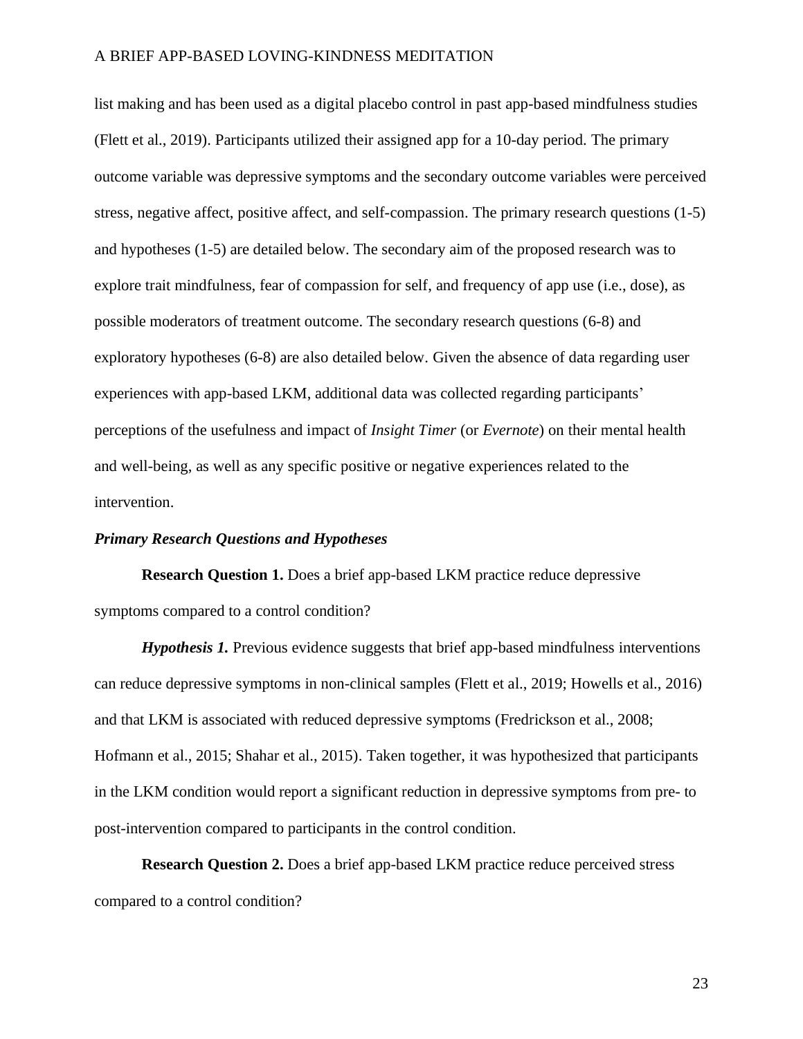list making and has been used as a digital placebo control in past app-based mindfulness studies (Flett et al., 2019). Participants utilized their assigned app for a 10-day period. The primary outcome variable was depressive symptoms and the secondary outcome variables were perceived stress, negative affect, positive affect, and self-compassion. The primary research questions (1-5) and hypotheses (1-5) are detailed below. The secondary aim of the proposed research was to explore trait mindfulness, fear of compassion for self, and frequency of app use (i.e., dose), as possible moderators of treatment outcome. The secondary research questions (6-8) and exploratory hypotheses (6-8) are also detailed below. Given the absence of data regarding user experiences with app-based LKM, additional data was collected regarding participants' perceptions of the usefulness and impact of *Insight Timer* (or *Evernote*) on their mental health and well-being, as well as any specific positive or negative experiences related to the intervention.

### *Primary Research Questions and Hypotheses*

**Research Question 1.** Does a brief app-based LKM practice reduce depressive symptoms compared to a control condition?

***Hypothesis 1.*** Previous evidence suggests that brief app-based mindfulness interventions can reduce depressive symptoms in non-clinical samples (Flett et al., 2019; Howells et al., 2016) and that LKM is associated with reduced depressive symptoms (Fredrickson et al., 2008; Hofmann et al., 2015; Shahar et al., 2015). Taken together, it was hypothesized that participants in the LKM condition would report a significant reduction in depressive symptoms from pre- to post-intervention compared to participants in the control condition.

**Research Question 2.** Does a brief app-based LKM practice reduce perceived stress compared to a control condition?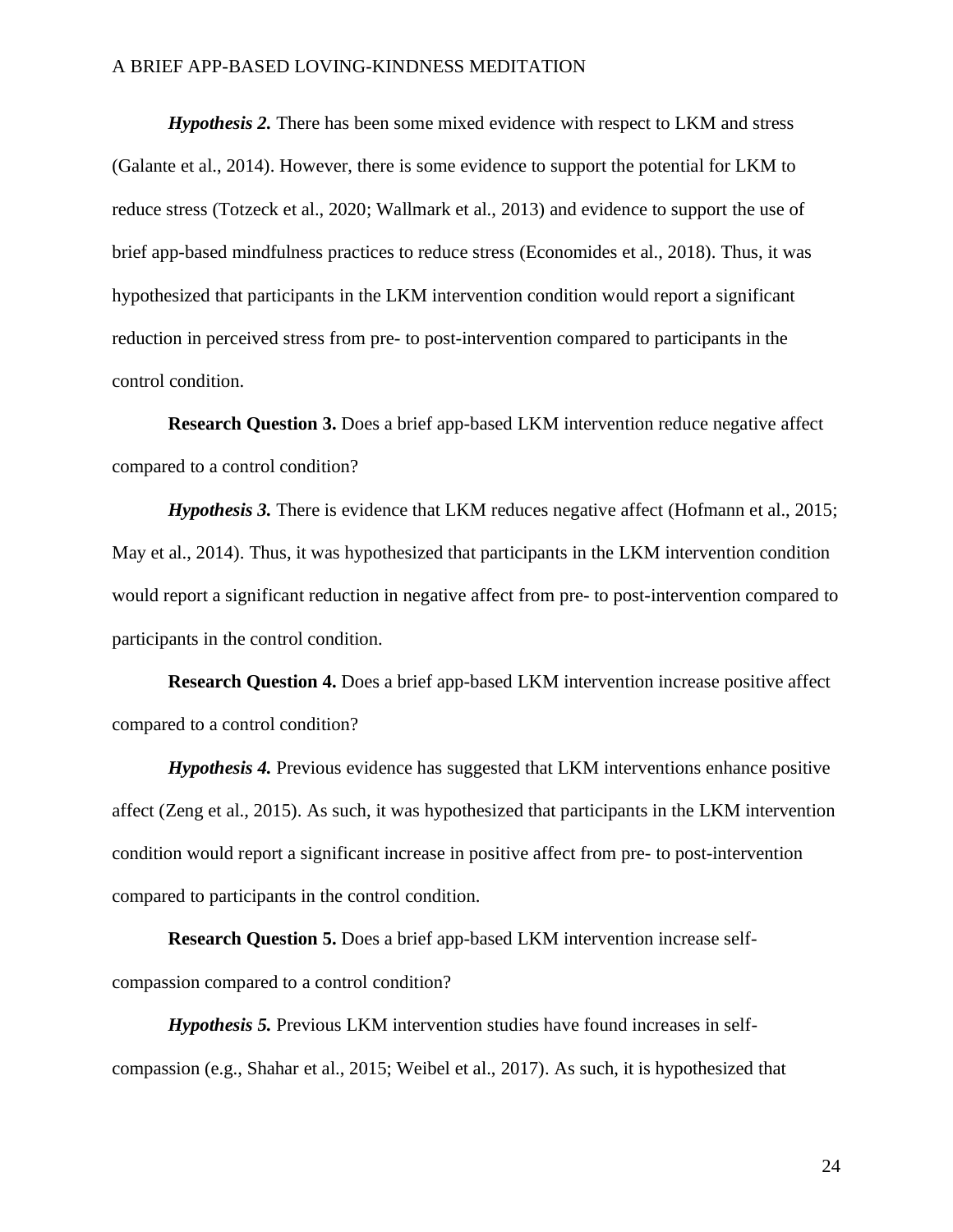***Hypothesis 2.*** There has been some mixed evidence with respect to LKM and stress (Galante et al., 2014). However, there is some evidence to support the potential for LKM to reduce stress (Totzeck et al., 2020; Wallmark et al., 2013) and evidence to support the use of brief app-based mindfulness practices to reduce stress (Economides et al., 2018). Thus, it was hypothesized that participants in the LKM intervention condition would report a significant reduction in perceived stress from pre- to post-intervention compared to participants in the control condition.

**Research Question 3.** Does a brief app-based LKM intervention reduce negative affect compared to a control condition?

***Hypothesis 3.*** There is evidence that LKM reduces negative affect (Hofmann et al., 2015; May et al., 2014). Thus, it was hypothesized that participants in the LKM intervention condition would report a significant reduction in negative affect from pre- to post-intervention compared to participants in the control condition.

**Research Question 4.** Does a brief app-based LKM intervention increase positive affect compared to a control condition?

***Hypothesis 4.*** Previous evidence has suggested that LKM interventions enhance positive affect (Zeng et al., 2015). As such, it was hypothesized that participants in the LKM intervention condition would report a significant increase in positive affect from pre- to post-intervention compared to participants in the control condition.

**Research Question 5.** Does a brief app-based LKM intervention increase self-compassion compared to a control condition?

***Hypothesis 5.*** Previous LKM intervention studies have found increases in self-compassion (e.g., Shahar et al., 2015; Weibel et al., 2017). As such, it is hypothesized that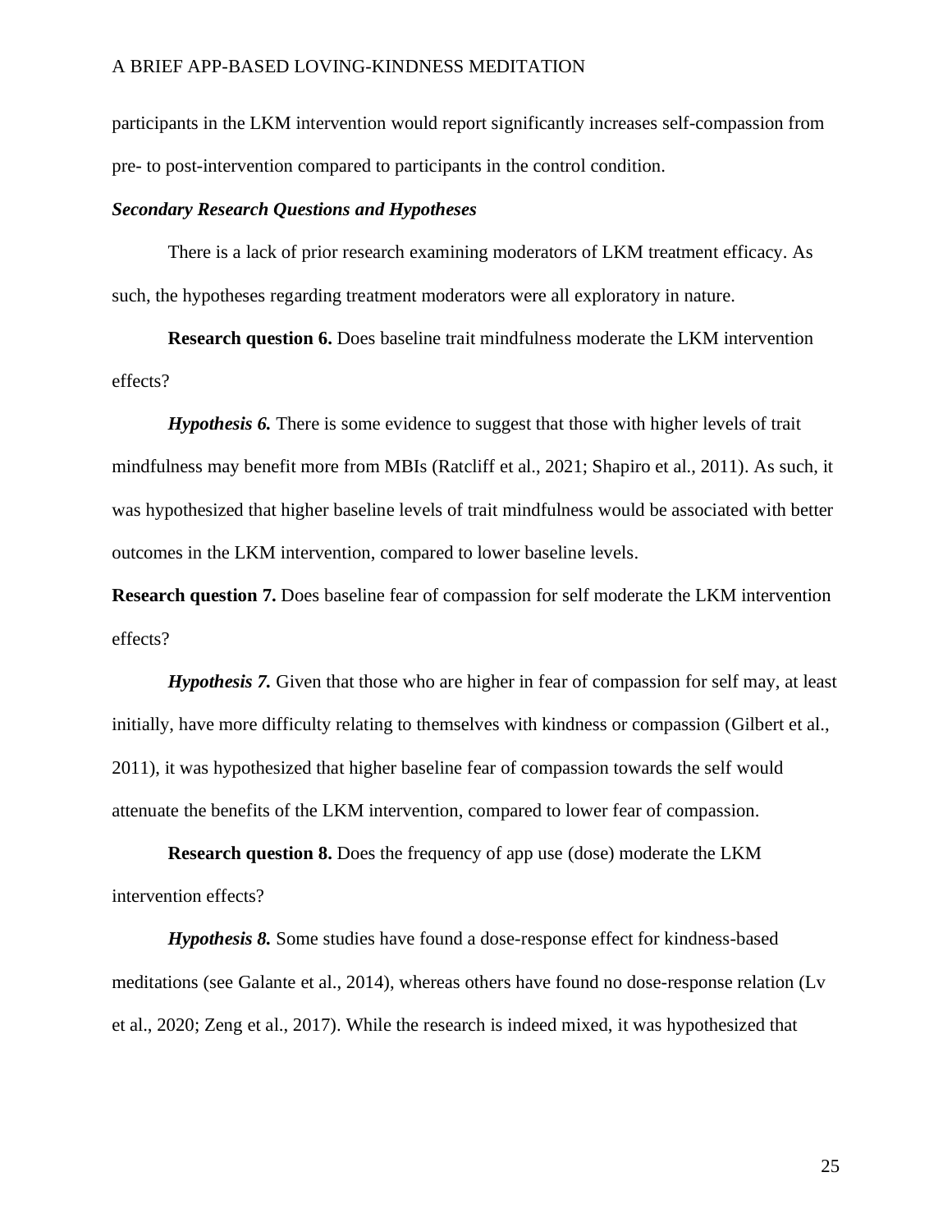participants in the LKM intervention would report significantly increases self-compassion from pre- to post-intervention compared to participants in the control condition.

### *Secondary Research Questions and Hypotheses*

There is a lack of prior research examining moderators of LKM treatment efficacy. As such, the hypotheses regarding treatment moderators were all exploratory in nature.

**Research question 6.** Does baseline trait mindfulness moderate the LKM intervention effects?

***Hypothesis 6.*** There is some evidence to suggest that those with higher levels of trait mindfulness may benefit more from MBIs (Ratcliff et al., 2021; Shapiro et al., 2011). As such, it was hypothesized that higher baseline levels of trait mindfulness would be associated with better outcomes in the LKM intervention, compared to lower baseline levels.

**Research question 7.** Does baseline fear of compassion for self moderate the LKM intervention effects?

***Hypothesis 7.*** Given that those who are higher in fear of compassion for self may, at least initially, have more difficulty relating to themselves with kindness or compassion (Gilbert et al., 2011), it was hypothesized that higher baseline fear of compassion towards the self would attenuate the benefits of the LKM intervention, compared to lower fear of compassion.

**Research question 8.** Does the frequency of app use (dose) moderate the LKM intervention effects?

***Hypothesis 8.*** Some studies have found a dose-response effect for kindness-based meditations (see Galante et al., 2014), whereas others have found no dose-response relation (Lv et al., 2020; Zeng et al., 2017). While the research is indeed mixed, it was hypothesized that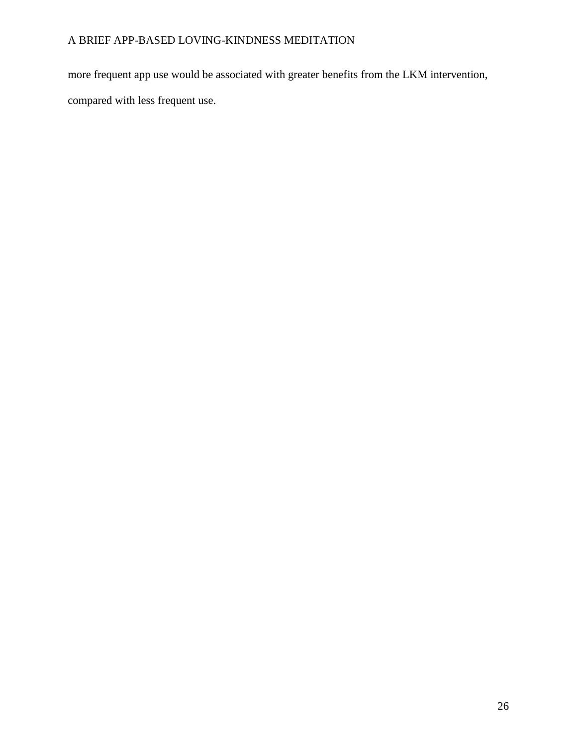more frequent app use would be associated with greater benefits from the LKM intervention, compared with less frequent use.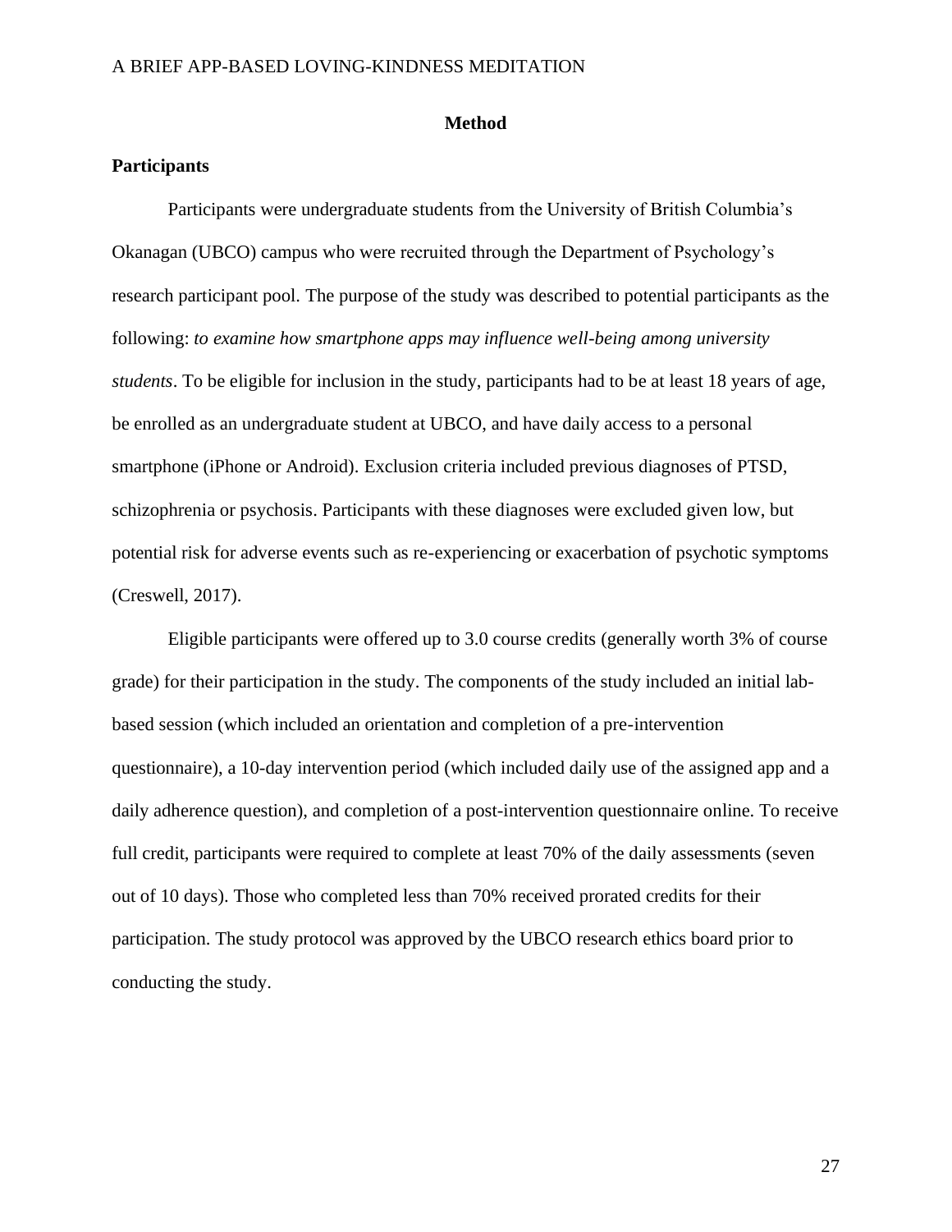# Method

## Participants

Participants were undergraduate students from the University of British Columbia's Okanagan (UBCO) campus who were recruited through the Department of Psychology's research participant pool. The purpose of the study was described to potential participants as the following: *to examine how smartphone apps may influence well-being among university students*. To be eligible for inclusion in the study, participants had to be at least 18 years of age, be enrolled as an undergraduate student at UBCO, and have daily access to a personal smartphone (iPhone or Android). Exclusion criteria included previous diagnoses of PTSD, schizophrenia or psychosis. Participants with these diagnoses were excluded given low, but potential risk for adverse events such as re-experiencing or exacerbation of psychotic symptoms (Creswell, 2017).

Eligible participants were offered up to 3.0 course credits (generally worth 3% of course grade) for their participation in the study. The components of the study included an initial lab-based session (which included an orientation and completion of a pre-intervention questionnaire), a 10-day intervention period (which included daily use of the assigned app and a daily adherence question), and completion of a post-intervention questionnaire online. To receive full credit, participants were required to complete at least 70% of the daily assessments (seven out of 10 days). Those who completed less than 70% received prorated credits for their participation. The study protocol was approved by the UBCO research ethics board prior to conducting the study.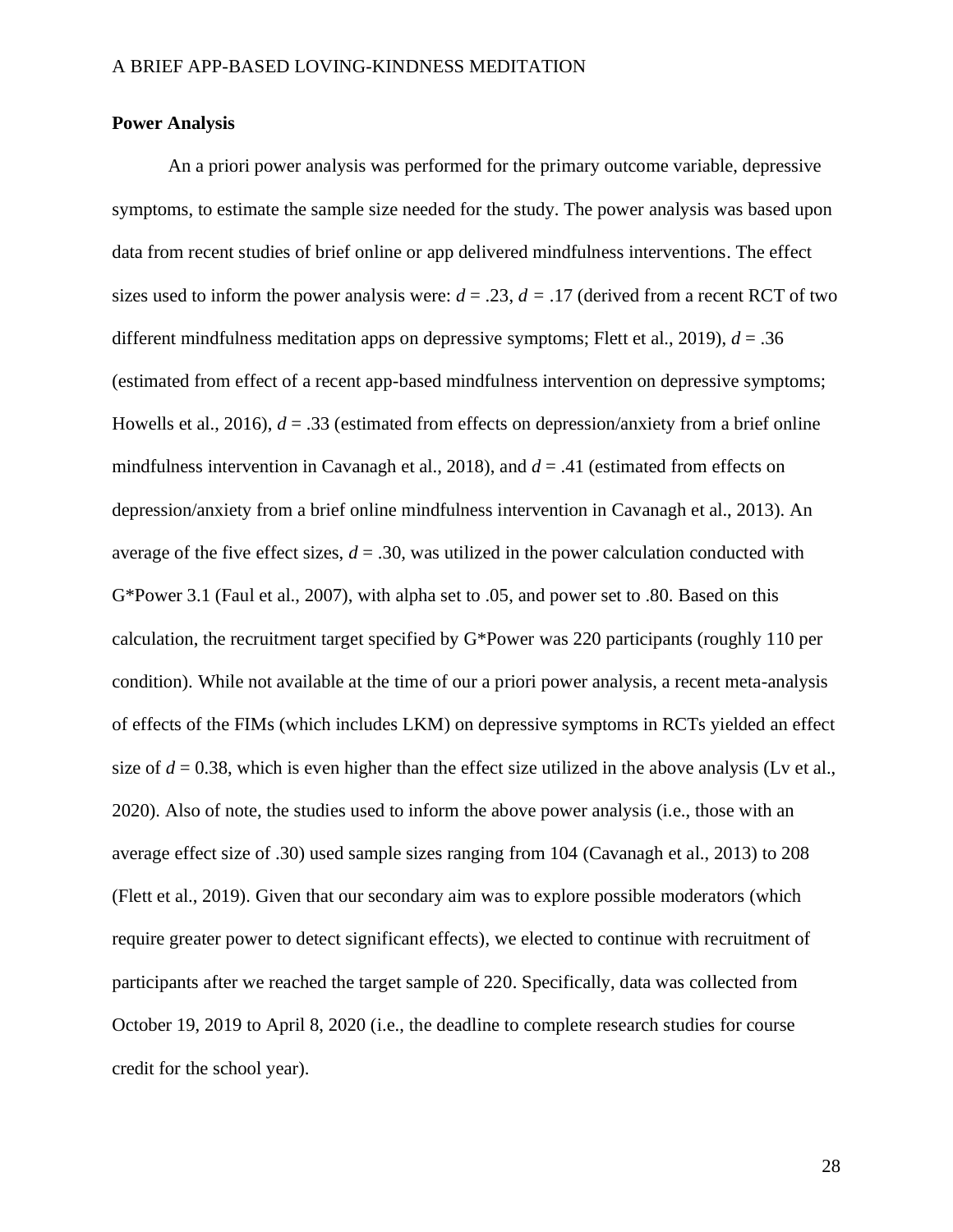**Power Analysis**

An a priori power analysis was performed for the primary outcome variable, depressive symptoms, to estimate the sample size needed for the study. The power analysis was based upon data from recent studies of brief online or app delivered mindfulness interventions. The effect sizes used to inform the power analysis were: $d = .23$, $d = .17$ (derived from a recent RCT of two different mindfulness meditation apps on depressive symptoms; Flett et al., 2019), $d = .36$ (estimated from effect of a recent app-based mindfulness intervention on depressive symptoms; Howells et al., 2016), $d = .33$ (estimated from effects on depression/anxiety from a brief online mindfulness intervention in Cavanagh et al., 2018), and $d = .41$ (estimated from effects on depression/anxiety from a brief online mindfulness intervention in Cavanagh et al., 2013). An average of the five effect sizes, $d = .30$, was utilized in the power calculation conducted with G*Power 3.1 (Faul et al., 2007), with alpha set to .05, and power set to .80. Based on this calculation, the recruitment target specified by G*Power was 220 participants (roughly 110 per condition). While not available at the time of our a priori power analysis, a recent meta-analysis of effects of the FIMs (which includes LKM) on depressive symptoms in RCTs yielded an effect size of $d = 0.38$, which is even higher than the effect size utilized in the above analysis (Lv et al., 2020). Also of note, the studies used to inform the above power analysis (i.e., those with an average effect size of .30) used sample sizes ranging from 104 (Cavanagh et al., 2013) to 208 (Flett et al., 2019). Given that our secondary aim was to explore possible moderators (which require greater power to detect significant effects), we elected to continue with recruitment of participants after we reached the target sample of 220. Specifically, data was collected from October 19, 2019 to April 8, 2020 (i.e., the deadline to complete research studies for course credit for the school year).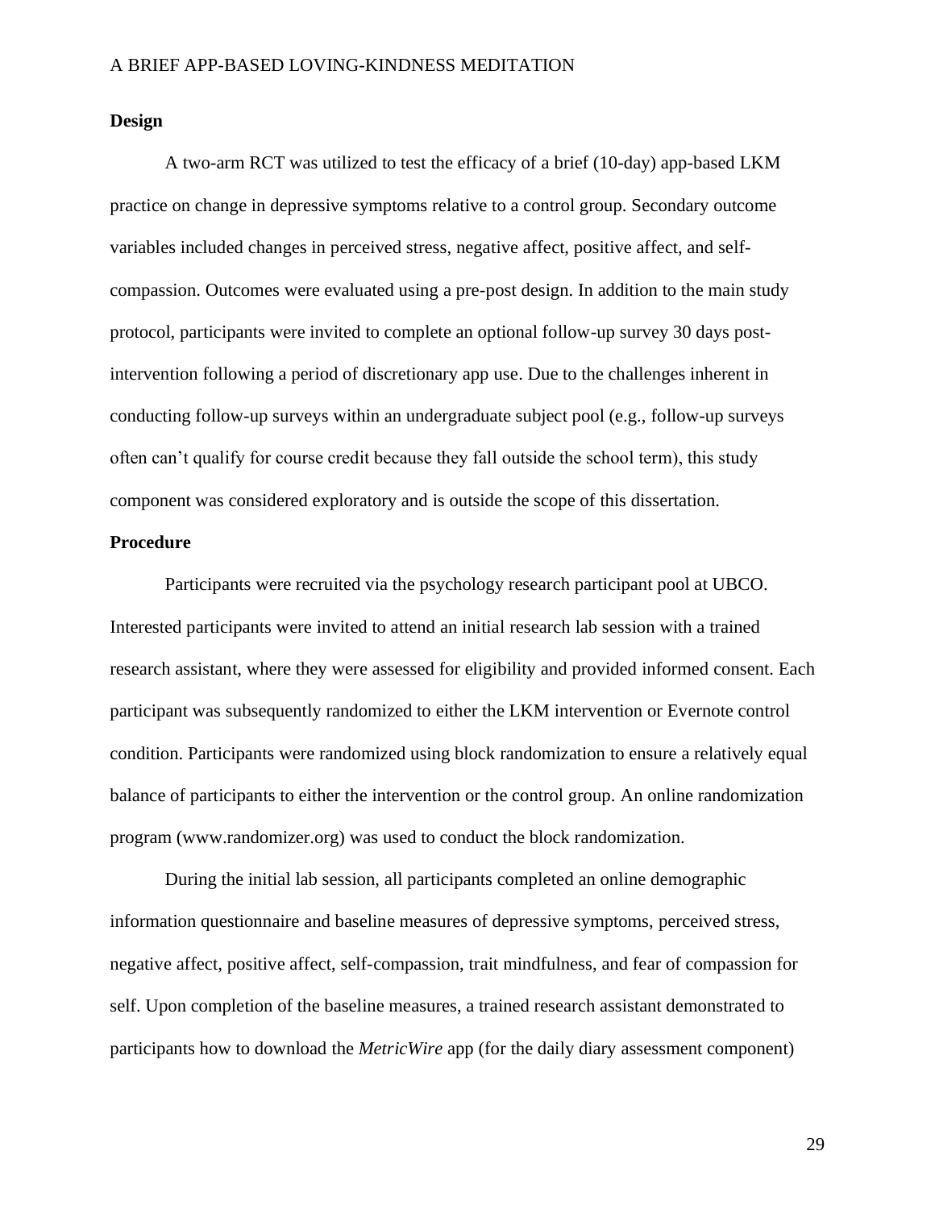## Design

A two-arm RCT was utilized to test the efficacy of a brief (10-day) app-based LKM practice on change in depressive symptoms relative to a control group. Secondary outcome variables included changes in perceived stress, negative affect, positive affect, and self-compassion. Outcomes were evaluated using a pre-post design. In addition to the main study protocol, participants were invited to complete an optional follow-up survey 30 days post-intervention following a period of discretionary app use. Due to the challenges inherent in conducting follow-up surveys within an undergraduate subject pool (e.g., follow-up surveys often can't qualify for course credit because they fall outside the school term), this study component was considered exploratory and is outside the scope of this dissertation.

## Procedure

Participants were recruited via the psychology research participant pool at UBCO. Interested participants were invited to attend an initial research lab session with a trained research assistant, where they were assessed for eligibility and provided informed consent. Each participant was subsequently randomized to either the LKM intervention or Evernote control condition. Participants were randomized using block randomization to ensure a relatively equal balance of participants to either the intervention or the control group. An online randomization program (www.randomizer.org) was used to conduct the block randomization.

During the initial lab session, all participants completed an online demographic information questionnaire and baseline measures of depressive symptoms, perceived stress, negative affect, positive affect, self-compassion, trait mindfulness, and fear of compassion for self. Upon completion of the baseline measures, a trained research assistant demonstrated to participants how to download the *MetricWire* app (for the daily diary assessment component)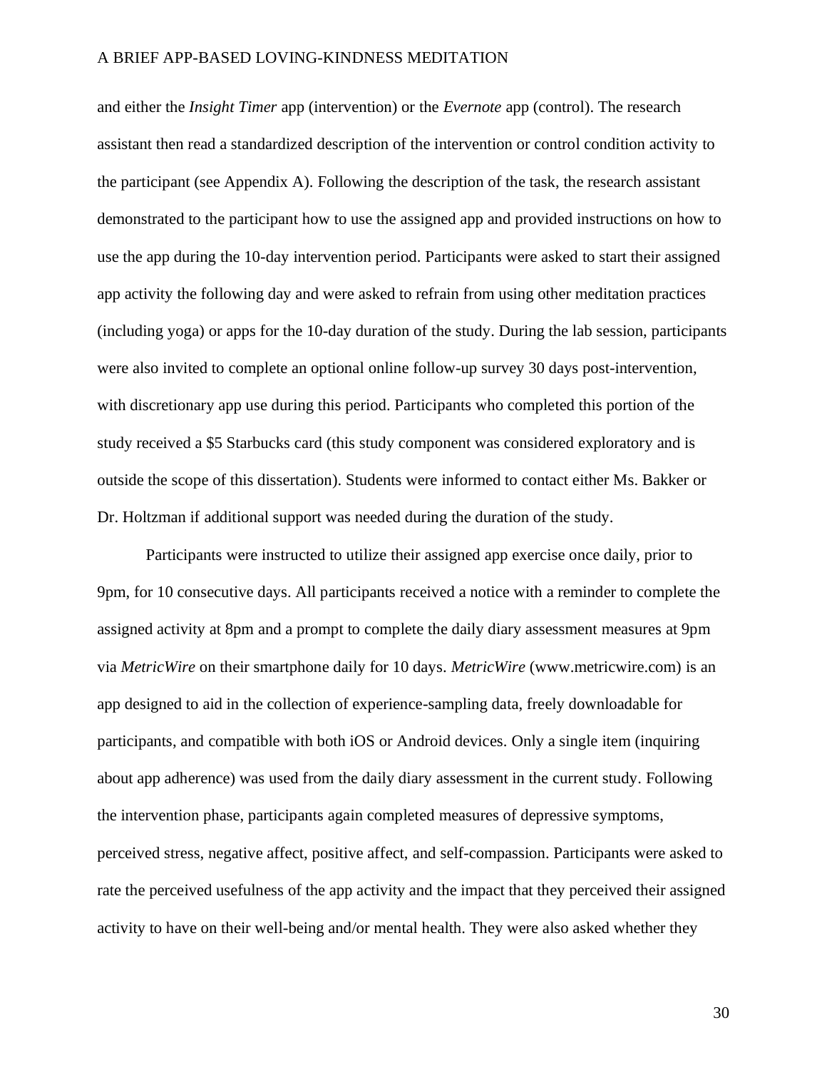and either the *Insight Timer* app (intervention) or the *Evernote* app (control). The research assistant then read a standardized description of the intervention or control condition activity to the participant (see Appendix A). Following the description of the task, the research assistant demonstrated to the participant how to use the assigned app and provided instructions on how to use the app during the 10-day intervention period. Participants were asked to start their assigned app activity the following day and were asked to refrain from using other meditation practices (including yoga) or apps for the 10-day duration of the study. During the lab session, participants were also invited to complete an optional online follow-up survey 30 days post-intervention, with discretionary app use during this period. Participants who completed this portion of the study received a $5 Starbucks card (this study component was considered exploratory and is outside the scope of this dissertation). Students were informed to contact either Ms. Bakker or Dr. Holtzman if additional support was needed during the duration of the study.

Participants were instructed to utilize their assigned app exercise once daily, prior to 9pm, for 10 consecutive days. All participants received a notice with a reminder to complete the assigned activity at 8pm and a prompt to complete the daily diary assessment measures at 9pm via *MetricWire* on their smartphone daily for 10 days. *MetricWire* (www.metricwire.com) is an app designed to aid in the collection of experience-sampling data, freely downloadable for participants, and compatible with both iOS or Android devices. Only a single item (inquiring about app adherence) was used from the daily diary assessment in the current study. Following the intervention phase, participants again completed measures of depressive symptoms, perceived stress, negative affect, positive affect, and self-compassion. Participants were asked to rate the perceived usefulness of the app activity and the impact that they perceived their assigned activity to have on their well-being and/or mental health. They were also asked whether they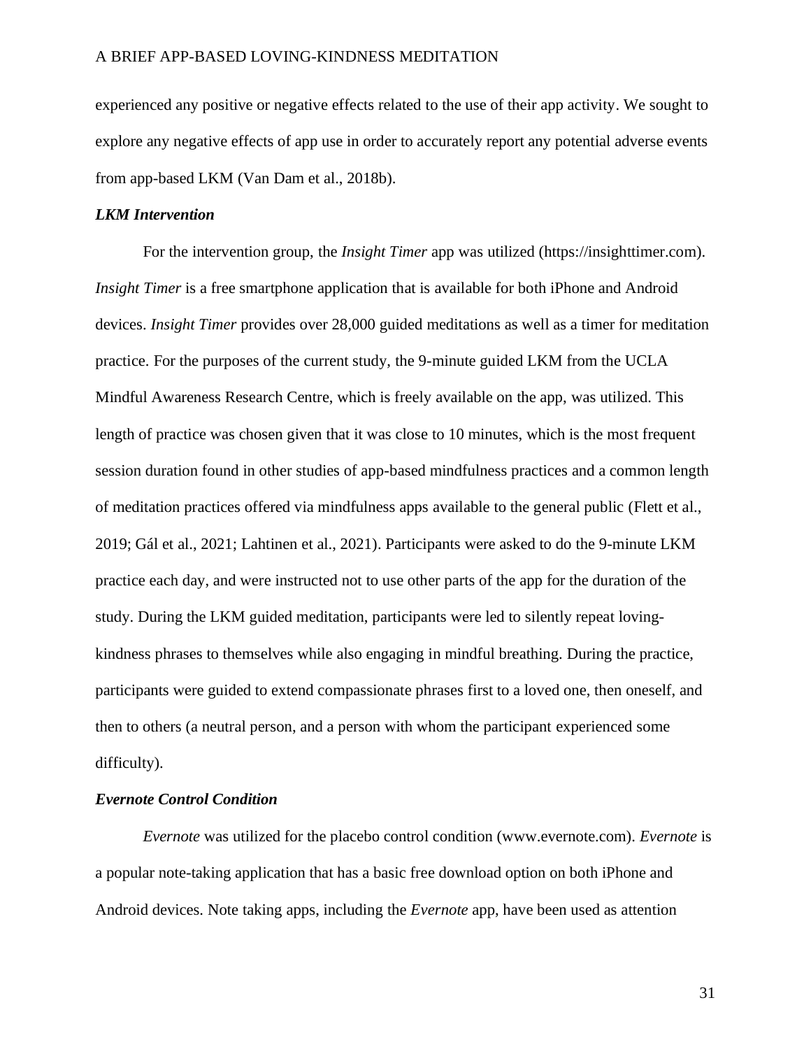experienced any positive or negative effects related to the use of their app activity. We sought to explore any negative effects of app use in order to accurately report any potential adverse events from app-based LKM (Van Dam et al., 2018b).

### *LKM Intervention*

For the intervention group, the *Insight Timer* app was utilized (https://insighttimer.com). *Insight Timer* is a free smartphone application that is available for both iPhone and Android devices. *Insight Timer* provides over 28,000 guided meditations as well as a timer for meditation practice. For the purposes of the current study, the 9-minute guided LKM from the UCLA Mindful Awareness Research Centre, which is freely available on the app, was utilized. This length of practice was chosen given that it was close to 10 minutes, which is the most frequent session duration found in other studies of app-based mindfulness practices and a common length of meditation practices offered via mindfulness apps available to the general public (Flett et al., 2019; Gál et al., 2021; Lahtinen et al., 2021). Participants were asked to do the 9-minute LKM practice each day, and were instructed not to use other parts of the app for the duration of the study. During the LKM guided meditation, participants were led to silently repeat loving-kindness phrases to themselves while also engaging in mindful breathing. During the practice, participants were guided to extend compassionate phrases first to a loved one, then oneself, and then to others (a neutral person, and a person with whom the participant experienced some difficulty).

### *Evernote Control Condition*

*Evernote* was utilized for the placebo control condition (www.evernote.com). *Evernote* is a popular note-taking application that has a basic free download option on both iPhone and Android devices. Note taking apps, including the *Evernote* app, have been used as attention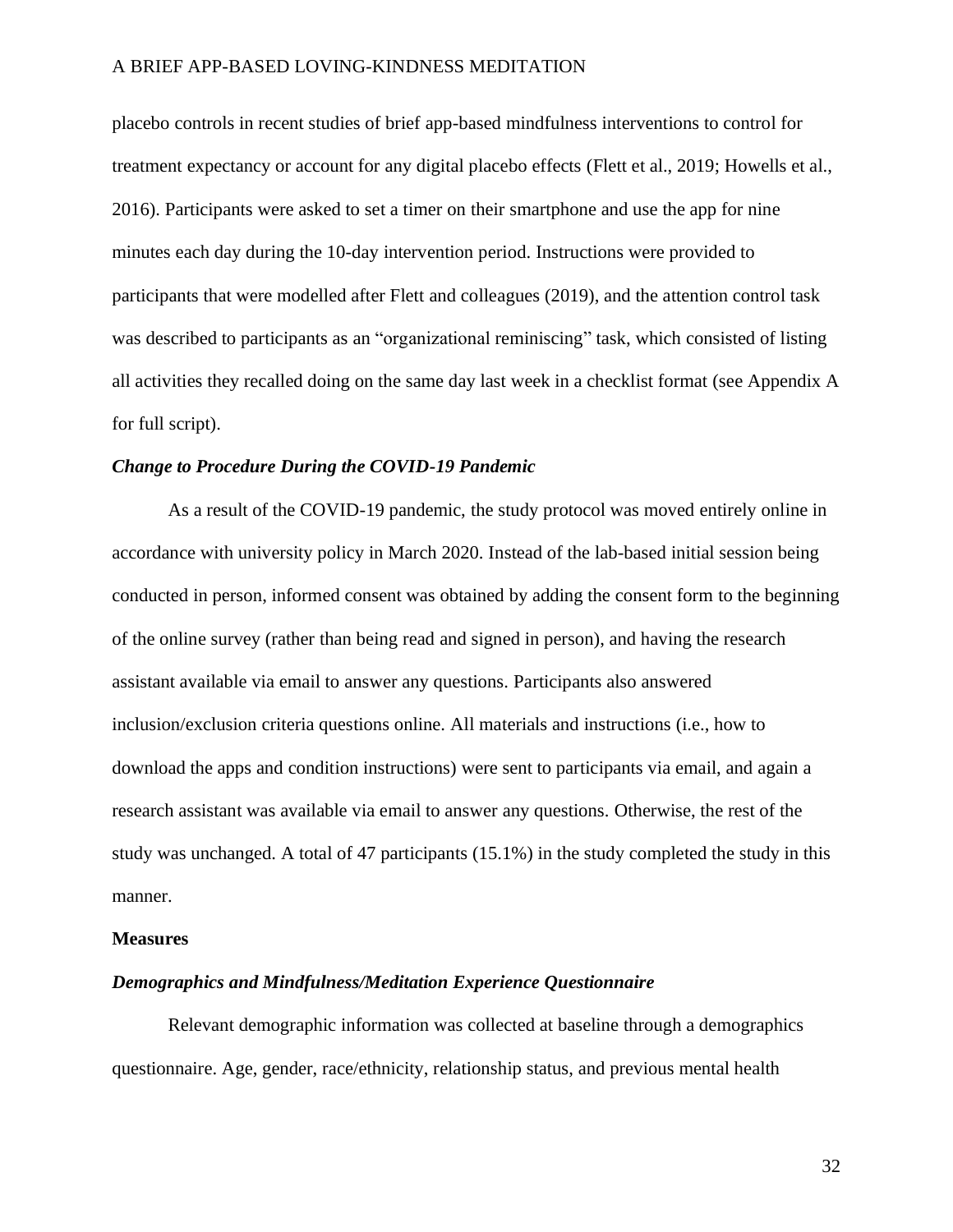placebo controls in recent studies of brief app-based mindfulness interventions to control for treatment expectancy or account for any digital placebo effects (Flett et al., 2019; Howells et al., 2016). Participants were asked to set a timer on their smartphone and use the app for nine minutes each day during the 10-day intervention period. Instructions were provided to participants that were modelled after Flett and colleagues (2019), and the attention control task was described to participants as an "organizational reminiscing" task, which consisted of listing all activities they recalled doing on the same day last week in a checklist format (see Appendix A for full script).

### *Change to Procedure During the COVID-19 Pandemic*

As a result of the COVID-19 pandemic, the study protocol was moved entirely online in accordance with university policy in March 2020. Instead of the lab-based initial session being conducted in person, informed consent was obtained by adding the consent form to the beginning of the online survey (rather than being read and signed in person), and having the research assistant available via email to answer any questions. Participants also answered inclusion/exclusion criteria questions online. All materials and instructions (i.e., how to download the apps and condition instructions) were sent to participants via email, and again a research assistant was available via email to answer any questions. Otherwise, the rest of the study was unchanged. A total of 47 participants (15.1%) in the study completed the study in this manner.

## Measures

### *Demographics and Mindfulness/Meditation Experience Questionnaire*

Relevant demographic information was collected at baseline through a demographics questionnaire. Age, gender, race/ethnicity, relationship status, and previous mental health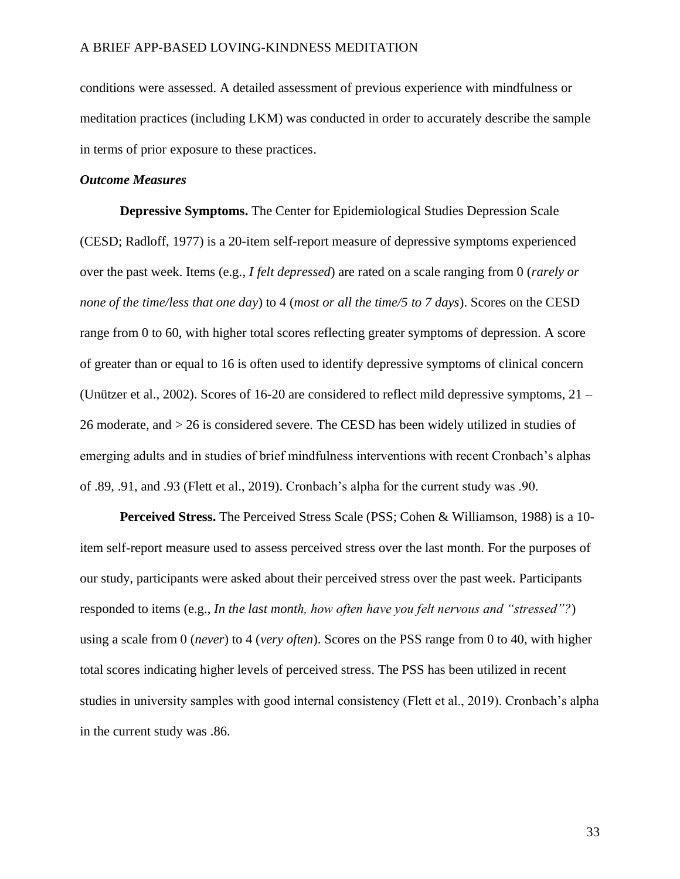conditions were assessed. A detailed assessment of previous experience with mindfulness or meditation practices (including LKM) was conducted in order to accurately describe the sample in terms of prior exposure to these practices.

### *Outcome Measures*

**Depressive Symptoms.** The Center for Epidemiological Studies Depression Scale (CESD; Radloff, 1977) is a 20-item self-report measure of depressive symptoms experienced over the past week. Items (e.g., *I felt depressed*) are rated on a scale ranging from 0 (*rarely or none of the time/less that one day*) to 4 (*most or all the time/5 to 7 days*). Scores on the CESD range from 0 to 60, with higher total scores reflecting greater symptoms of depression. A score of greater than or equal to 16 is often used to identify depressive symptoms of clinical concern (Unützer et al., 2002). Scores of 16-20 are considered to reflect mild depressive symptoms, 21 – 26 moderate, and > 26 is considered severe. The CESD has been widely utilized in studies of emerging adults and in studies of brief mindfulness interventions with recent Cronbach's alphas of .89, .91, and .93 (Flett et al., 2019). Cronbach's alpha for the current study was .90.

**Perceived Stress.** The Perceived Stress Scale (PSS; Cohen & Williamson, 1988) is a 10-item self-report measure used to assess perceived stress over the last month. For the purposes of our study, participants were asked about their perceived stress over the past week. Participants responded to items (e.g., *In the last month, how often have you felt nervous and "stressed"?*) using a scale from 0 (*never*) to 4 (*very often*). Scores on the PSS range from 0 to 40, with higher total scores indicating higher levels of perceived stress. The PSS has been utilized in recent studies in university samples with good internal consistency (Flett et al., 2019). Cronbach's alpha in the current study was .86.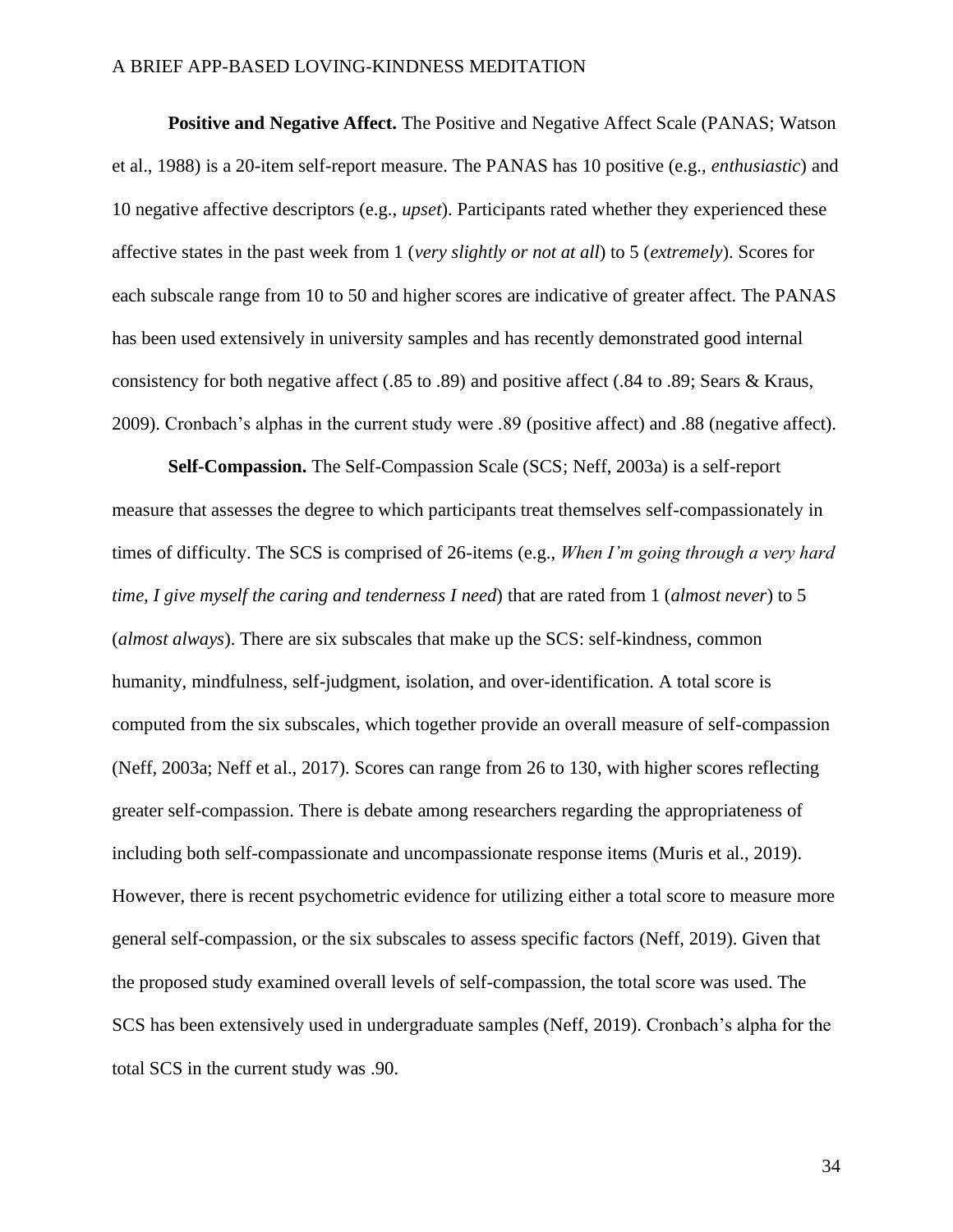**Positive and Negative Affect.** The Positive and Negative Affect Scale (PANAS; Watson et al., 1988) is a 20-item self-report measure. The PANAS has 10 positive (e.g., *enthusiastic*) and 10 negative affective descriptors (e.g., *upset*). Participants rated whether they experienced these affective states in the past week from 1 (*very slightly or not at all*) to 5 (*extremely*). Scores for each subscale range from 10 to 50 and higher scores are indicative of greater affect. The PANAS has been used extensively in university samples and has recently demonstrated good internal consistency for both negative affect (.85 to .89) and positive affect (.84 to .89; Sears & Kraus, 2009). Cronbach's alphas in the current study were .89 (positive affect) and .88 (negative affect).

**Self-Compassion.** The Self-Compassion Scale (SCS; Neff, 2003a) is a self-report measure that assesses the degree to which participants treat themselves self-compassionately in times of difficulty. The SCS is comprised of 26-items (e.g., *When I'm going through a very hard time, I give myself the caring and tenderness I need*) that are rated from 1 (*almost never*) to 5 (*almost always*). There are six subscales that make up the SCS: self-kindness, common humanity, mindfulness, self-judgment, isolation, and over-identification. A total score is computed from the six subscales, which together provide an overall measure of self-compassion (Neff, 2003a; Neff et al., 2017). Scores can range from 26 to 130, with higher scores reflecting greater self-compassion. There is debate among researchers regarding the appropriateness of including both self-compassionate and uncompassionate response items (Muris et al., 2019). However, there is recent psychometric evidence for utilizing either a total score to measure more general self-compassion, or the six subscales to assess specific factors (Neff, 2019). Given that the proposed study examined overall levels of self-compassion, the total score was used. The SCS has been extensively used in undergraduate samples (Neff, 2019). Cronbach's alpha for the total SCS in the current study was .90.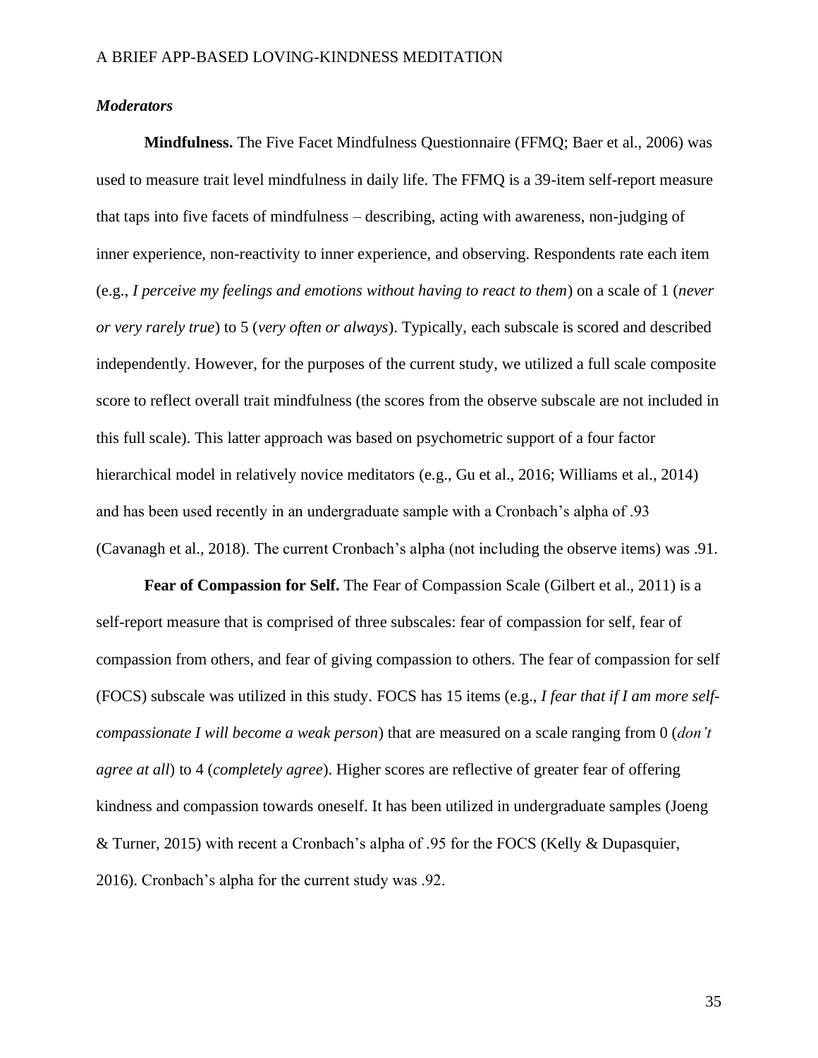### *Moderators*

**Mindfulness.** The Five Facet Mindfulness Questionnaire (FFMQ; Baer et al., 2006) was used to measure trait level mindfulness in daily life. The FFMQ is a 39-item self-report measure that taps into five facets of mindfulness – describing, acting with awareness, non-judging of inner experience, non-reactivity to inner experience, and observing. Respondents rate each item (e.g., *I perceive my feelings and emotions without having to react to them*) on a scale of 1 (*never or very rarely true*) to 5 (*very often or always*). Typically, each subscale is scored and described independently. However, for the purposes of the current study, we utilized a full scale composite score to reflect overall trait mindfulness (the scores from the observe subscale are not included in this full scale). This latter approach was based on psychometric support of a four factor hierarchical model in relatively novice meditators (e.g., Gu et al., 2016; Williams et al., 2014) and has been used recently in an undergraduate sample with a Cronbach's alpha of .93 (Cavanagh et al., 2018). The current Cronbach's alpha (not including the observe items) was .91.

**Fear of Compassion for Self.** The Fear of Compassion Scale (Gilbert et al., 2011) is a self-report measure that is comprised of three subscales: fear of compassion for self, fear of compassion from others, and fear of giving compassion to others. The fear of compassion for self (FOCS) subscale was utilized in this study. FOCS has 15 items (e.g., *I fear that if I am more self-compassionate I will become a weak person*) that are measured on a scale ranging from 0 (*don't agree at all*) to 4 (*completely agree*). Higher scores are reflective of greater fear of offering kindness and compassion towards oneself. It has been utilized in undergraduate samples (Joeng & Turner, 2015) with recent a Cronbach's alpha of .95 for the FOCS (Kelly & Dupasquier, 2016). Cronbach's alpha for the current study was .92.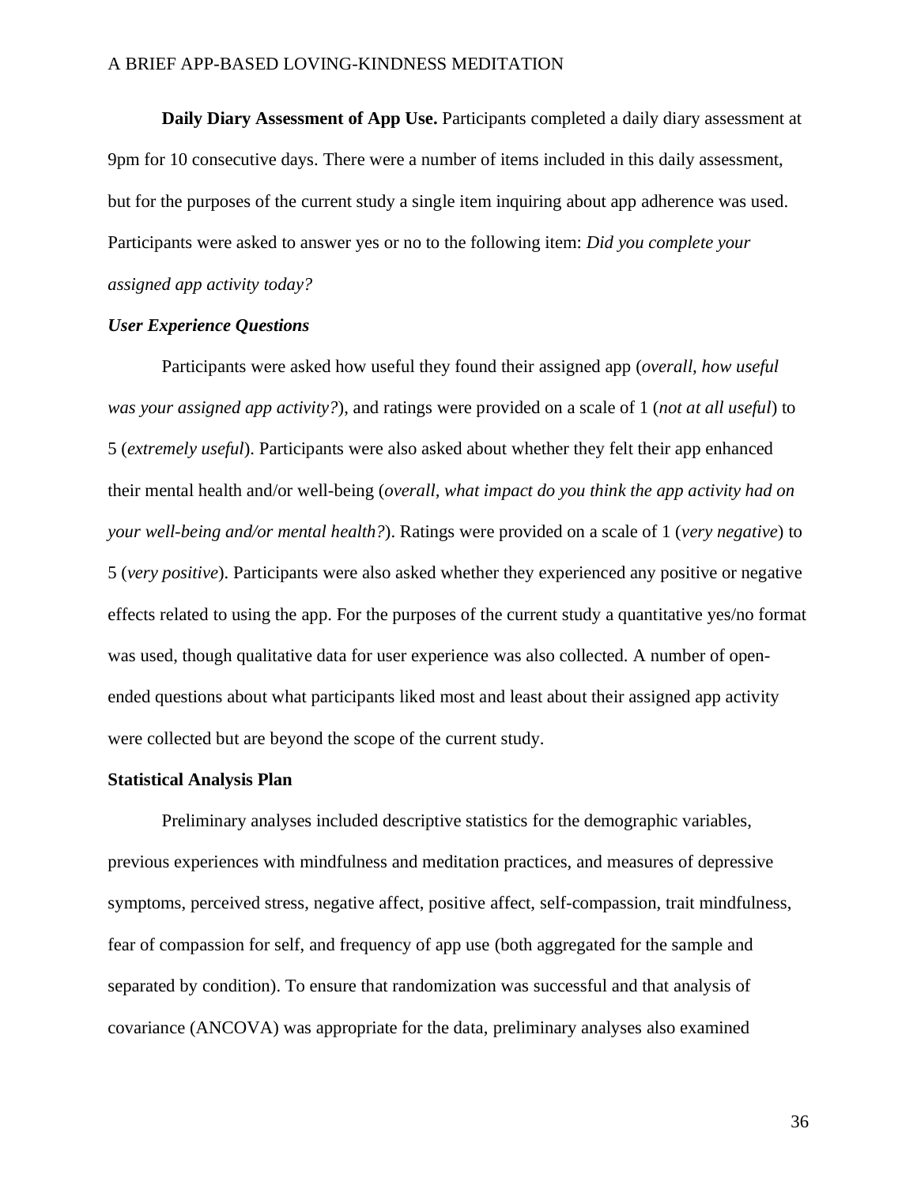**Daily Diary Assessment of App Use.** Participants completed a daily diary assessment at 9pm for 10 consecutive days. There were a number of items included in this daily assessment, but for the purposes of the current study a single item inquiring about app adherence was used. Participants were asked to answer yes or no to the following item: *Did you complete your assigned app activity today?*

### *User Experience Questions*

Participants were asked how useful they found their assigned app (*overall, how useful was your assigned app activity?*), and ratings were provided on a scale of 1 (*not at all useful*) to 5 (*extremely useful*). Participants were also asked about whether they felt their app enhanced their mental health and/or well-being (*overall, what impact do you think the app activity had on your well-being and/or mental health?*). Ratings were provided on a scale of 1 (*very negative*) to 5 (*very positive*). Participants were also asked whether they experienced any positive or negative effects related to using the app. For the purposes of the current study a quantitative yes/no format was used, though qualitative data for user experience was also collected. A number of open-ended questions about what participants liked most and least about their assigned app activity were collected but are beyond the scope of the current study.

## Statistical Analysis Plan

Preliminary analyses included descriptive statistics for the demographic variables, previous experiences with mindfulness and meditation practices, and measures of depressive symptoms, perceived stress, negative affect, positive affect, self-compassion, trait mindfulness, fear of compassion for self, and frequency of app use (both aggregated for the sample and separated by condition). To ensure that randomization was successful and that analysis of covariance (ANCOVA) was appropriate for the data, preliminary analyses also examined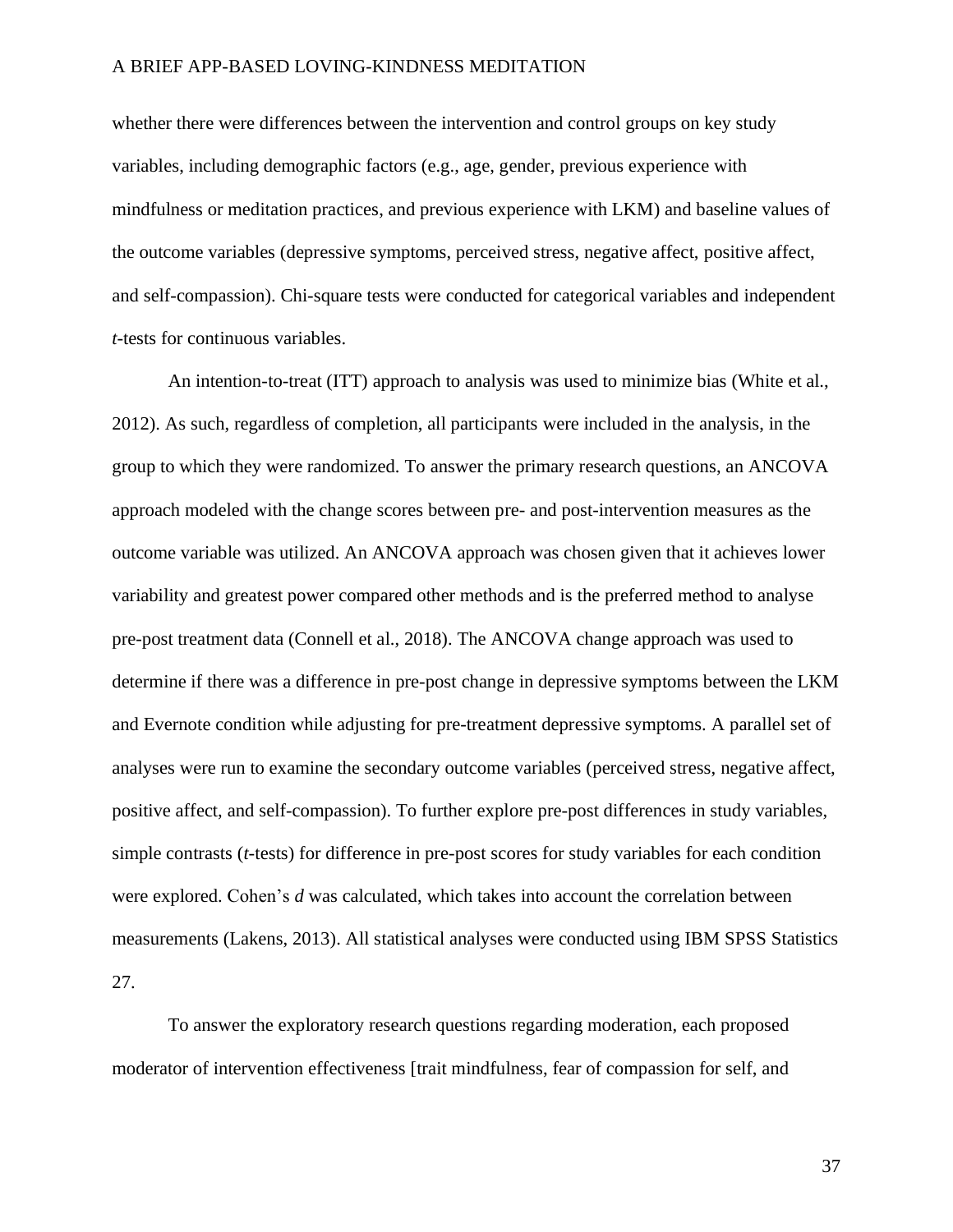whether there were differences between the intervention and control groups on key study variables, including demographic factors (e.g., age, gender, previous experience with mindfulness or meditation practices, and previous experience with LKM) and baseline values of the outcome variables (depressive symptoms, perceived stress, negative affect, positive affect, and self-compassion). Chi-square tests were conducted for categorical variables and independent *t*-tests for continuous variables.

An intention-to-treat (ITT) approach to analysis was used to minimize bias (White et al., 2012). As such, regardless of completion, all participants were included in the analysis, in the group to which they were randomized. To answer the primary research questions, an ANCOVA approach modeled with the change scores between pre- and post-intervention measures as the outcome variable was utilized. An ANCOVA approach was chosen given that it achieves lower variability and greatest power compared other methods and is the preferred method to analyse pre-post treatment data (Connell et al., 2018). The ANCOVA change approach was used to determine if there was a difference in pre-post change in depressive symptoms between the LKM and Evernote condition while adjusting for pre-treatment depressive symptoms. A parallel set of analyses were run to examine the secondary outcome variables (perceived stress, negative affect, positive affect, and self-compassion). To further explore pre-post differences in study variables, simple contrasts (*t*-tests) for difference in pre-post scores for study variables for each condition were explored. Cohen's *d* was calculated, which takes into account the correlation between measurements (Lakens, 2013). All statistical analyses were conducted using IBM SPSS Statistics 27.

To answer the exploratory research questions regarding moderation, each proposed moderator of intervention effectiveness [trait mindfulness, fear of compassion for self, and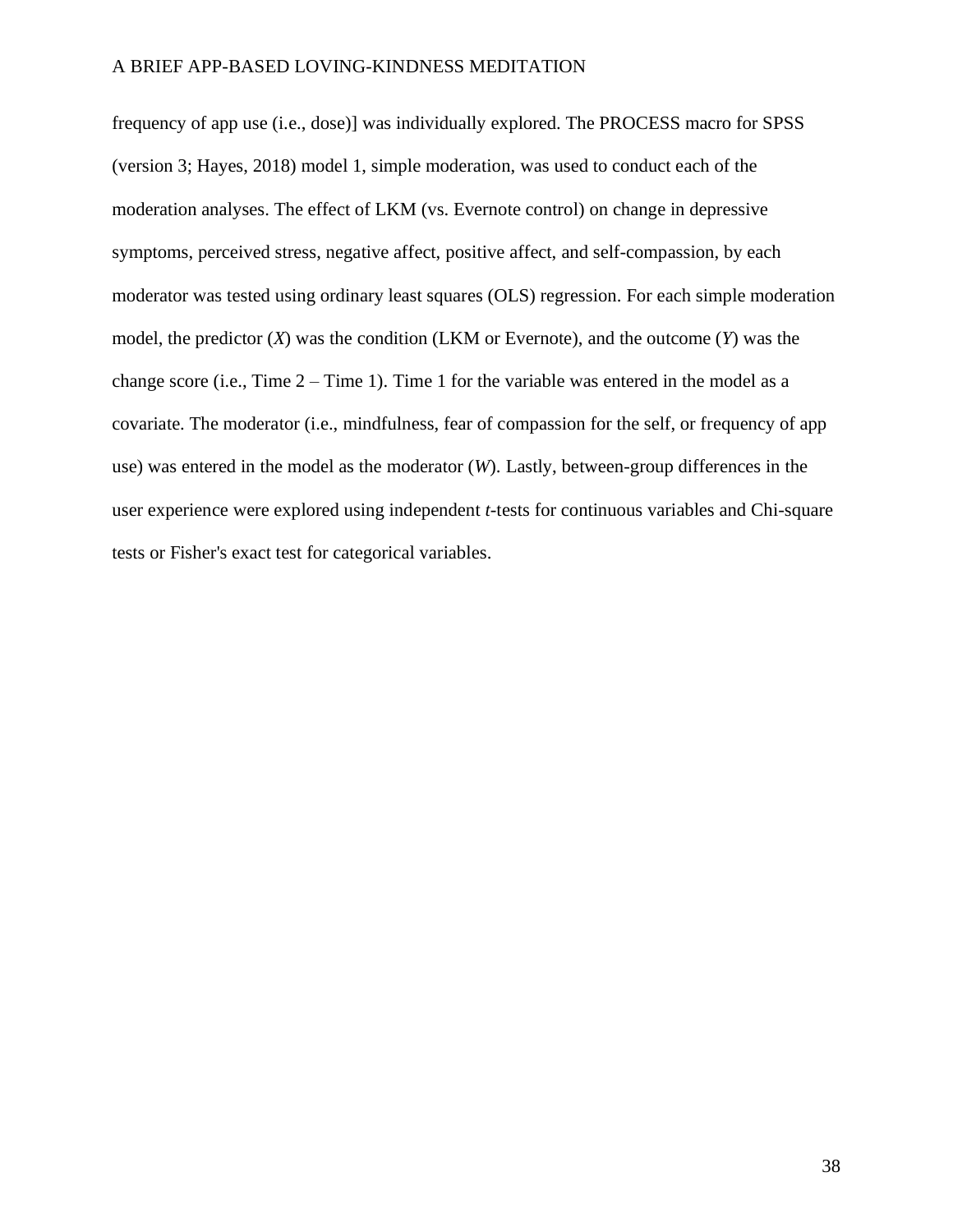frequency of app use (i.e., dose)] was individually explored. The PROCESS macro for SPSS (version 3; Hayes, 2018) model 1, simple moderation, was used to conduct each of the moderation analyses. The effect of LKM (vs. Evernote control) on change in depressive symptoms, perceived stress, negative affect, positive affect, and self-compassion, by each moderator was tested using ordinary least squares (OLS) regression. For each simple moderation model, the predictor ($X$) was the condition (LKM or Evernote), and the outcome ($Y$) was the change score (i.e., Time 2 – Time 1). Time 1 for the variable was entered in the model as a covariate. The moderator (i.e., mindfulness, fear of compassion for the self, or frequency of app use) was entered in the model as the moderator ($W$). Lastly, between-group differences in the user experience were explored using independent *t*-tests for continuous variables and Chi-square tests or Fisher's exact test for categorical variables.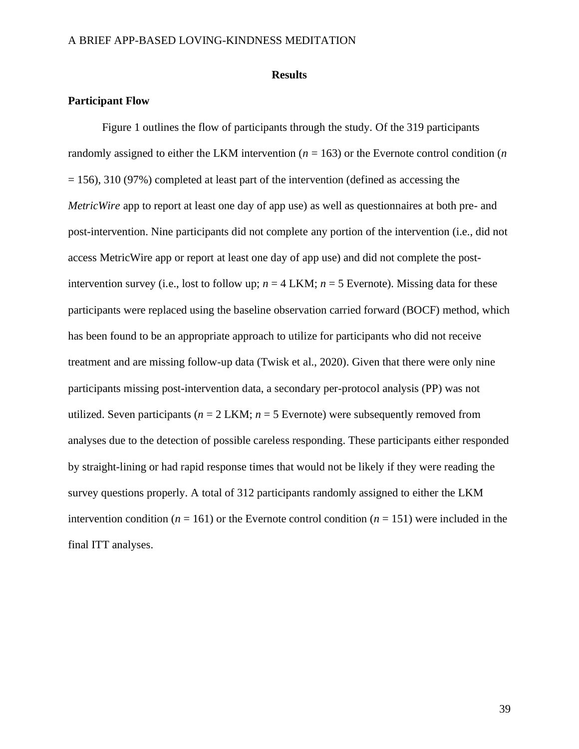## Results

### Participant Flow

Figure 1 outlines the flow of participants through the study. Of the 319 participants randomly assigned to either the LKM intervention ($n$ = 163) or the Evernote control condition ($n$ = 156), 310 (97%) completed at least part of the intervention (defined as accessing the *MetricWire* app to report at least one day of app use) as well as questionnaires at both pre- and post-intervention. Nine participants did not complete any portion of the intervention (i.e., did not access MetricWire app or report at least one day of app use) and did not complete the post-intervention survey (i.e., lost to follow up; $n$ = 4 LKM; $n$ = 5 Evernote). Missing data for these participants were replaced using the baseline observation carried forward (BOCF) method, which has been found to be an appropriate approach to utilize for participants who did not receive treatment and are missing follow-up data (Twisk et al., 2020). Given that there were only nine participants missing post-intervention data, a secondary per-protocol analysis (PP) was not utilized. Seven participants ($n$ = 2 LKM; $n$ = 5 Evernote) were subsequently removed from analyses due to the detection of possible careless responding. These participants either responded by straight-lining or had rapid response times that would not be likely if they were reading the survey questions properly. A total of 312 participants randomly assigned to either the LKM intervention condition ($n$ = 161) or the Evernote control condition ($n$ = 151) were included in the final ITT analyses.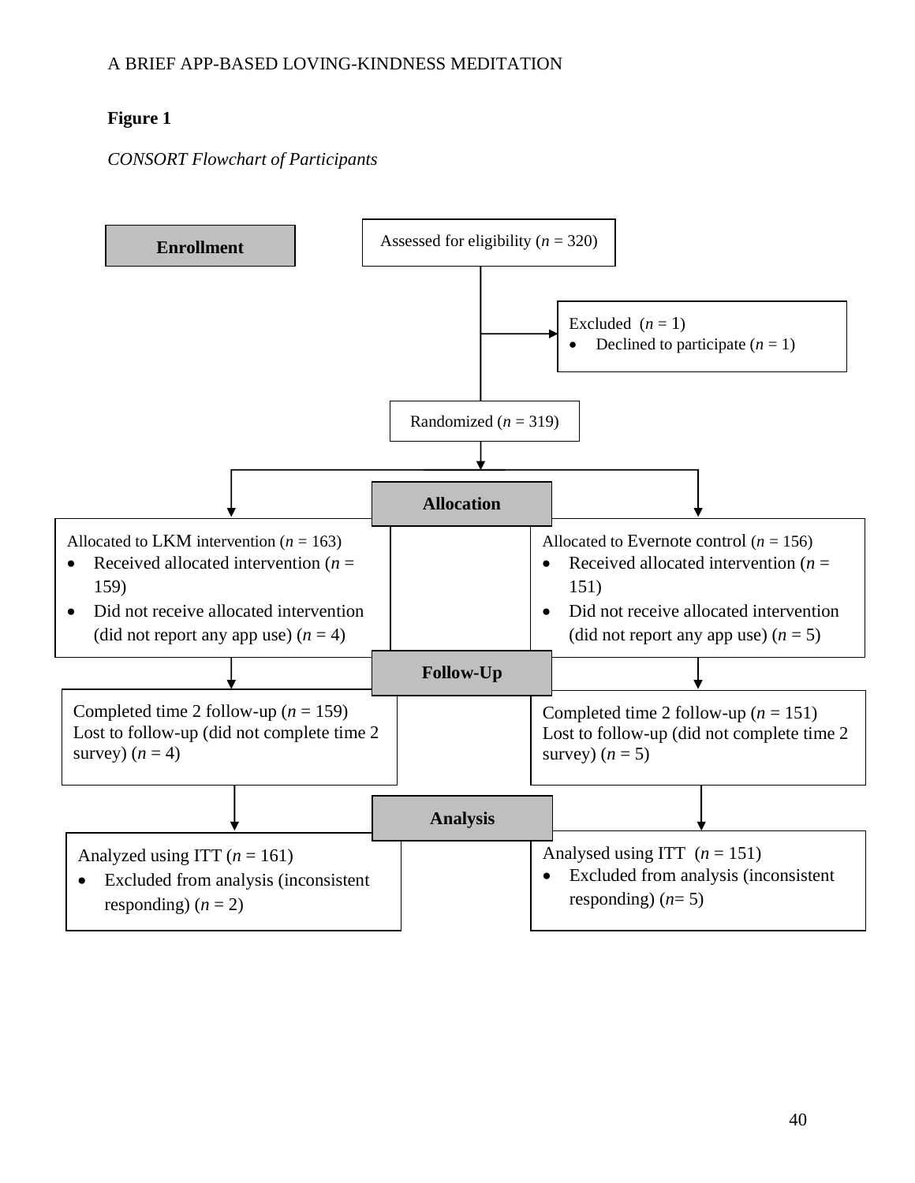**Figure 1**

*CONSORT Flowchart of Participants*

**Enrollment**

Assessed for eligibility (*n* = 320)

Excluded (*n* = 1)

- Declined to participate (*n* = 1)

Randomized (*n* = 319)

**Allocation**

Allocated to LKM intervention (*n* = 163)

- Received allocated intervention (*n* = 159)
- Did not receive allocated intervention (did not report any app use) (*n* = 4)

Allocated to Evernote control (*n* = 156)

- Received allocated intervention (*n* = 151)
- Did not receive allocated intervention (did not report any app use) (*n* = 5)

**Follow-Up**

Completed time 2 follow-up (*n* = 159)
Lost to follow-up (did not complete time 2 survey) (*n* = 4)

Completed time 2 follow-up (*n* = 151)
Lost to follow-up (did not complete time 2 survey) (*n* = 5)

**Analysis**

Analyzed using ITT (*n* = 161)

- Excluded from analysis (inconsistent responding) (*n* = 2)

Analysed using ITT (*n* = 151)

- Excluded from analysis (inconsistent responding) (*n*= 5)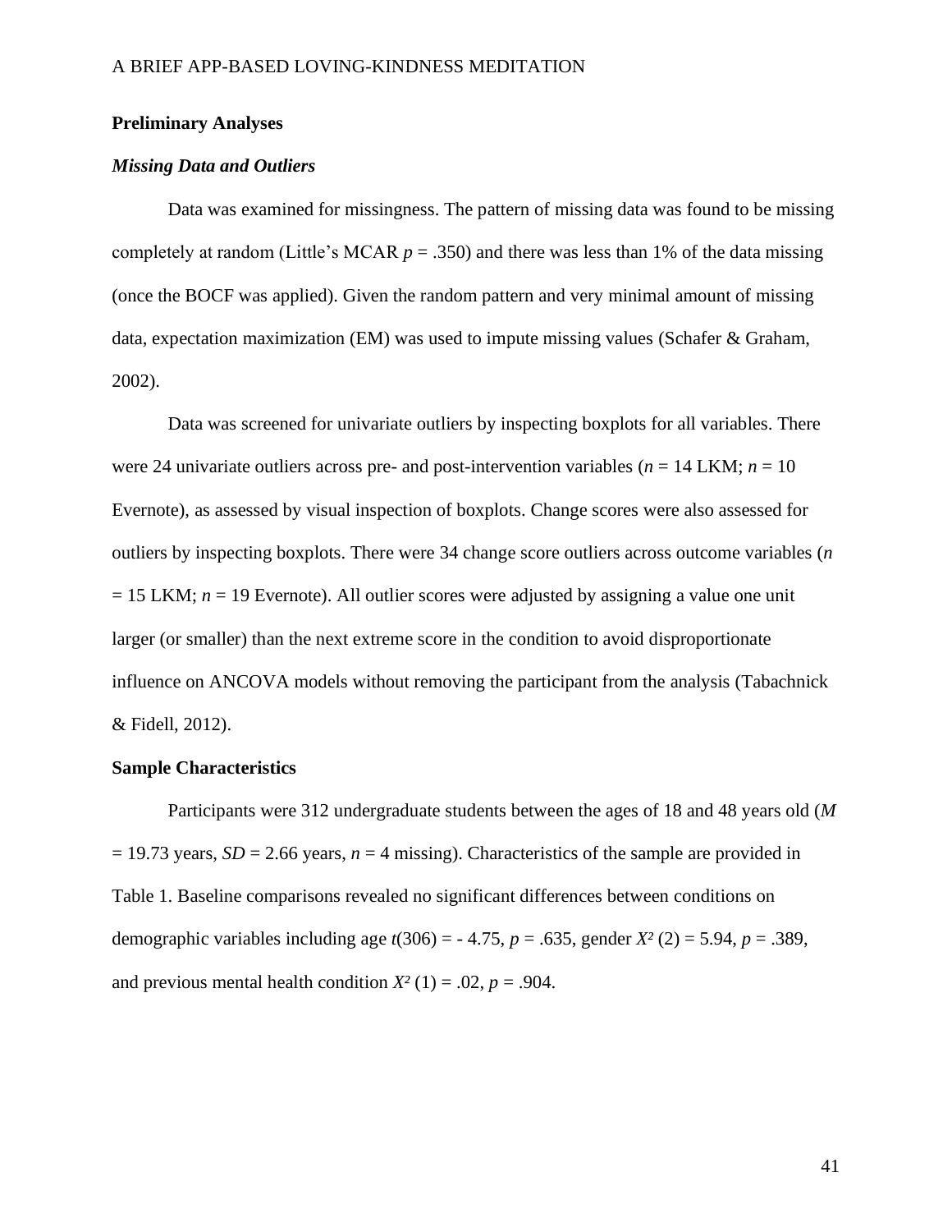## Preliminary Analyses

### *Missing Data and Outliers*

Data was examined for missingness. The pattern of missing data was found to be missing completely at random (Little's MCAR $p$ = .350) and there was less than 1% of the data missing (once the BOCF was applied). Given the random pattern and very minimal amount of missing data, expectation maximization (EM) was used to impute missing values (Schafer & Graham, 2002).

Data was screened for univariate outliers by inspecting boxplots for all variables. There were 24 univariate outliers across pre- and post-intervention variables ($n$ = 14 LKM; $n$ = 10 Evernote), as assessed by visual inspection of boxplots. Change scores were also assessed for outliers by inspecting boxplots. There were 34 change score outliers across outcome variables ($n$ = 15 LKM; $n$ = 19 Evernote). All outlier scores were adjusted by assigning a value one unit larger (or smaller) than the next extreme score in the condition to avoid disproportionate influence on ANCOVA models without removing the participant from the analysis (Tabachnick & Fidell, 2012).

## Sample Characteristics

Participants were 312 undergraduate students between the ages of 18 and 48 years old ($M$ = 19.73 years, $SD$ = 2.66 years, $n$ = 4 missing). Characteristics of the sample are provided in Table 1. Baseline comparisons revealed no significant differences between conditions on demographic variables including age $t(306) = -4.75$, $p$ = .635, gender $X^2(2) = 5.94$, $p$ = .389, and previous mental health condition $X^2(1) = .02$, $p$ = .904.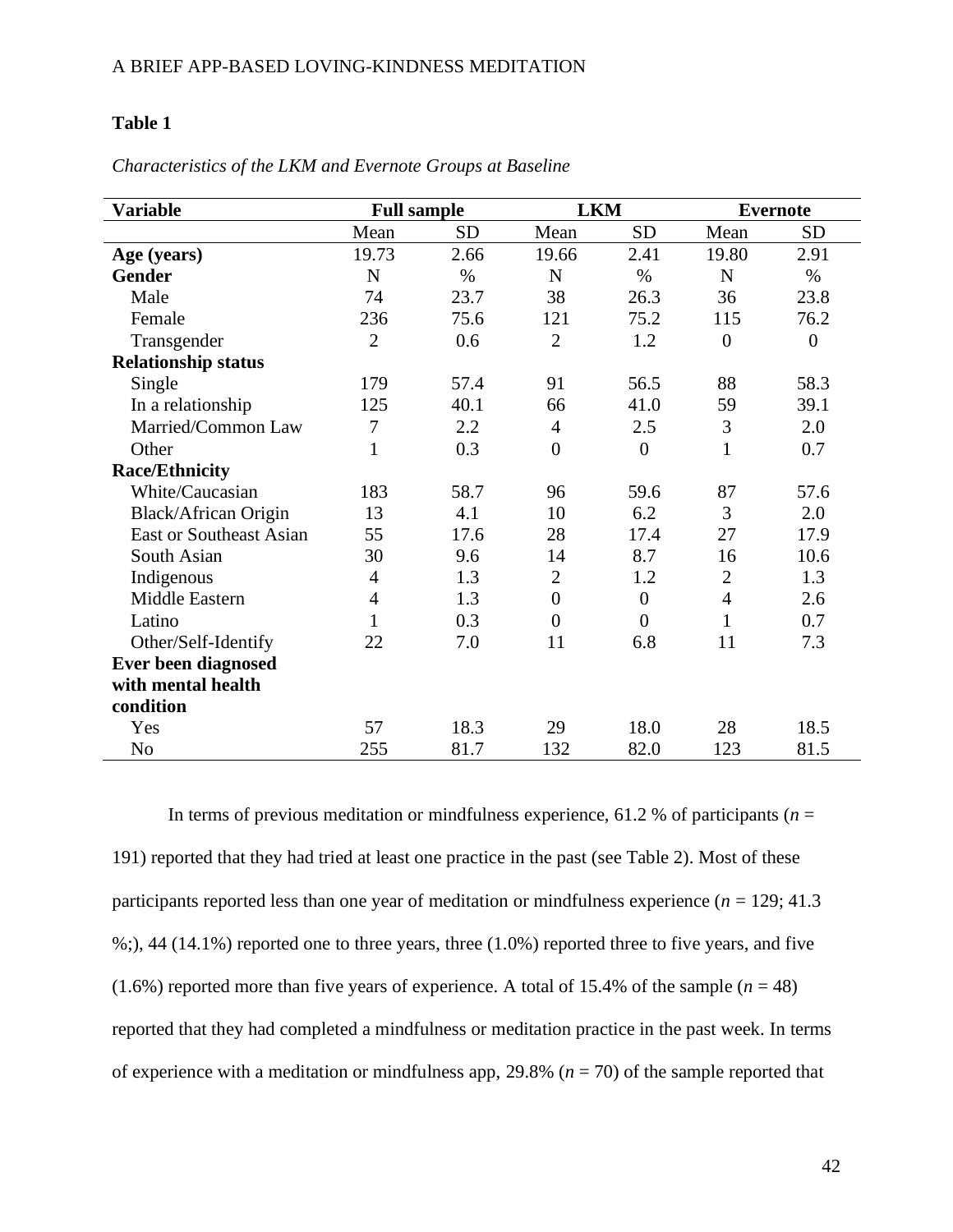**Table 1**

*Characteristics of the LKM and Evernote Groups at Baseline*

| Variable | Full sample | | LKM | | Evernote | |
|---|---|---|---|---|---|---|
| | Mean | SD | Mean | SD | Mean | SD |
| **Age (years)** | 19.73 | 2.66 | 19.66 | 2.41 | 19.80 | 2.91 |
| **Gender** | N | % | N | % | N | % |
| Male | 74 | 23.7 | 38 | 26.3 | 36 | 23.8 |
| Female | 236 | 75.6 | 121 | 75.2 | 115 | 76.2 |
| Transgender | 2 | 0.6 | 2 | 1.2 | 0 | 0 |
| **Relationship status** | | | | | | |
| Single | 179 | 57.4 | 91 | 56.5 | 88 | 58.3 |
| In a relationship | 125 | 40.1 | 66 | 41.0 | 59 | 39.1 |
| Married/Common Law | 7 | 2.2 | 4 | 2.5 | 3 | 2.0 |
| Other | 1 | 0.3 | 0 | 0 | 1 | 0.7 |
| **Race/Ethnicity** | | | | | | |
| White/Caucasian | 183 | 58.7 | 96 | 59.6 | 87 | 57.6 |
| Black/African Origin | 13 | 4.1 | 10 | 6.2 | 3 | 2.0 |
| East or Southeast Asian | 55 | 17.6 | 28 | 17.4 | 27 | 17.9 |
| South Asian | 30 | 9.6 | 14 | 8.7 | 16 | 10.6 |
| Indigenous | 4 | 1.3 | 2 | 1.2 | 2 | 1.3 |
| Middle Eastern | 4 | 1.3 | 0 | 0 | 4 | 2.6 |
| Latino | 1 | 0.3 | 0 | 0 | 1 | 0.7 |
| Other/Self-Identify | 22 | 7.0 | 11 | 6.8 | 11 | 7.3 |
| **Ever been diagnosed with mental health condition** | | | | | | |
| Yes | 57 | 18.3 | 29 | 18.0 | 28 | 18.5 |
| No | 255 | 81.7 | 132 | 82.0 | 123 | 81.5 |

In terms of previous meditation or mindfulness experience, 61.2 % of participants (*n* = 191) reported that they had tried at least one practice in the past (see Table 2). Most of these participants reported less than one year of meditation or mindfulness experience (*n* = 129; 41.3 %;), 44 (14.1%) reported one to three years, three (1.0%) reported three to five years, and five (1.6%) reported more than five years of experience. A total of 15.4% of the sample (*n* = 48) reported that they had completed a mindfulness or meditation practice in the past week. In terms of experience with a meditation or mindfulness app, 29.8% (*n* = 70) of the sample reported that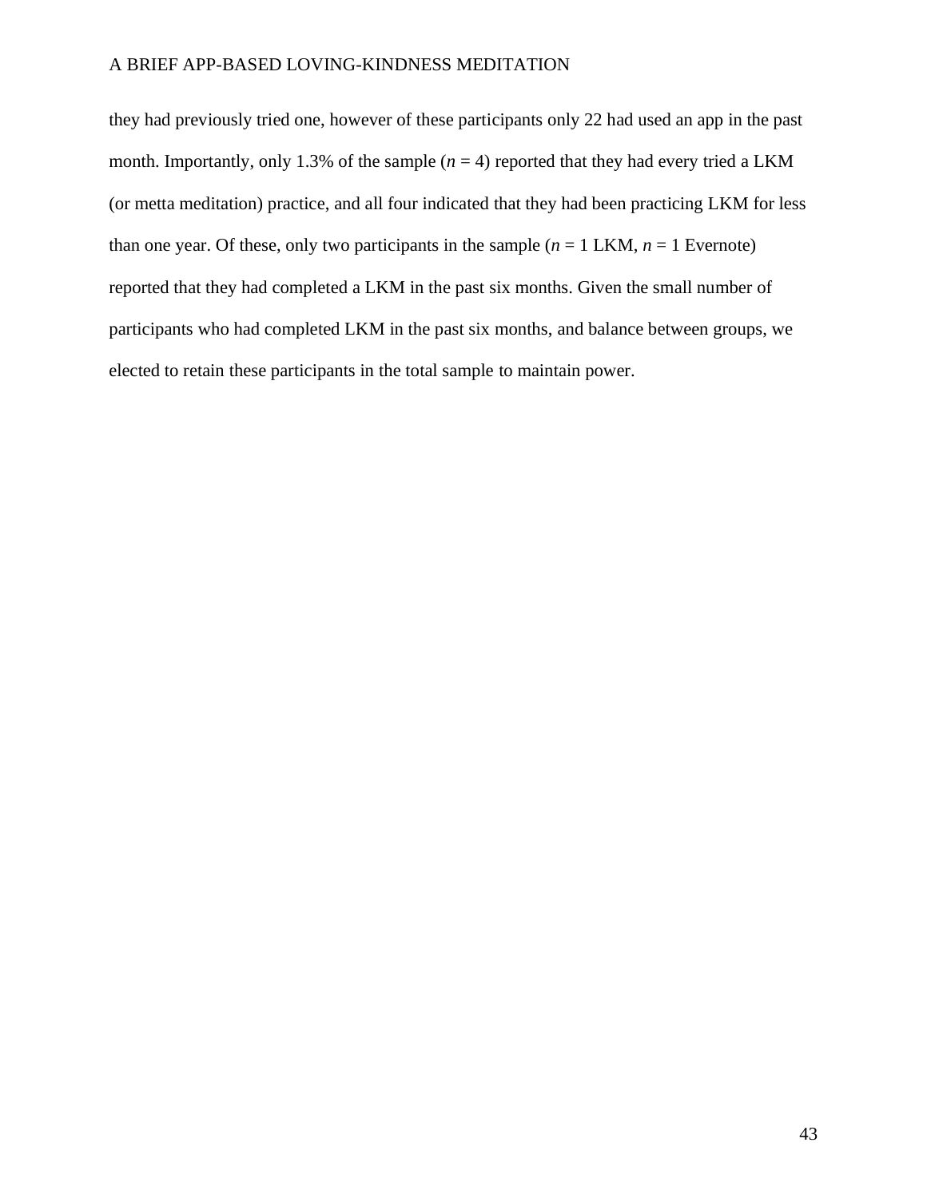they had previously tried one, however of these participants only 22 had used an app in the past month. Importantly, only 1.3% of the sample ($n = 4$) reported that they had every tried a LKM (or metta meditation) practice, and all four indicated that they had been practicing LKM for less than one year. Of these, only two participants in the sample ($n = 1$ LKM, $n = 1$ Evernote) reported that they had completed a LKM in the past six months. Given the small number of participants who had completed LKM in the past six months, and balance between groups, we elected to retain these participants in the total sample to maintain power.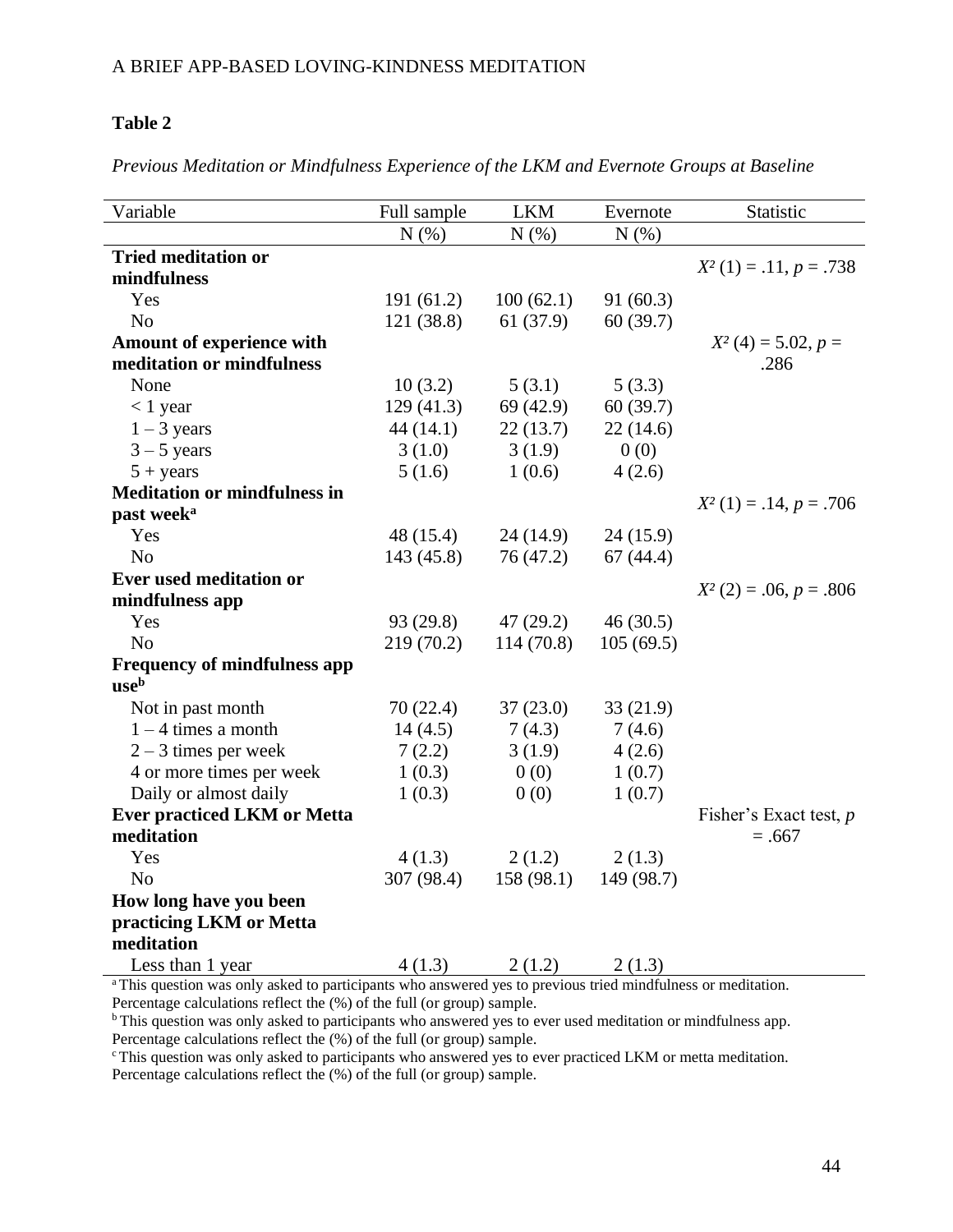**Table 2**

*Previous Meditation or Mindfulness Experience of the LKM and Evernote Groups at Baseline*

| Variable | Full sample | LKM | Evernote | Statistic |
|---|---|---|---|---|
| | N (%) | N (%) | N (%) | |
| **Tried meditation or mindfulness** | | | | $X^2$ (1) = .11, $p$ = .738 |
| Yes | 191 (61.2) | 100 (62.1) | 91 (60.3) | |
| No | 121 (38.8) | 61 (37.9) | 60 (39.7) | |
| **Amount of experience with meditation or mindfulness** | | | | $X^2$ (4) = 5.02, $p$ = .286 |
| None | 10 (3.2) | 5 (3.1) | 5 (3.3) | |
| < 1 year | 129 (41.3) | 69 (42.9) | 60 (39.7) | |
| 1 – 3 years | 44 (14.1) | 22 (13.7) | 22 (14.6) | |
| 3 – 5 years | 3 (1.0) | 3 (1.9) | 0 (0) | |
| 5 + years | 5 (1.6) | 1 (0.6) | 4 (2.6) | |
| **Meditation or mindfulness in past week**[a] | | | | $X^2$ (1) = .14, $p$ = .706 |
| Yes | 48 (15.4) | 24 (14.9) | 24 (15.9) | |
| No | 143 (45.8) | 76 (47.2) | 67 (44.4) | |
| **Ever used meditation or mindfulness app** | | | | $X^2$ (2) = .06, $p$ = .806 |
| Yes | 93 (29.8) | 47 (29.2) | 46 (30.5) | |
| No | 219 (70.2) | 114 (70.8) | 105 (69.5) | |
| **Frequency of mindfulness app use**[b] | | | | |
| Not in past month | 70 (22.4) | 37 (23.0) | 33 (21.9) | |
| 1 – 4 times a month | 14 (4.5) | 7 (4.3) | 7 (4.6) | |
| 2 – 3 times per week | 7 (2.2) | 3 (1.9) | 4 (2.6) | |
| 4 or more times per week | 1 (0.3) | 0 (0) | 1 (0.7) | |
| Daily or almost daily | 1 (0.3) | 0 (0) | 1 (0.7) | |
| **Ever practiced LKM or Metta meditation** | | | | Fisher's Exact test, $p$ = .667 |
| Yes | 4 (1.3) | 2 (1.2) | 2 (1.3) | |
| No | 307 (98.4) | 158 (98.1) | 149 (98.7) | |
| **How long have you been practicing LKM or Metta meditation** | | | | |
| Less than 1 year | 4 (1.3) | 2 (1.2) | 2 (1.3) | |

[a] This question was only asked to participants who answered yes to previous tried mindfulness or meditation. Percentage calculations reflect the (%) of the full (or group) sample.

[b] This question was only asked to participants who answered yes to ever used meditation or mindfulness app. Percentage calculations reflect the (%) of the full (or group) sample.

[c] This question was only asked to participants who answered yes to ever practiced LKM or metta meditation. Percentage calculations reflect the (%) of the full (or group) sample.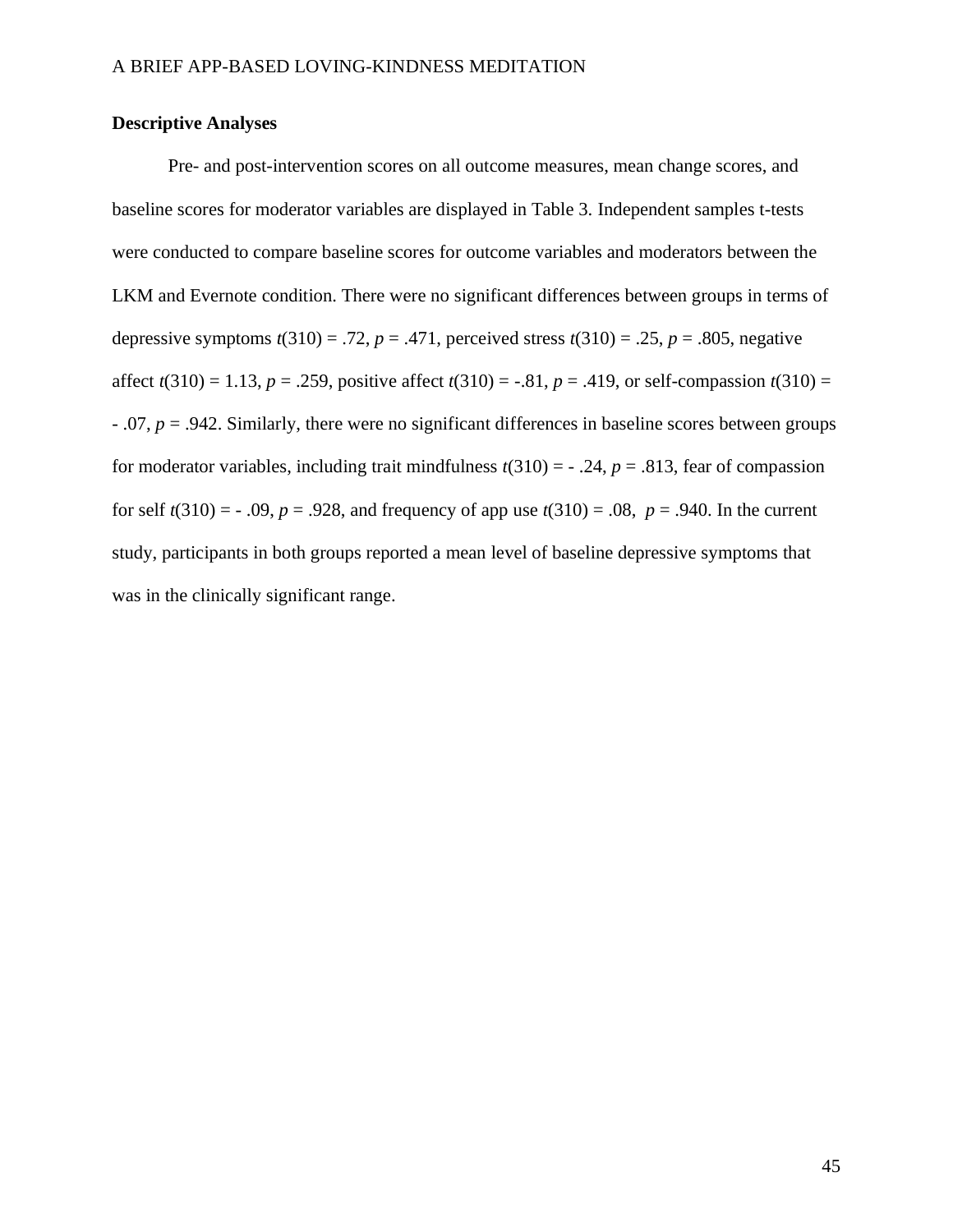## Descriptive Analyses

Pre- and post-intervention scores on all outcome measures, mean change scores, and baseline scores for moderator variables are displayed in Table 3. Independent samples t-tests were conducted to compare baseline scores for outcome variables and moderators between the LKM and Evernote condition. There were no significant differences between groups in terms of depressive symptoms $t(310) = .72$, $p = .471$, perceived stress $t(310) = .25$, $p = .805$, negative affect $t(310) = 1.13$, $p = .259$, positive affect $t(310) = -.81$, $p = .419$, or self-compassion $t(310) = -.07$, $p = .942$. Similarly, there were no significant differences in baseline scores between groups for moderator variables, including trait mindfulness $t(310) = -.24$, $p = .813$, fear of compassion for self $t(310) = -.09$, $p = .928$, and frequency of app use $t(310) = .08$, $p = .940$. In the current study, participants in both groups reported a mean level of baseline depressive symptoms that was in the clinically significant range.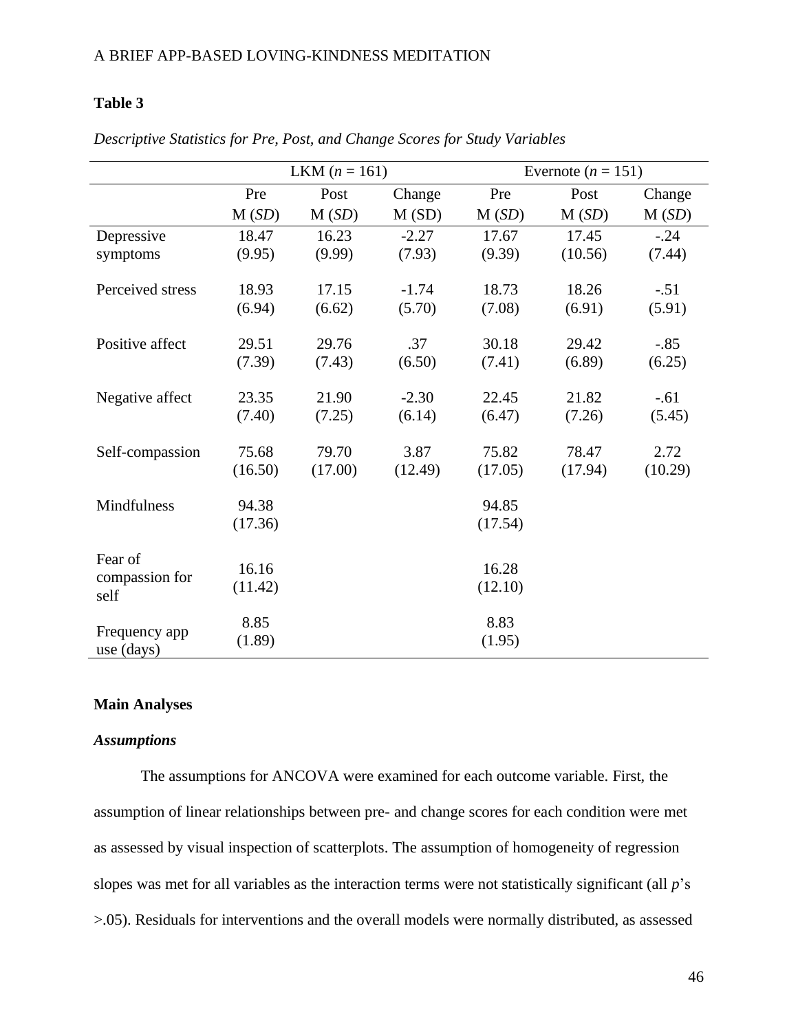**Table 3**

*Descriptive Statistics for Pre, Post, and Change Scores for Study Variables*

| | LKM (*n* = 161) | | | Evernote (*n* = 151) | | |
|---|---|---|---|---|---|---|
| | Pre M (*SD*) | Post M (*SD*) | Change M (SD) | Pre M (*SD*) | Post M (*SD*) | Change M (*SD*) |
| Depressive symptoms | 18.47 (9.95) | 16.23 (9.99) | -2.27 (7.93) | 17.67 (9.39) | 17.45 (10.56) | -.24 (7.44) |
| Perceived stress | 18.93 (6.94) | 17.15 (6.62) | -1.74 (5.70) | 18.73 (7.08) | 18.26 (6.91) | -.51 (5.91) |
| Positive affect | 29.51 (7.39) | 29.76 (7.43) | .37 (6.50) | 30.18 (7.41) | 29.42 (6.89) | -.85 (6.25) |
| Negative affect | 23.35 (7.40) | 21.90 (7.25) | -2.30 (6.14) | 22.45 (6.47) | 21.82 (7.26) | -.61 (5.45) |
| Self-compassion | 75.68 (16.50) | 79.70 (17.00) | 3.87 (12.49) | 75.82 (17.05) | 78.47 (17.94) | 2.72 (10.29) |
| Mindfulness | 94.38 (17.36) | | | 94.85 (17.54) | | |
| Fear of compassion for self | 16.16 (11.42) | | | 16.28 (12.10) | | |
| Frequency app use (days) | 8.85 (1.89) | | | 8.83 (1.95) | | |

## Main Analyses

### *Assumptions*

The assumptions for ANCOVA were examined for each outcome variable. First, the assumption of linear relationships between pre- and change scores for each condition were met as assessed by visual inspection of scatterplots. The assumption of homogeneity of regression slopes was met for all variables as the interaction terms were not statistically significant (all $p$'s $>.05$). Residuals for interventions and the overall models were normally distributed, as assessed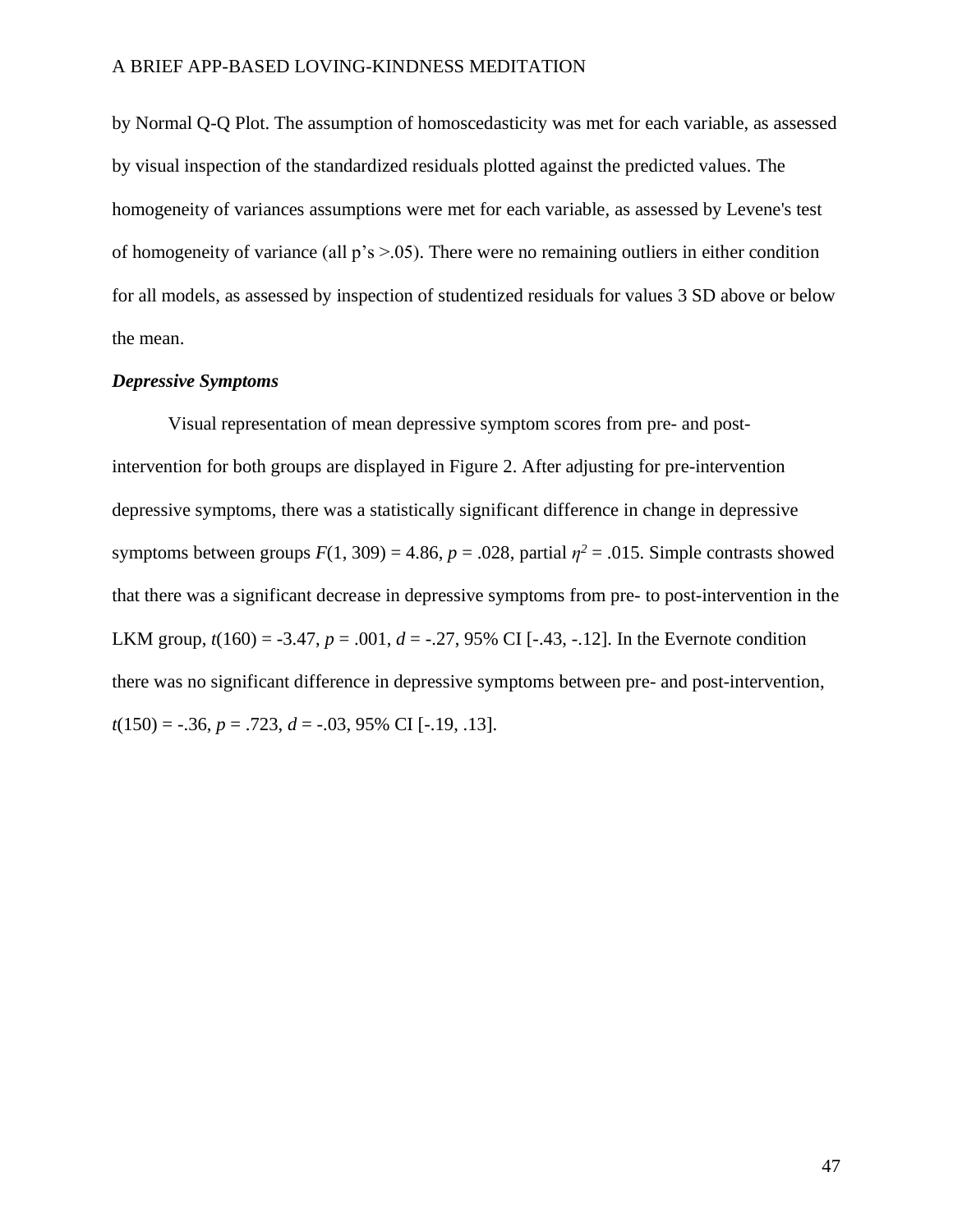by Normal Q-Q Plot. The assumption of homoscedasticity was met for each variable, as assessed by visual inspection of the standardized residuals plotted against the predicted values. The homogeneity of variances assumptions were met for each variable, as assessed by Levene's test of homogeneity of variance (all p's >.05). There were no remaining outliers in either condition for all models, as assessed by inspection of studentized residuals for values 3 SD above or below the mean.

### ***Depressive Symptoms***

Visual representation of mean depressive symptom scores from pre- and post-intervention for both groups are displayed in Figure 2. After adjusting for pre-intervention depressive symptoms, there was a statistically significant difference in change in depressive symptoms between groups $F(1, 309) = 4.86$, $p = .028$, partial $\eta^2 = .015$. Simple contrasts showed that there was a significant decrease in depressive symptoms from pre- to post-intervention in the LKM group, $t(160) = -3.47$, $p = .001$, $d = -.27$, 95% CI [-.43, -.12]. In the Evernote condition there was no significant difference in depressive symptoms between pre- and post-intervention, $t(150) = -.36$, $p = .723$, $d = -.03$, 95% CI [-.19, .13].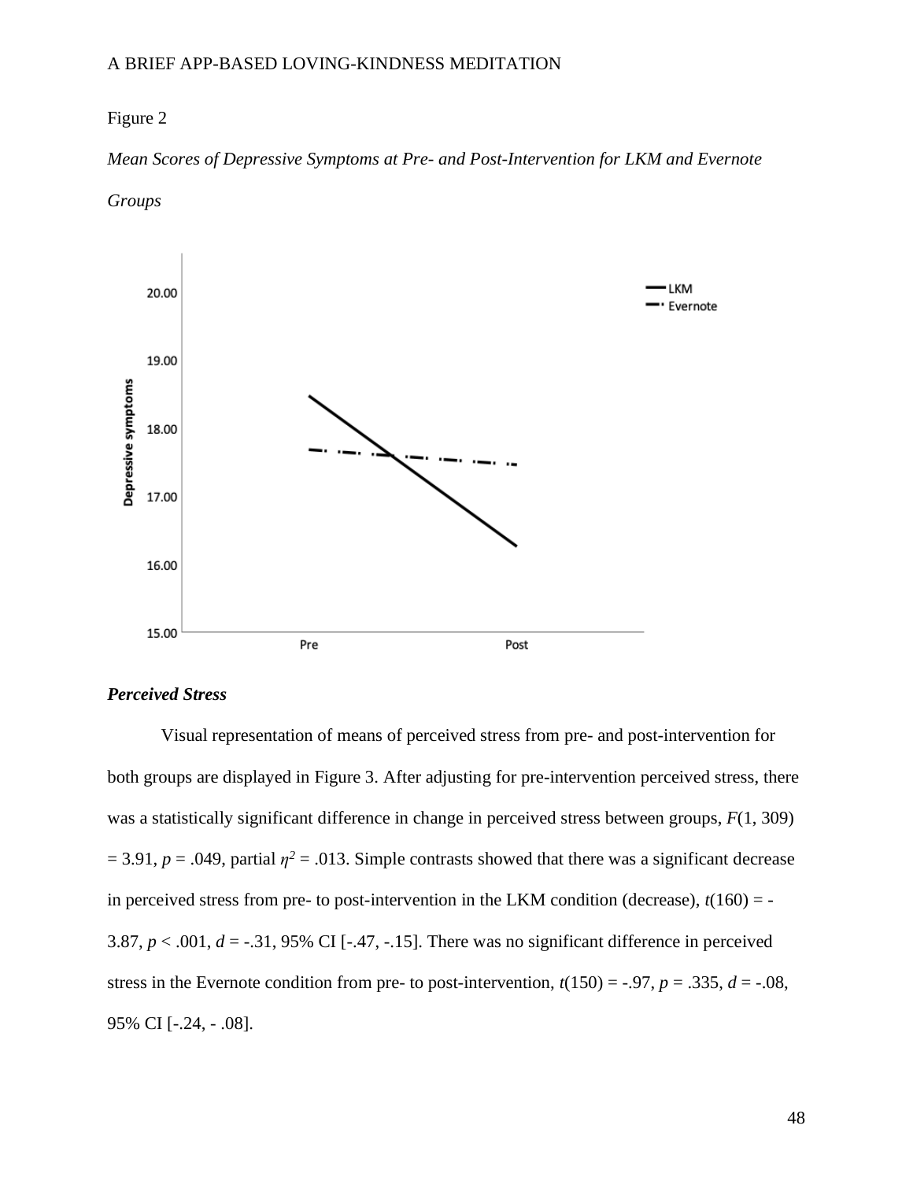Figure 2

*Mean Scores of Depressive Symptoms at Pre- and Post-Intervention for LKM and Evernote Groups*

### *Perceived Stress*

Visual representation of means of perceived stress from pre- and post-intervention for both groups are displayed in Figure 3. After adjusting for pre-intervention perceived stress, there was a statistically significant difference in change in perceived stress between groups, $F(1, 309) = 3.91$, $p = .049$, partial $\eta^2 = .013$. Simple contrasts showed that there was a significant decrease in perceived stress from pre- to post-intervention in the LKM condition (decrease), $t(160) = -3.87$, $p < .001$, $d = -.31$, 95% CI [-.47, -.15]. There was no significant difference in perceived stress in the Evernote condition from pre- to post-intervention, $t(150) = -.97$, $p = .335$, $d = -.08$, 95% CI [-.24, - .08].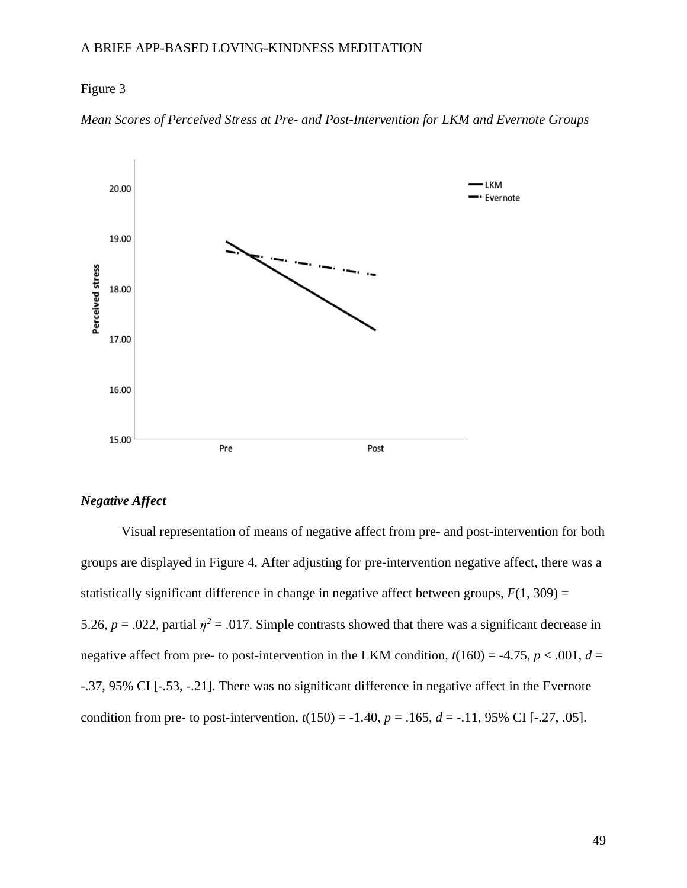Figure 3

*Mean Scores of Perceived Stress at Pre- and Post-Intervention for LKM and Evernote Groups*

### *Negative Affect*

Visual representation of means of negative affect from pre- and post-intervention for both groups are displayed in Figure 4. After adjusting for pre-intervention negative affect, there was a statistically significant difference in change in negative affect between groups, $F(1, 309) = 5.26$, $p = .022$, partial $\eta^2 = .017$. Simple contrasts showed that there was a significant decrease in negative affect from pre- to post-intervention in the LKM condition, $t(160) = -4.75$, $p < .001$, $d = -.37$, 95% CI [-.53, -.21]. There was no significant difference in negative affect in the Evernote condition from pre- to post-intervention, $t(150) = -1.40$, $p = .165$, $d = -.11$, 95% CI [-.27, .05].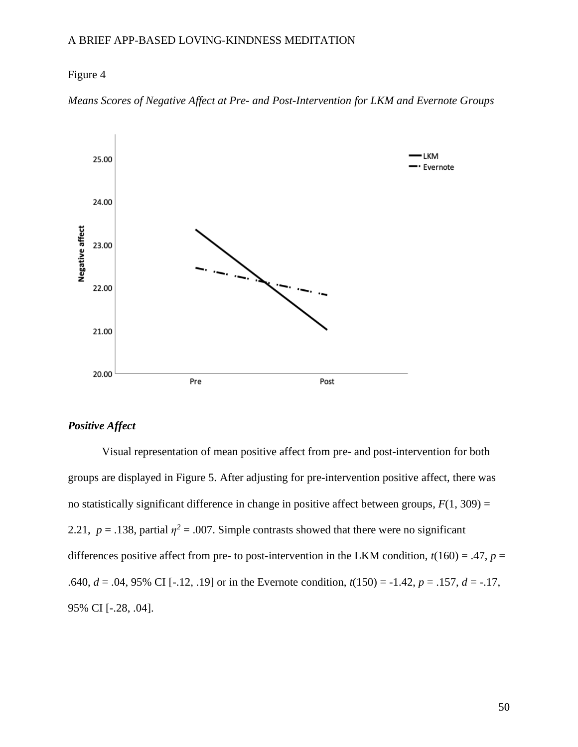Figure 4

*Means Scores of Negative Affect at Pre- and Post-Intervention for LKM and Evernote Groups*

### ***Positive Affect***

Visual representation of mean positive affect from pre- and post-intervention for both groups are displayed in Figure 5. After adjusting for pre-intervention positive affect, there was no statistically significant difference in change in positive affect between groups, $F(1, 309) = 2.21$, $p = .138$, partial $\eta^2 = .007$. Simple contrasts showed that there were no significant differences positive affect from pre- to post-intervention in the LKM condition, $t(160) = .47$, $p = .640$, $d = .04$, 95% CI [-.12, .19] or in the Evernote condition, $t(150) = -1.42$, $p = .157$, $d = -.17$, 95% CI [-.28, .04].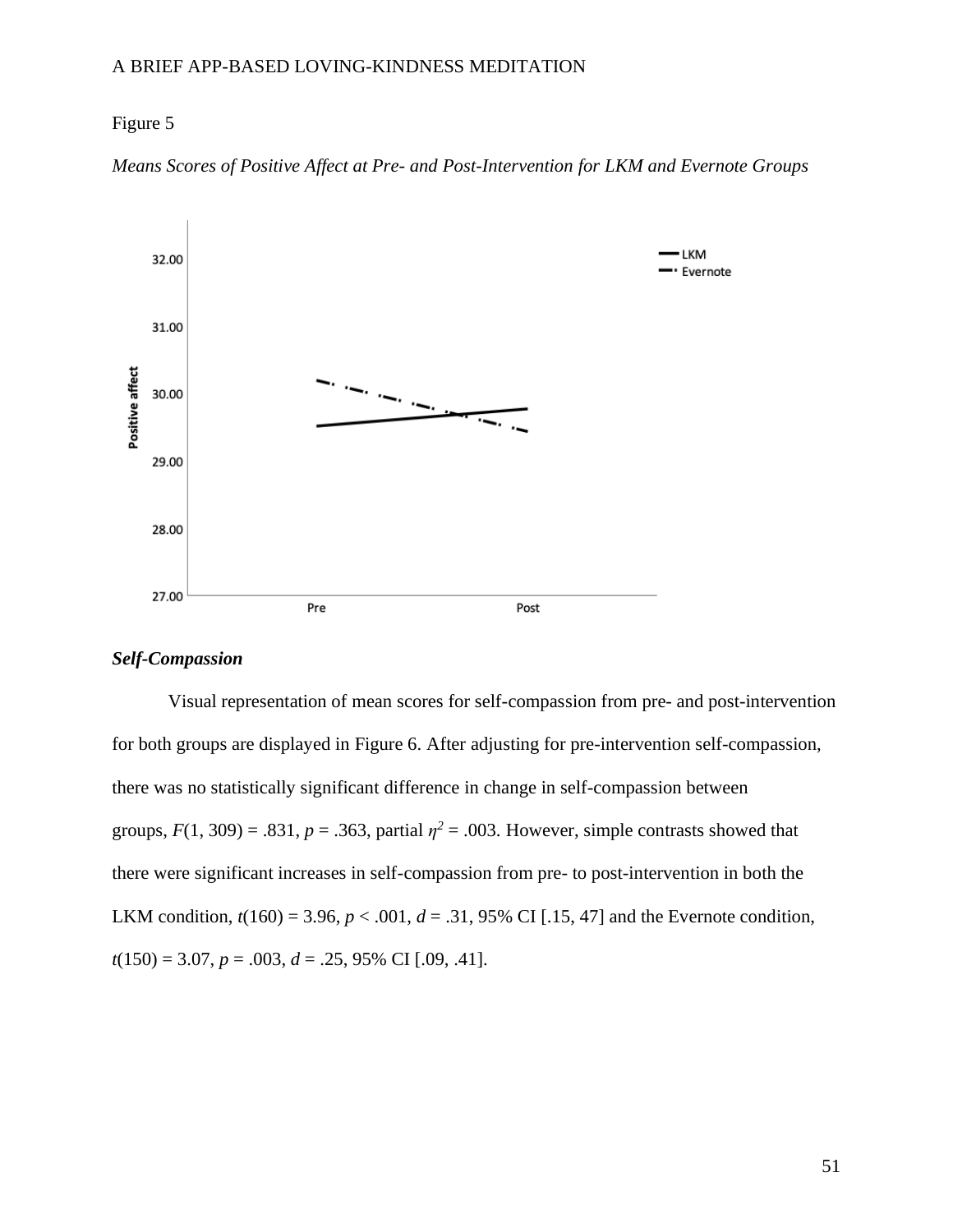Figure 5

*Means Scores of Positive Affect at Pre- and Post-Intervention for LKM and Evernote Groups*

### *Self-Compassion*

Visual representation of mean scores for self-compassion from pre- and post-intervention for both groups are displayed in Figure 6. After adjusting for pre-intervention self-compassion, there was no statistically significant difference in change in self-compassion between groups, $F(1, 309) = .831$, $p = .363$, partial $\eta^2 = .003$. However, simple contrasts showed that there were significant increases in self-compassion from pre- to post-intervention in both the LKM condition, $t(160) = 3.96$, $p < .001$, $d = .31$, 95% CI [.15, 47] and the Evernote condition, $t(150) = 3.07$, $p = .003$, $d = .25$, 95% CI [.09, .41].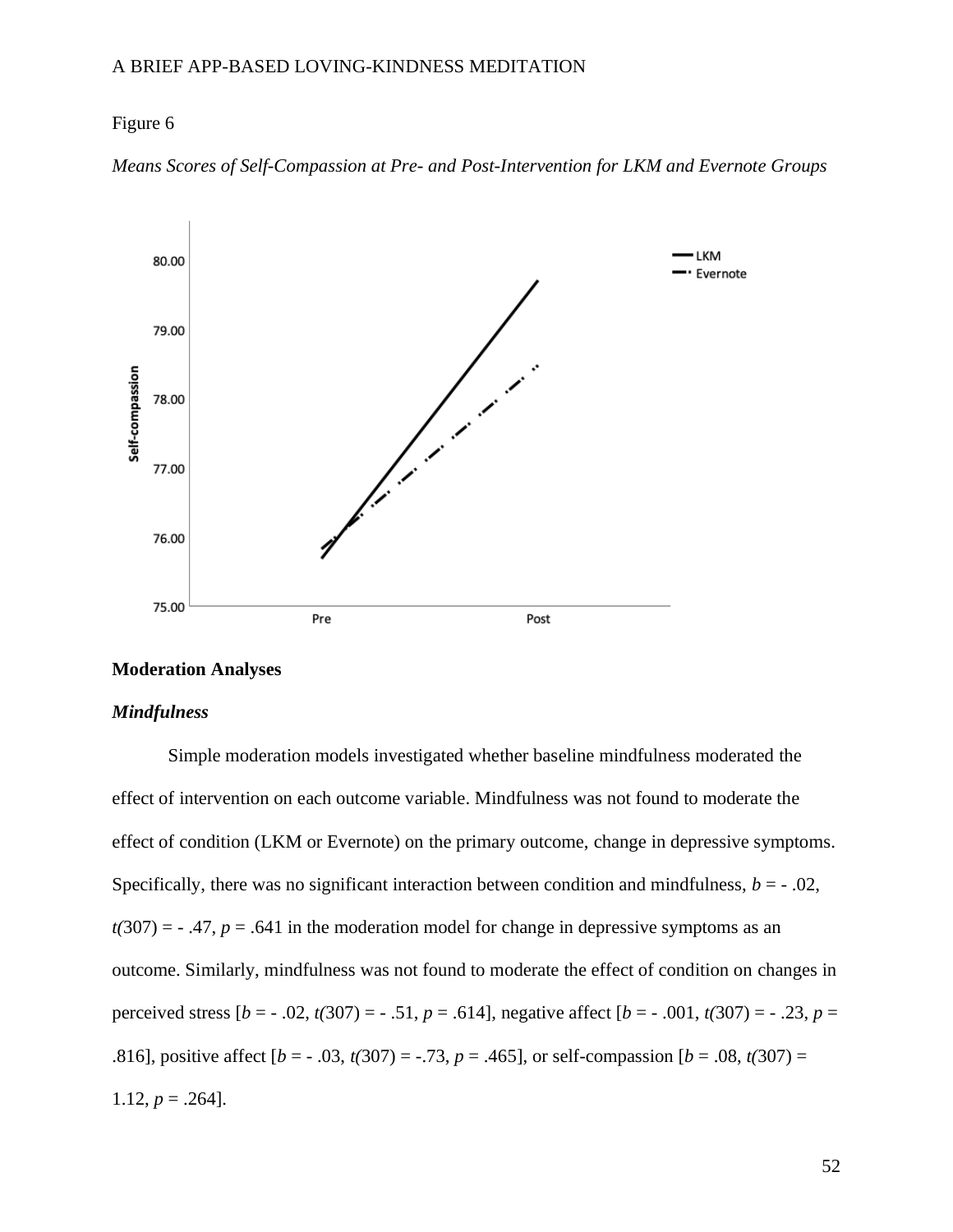Figure 6

*Means Scores of Self-Compassion at Pre- and Post-Intervention for LKM and Evernote Groups*

## Moderation Analyses

### *Mindfulness*

Simple moderation models investigated whether baseline mindfulness moderated the effect of intervention on each outcome variable. Mindfulness was not found to moderate the effect of condition (LKM or Evernote) on the primary outcome, change in depressive symptoms. Specifically, there was no significant interaction between condition and mindfulness, $b$ = - .02, $t(307)$ = - .47, $p$ = .641 in the moderation model for change in depressive symptoms as an outcome. Similarly, mindfulness was not found to moderate the effect of condition on changes in perceived stress [$b$ = - .02, $t(307)$ = - .51, $p$ = .614], negative affect [$b$ = - .001, $t(307)$ = - .23, $p$ = .816], positive affect [$b$ = - .03, $t(307)$ = -.73, $p$ = .465], or self-compassion [$b$ = .08, $t(307)$ = 1.12, $p$ = .264].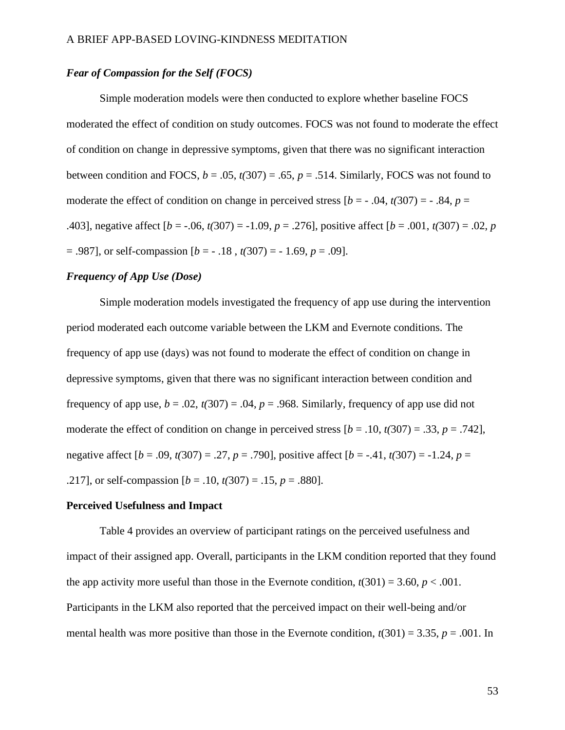### *Fear of Compassion for the Self (FOCS)*

Simple moderation models were then conducted to explore whether baseline FOCS moderated the effect of condition on study outcomes. FOCS was not found to moderate the effect of condition on change in depressive symptoms, given that there was no significant interaction between condition and FOCS, $b$ = .05, $t(307)$ = .65, $p$ = .514. Similarly, FOCS was not found to moderate the effect of condition on change in perceived stress [$b$ = - .04, $t(307)$ = - .84, $p$ = .403], negative affect [$b$ = -.06, $t(307)$ = -1.09, $p$ = .276], positive affect [$b$ = .001, $t(307)$ = .02, $p$ = .987], or self-compassion [$b$ = - .18 , $t(307)$ = - 1.69, $p$ = .09].

### *Frequency of App Use (Dose)*

Simple moderation models investigated the frequency of app use during the intervention period moderated each outcome variable between the LKM and Evernote conditions. The frequency of app use (days) was not found to moderate the effect of condition on change in depressive symptoms, given that there was no significant interaction between condition and frequency of app use, $b$ = .02, $t(307)$ = .04, $p$ = .968. Similarly, frequency of app use did not moderate the effect of condition on change in perceived stress [$b$ = .10, $t(307)$ = .33, $p$ = .742], negative affect [$b$ = .09, $t(307)$ = .27, $p$ = .790], positive affect [$b$ = -.41, $t(307)$ = -1.24, $p$ = .217], or self-compassion [$b$ = .10, $t(307)$ = .15, $p$ = .880].

## Perceived Usefulness and Impact

Table 4 provides an overview of participant ratings on the perceived usefulness and impact of their assigned app. Overall, participants in the LKM condition reported that they found the app activity more useful than those in the Evernote condition, $t(301)$ = 3.60, $p$ < .001. Participants in the LKM also reported that the perceived impact on their well-being and/or mental health was more positive than those in the Evernote condition, $t(301)$ = 3.35, $p$ = .001. In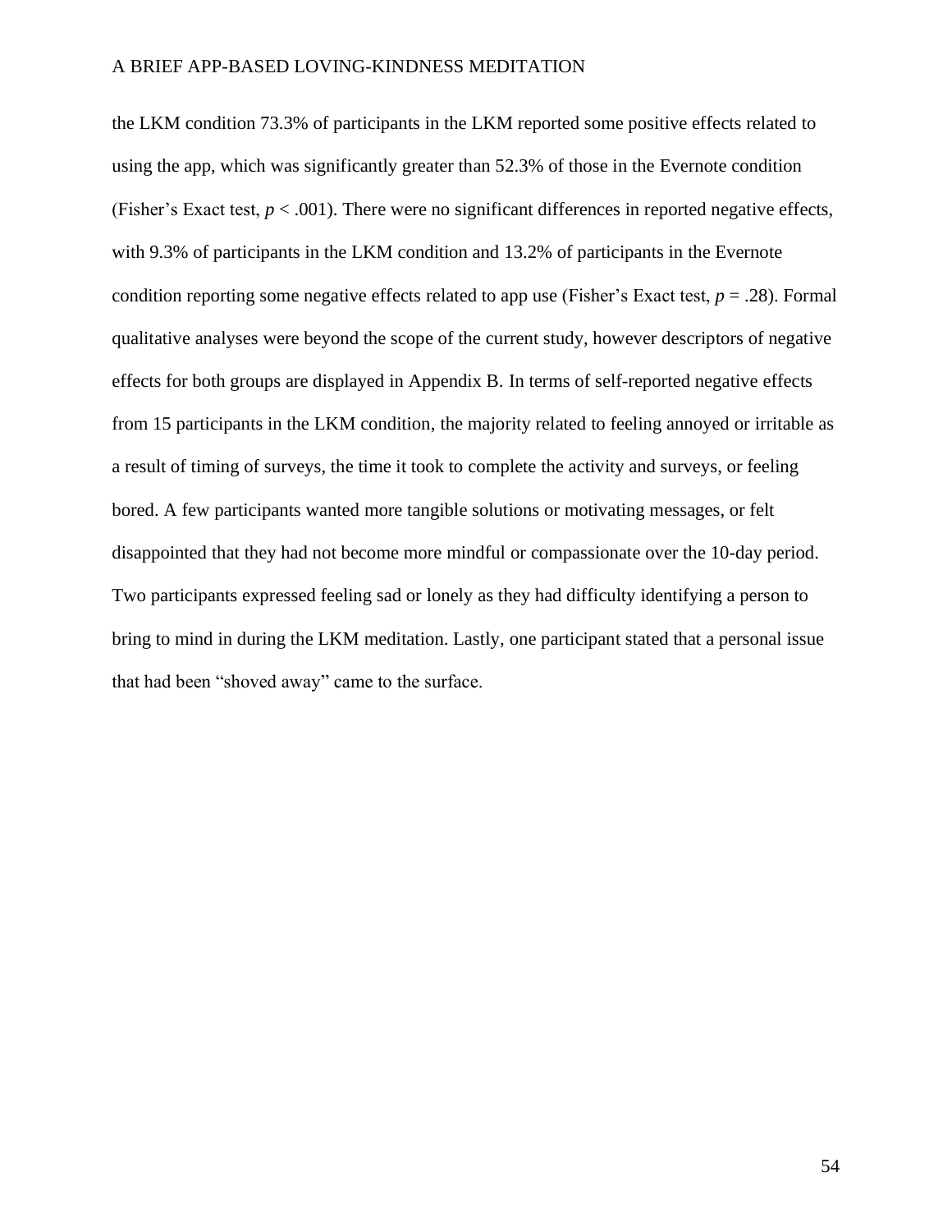the LKM condition 73.3% of participants in the LKM reported some positive effects related to using the app, which was significantly greater than 52.3% of those in the Evernote condition (Fisher's Exact test, $p < .001$). There were no significant differences in reported negative effects, with 9.3% of participants in the LKM condition and 13.2% of participants in the Evernote condition reporting some negative effects related to app use (Fisher's Exact test, $p = .28$). Formal qualitative analyses were beyond the scope of the current study, however descriptors of negative effects for both groups are displayed in Appendix B. In terms of self-reported negative effects from 15 participants in the LKM condition, the majority related to feeling annoyed or irritable as a result of timing of surveys, the time it took to complete the activity and surveys, or feeling bored. A few participants wanted more tangible solutions or motivating messages, or felt disappointed that they had not become more mindful or compassionate over the 10-day period. Two participants expressed feeling sad or lonely as they had difficulty identifying a person to bring to mind in during the LKM meditation. Lastly, one participant stated that a personal issue that had been "shoved away" came to the surface.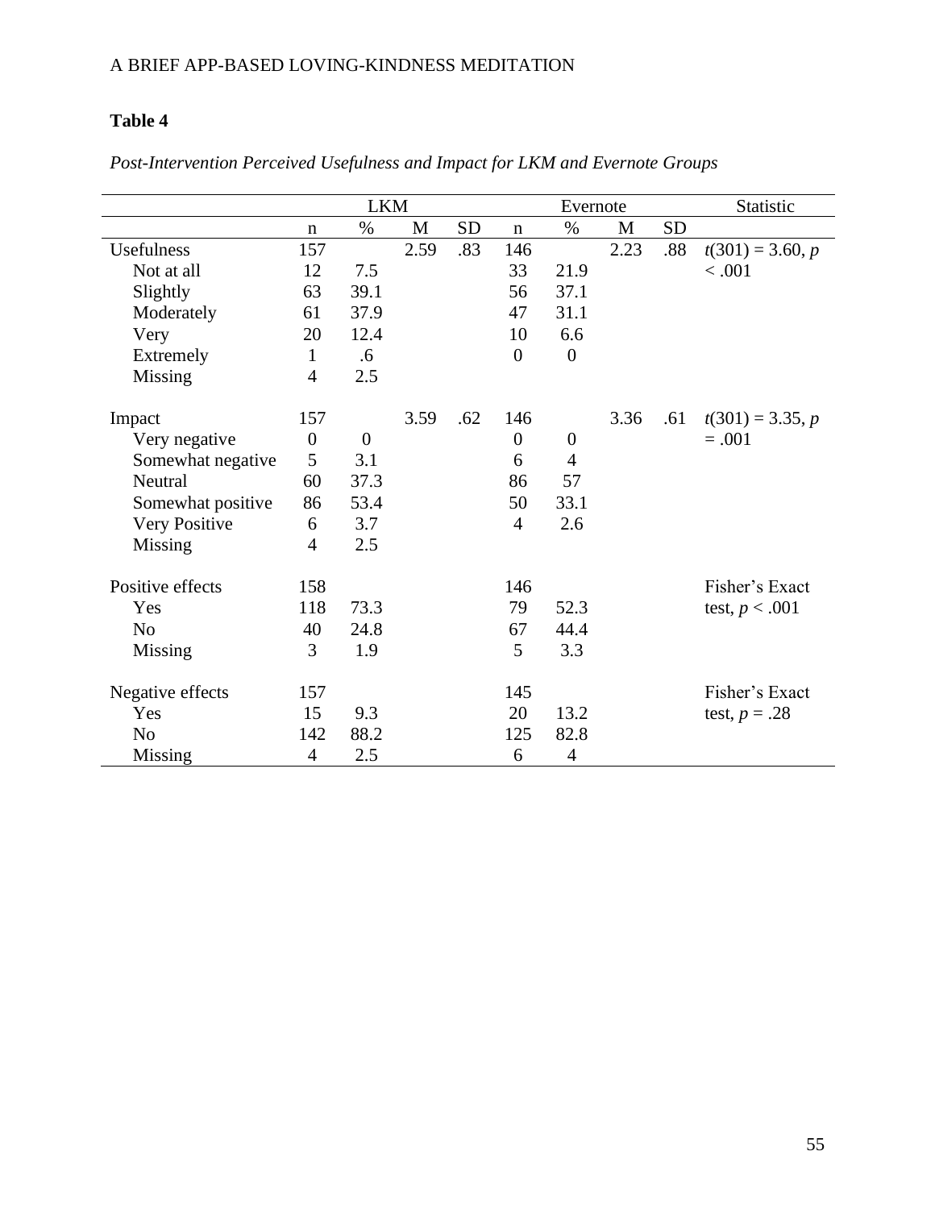**Table 4**

*Post-Intervention Perceived Usefulness and Impact for LKM and Evernote Groups*

| | LKM | | | | Evernote | | | | Statistic |
|---|---|---|---|---|---|---|---|---|---|
| | n | % | M | SD | n | % | M | SD | |
| Usefulness | 157 | | 2.59 | .83 | 146 | | 2.23 | .88 | $t(301) = 3.60$, $p < .001$ |
| Not at all | 12 | 7.5 | | | 33 | 21.9 | | | |
| Slightly | 63 | 39.1 | | | 56 | 37.1 | | | |
| Moderately | 61 | 37.9 | | | 47 | 31.1 | | | |
| Very | 20 | 12.4 | | | 10 | 6.6 | | | |
| Extremely | 1 | .6 | | | 0 | 0 | | | |
| Missing | 4 | 2.5 | | | | | | | |
| Impact | 157 | | 3.59 | .62 | 146 | | 3.36 | .61 | $t(301) = 3.35$, $p = .001$ |
| Very negative | 0 | 0 | | | 0 | 0 | | | |
| Somewhat negative | 5 | 3.1 | | | 6 | 4 | | | |
| Neutral | 60 | 37.3 | | | 86 | 57 | | | |
| Somewhat positive | 86 | 53.4 | | | 50 | 33.1 | | | |
| Very Positive | 6 | 3.7 | | | 4 | 2.6 | | | |
| Missing | 4 | 2.5 | | | | | | | |
| Positive effects | 158 | | | | 146 | | | | Fisher's Exact test, $p < .001$ |
| Yes | 118 | 73.3 | | | 79 | 52.3 | | | |
| No | 40 | 24.8 | | | 67 | 44.4 | | | |
| Missing | 3 | 1.9 | | | 5 | 3.3 | | | |
| Negative effects | 157 | | | | 145 | | | | Fisher's Exact test, $p = .28$ |
| Yes | 15 | 9.3 | | | 20 | 13.2 | | | |
| No | 142 | 88.2 | | | 125 | 82.8 | | | |
| Missing | 4 | 2.5 | | | 6 | 4 | | | |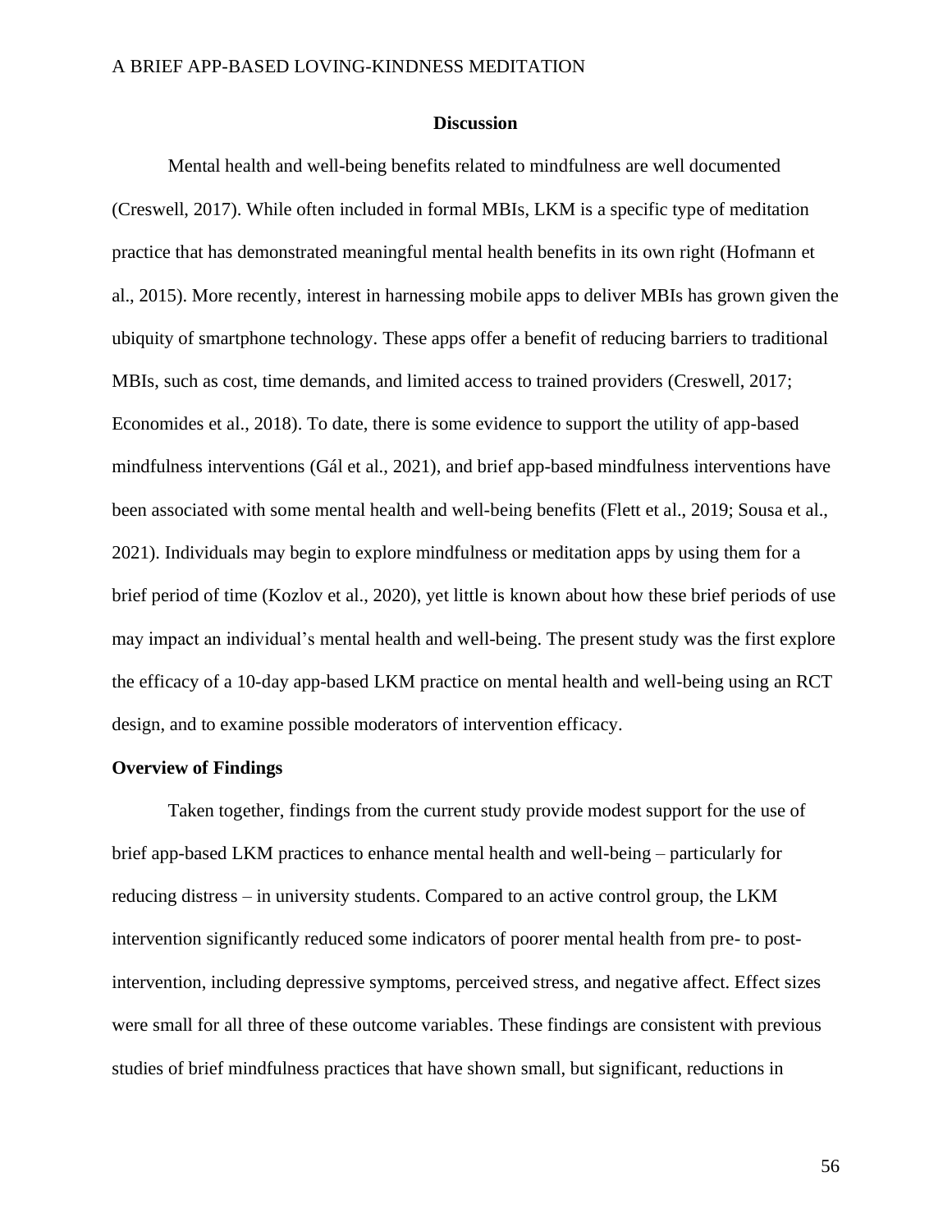# Discussion

Mental health and well-being benefits related to mindfulness are well documented (Creswell, 2017). While often included in formal MBIs, LKM is a specific type of meditation practice that has demonstrated meaningful mental health benefits in its own right (Hofmann et al., 2015). More recently, interest in harnessing mobile apps to deliver MBIs has grown given the ubiquity of smartphone technology. These apps offer a benefit of reducing barriers to traditional MBIs, such as cost, time demands, and limited access to trained providers (Creswell, 2017; Economides et al., 2018). To date, there is some evidence to support the utility of app-based mindfulness interventions (Gál et al., 2021), and brief app-based mindfulness interventions have been associated with some mental health and well-being benefits (Flett et al., 2019; Sousa et al., 2021). Individuals may begin to explore mindfulness or meditation apps by using them for a brief period of time (Kozlov et al., 2020), yet little is known about how these brief periods of use may impact an individual's mental health and well-being. The present study was the first explore the efficacy of a 10-day app-based LKM practice on mental health and well-being using an RCT design, and to examine possible moderators of intervention efficacy.

## Overview of Findings

Taken together, findings from the current study provide modest support for the use of brief app-based LKM practices to enhance mental health and well-being – particularly for reducing distress – in university students. Compared to an active control group, the LKM intervention significantly reduced some indicators of poorer mental health from pre- to post-intervention, including depressive symptoms, perceived stress, and negative affect. Effect sizes were small for all three of these outcome variables. These findings are consistent with previous studies of brief mindfulness practices that have shown small, but significant, reductions in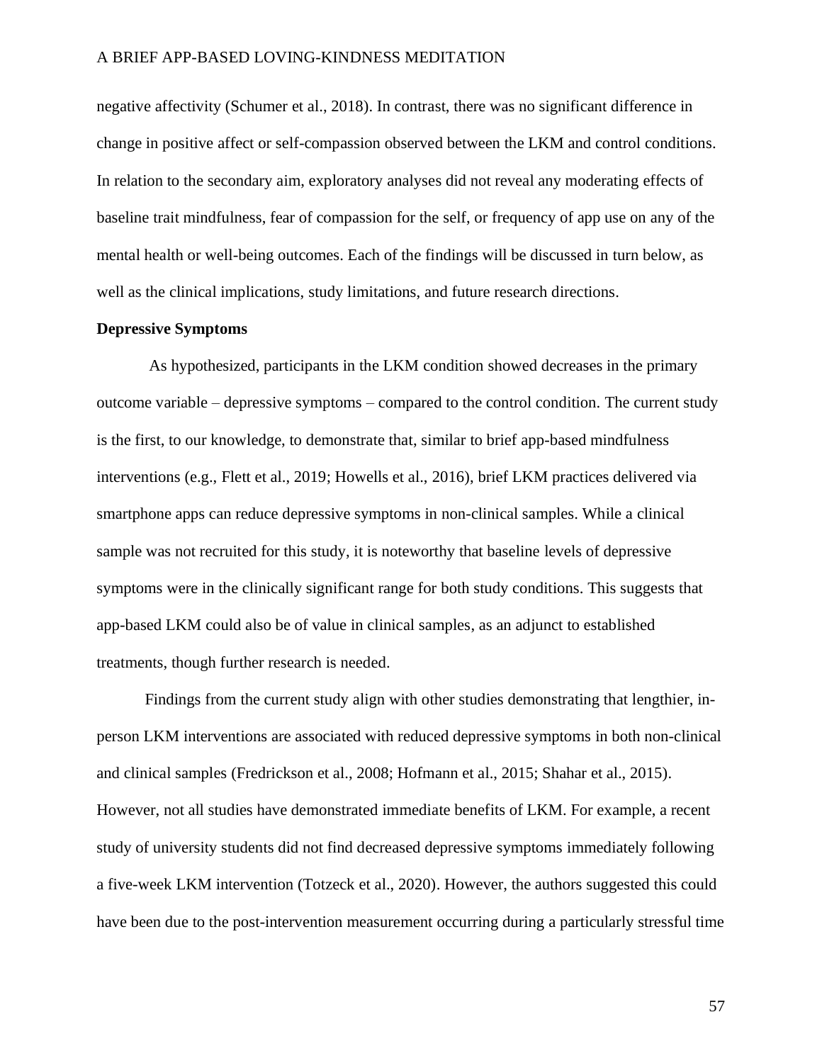negative affectivity (Schumer et al., 2018). In contrast, there was no significant difference in change in positive affect or self-compassion observed between the LKM and control conditions. In relation to the secondary aim, exploratory analyses did not reveal any moderating effects of baseline trait mindfulness, fear of compassion for the self, or frequency of app use on any of the mental health or well-being outcomes. Each of the findings will be discussed in turn below, as well as the clinical implications, study limitations, and future research directions.

**Depressive Symptoms**

As hypothesized, participants in the LKM condition showed decreases in the primary outcome variable – depressive symptoms – compared to the control condition. The current study is the first, to our knowledge, to demonstrate that, similar to brief app-based mindfulness interventions (e.g., Flett et al., 2019; Howells et al., 2016), brief LKM practices delivered via smartphone apps can reduce depressive symptoms in non-clinical samples. While a clinical sample was not recruited for this study, it is noteworthy that baseline levels of depressive symptoms were in the clinically significant range for both study conditions. This suggests that app-based LKM could also be of value in clinical samples, as an adjunct to established treatments, though further research is needed.

Findings from the current study align with other studies demonstrating that lengthier, in-person LKM interventions are associated with reduced depressive symptoms in both non-clinical and clinical samples (Fredrickson et al., 2008; Hofmann et al., 2015; Shahar et al., 2015). However, not all studies have demonstrated immediate benefits of LKM. For example, a recent study of university students did not find decreased depressive symptoms immediately following a five-week LKM intervention (Totzeck et al., 2020). However, the authors suggested this could have been due to the post-intervention measurement occurring during a particularly stressful time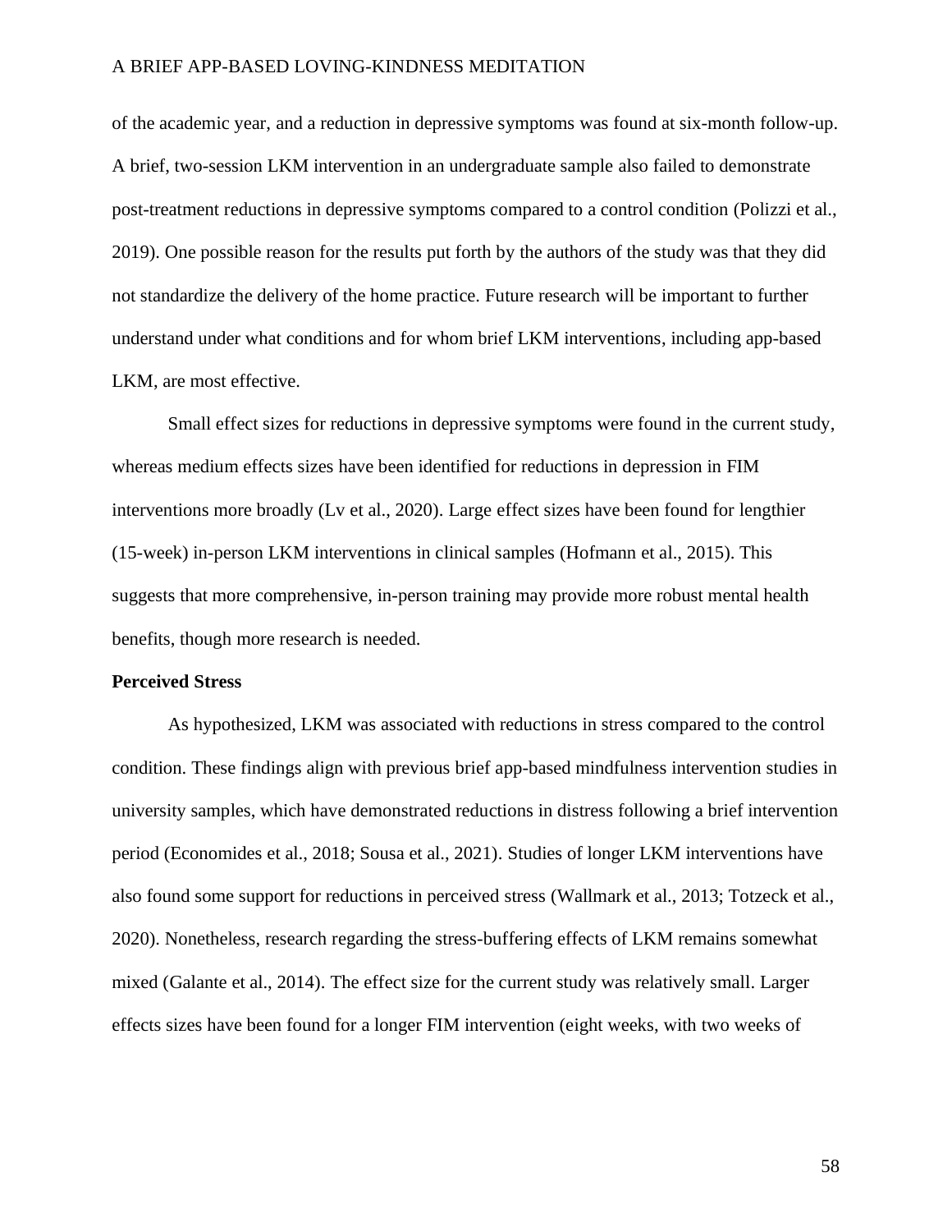of the academic year, and a reduction in depressive symptoms was found at six-month follow-up. A brief, two-session LKM intervention in an undergraduate sample also failed to demonstrate post-treatment reductions in depressive symptoms compared to a control condition (Polizzi et al., 2019). One possible reason for the results put forth by the authors of the study was that they did not standardize the delivery of the home practice. Future research will be important to further understand under what conditions and for whom brief LKM interventions, including app-based LKM, are most effective.

Small effect sizes for reductions in depressive symptoms were found in the current study, whereas medium effects sizes have been identified for reductions in depression in FIM interventions more broadly (Lv et al., 2020). Large effect sizes have been found for lengthier (15-week) in-person LKM interventions in clinical samples (Hofmann et al., 2015). This suggests that more comprehensive, in-person training may provide more robust mental health benefits, though more research is needed.

**Perceived Stress**

As hypothesized, LKM was associated with reductions in stress compared to the control condition. These findings align with previous brief app-based mindfulness intervention studies in university samples, which have demonstrated reductions in distress following a brief intervention period (Economides et al., 2018; Sousa et al., 2021). Studies of longer LKM interventions have also found some support for reductions in perceived stress (Wallmark et al., 2013; Totzeck et al., 2020). Nonetheless, research regarding the stress-buffering effects of LKM remains somewhat mixed (Galante et al., 2014). The effect size for the current study was relatively small. Larger effects sizes have been found for a longer FIM intervention (eight weeks, with two weeks of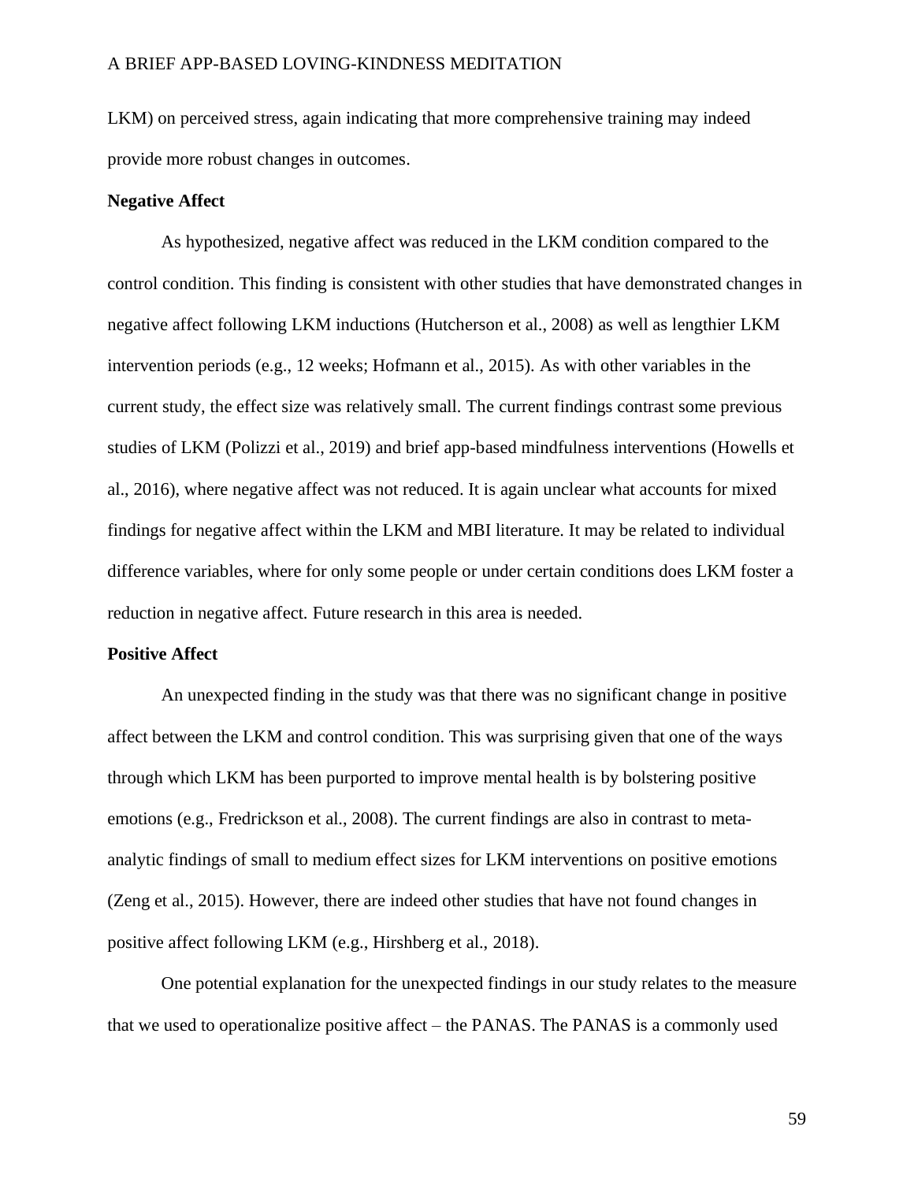LKM) on perceived stress, again indicating that more comprehensive training may indeed provide more robust changes in outcomes.

**Negative Affect**

As hypothesized, negative affect was reduced in the LKM condition compared to the control condition. This finding is consistent with other studies that have demonstrated changes in negative affect following LKM inductions (Hutcherson et al., 2008) as well as lengthier LKM intervention periods (e.g., 12 weeks; Hofmann et al., 2015). As with other variables in the current study, the effect size was relatively small. The current findings contrast some previous studies of LKM (Polizzi et al., 2019) and brief app-based mindfulness interventions (Howells et al., 2016), where negative affect was not reduced. It is again unclear what accounts for mixed findings for negative affect within the LKM and MBI literature. It may be related to individual difference variables, where for only some people or under certain conditions does LKM foster a reduction in negative affect. Future research in this area is needed.

**Positive Affect**

An unexpected finding in the study was that there was no significant change in positive affect between the LKM and control condition. This was surprising given that one of the ways through which LKM has been purported to improve mental health is by bolstering positive emotions (e.g., Fredrickson et al., 2008). The current findings are also in contrast to meta-analytic findings of small to medium effect sizes for LKM interventions on positive emotions (Zeng et al., 2015). However, there are indeed other studies that have not found changes in positive affect following LKM (e.g., Hirshberg et al., 2018).

One potential explanation for the unexpected findings in our study relates to the measure that we used to operationalize positive affect – the PANAS. The PANAS is a commonly used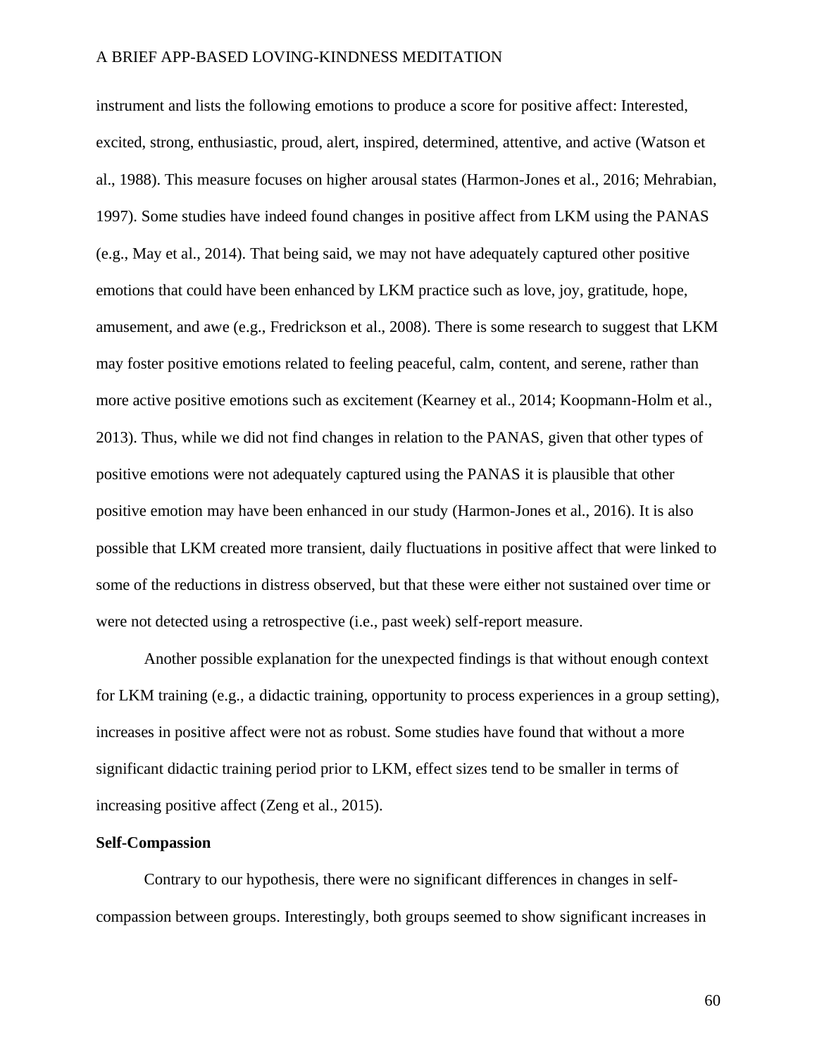instrument and lists the following emotions to produce a score for positive affect: Interested, excited, strong, enthusiastic, proud, alert, inspired, determined, attentive, and active (Watson et al., 1988). This measure focuses on higher arousal states (Harmon-Jones et al., 2016; Mehrabian, 1997). Some studies have indeed found changes in positive affect from LKM using the PANAS (e.g., May et al., 2014). That being said, we may not have adequately captured other positive emotions that could have been enhanced by LKM practice such as love, joy, gratitude, hope, amusement, and awe (e.g., Fredrickson et al., 2008). There is some research to suggest that LKM may foster positive emotions related to feeling peaceful, calm, content, and serene, rather than more active positive emotions such as excitement (Kearney et al., 2014; Koopmann-Holm et al., 2013). Thus, while we did not find changes in relation to the PANAS, given that other types of positive emotions were not adequately captured using the PANAS it is plausible that other positive emotion may have been enhanced in our study (Harmon-Jones et al., 2016). It is also possible that LKM created more transient, daily fluctuations in positive affect that were linked to some of the reductions in distress observed, but that these were either not sustained over time or were not detected using a retrospective (i.e., past week) self-report measure.

Another possible explanation for the unexpected findings is that without enough context for LKM training (e.g., a didactic training, opportunity to process experiences in a group setting), increases in positive affect were not as robust. Some studies have found that without a more significant didactic training period prior to LKM, effect sizes tend to be smaller in terms of increasing positive affect (Zeng et al., 2015).

**Self-Compassion**

Contrary to our hypothesis, there were no significant differences in changes in self-compassion between groups. Interestingly, both groups seemed to show significant increases in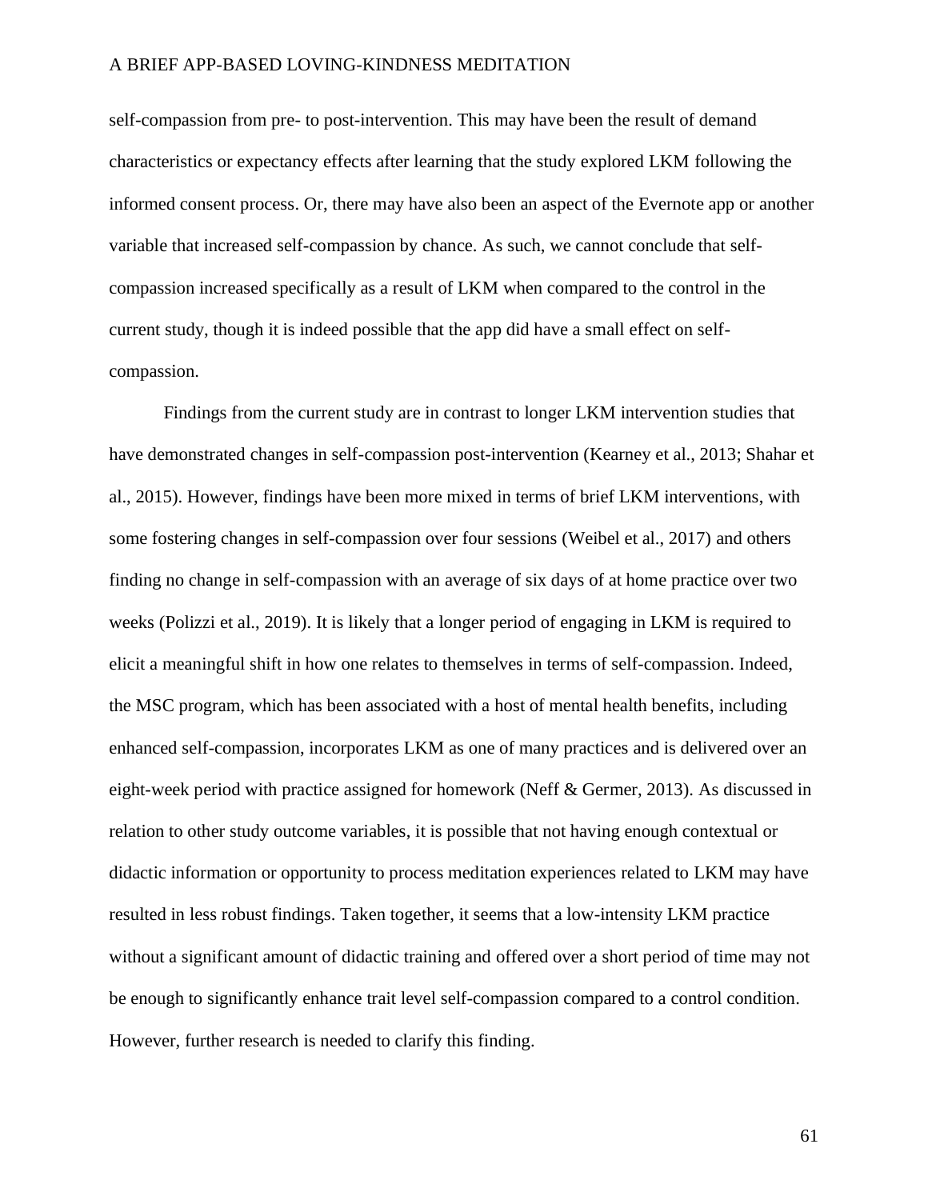self-compassion from pre- to post-intervention. This may have been the result of demand characteristics or expectancy effects after learning that the study explored LKM following the informed consent process. Or, there may have also been an aspect of the Evernote app or another variable that increased self-compassion by chance. As such, we cannot conclude that self-compassion increased specifically as a result of LKM when compared to the control in the current study, though it is indeed possible that the app did have a small effect on self-compassion.

Findings from the current study are in contrast to longer LKM intervention studies that have demonstrated changes in self-compassion post-intervention (Kearney et al., 2013; Shahar et al., 2015). However, findings have been more mixed in terms of brief LKM interventions, with some fostering changes in self-compassion over four sessions (Weibel et al., 2017) and others finding no change in self-compassion with an average of six days of at home practice over two weeks (Polizzi et al., 2019). It is likely that a longer period of engaging in LKM is required to elicit a meaningful shift in how one relates to themselves in terms of self-compassion. Indeed, the MSC program, which has been associated with a host of mental health benefits, including enhanced self-compassion, incorporates LKM as one of many practices and is delivered over an eight-week period with practice assigned for homework (Neff & Germer, 2013). As discussed in relation to other study outcome variables, it is possible that not having enough contextual or didactic information or opportunity to process meditation experiences related to LKM may have resulted in less robust findings. Taken together, it seems that a low-intensity LKM practice without a significant amount of didactic training and offered over a short period of time may not be enough to significantly enhance trait level self-compassion compared to a control condition. However, further research is needed to clarify this finding.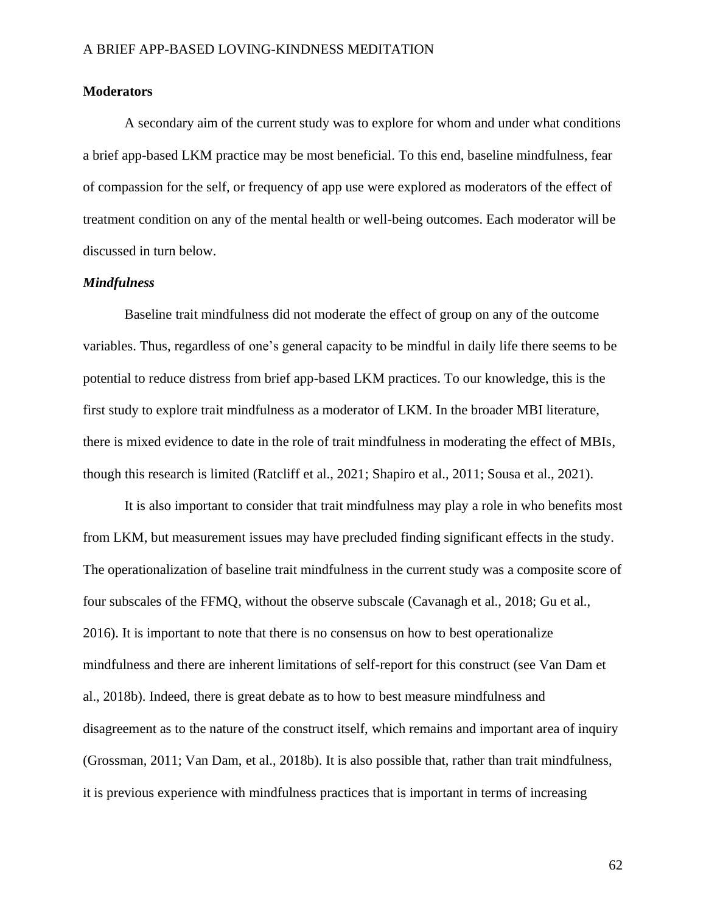## Moderators

A secondary aim of the current study was to explore for whom and under what conditions a brief app-based LKM practice may be most beneficial. To this end, baseline mindfulness, fear of compassion for the self, or frequency of app use were explored as moderators of the effect of treatment condition on any of the mental health or well-being outcomes. Each moderator will be discussed in turn below.

### *Mindfulness*

Baseline trait mindfulness did not moderate the effect of group on any of the outcome variables. Thus, regardless of one's general capacity to be mindful in daily life there seems to be potential to reduce distress from brief app-based LKM practices. To our knowledge, this is the first study to explore trait mindfulness as a moderator of LKM. In the broader MBI literature, there is mixed evidence to date in the role of trait mindfulness in moderating the effect of MBIs, though this research is limited (Ratcliff et al., 2021; Shapiro et al., 2011; Sousa et al., 2021).

It is also important to consider that trait mindfulness may play a role in who benefits most from LKM, but measurement issues may have precluded finding significant effects in the study. The operationalization of baseline trait mindfulness in the current study was a composite score of four subscales of the FFMQ, without the observe subscale (Cavanagh et al., 2018; Gu et al., 2016). It is important to note that there is no consensus on how to best operationalize mindfulness and there are inherent limitations of self-report for this construct (see Van Dam et al., 2018b). Indeed, there is great debate as to how to best measure mindfulness and disagreement as to the nature of the construct itself, which remains and important area of inquiry (Grossman, 2011; Van Dam, et al., 2018b). It is also possible that, rather than trait mindfulness, it is previous experience with mindfulness practices that is important in terms of increasing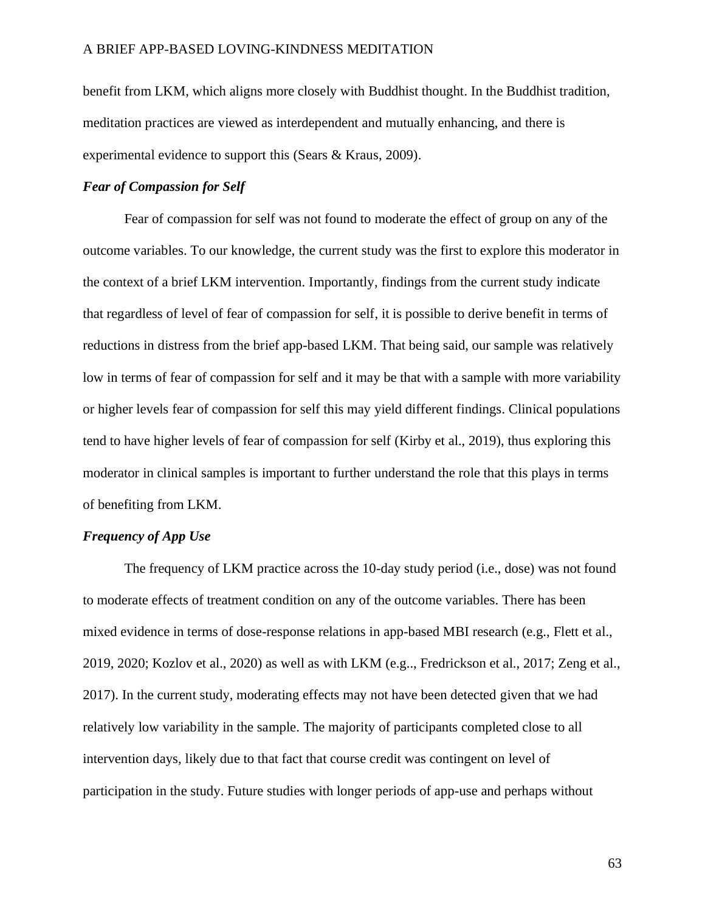benefit from LKM, which aligns more closely with Buddhist thought. In the Buddhist tradition, meditation practices are viewed as interdependent and mutually enhancing, and there is experimental evidence to support this (Sears & Kraus, 2009).

### *Fear of Compassion for Self*

Fear of compassion for self was not found to moderate the effect of group on any of the outcome variables. To our knowledge, the current study was the first to explore this moderator in the context of a brief LKM intervention. Importantly, findings from the current study indicate that regardless of level of fear of compassion for self, it is possible to derive benefit in terms of reductions in distress from the brief app-based LKM. That being said, our sample was relatively low in terms of fear of compassion for self and it may be that with a sample with more variability or higher levels fear of compassion for self this may yield different findings. Clinical populations tend to have higher levels of fear of compassion for self (Kirby et al., 2019), thus exploring this moderator in clinical samples is important to further understand the role that this plays in terms of benefiting from LKM.

### *Frequency of App Use*

The frequency of LKM practice across the 10-day study period (i.e., dose) was not found to moderate effects of treatment condition on any of the outcome variables. There has been mixed evidence in terms of dose-response relations in app-based MBI research (e.g., Flett et al., 2019, 2020; Kozlov et al., 2020) as well as with LKM (e.g.., Fredrickson et al., 2017; Zeng et al., 2017). In the current study, moderating effects may not have been detected given that we had relatively low variability in the sample. The majority of participants completed close to all intervention days, likely due to that fact that course credit was contingent on level of participation in the study. Future studies with longer periods of app-use and perhaps without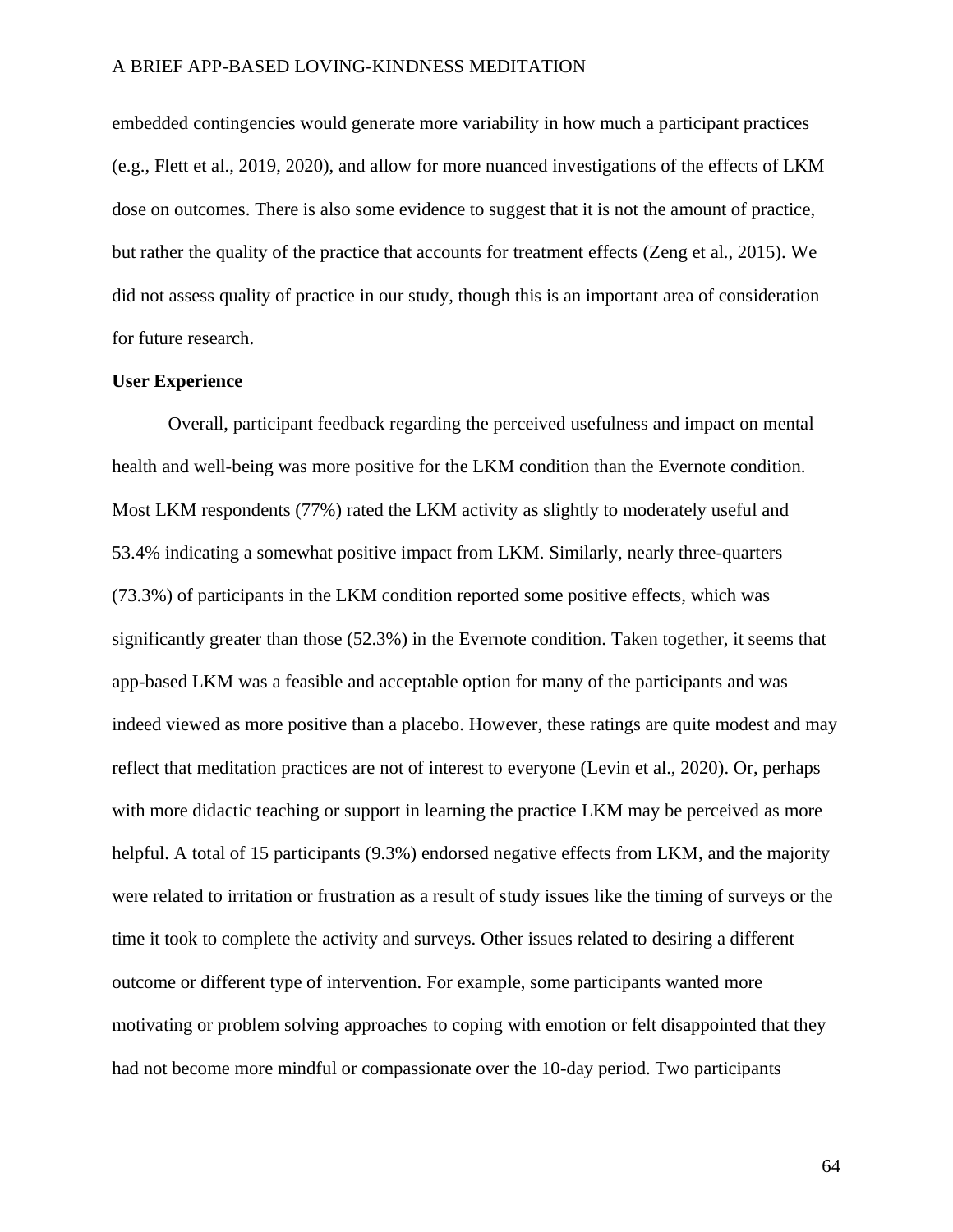embedded contingencies would generate more variability in how much a participant practices (e.g., Flett et al., 2019, 2020), and allow for more nuanced investigations of the effects of LKM dose on outcomes. There is also some evidence to suggest that it is not the amount of practice, but rather the quality of the practice that accounts for treatment effects (Zeng et al., 2015). We did not assess quality of practice in our study, though this is an important area of consideration for future research.

**User Experience**

Overall, participant feedback regarding the perceived usefulness and impact on mental health and well-being was more positive for the LKM condition than the Evernote condition. Most LKM respondents (77%) rated the LKM activity as slightly to moderately useful and 53.4% indicating a somewhat positive impact from LKM. Similarly, nearly three-quarters (73.3%) of participants in the LKM condition reported some positive effects, which was significantly greater than those (52.3%) in the Evernote condition. Taken together, it seems that app-based LKM was a feasible and acceptable option for many of the participants and was indeed viewed as more positive than a placebo. However, these ratings are quite modest and may reflect that meditation practices are not of interest to everyone (Levin et al., 2020). Or, perhaps with more didactic teaching or support in learning the practice LKM may be perceived as more helpful. A total of 15 participants (9.3%) endorsed negative effects from LKM, and the majority were related to irritation or frustration as a result of study issues like the timing of surveys or the time it took to complete the activity and surveys. Other issues related to desiring a different outcome or different type of intervention. For example, some participants wanted more motivating or problem solving approaches to coping with emotion or felt disappointed that they had not become more mindful or compassionate over the 10-day period. Two participants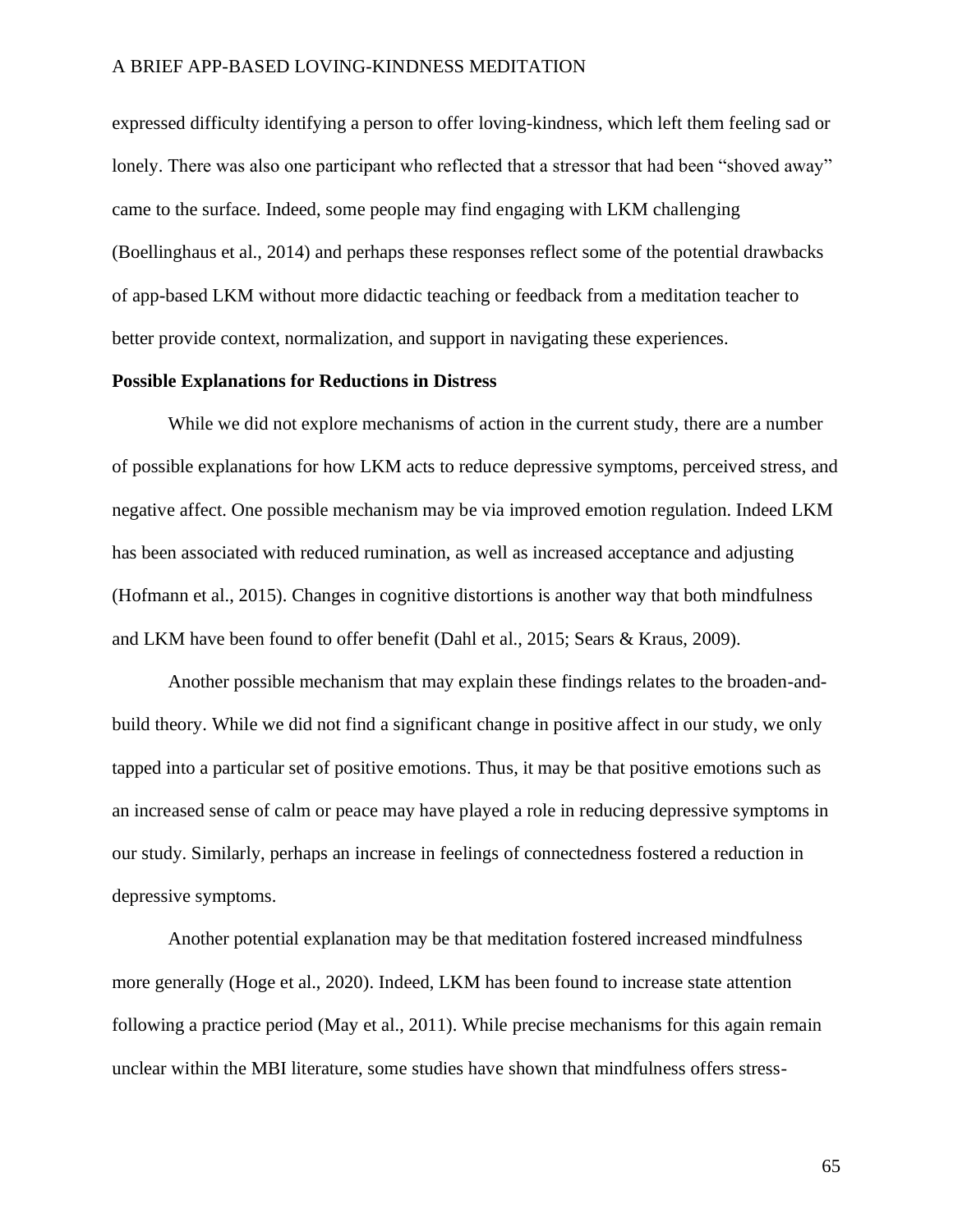expressed difficulty identifying a person to offer loving-kindness, which left them feeling sad or lonely. There was also one participant who reflected that a stressor that had been "shoved away" came to the surface. Indeed, some people may find engaging with LKM challenging (Boellinghaus et al., 2014) and perhaps these responses reflect some of the potential drawbacks of app-based LKM without more didactic teaching or feedback from a meditation teacher to better provide context, normalization, and support in navigating these experiences.

**Possible Explanations for Reductions in Distress**

While we did not explore mechanisms of action in the current study, there are a number of possible explanations for how LKM acts to reduce depressive symptoms, perceived stress, and negative affect. One possible mechanism may be via improved emotion regulation. Indeed LKM has been associated with reduced rumination, as well as increased acceptance and adjusting (Hofmann et al., 2015). Changes in cognitive distortions is another way that both mindfulness and LKM have been found to offer benefit (Dahl et al., 2015; Sears & Kraus, 2009).

Another possible mechanism that may explain these findings relates to the broaden-and-build theory. While we did not find a significant change in positive affect in our study, we only tapped into a particular set of positive emotions. Thus, it may be that positive emotions such as an increased sense of calm or peace may have played a role in reducing depressive symptoms in our study. Similarly, perhaps an increase in feelings of connectedness fostered a reduction in depressive symptoms.

Another potential explanation may be that meditation fostered increased mindfulness more generally (Hoge et al., 2020). Indeed, LKM has been found to increase state attention following a practice period (May et al., 2011). While precise mechanisms for this again remain unclear within the MBI literature, some studies have shown that mindfulness offers stress-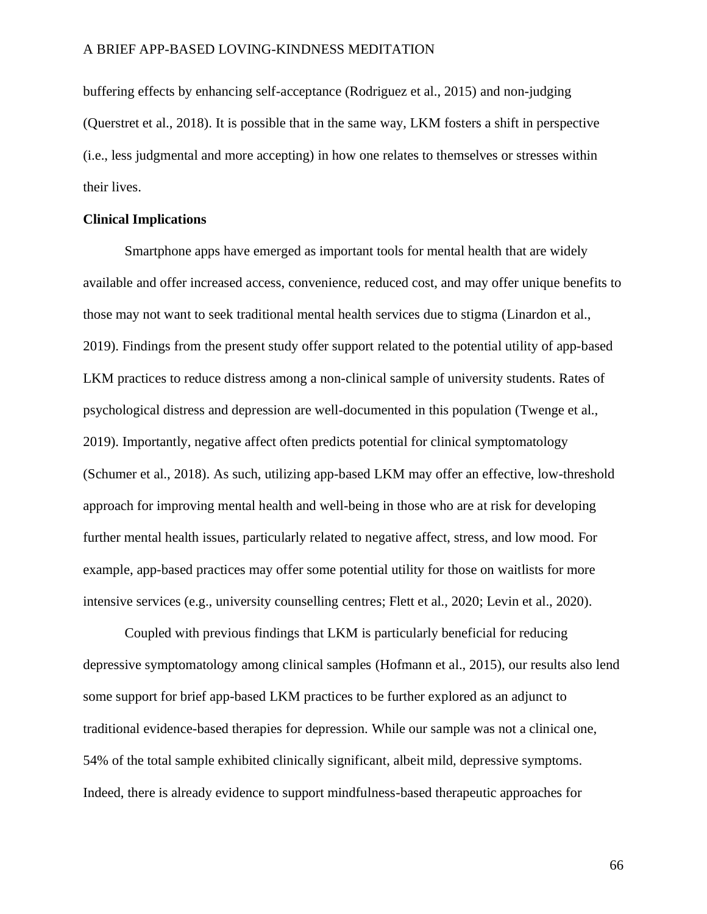buffering effects by enhancing self-acceptance (Rodriguez et al., 2015) and non-judging (Querstret et al., 2018). It is possible that in the same way, LKM fosters a shift in perspective (i.e., less judgmental and more accepting) in how one relates to themselves or stresses within their lives.

**Clinical Implications**

Smartphone apps have emerged as important tools for mental health that are widely available and offer increased access, convenience, reduced cost, and may offer unique benefits to those may not want to seek traditional mental health services due to stigma (Linardon et al., 2019). Findings from the present study offer support related to the potential utility of app-based LKM practices to reduce distress among a non-clinical sample of university students. Rates of psychological distress and depression are well-documented in this population (Twenge et al., 2019). Importantly, negative affect often predicts potential for clinical symptomatology (Schumer et al., 2018). As such, utilizing app-based LKM may offer an effective, low-threshold approach for improving mental health and well-being in those who are at risk for developing further mental health issues, particularly related to negative affect, stress, and low mood. For example, app-based practices may offer some potential utility for those on waitlists for more intensive services (e.g., university counselling centres; Flett et al., 2020; Levin et al., 2020).

Coupled with previous findings that LKM is particularly beneficial for reducing depressive symptomatology among clinical samples (Hofmann et al., 2015), our results also lend some support for brief app-based LKM practices to be further explored as an adjunct to traditional evidence-based therapies for depression. While our sample was not a clinical one, 54% of the total sample exhibited clinically significant, albeit mild, depressive symptoms. Indeed, there is already evidence to support mindfulness-based therapeutic approaches for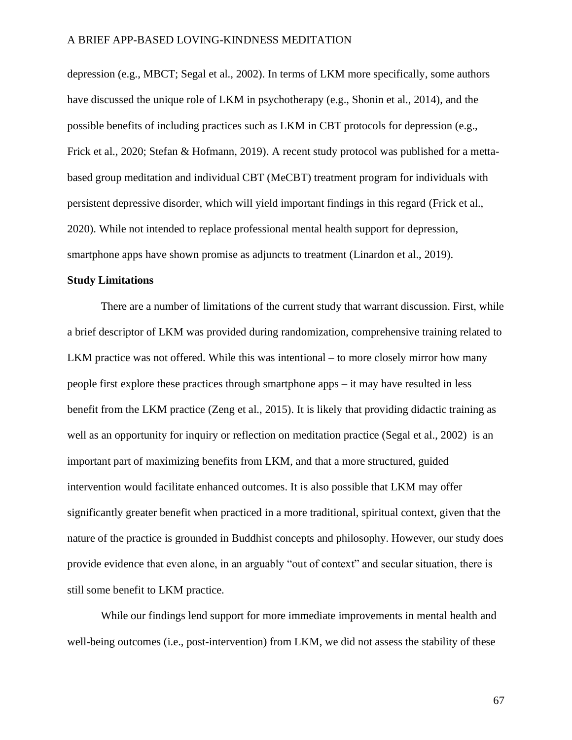depression (e.g., MBCT; Segal et al., 2002). In terms of LKM more specifically, some authors have discussed the unique role of LKM in psychotherapy (e.g., Shonin et al., 2014), and the possible benefits of including practices such as LKM in CBT protocols for depression (e.g., Frick et al., 2020; Stefan & Hofmann, 2019). A recent study protocol was published for a metta-based group meditation and individual CBT (MeCBT) treatment program for individuals with persistent depressive disorder, which will yield important findings in this regard (Frick et al., 2020). While not intended to replace professional mental health support for depression, smartphone apps have shown promise as adjuncts to treatment (Linardon et al., 2019).

**Study Limitations**

There are a number of limitations of the current study that warrant discussion. First, while a brief descriptor of LKM was provided during randomization, comprehensive training related to LKM practice was not offered. While this was intentional – to more closely mirror how many people first explore these practices through smartphone apps – it may have resulted in less benefit from the LKM practice (Zeng et al., 2015). It is likely that providing didactic training as well as an opportunity for inquiry or reflection on meditation practice (Segal et al., 2002) is an important part of maximizing benefits from LKM, and that a more structured, guided intervention would facilitate enhanced outcomes. It is also possible that LKM may offer significantly greater benefit when practiced in a more traditional, spiritual context, given that the nature of the practice is grounded in Buddhist concepts and philosophy. However, our study does provide evidence that even alone, in an arguably "out of context" and secular situation, there is still some benefit to LKM practice.

While our findings lend support for more immediate improvements in mental health and well-being outcomes (i.e., post-intervention) from LKM, we did not assess the stability of these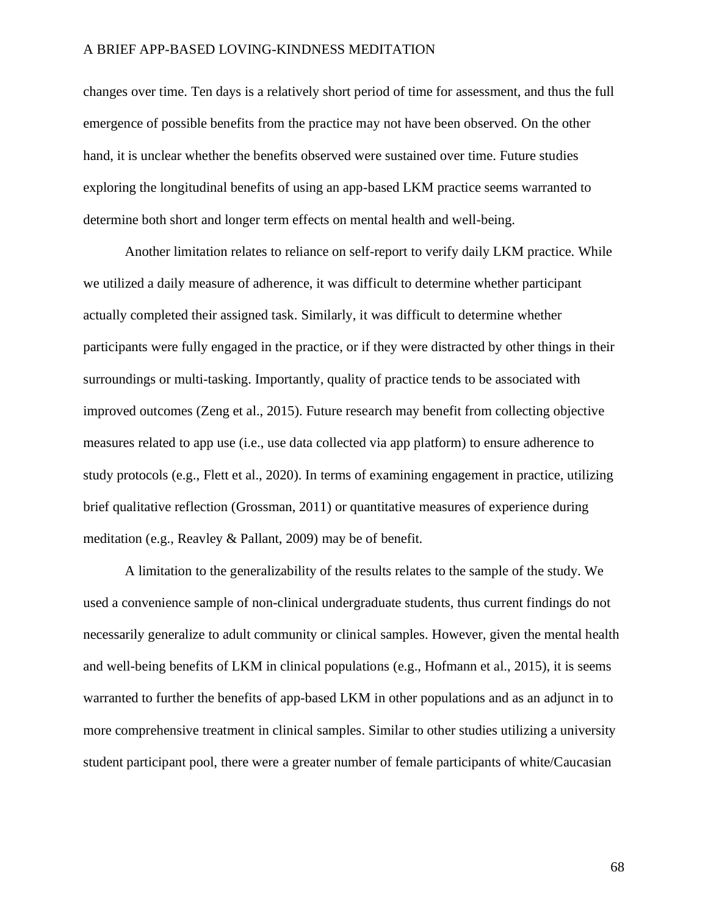changes over time. Ten days is a relatively short period of time for assessment, and thus the full emergence of possible benefits from the practice may not have been observed. On the other hand, it is unclear whether the benefits observed were sustained over time. Future studies exploring the longitudinal benefits of using an app-based LKM practice seems warranted to determine both short and longer term effects on mental health and well-being.

Another limitation relates to reliance on self-report to verify daily LKM practice. While we utilized a daily measure of adherence, it was difficult to determine whether participant actually completed their assigned task. Similarly, it was difficult to determine whether participants were fully engaged in the practice, or if they were distracted by other things in their surroundings or multi-tasking. Importantly, quality of practice tends to be associated with improved outcomes (Zeng et al., 2015). Future research may benefit from collecting objective measures related to app use (i.e., use data collected via app platform) to ensure adherence to study protocols (e.g., Flett et al., 2020). In terms of examining engagement in practice, utilizing brief qualitative reflection (Grossman, 2011) or quantitative measures of experience during meditation (e.g., Reavley & Pallant, 2009) may be of benefit.

A limitation to the generalizability of the results relates to the sample of the study. We used a convenience sample of non-clinical undergraduate students, thus current findings do not necessarily generalize to adult community or clinical samples. However, given the mental health and well-being benefits of LKM in clinical populations (e.g., Hofmann et al., 2015), it is seems warranted to further the benefits of app-based LKM in other populations and as an adjunct in to more comprehensive treatment in clinical samples. Similar to other studies utilizing a university student participant pool, there were a greater number of female participants of white/Caucasian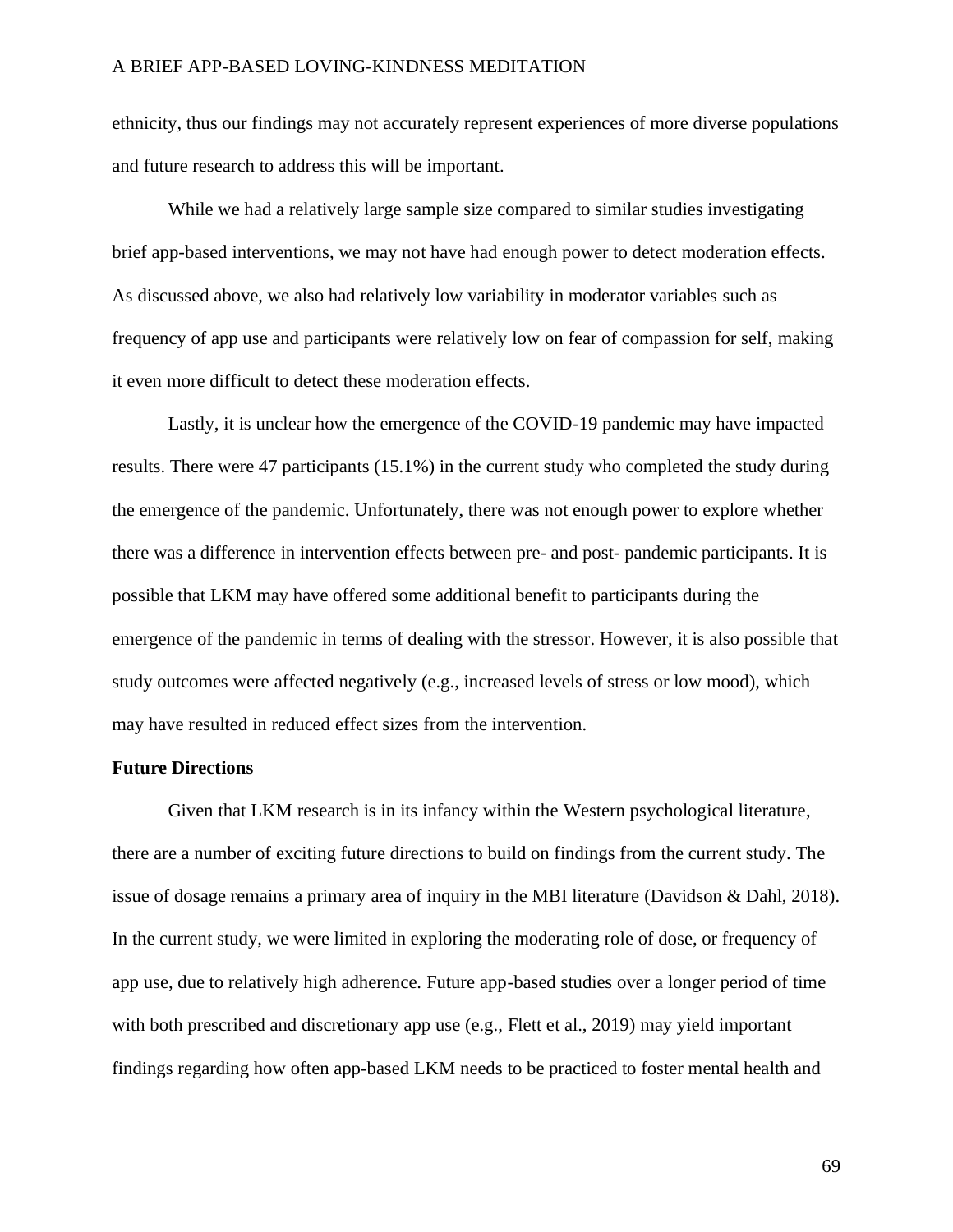ethnicity, thus our findings may not accurately represent experiences of more diverse populations and future research to address this will be important.

While we had a relatively large sample size compared to similar studies investigating brief app-based interventions, we may not have had enough power to detect moderation effects. As discussed above, we also had relatively low variability in moderator variables such as frequency of app use and participants were relatively low on fear of compassion for self, making it even more difficult to detect these moderation effects.

Lastly, it is unclear how the emergence of the COVID-19 pandemic may have impacted results. There were 47 participants (15.1%) in the current study who completed the study during the emergence of the pandemic. Unfortunately, there was not enough power to explore whether there was a difference in intervention effects between pre- and post- pandemic participants. It is possible that LKM may have offered some additional benefit to participants during the emergence of the pandemic in terms of dealing with the stressor. However, it is also possible that study outcomes were affected negatively (e.g., increased levels of stress or low mood), which may have resulted in reduced effect sizes from the intervention.

**Future Directions**

Given that LKM research is in its infancy within the Western psychological literature, there are a number of exciting future directions to build on findings from the current study. The issue of dosage remains a primary area of inquiry in the MBI literature (Davidson & Dahl, 2018). In the current study, we were limited in exploring the moderating role of dose, or frequency of app use, due to relatively high adherence. Future app-based studies over a longer period of time with both prescribed and discretionary app use (e.g., Flett et al., 2019) may yield important findings regarding how often app-based LKM needs to be practiced to foster mental health and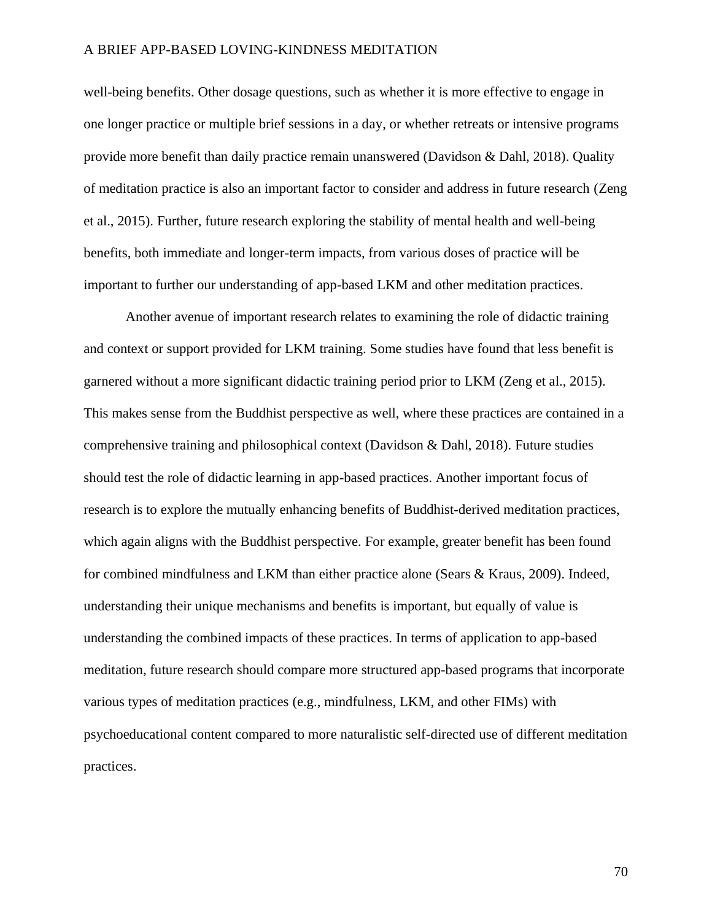well-being benefits. Other dosage questions, such as whether it is more effective to engage in one longer practice or multiple brief sessions in a day, or whether retreats or intensive programs provide more benefit than daily practice remain unanswered (Davidson & Dahl, 2018). Quality of meditation practice is also an important factor to consider and address in future research (Zeng et al., 2015). Further, future research exploring the stability of mental health and well-being benefits, both immediate and longer-term impacts, from various doses of practice will be important to further our understanding of app-based LKM and other meditation practices.

Another avenue of important research relates to examining the role of didactic training and context or support provided for LKM training. Some studies have found that less benefit is garnered without a more significant didactic training period prior to LKM (Zeng et al., 2015). This makes sense from the Buddhist perspective as well, where these practices are contained in a comprehensive training and philosophical context (Davidson & Dahl, 2018). Future studies should test the role of didactic learning in app-based practices. Another important focus of research is to explore the mutually enhancing benefits of Buddhist-derived meditation practices, which again aligns with the Buddhist perspective. For example, greater benefit has been found for combined mindfulness and LKM than either practice alone (Sears & Kraus, 2009). Indeed, understanding their unique mechanisms and benefits is important, but equally of value is understanding the combined impacts of these practices. In terms of application to app-based meditation, future research should compare more structured app-based programs that incorporate various types of meditation practices (e.g., mindfulness, LKM, and other FIMs) with psychoeducational content compared to more naturalistic self-directed use of different meditation practices.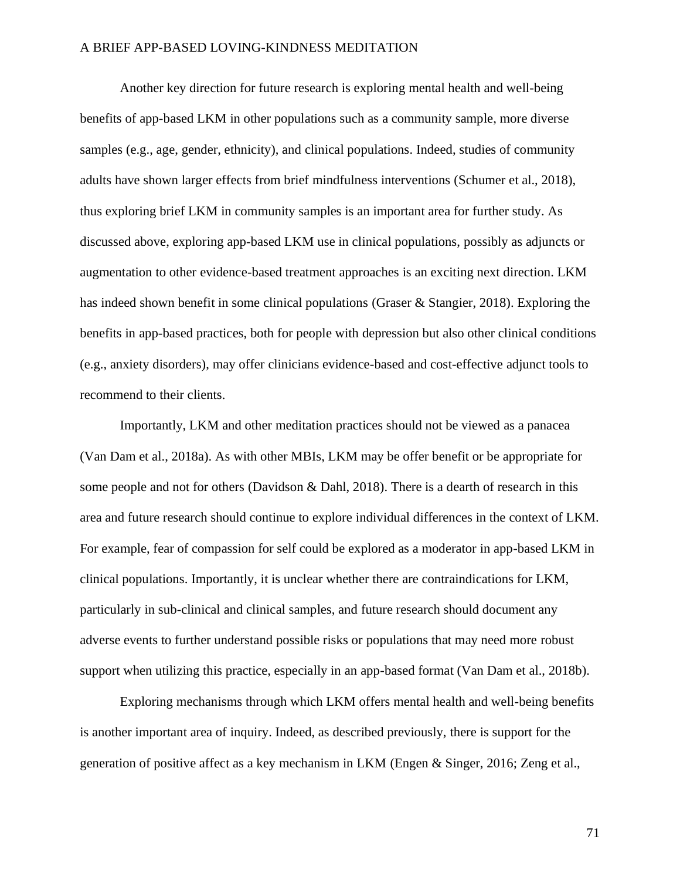Another key direction for future research is exploring mental health and well-being benefits of app-based LKM in other populations such as a community sample, more diverse samples (e.g., age, gender, ethnicity), and clinical populations. Indeed, studies of community adults have shown larger effects from brief mindfulness interventions (Schumer et al., 2018), thus exploring brief LKM in community samples is an important area for further study. As discussed above, exploring app-based LKM use in clinical populations, possibly as adjuncts or augmentation to other evidence-based treatment approaches is an exciting next direction. LKM has indeed shown benefit in some clinical populations (Graser & Stangier, 2018). Exploring the benefits in app-based practices, both for people with depression but also other clinical conditions (e.g., anxiety disorders), may offer clinicians evidence-based and cost-effective adjunct tools to recommend to their clients.

Importantly, LKM and other meditation practices should not be viewed as a panacea (Van Dam et al., 2018a). As with other MBIs, LKM may be offer benefit or be appropriate for some people and not for others (Davidson & Dahl, 2018). There is a dearth of research in this area and future research should continue to explore individual differences in the context of LKM. For example, fear of compassion for self could be explored as a moderator in app-based LKM in clinical populations. Importantly, it is unclear whether there are contraindications for LKM, particularly in sub-clinical and clinical samples, and future research should document any adverse events to further understand possible risks or populations that may need more robust support when utilizing this practice, especially in an app-based format (Van Dam et al., 2018b).

Exploring mechanisms through which LKM offers mental health and well-being benefits is another important area of inquiry. Indeed, as described previously, there is support for the generation of positive affect as a key mechanism in LKM (Engen & Singer, 2016; Zeng et al.,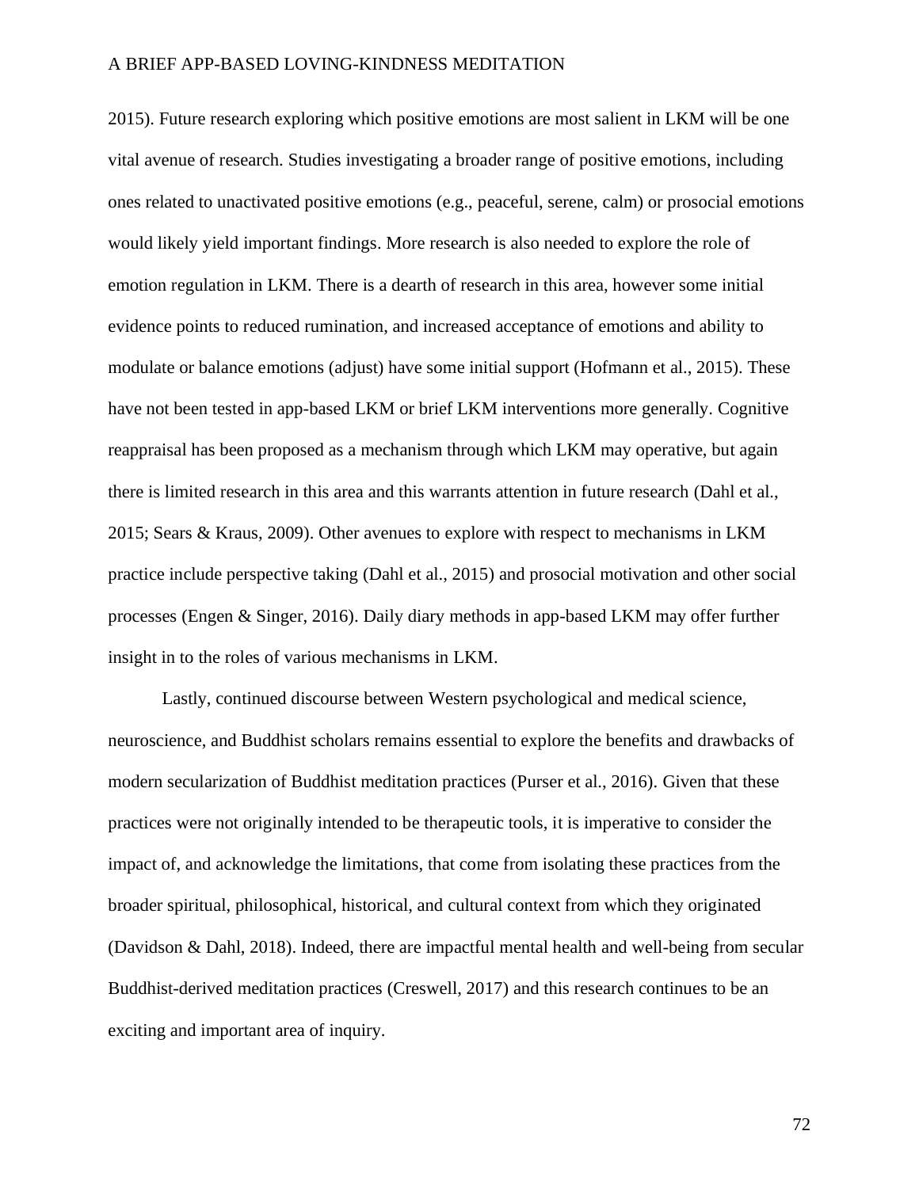2015). Future research exploring which positive emotions are most salient in LKM will be one vital avenue of research. Studies investigating a broader range of positive emotions, including ones related to unactivated positive emotions (e.g., peaceful, serene, calm) or prosocial emotions would likely yield important findings. More research is also needed to explore the role of emotion regulation in LKM. There is a dearth of research in this area, however some initial evidence points to reduced rumination, and increased acceptance of emotions and ability to modulate or balance emotions (adjust) have some initial support (Hofmann et al., 2015). These have not been tested in app-based LKM or brief LKM interventions more generally. Cognitive reappraisal has been proposed as a mechanism through which LKM may operative, but again there is limited research in this area and this warrants attention in future research (Dahl et al., 2015; Sears & Kraus, 2009). Other avenues to explore with respect to mechanisms in LKM practice include perspective taking (Dahl et al., 2015) and prosocial motivation and other social processes (Engen & Singer, 2016). Daily diary methods in app-based LKM may offer further insight in to the roles of various mechanisms in LKM.

Lastly, continued discourse between Western psychological and medical science, neuroscience, and Buddhist scholars remains essential to explore the benefits and drawbacks of modern secularization of Buddhist meditation practices (Purser et al., 2016). Given that these practices were not originally intended to be therapeutic tools, it is imperative to consider the impact of, and acknowledge the limitations, that come from isolating these practices from the broader spiritual, philosophical, historical, and cultural context from which they originated (Davidson & Dahl, 2018). Indeed, there are impactful mental health and well-being from secular Buddhist-derived meditation practices (Creswell, 2017) and this research continues to be an exciting and important area of inquiry.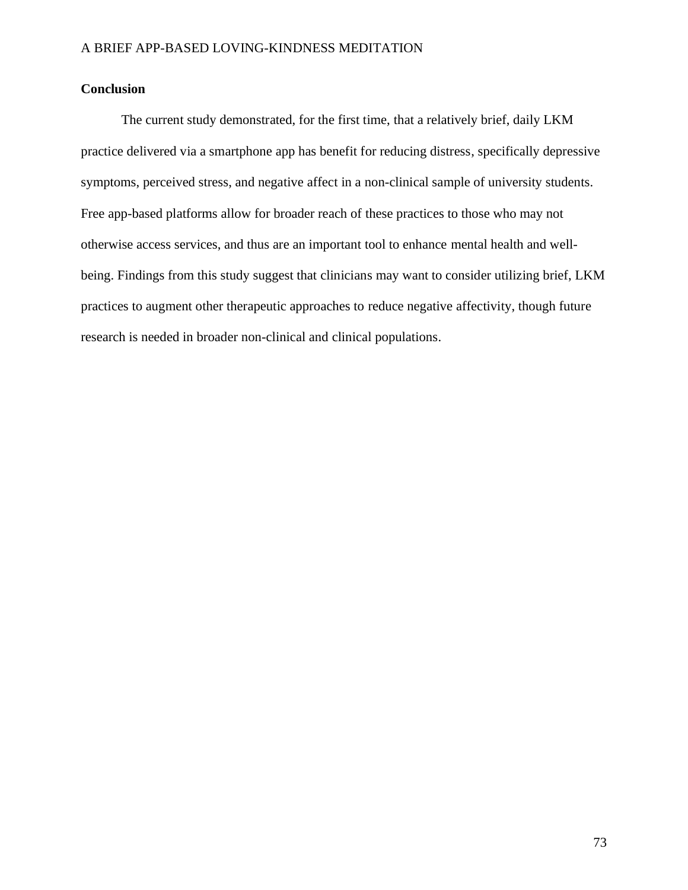## Conclusion

The current study demonstrated, for the first time, that a relatively brief, daily LKM practice delivered via a smartphone app has benefit for reducing distress, specifically depressive symptoms, perceived stress, and negative affect in a non-clinical sample of university students. Free app-based platforms allow for broader reach of these practices to those who may not otherwise access services, and thus are an important tool to enhance mental health and well-being. Findings from this study suggest that clinicians may want to consider utilizing brief, LKM practices to augment other therapeutic approaches to reduce negative affectivity, though future research is needed in broader non-clinical and clinical populations.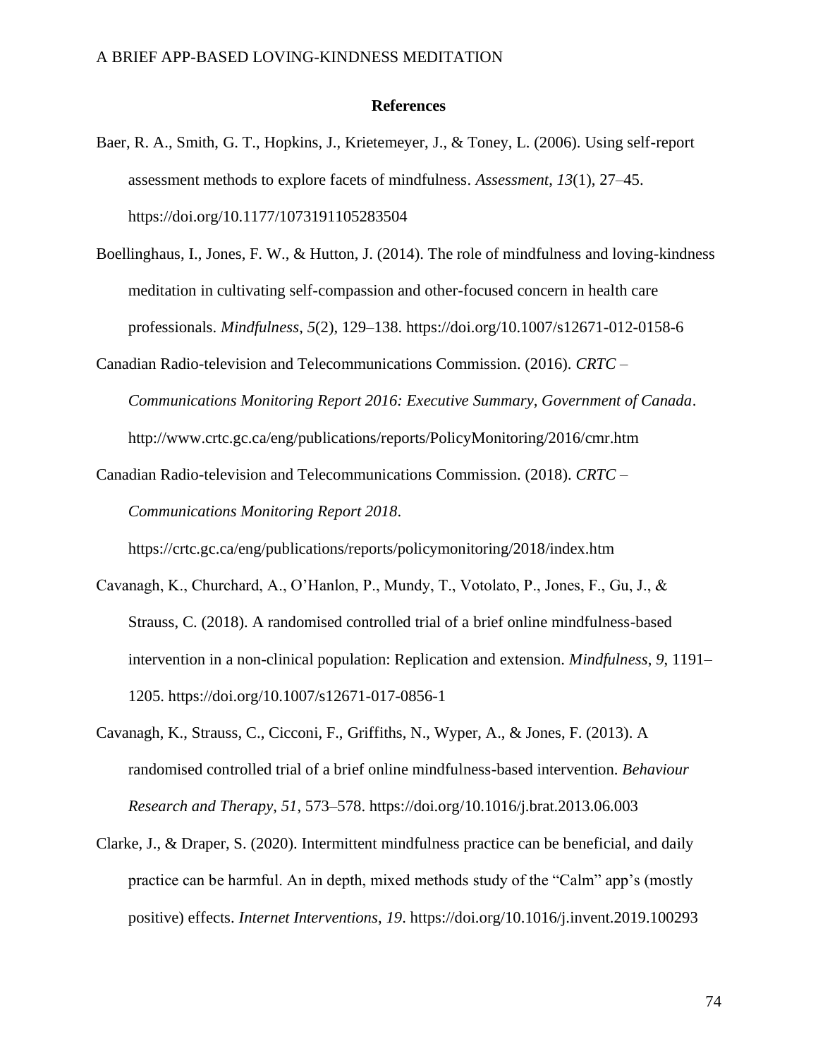# References

Baer, R. A., Smith, G. T., Hopkins, J., Krietemeyer, J., & Toney, L. (2006). Using self-report assessment methods to explore facets of mindfulness. *Assessment*, *13*(1), 27–45. https://doi.org/10.1177/1073191105283504

Boellinghaus, I., Jones, F. W., & Hutton, J. (2014). The role of mindfulness and loving-kindness meditation in cultivating self-compassion and other-focused concern in health care professionals. *Mindfulness*, *5*(2), 129–138. https://doi.org/10.1007/s12671-012-0158-6

Canadian Radio-television and Telecommunications Commission. (2016). *CRTC – Communications Monitoring Report 2016: Executive Summary, Government of Canada*. http://www.crtc.gc.ca/eng/publications/reports/PolicyMonitoring/2016/cmr.htm

Canadian Radio-television and Telecommunications Commission. (2018). *CRTC – Communications Monitoring Report 2018*. https://crtc.gc.ca/eng/publications/reports/policymonitoring/2018/index.htm

Cavanagh, K., Churchard, A., O'Hanlon, P., Mundy, T., Votolato, P., Jones, F., Gu, J., & Strauss, C. (2018). A randomised controlled trial of a brief online mindfulness-based intervention in a non-clinical population: Replication and extension. *Mindfulness*, *9*, 1191–1205. https://doi.org/10.1007/s12671-017-0856-1

Cavanagh, K., Strauss, C., Cicconi, F., Griffiths, N., Wyper, A., & Jones, F. (2013). A randomised controlled trial of a brief online mindfulness-based intervention. *Behaviour Research and Therapy*, *51*, 573–578. https://doi.org/10.1016/j.brat.2013.06.003

Clarke, J., & Draper, S. (2020). Intermittent mindfulness practice can be beneficial, and daily practice can be harmful. An in depth, mixed methods study of the "Calm" app's (mostly positive) effects. *Internet Interventions*, *19*. https://doi.org/10.1016/j.invent.2019.100293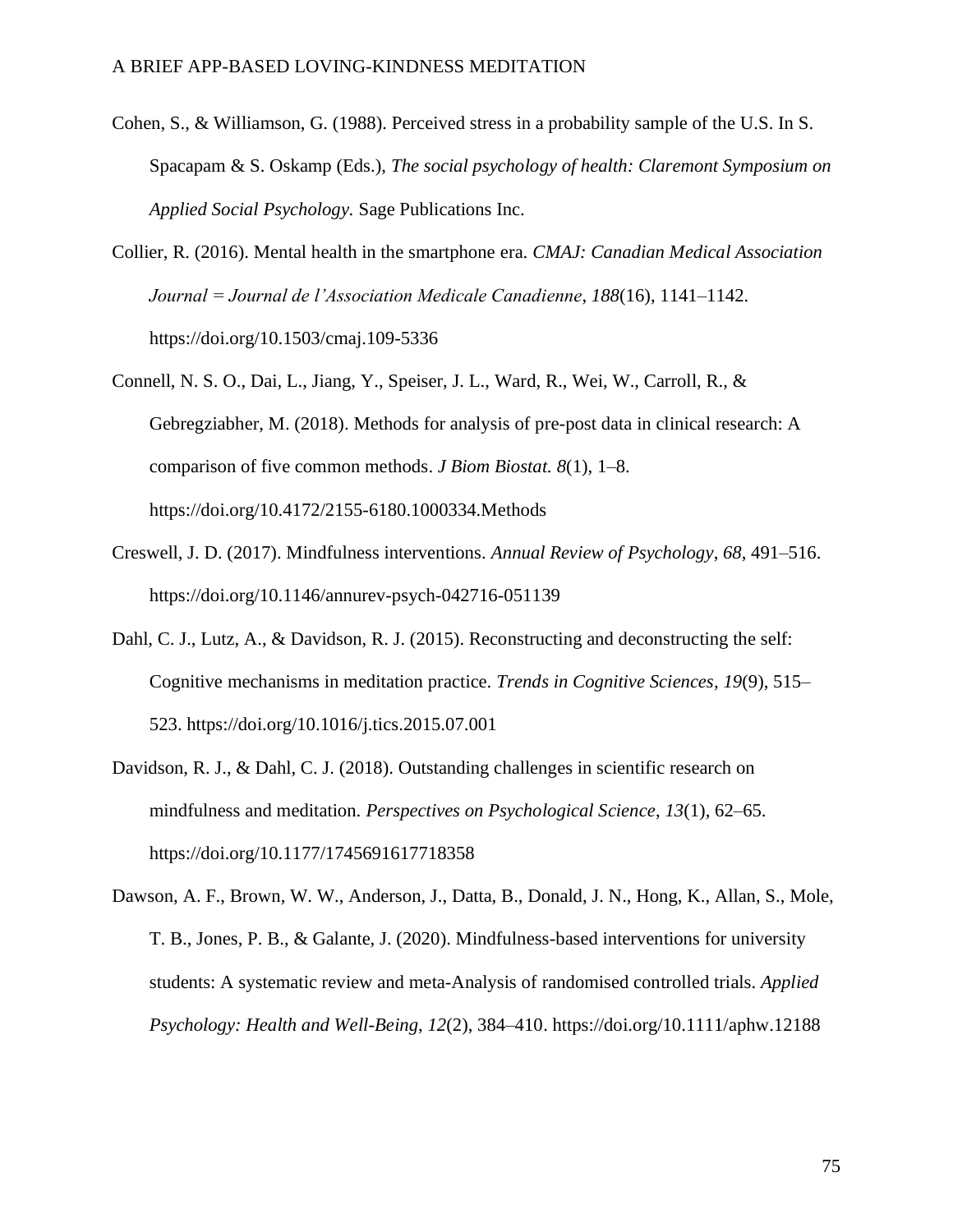Cohen, S., & Williamson, G. (1988). Perceived stress in a probability sample of the U.S. In S. Spacapam & S. Oskamp (Eds.), *The social psychology of health: Claremont Symposium on Applied Social Psychology.* Sage Publications Inc.

Collier, R. (2016). Mental health in the smartphone era. *CMAJ: Canadian Medical Association Journal = Journal de l'Association Medicale Canadienne*, *188*(16), 1141–1142. https://doi.org/10.1503/cmaj.109-5336

Connell, N. S. O., Dai, L., Jiang, Y., Speiser, J. L., Ward, R., Wei, W., Carroll, R., & Gebregziabher, M. (2018). Methods for analysis of pre-post data in clinical research: A comparison of five common methods. *J Biom Biostat. 8*(1), 1–8. https://doi.org/10.4172/2155-6180.1000334.Methods

Creswell, J. D. (2017). Mindfulness interventions. *Annual Review of Psychology*, *68*, 491–516. https://doi.org/10.1146/annurev-psych-042716-051139

Dahl, C. J., Lutz, A., & Davidson, R. J. (2015). Reconstructing and deconstructing the self: Cognitive mechanisms in meditation practice. *Trends in Cognitive Sciences*, *19*(9), 515–523. https://doi.org/10.1016/j.tics.2015.07.001

Davidson, R. J., & Dahl, C. J. (2018). Outstanding challenges in scientific research on mindfulness and meditation. *Perspectives on Psychological Science*, *13*(1), 62–65. https://doi.org/10.1177/1745691617718358

Dawson, A. F., Brown, W. W., Anderson, J., Datta, B., Donald, J. N., Hong, K., Allan, S., Mole, T. B., Jones, P. B., & Galante, J. (2020). Mindfulness-based interventions for university students: A systematic review and meta-Analysis of randomised controlled trials. *Applied Psychology: Health and Well-Being*, *12*(2), 384–410. https://doi.org/10.1111/aphw.12188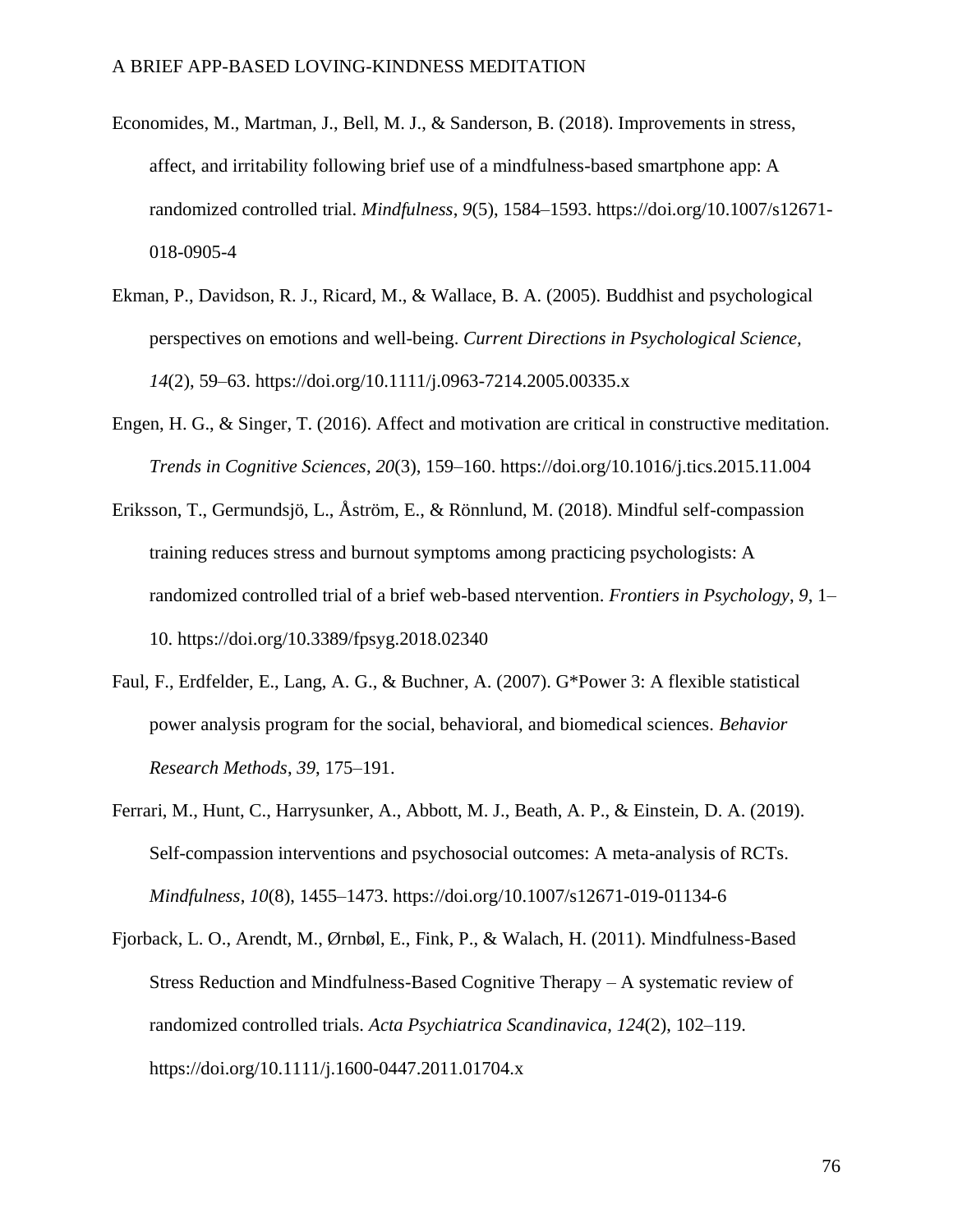Economides, M., Martman, J., Bell, M. J., & Sanderson, B. (2018). Improvements in stress, affect, and irritability following brief use of a mindfulness-based smartphone app: A randomized controlled trial. *Mindfulness*, *9*(5), 1584–1593. https://doi.org/10.1007/s12671-018-0905-4

Ekman, P., Davidson, R. J., Ricard, M., & Wallace, B. A. (2005). Buddhist and psychological perspectives on emotions and well-being. *Current Directions in Psychological Science*, *14*(2), 59–63. https://doi.org/10.1111/j.0963-7214.2005.00335.x

Engen, H. G., & Singer, T. (2016). Affect and motivation are critical in constructive meditation. *Trends in Cognitive Sciences*, *20*(3), 159–160. https://doi.org/10.1016/j.tics.2015.11.004

Eriksson, T., Germundsjö, L., Åström, E., & Rönnlund, M. (2018). Mindful self-compassion training reduces stress and burnout symptoms among practicing psychologists: A randomized controlled trial of a brief web-based ntervention. *Frontiers in Psychology*, *9*, 1–10. https://doi.org/10.3389/fpsyg.2018.02340

Faul, F., Erdfelder, E., Lang, A. G., & Buchner, A. (2007). G*Power 3: A flexible statistical power analysis program for the social, behavioral, and biomedical sciences. *Behavior Research Methods*, *39*, 175–191.

Ferrari, M., Hunt, C., Harrysunker, A., Abbott, M. J., Beath, A. P., & Einstein, D. A. (2019). Self-compassion interventions and psychosocial outcomes: A meta-analysis of RCTs. *Mindfulness*, *10*(8), 1455–1473. https://doi.org/10.1007/s12671-019-01134-6

Fjorback, L. O., Arendt, M., Ørnbøl, E., Fink, P., & Walach, H. (2011). Mindfulness-Based Stress Reduction and Mindfulness-Based Cognitive Therapy – A systematic review of randomized controlled trials. *Acta Psychiatrica Scandinavica*, *124*(2), 102–119. https://doi.org/10.1111/j.1600-0447.2011.01704.x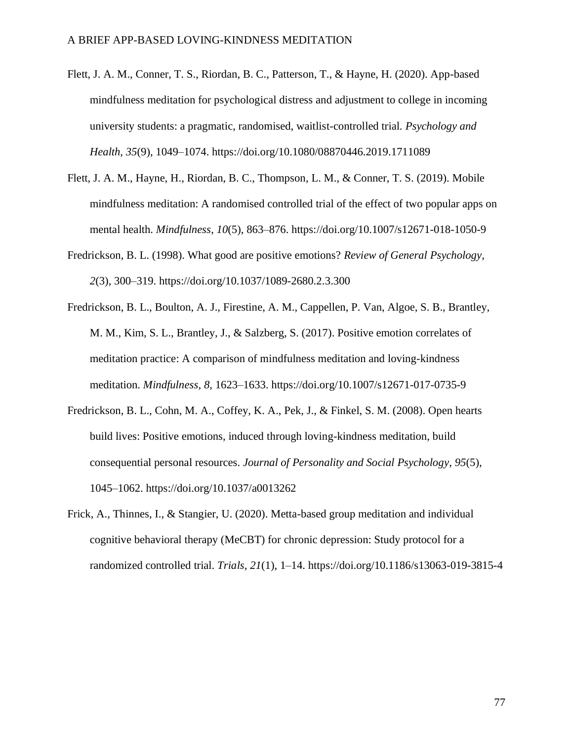Flett, J. A. M., Conner, T. S., Riordan, B. C., Patterson, T., & Hayne, H. (2020). App-based mindfulness meditation for psychological distress and adjustment to college in incoming university students: a pragmatic, randomised, waitlist-controlled trial. *Psychology and Health*, *35*(9), 1049–1074. https://doi.org/10.1080/08870446.2019.1711089

Flett, J. A. M., Hayne, H., Riordan, B. C., Thompson, L. M., & Conner, T. S. (2019). Mobile mindfulness meditation: A randomised controlled trial of the effect of two popular apps on mental health. *Mindfulness*, *10*(5), 863–876. https://doi.org/10.1007/s12671-018-1050-9

Fredrickson, B. L. (1998). What good are positive emotions? *Review of General Psychology*, *2*(3), 300–319. https://doi.org/10.1037/1089-2680.2.3.300

Fredrickson, B. L., Boulton, A. J., Firestine, A. M., Cappellen, P. Van, Algoe, S. B., Brantley, M. M., Kim, S. L., Brantley, J., & Salzberg, S. (2017). Positive emotion correlates of meditation practice: A comparison of mindfulness meditation and loving-kindness meditation. *Mindfulness*, *8*, 1623–1633. https://doi.org/10.1007/s12671-017-0735-9

Fredrickson, B. L., Cohn, M. A., Coffey, K. A., Pek, J., & Finkel, S. M. (2008). Open hearts build lives: Positive emotions, induced through loving-kindness meditation, build consequential personal resources. *Journal of Personality and Social Psychology*, *95*(5), 1045–1062. https://doi.org/10.1037/a0013262

Frick, A., Thinnes, I., & Stangier, U. (2020). Metta-based group meditation and individual cognitive behavioral therapy (MeCBT) for chronic depression: Study protocol for a randomized controlled trial. *Trials*, *21*(1), 1–14. https://doi.org/10.1186/s13063-019-3815-4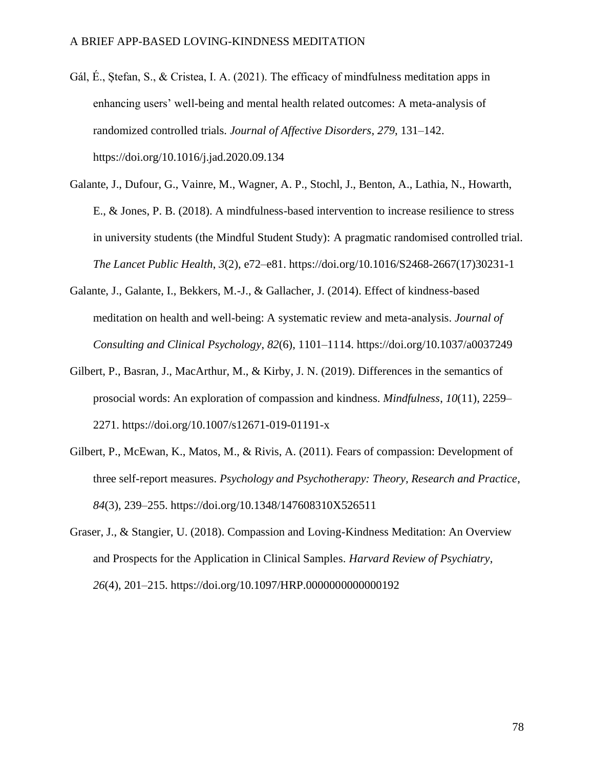Gál, É., Ștefan, S., & Cristea, I. A. (2021). The efficacy of mindfulness meditation apps in enhancing users' well-being and mental health related outcomes: A meta-analysis of randomized controlled trials. *Journal of Affective Disorders*, *279*, 131–142. https://doi.org/10.1016/j.jad.2020.09.134

Galante, J., Dufour, G., Vainre, M., Wagner, A. P., Stochl, J., Benton, A., Lathia, N., Howarth, E., & Jones, P. B. (2018). A mindfulness-based intervention to increase resilience to stress in university students (the Mindful Student Study): A pragmatic randomised controlled trial. *The Lancet Public Health*, *3*(2), e72–e81. https://doi.org/10.1016/S2468-2667(17)30231-1

Galante, J., Galante, I., Bekkers, M.-J., & Gallacher, J. (2014). Effect of kindness-based meditation on health and well-being: A systematic review and meta-analysis. *Journal of Consulting and Clinical Psychology*, *82*(6), 1101–1114. https://doi.org/10.1037/a0037249

Gilbert, P., Basran, J., MacArthur, M., & Kirby, J. N. (2019). Differences in the semantics of prosocial words: An exploration of compassion and kindness. *Mindfulness*, *10*(11), 2259–2271. https://doi.org/10.1007/s12671-019-01191-x

Gilbert, P., McEwan, K., Matos, M., & Rivis, A. (2011). Fears of compassion: Development of three self-report measures. *Psychology and Psychotherapy: Theory, Research and Practice*, *84*(3), 239–255. https://doi.org/10.1348/147608310X526511

Graser, J., & Stangier, U. (2018). Compassion and Loving-Kindness Meditation: An Overview and Prospects for the Application in Clinical Samples. *Harvard Review of Psychiatry*, *26*(4), 201–215. https://doi.org/10.1097/HRP.0000000000000192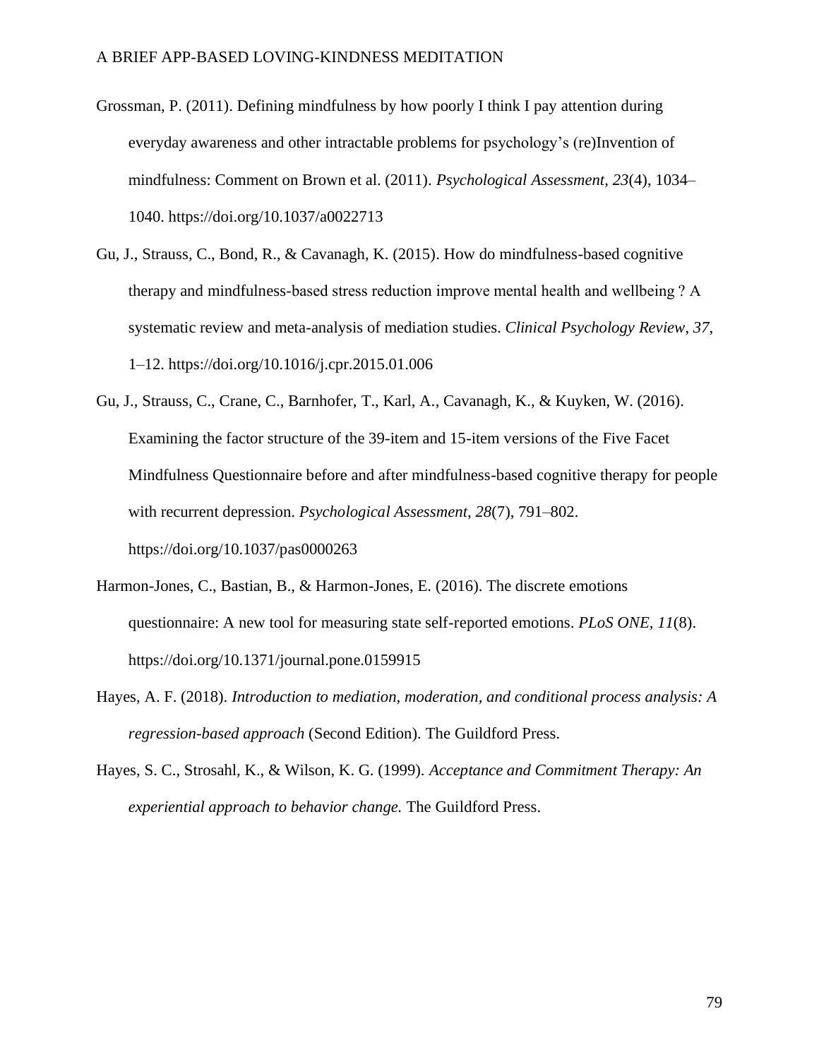Grossman, P. (2011). Defining mindfulness by how poorly I think I pay attention during everyday awareness and other intractable problems for psychology's (re)Invention of mindfulness: Comment on Brown et al. (2011). *Psychological Assessment*, *23*(4), 1034–1040. https://doi.org/10.1037/a0022713

Gu, J., Strauss, C., Bond, R., & Cavanagh, K. (2015). How do mindfulness-based cognitive therapy and mindfulness-based stress reduction improve mental health and wellbeing ? A systematic review and meta-analysis of mediation studies. *Clinical Psychology Review*, *37*, 1–12. https://doi.org/10.1016/j.cpr.2015.01.006

Gu, J., Strauss, C., Crane, C., Barnhofer, T., Karl, A., Cavanagh, K., & Kuyken, W. (2016). Examining the factor structure of the 39-item and 15-item versions of the Five Facet Mindfulness Questionnaire before and after mindfulness-based cognitive therapy for people with recurrent depression. *Psychological Assessment*, *28*(7), 791–802. https://doi.org/10.1037/pas0000263

Harmon-Jones, C., Bastian, B., & Harmon-Jones, E. (2016). The discrete emotions questionnaire: A new tool for measuring state self-reported emotions. *PLoS ONE*, *11*(8). https://doi.org/10.1371/journal.pone.0159915

Hayes, A. F. (2018). *Introduction to mediation, moderation, and conditional process analysis: A regression-based approach* (Second Edition). The Guildford Press.

Hayes, S. C., Strosahl, K., & Wilson, K. G. (1999). *Acceptance and Commitment Therapy: An experiential approach to behavior change.* The Guildford Press.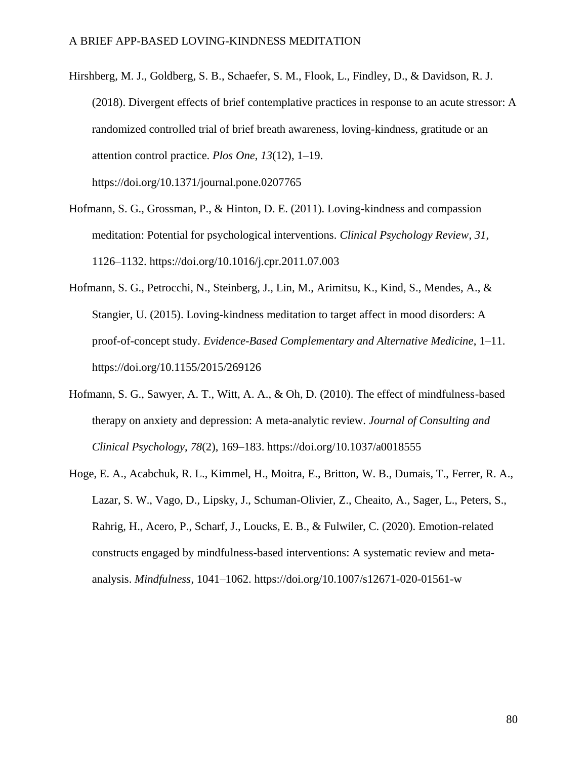Hirshberg, M. J., Goldberg, S. B., Schaefer, S. M., Flook, L., Findley, D., & Davidson, R. J. (2018). Divergent effects of brief contemplative practices in response to an acute stressor: A randomized controlled trial of brief breath awareness, loving-kindness, gratitude or an attention control practice. *Plos One*, *13*(12), 1–19. https://doi.org/10.1371/journal.pone.0207765

Hofmann, S. G., Grossman, P., & Hinton, D. E. (2011). Loving-kindness and compassion meditation: Potential for psychological interventions. *Clinical Psychology Review*, *31*, 1126–1132. https://doi.org/10.1016/j.cpr.2011.07.003

Hofmann, S. G., Petrocchi, N., Steinberg, J., Lin, M., Arimitsu, K., Kind, S., Mendes, A., & Stangier, U. (2015). Loving-kindness meditation to target affect in mood disorders: A proof-of-concept study. *Evidence-Based Complementary and Alternative Medicine*, 1–11. https://doi.org/10.1155/2015/269126

Hofmann, S. G., Sawyer, A. T., Witt, A. A., & Oh, D. (2010). The effect of mindfulness-based therapy on anxiety and depression: A meta-analytic review. *Journal of Consulting and Clinical Psychology*, *78*(2), 169–183. https://doi.org/10.1037/a0018555

Hoge, E. A., Acabchuk, R. L., Kimmel, H., Moitra, E., Britton, W. B., Dumais, T., Ferrer, R. A., Lazar, S. W., Vago, D., Lipsky, J., Schuman-Olivier, Z., Cheaito, A., Sager, L., Peters, S., Rahrig, H., Acero, P., Scharf, J., Loucks, E. B., & Fulwiler, C. (2020). Emotion-related constructs engaged by mindfulness-based interventions: A systematic review and meta-analysis. *Mindfulness*, 1041–1062. https://doi.org/10.1007/s12671-020-01561-w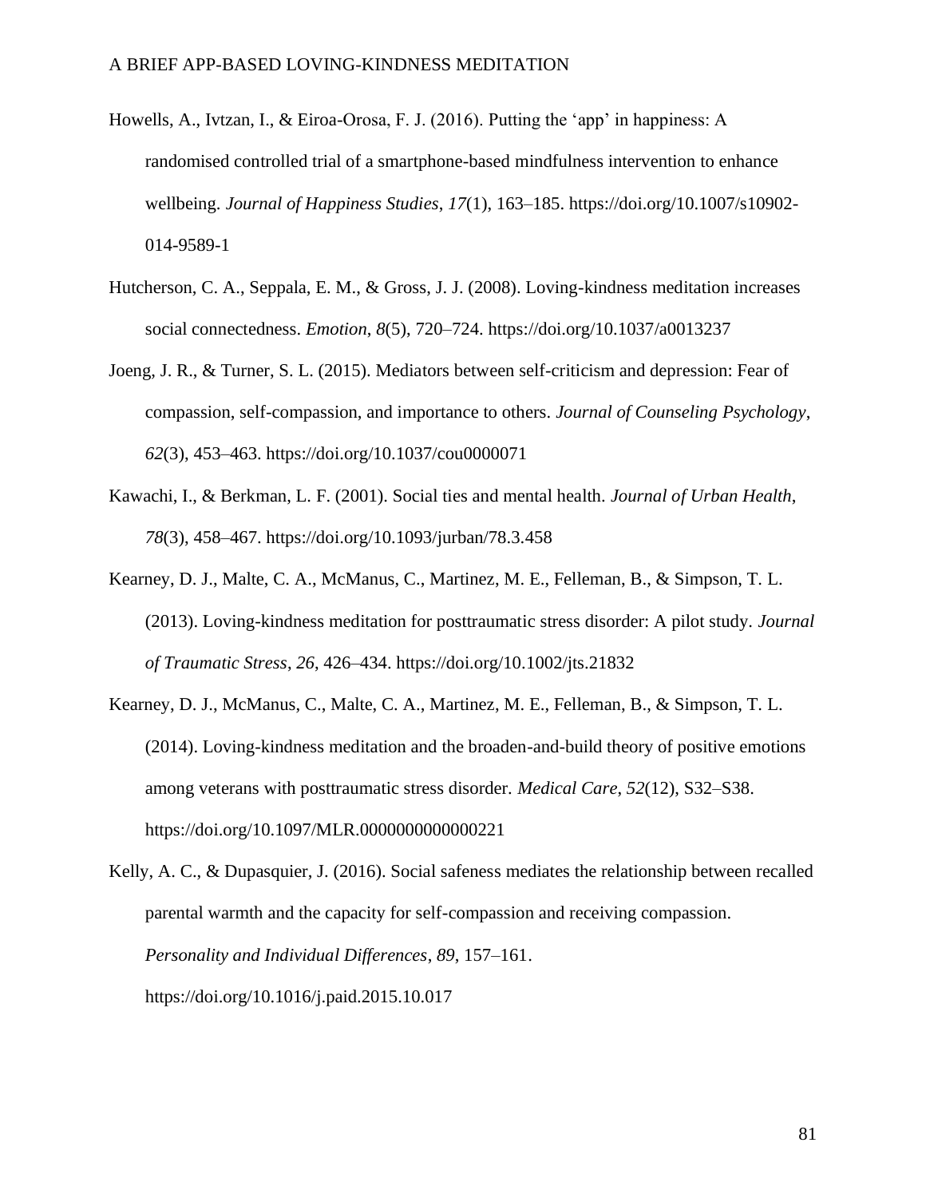Howells, A., Ivtzan, I., & Eiroa-Orosa, F. J. (2016). Putting the 'app' in happiness: A randomised controlled trial of a smartphone-based mindfulness intervention to enhance wellbeing. *Journal of Happiness Studies*, *17*(1), 163–185. https://doi.org/10.1007/s10902-014-9589-1

Hutcherson, C. A., Seppala, E. M., & Gross, J. J. (2008). Loving-kindness meditation increases social connectedness. *Emotion*, *8*(5), 720–724. https://doi.org/10.1037/a0013237

Joeng, J. R., & Turner, S. L. (2015). Mediators between self-criticism and depression: Fear of compassion, self-compassion, and importance to others. *Journal of Counseling Psychology*, *62*(3), 453–463. https://doi.org/10.1037/cou0000071

Kawachi, I., & Berkman, L. F. (2001). Social ties and mental health. *Journal of Urban Health*, *78*(3), 458–467. https://doi.org/10.1093/jurban/78.3.458

Kearney, D. J., Malte, C. A., McManus, C., Martinez, M. E., Felleman, B., & Simpson, T. L. (2013). Loving-kindness meditation for posttraumatic stress disorder: A pilot study. *Journal of Traumatic Stress*, *26*, 426–434. https://doi.org/10.1002/jts.21832

Kearney, D. J., McManus, C., Malte, C. A., Martinez, M. E., Felleman, B., & Simpson, T. L. (2014). Loving-kindness meditation and the broaden-and-build theory of positive emotions among veterans with posttraumatic stress disorder. *Medical Care*, *52*(12), S32–S38. https://doi.org/10.1097/MLR.0000000000000221

Kelly, A. C., & Dupasquier, J. (2016). Social safeness mediates the relationship between recalled parental warmth and the capacity for self-compassion and receiving compassion. *Personality and Individual Differences*, *89*, 157–161. https://doi.org/10.1016/j.paid.2015.10.017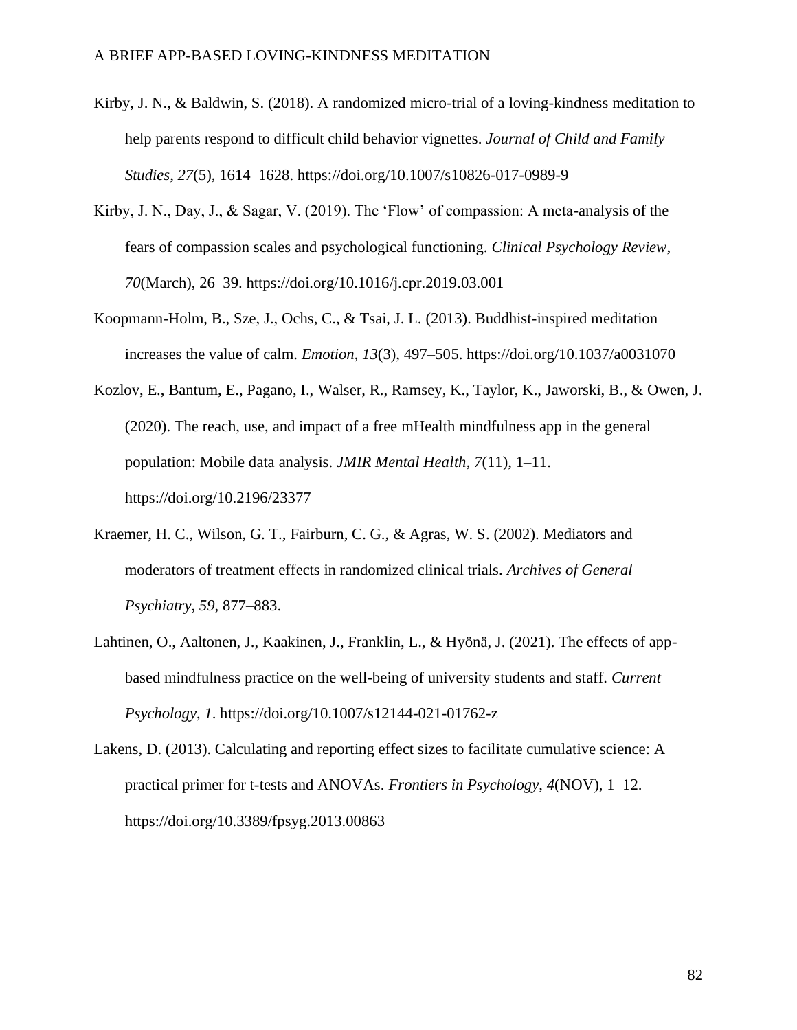Kirby, J. N., & Baldwin, S. (2018). A randomized micro-trial of a loving-kindness meditation to help parents respond to difficult child behavior vignettes. *Journal of Child and Family Studies*, *27*(5), 1614–1628. https://doi.org/10.1007/s10826-017-0989-9

Kirby, J. N., Day, J., & Sagar, V. (2019). The 'Flow' of compassion: A meta-analysis of the fears of compassion scales and psychological functioning. *Clinical Psychology Review*, *70*(March), 26–39. https://doi.org/10.1016/j.cpr.2019.03.001

Koopmann-Holm, B., Sze, J., Ochs, C., & Tsai, J. L. (2013). Buddhist-inspired meditation increases the value of calm. *Emotion*, *13*(3), 497–505. https://doi.org/10.1037/a0031070

Kozlov, E., Bantum, E., Pagano, I., Walser, R., Ramsey, K., Taylor, K., Jaworski, B., & Owen, J. (2020). The reach, use, and impact of a free mHealth mindfulness app in the general population: Mobile data analysis. *JMIR Mental Health*, *7*(11), 1–11. https://doi.org/10.2196/23377

Kraemer, H. C., Wilson, G. T., Fairburn, C. G., & Agras, W. S. (2002). Mediators and moderators of treatment effects in randomized clinical trials. *Archives of General Psychiatry*, *59*, 877–883.

Lahtinen, O., Aaltonen, J., Kaakinen, J., Franklin, L., & Hyönä, J. (2021). The effects of app-based mindfulness practice on the well-being of university students and staff. *Current Psychology*, *1*. https://doi.org/10.1007/s12144-021-01762-z

Lakens, D. (2013). Calculating and reporting effect sizes to facilitate cumulative science: A practical primer for t-tests and ANOVAs. *Frontiers in Psychology*, *4*(NOV), 1–12. https://doi.org/10.3389/fpsyg.2013.00863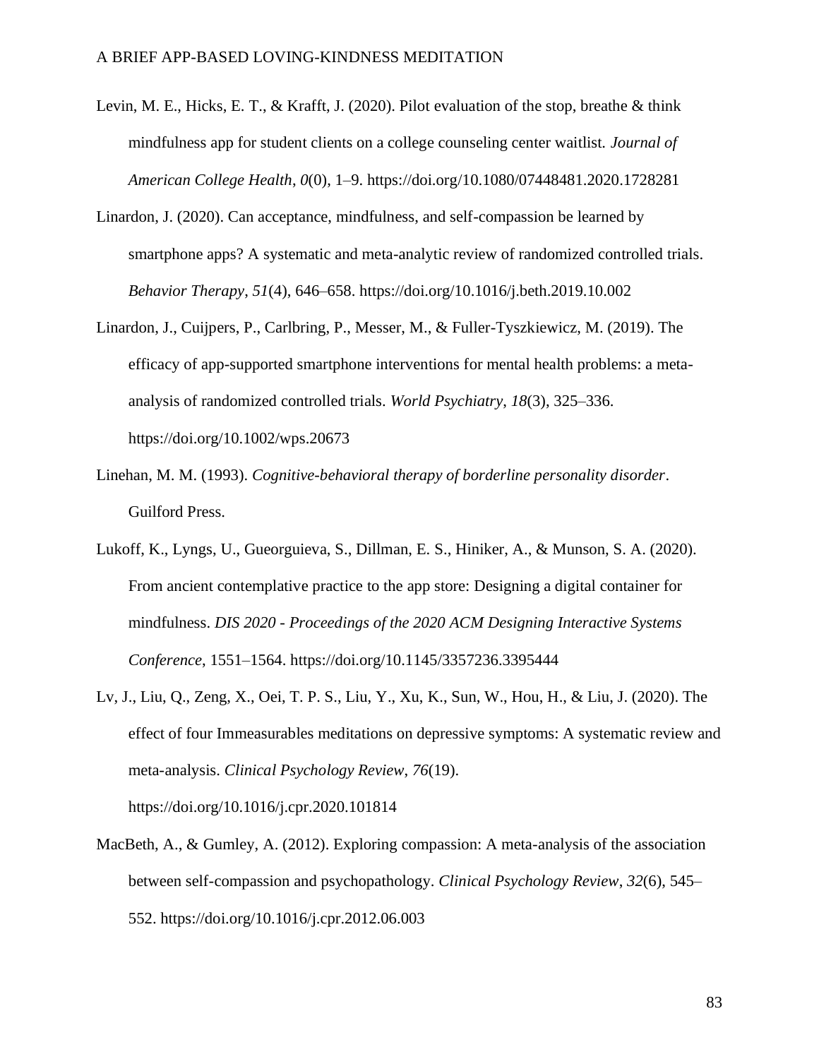Levin, M. E., Hicks, E. T., & Krafft, J. (2020). Pilot evaluation of the stop, breathe & think mindfulness app for student clients on a college counseling center waitlist. *Journal of American College Health*, *0*(0), 1–9. https://doi.org/10.1080/07448481.2020.1728281

Linardon, J. (2020). Can acceptance, mindfulness, and self-compassion be learned by smartphone apps? A systematic and meta-analytic review of randomized controlled trials. *Behavior Therapy*, *51*(4), 646–658. https://doi.org/10.1016/j.beth.2019.10.002

Linardon, J., Cuijpers, P., Carlbring, P., Messer, M., & Fuller-Tyszkiewicz, M. (2019). The efficacy of app-supported smartphone interventions for mental health problems: a meta-analysis of randomized controlled trials. *World Psychiatry*, *18*(3), 325–336. https://doi.org/10.1002/wps.20673

Linehan, M. M. (1993). *Cognitive-behavioral therapy of borderline personality disorder*. Guilford Press.

Lukoff, K., Lyngs, U., Gueorguieva, S., Dillman, E. S., Hiniker, A., & Munson, S. A. (2020). From ancient contemplative practice to the app store: Designing a digital container for mindfulness. *DIS 2020 - Proceedings of the 2020 ACM Designing Interactive Systems Conference*, 1551–1564. https://doi.org/10.1145/3357236.3395444

Lv, J., Liu, Q., Zeng, X., Oei, T. P. S., Liu, Y., Xu, K., Sun, W., Hou, H., & Liu, J. (2020). The effect of four Immeasurables meditations on depressive symptoms: A systematic review and meta-analysis. *Clinical Psychology Review*, *76*(19). https://doi.org/10.1016/j.cpr.2020.101814

MacBeth, A., & Gumley, A. (2012). Exploring compassion: A meta-analysis of the association between self-compassion and psychopathology. *Clinical Psychology Review*, *32*(6), 545–552. https://doi.org/10.1016/j.cpr.2012.06.003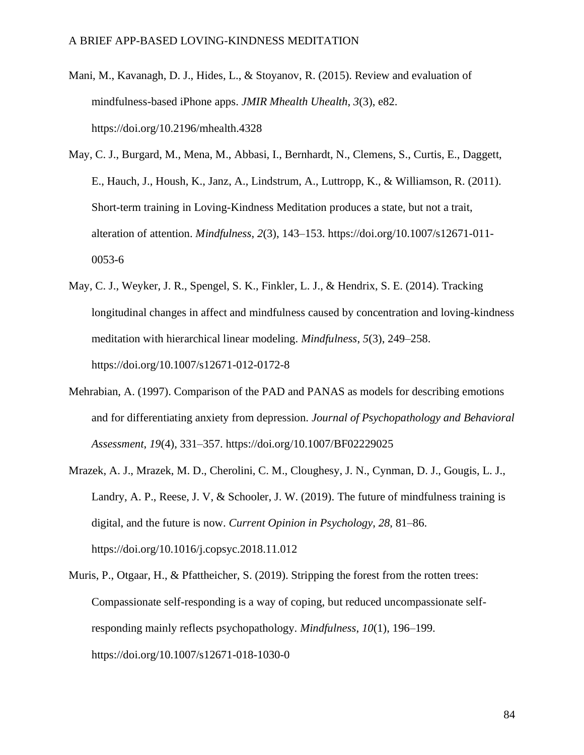Mani, M., Kavanagh, D. J., Hides, L., & Stoyanov, R. (2015). Review and evaluation of mindfulness-based iPhone apps. *JMIR Mhealth Uhealth*, *3*(3), e82. https://doi.org/10.2196/mhealth.4328

May, C. J., Burgard, M., Mena, M., Abbasi, I., Bernhardt, N., Clemens, S., Curtis, E., Daggett, E., Hauch, J., Housh, K., Janz, A., Lindstrum, A., Luttropp, K., & Williamson, R. (2011). Short-term training in Loving-Kindness Meditation produces a state, but not a trait, alteration of attention. *Mindfulness*, *2*(3), 143–153. https://doi.org/10.1007/s12671-011-0053-6

May, C. J., Weyker, J. R., Spengel, S. K., Finkler, L. J., & Hendrix, S. E. (2014). Tracking longitudinal changes in affect and mindfulness caused by concentration and loving-kindness meditation with hierarchical linear modeling. *Mindfulness*, *5*(3), 249–258. https://doi.org/10.1007/s12671-012-0172-8

Mehrabian, A. (1997). Comparison of the PAD and PANAS as models for describing emotions and for differentiating anxiety from depression. *Journal of Psychopathology and Behavioral Assessment*, *19*(4), 331–357. https://doi.org/10.1007/BF02229025

Mrazek, A. J., Mrazek, M. D., Cherolini, C. M., Cloughesy, J. N., Cynman, D. J., Gougis, L. J., Landry, A. P., Reese, J. V, & Schooler, J. W. (2019). The future of mindfulness training is digital, and the future is now. *Current Opinion in Psychology*, *28*, 81–86. https://doi.org/10.1016/j.copsyc.2018.11.012

Muris, P., Otgaar, H., & Pfattheicher, S. (2019). Stripping the forest from the rotten trees: Compassionate self-responding is a way of coping, but reduced uncompassionate self-responding mainly reflects psychopathology. *Mindfulness*, *10*(1), 196–199. https://doi.org/10.1007/s12671-018-1030-0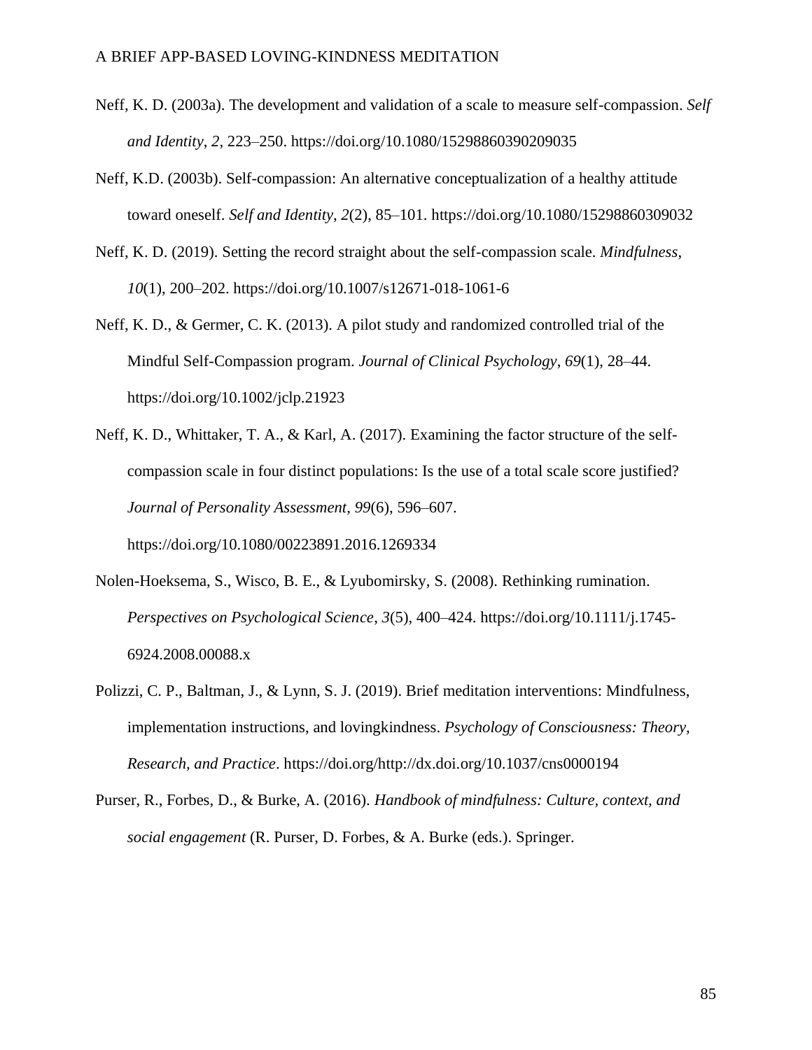Neff, K. D. (2003a). The development and validation of a scale to measure self-compassion. *Self and Identity*, *2*, 223–250. https://doi.org/10.1080/15298860390209035

Neff, K.D. (2003b). Self-compassion: An alternative conceptualization of a healthy attitude toward oneself. *Self and Identity*, *2*(2), 85–101. https://doi.org/10.1080/15298860309032

Neff, K. D. (2019). Setting the record straight about the self-compassion scale. *Mindfulness*, *10*(1), 200–202. https://doi.org/10.1007/s12671-018-1061-6

Neff, K. D., & Germer, C. K. (2013). A pilot study and randomized controlled trial of the Mindful Self-Compassion program. *Journal of Clinical Psychology*, *69*(1), 28–44. https://doi.org/10.1002/jclp.21923

Neff, K. D., Whittaker, T. A., & Karl, A. (2017). Examining the factor structure of the self-compassion scale in four distinct populations: Is the use of a total scale score justified? *Journal of Personality Assessment*, *99*(6), 596–607. https://doi.org/10.1080/00223891.2016.1269334

Nolen-Hoeksema, S., Wisco, B. E., & Lyubomirsky, S. (2008). Rethinking rumination. *Perspectives on Psychological Science*, *3*(5), 400–424. https://doi.org/10.1111/j.1745-6924.2008.00088.x

Polizzi, C. P., Baltman, J., & Lynn, S. J. (2019). Brief meditation interventions: Mindfulness, implementation instructions, and lovingkindness. *Psychology of Consciousness: Theory, Research, and Practice*. https://doi.org/http://dx.doi.org/10.1037/cns0000194

Purser, R., Forbes, D., & Burke, A. (2016). *Handbook of mindfulness: Culture, context, and social engagement* (R. Purser, D. Forbes, & A. Burke (eds.). Springer.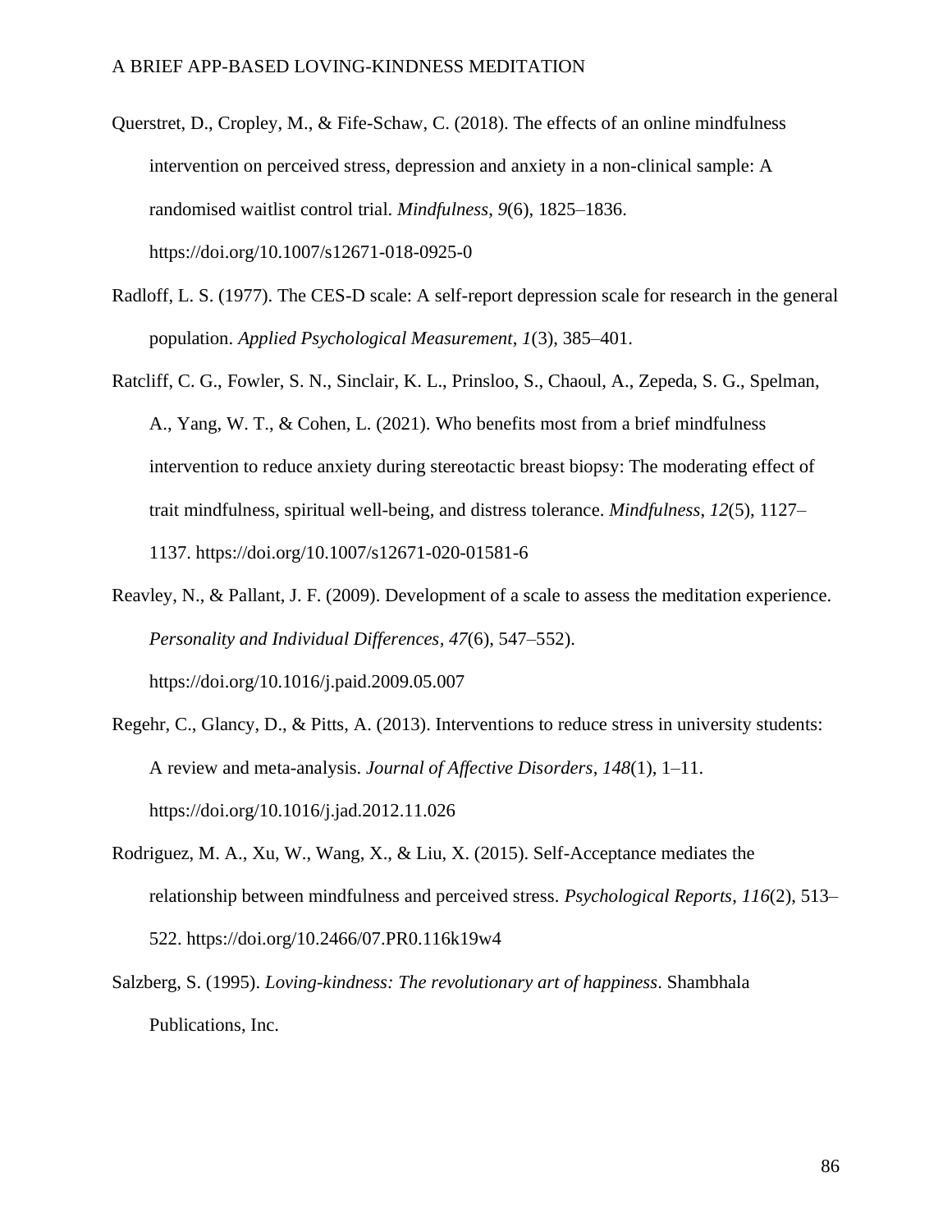Querstret, D., Cropley, M., & Fife-Schaw, C. (2018). The effects of an online mindfulness intervention on perceived stress, depression and anxiety in a non-clinical sample: A randomised waitlist control trial. *Mindfulness*, *9*(6), 1825–1836. https://doi.org/10.1007/s12671-018-0925-0

Radloff, L. S. (1977). The CES-D scale: A self-report depression scale for research in the general population. *Applied Psychological Measurement*, *1*(3), 385–401.

Ratcliff, C. G., Fowler, S. N., Sinclair, K. L., Prinsloo, S., Chaoul, A., Zepeda, S. G., Spelman, A., Yang, W. T., & Cohen, L. (2021). Who benefits most from a brief mindfulness intervention to reduce anxiety during stereotactic breast biopsy: The moderating effect of trait mindfulness, spiritual well-being, and distress tolerance. *Mindfulness*, *12*(5), 1127–1137. https://doi.org/10.1007/s12671-020-01581-6

Reavley, N., & Pallant, J. F. (2009). Development of a scale to assess the meditation experience. *Personality and Individual Differences*, *47*(6), 547–552). https://doi.org/10.1016/j.paid.2009.05.007

Regehr, C., Glancy, D., & Pitts, A. (2013). Interventions to reduce stress in university students: A review and meta-analysis. *Journal of Affective Disorders*, *148*(1), 1–11. https://doi.org/10.1016/j.jad.2012.11.026

Rodriguez, M. A., Xu, W., Wang, X., & Liu, X. (2015). Self-Acceptance mediates the relationship between mindfulness and perceived stress. *Psychological Reports*, *116*(2), 513–522. https://doi.org/10.2466/07.PR0.116k19w4

Salzberg, S. (1995). *Loving-kindness: The revolutionary art of happiness*. Shambhala Publications, Inc.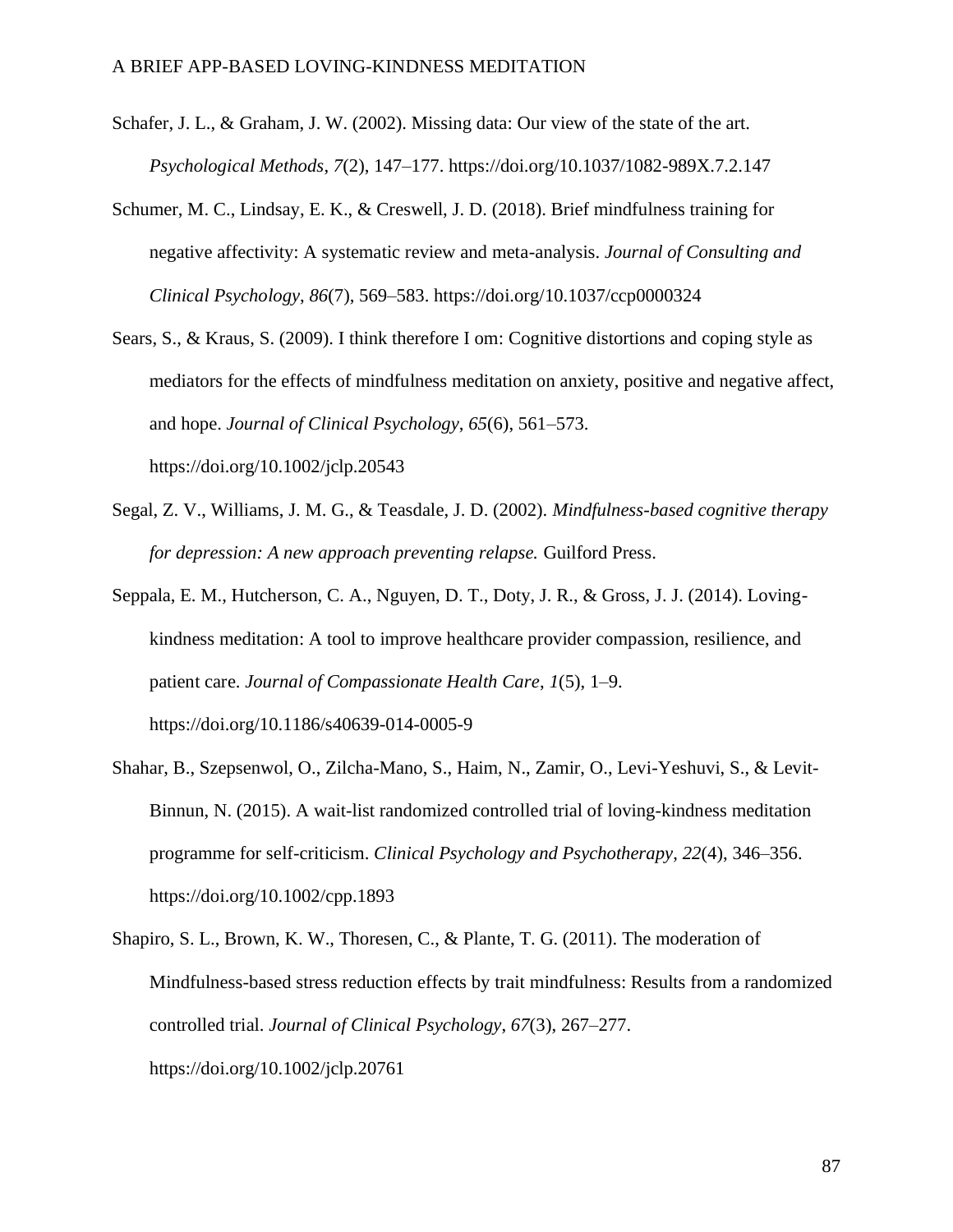Schafer, J. L., & Graham, J. W. (2002). Missing data: Our view of the state of the art. *Psychological Methods*, *7*(2), 147–177. https://doi.org/10.1037/1082-989X.7.2.147

Schumer, M. C., Lindsay, E. K., & Creswell, J. D. (2018). Brief mindfulness training for negative affectivity: A systematic review and meta-analysis. *Journal of Consulting and Clinical Psychology*, *86*(7), 569–583. https://doi.org/10.1037/ccp0000324

Sears, S., & Kraus, S. (2009). I think therefore I om: Cognitive distortions and coping style as mediators for the effects of mindfulness meditation on anxiety, positive and negative affect, and hope. *Journal of Clinical Psychology*, *65*(6), 561–573. https://doi.org/10.1002/jclp.20543

Segal, Z. V., Williams, J. M. G., & Teasdale, J. D. (2002). *Mindfulness-based cognitive therapy for depression: A new approach preventing relapse.* Guilford Press.

Seppala, E. M., Hutcherson, C. A., Nguyen, D. T., Doty, J. R., & Gross, J. J. (2014). Loving-kindness meditation: A tool to improve healthcare provider compassion, resilience, and patient care. *Journal of Compassionate Health Care*, *1*(5), 1–9. https://doi.org/10.1186/s40639-014-0005-9

Shahar, B., Szepsenwol, O., Zilcha-Mano, S., Haim, N., Zamir, O., Levi-Yeshuvi, S., & Levit-Binnun, N. (2015). A wait-list randomized controlled trial of loving-kindness meditation programme for self-criticism. *Clinical Psychology and Psychotherapy*, *22*(4), 346–356. https://doi.org/10.1002/cpp.1893

Shapiro, S. L., Brown, K. W., Thoresen, C., & Plante, T. G. (2011). The moderation of Mindfulness-based stress reduction effects by trait mindfulness: Results from a randomized controlled trial. *Journal of Clinical Psychology*, *67*(3), 267–277. https://doi.org/10.1002/jclp.20761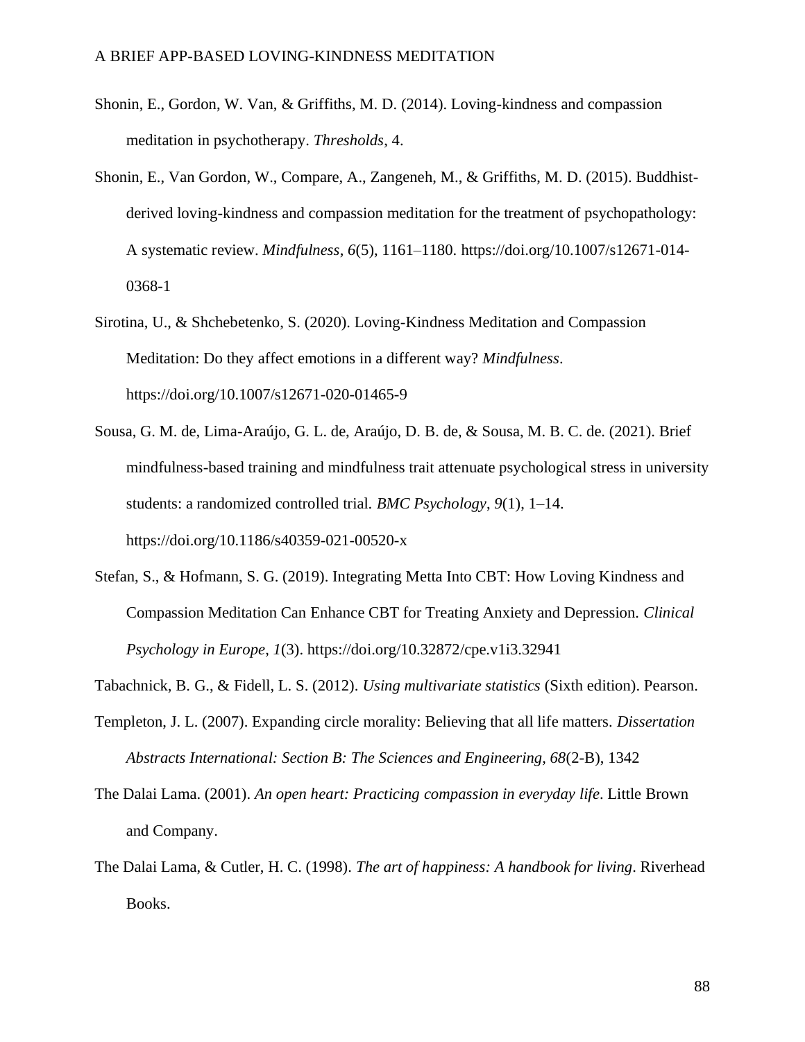Shonin, E., Gordon, W. Van, & Griffiths, M. D. (2014). Loving-kindness and compassion meditation in psychotherapy. *Thresholds*, 4.

Shonin, E., Van Gordon, W., Compare, A., Zangeneh, M., & Griffiths, M. D. (2015). Buddhist-derived loving-kindness and compassion meditation for the treatment of psychopathology: A systematic review. *Mindfulness*, *6*(5), 1161–1180. https://doi.org/10.1007/s12671-014-0368-1

Sirotina, U., & Shchebetenko, S. (2020). Loving-Kindness Meditation and Compassion Meditation: Do they affect emotions in a different way? *Mindfulness*. https://doi.org/10.1007/s12671-020-01465-9

Sousa, G. M. de, Lima-Araújo, G. L. de, Araújo, D. B. de, & Sousa, M. B. C. de. (2021). Brief mindfulness-based training and mindfulness trait attenuate psychological stress in university students: a randomized controlled trial. *BMC Psychology*, *9*(1), 1–14. https://doi.org/10.1186/s40359-021-00520-x

Stefan, S., & Hofmann, S. G. (2019). Integrating Metta Into CBT: How Loving Kindness and Compassion Meditation Can Enhance CBT for Treating Anxiety and Depression. *Clinical Psychology in Europe*, *1*(3). https://doi.org/10.32872/cpe.v1i3.32941

Tabachnick, B. G., & Fidell, L. S. (2012). *Using multivariate statistics* (Sixth edition). Pearson.

Templeton, J. L. (2007). Expanding circle morality: Believing that all life matters. *Dissertation Abstracts International: Section B: The Sciences and Engineering, 68*(2-B), 1342

The Dalai Lama. (2001). *An open heart: Practicing compassion in everyday life*. Little Brown and Company.

The Dalai Lama, & Cutler, H. C. (1998). *The art of happiness: A handbook for living*. Riverhead Books.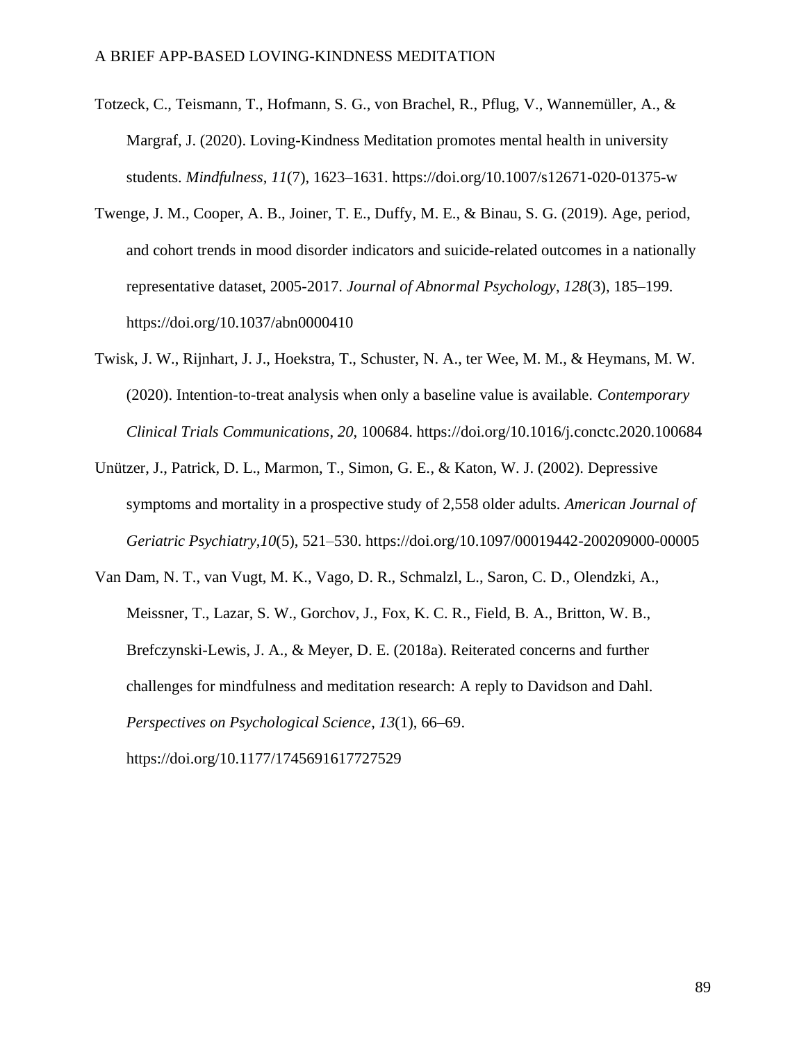Totzeck, C., Teismann, T., Hofmann, S. G., von Brachel, R., Pflug, V., Wannemüller, A., & Margraf, J. (2020). Loving-Kindness Meditation promotes mental health in university students. *Mindfulness*, *11*(7), 1623–1631. https://doi.org/10.1007/s12671-020-01375-w

Twenge, J. M., Cooper, A. B., Joiner, T. E., Duffy, M. E., & Binau, S. G. (2019). Age, period, and cohort trends in mood disorder indicators and suicide-related outcomes in a nationally representative dataset, 2005-2017. *Journal of Abnormal Psychology*, *128*(3), 185–199. https://doi.org/10.1037/abn0000410

Twisk, J. W., Rijnhart, J. J., Hoekstra, T., Schuster, N. A., ter Wee, M. M., & Heymans, M. W. (2020). Intention-to-treat analysis when only a baseline value is available. *Contemporary Clinical Trials Communications*, *20*, 100684. https://doi.org/10.1016/j.conctc.2020.100684

Unützer, J., Patrick, D. L., Marmon, T., Simon, G. E., & Katon, W. J. (2002). Depressive symptoms and mortality in a prospective study of 2,558 older adults. *American Journal of Geriatric Psychiatry*,*10*(5), 521–530. https://doi.org/10.1097/00019442-200209000-00005

Van Dam, N. T., van Vugt, M. K., Vago, D. R., Schmalzl, L., Saron, C. D., Olendzki, A., Meissner, T., Lazar, S. W., Gorchov, J., Fox, K. C. R., Field, B. A., Britton, W. B., Brefczynski-Lewis, J. A., & Meyer, D. E. (2018a). Reiterated concerns and further challenges for mindfulness and meditation research: A reply to Davidson and Dahl. *Perspectives on Psychological Science*, *13*(1), 66–69. https://doi.org/10.1177/1745691617727529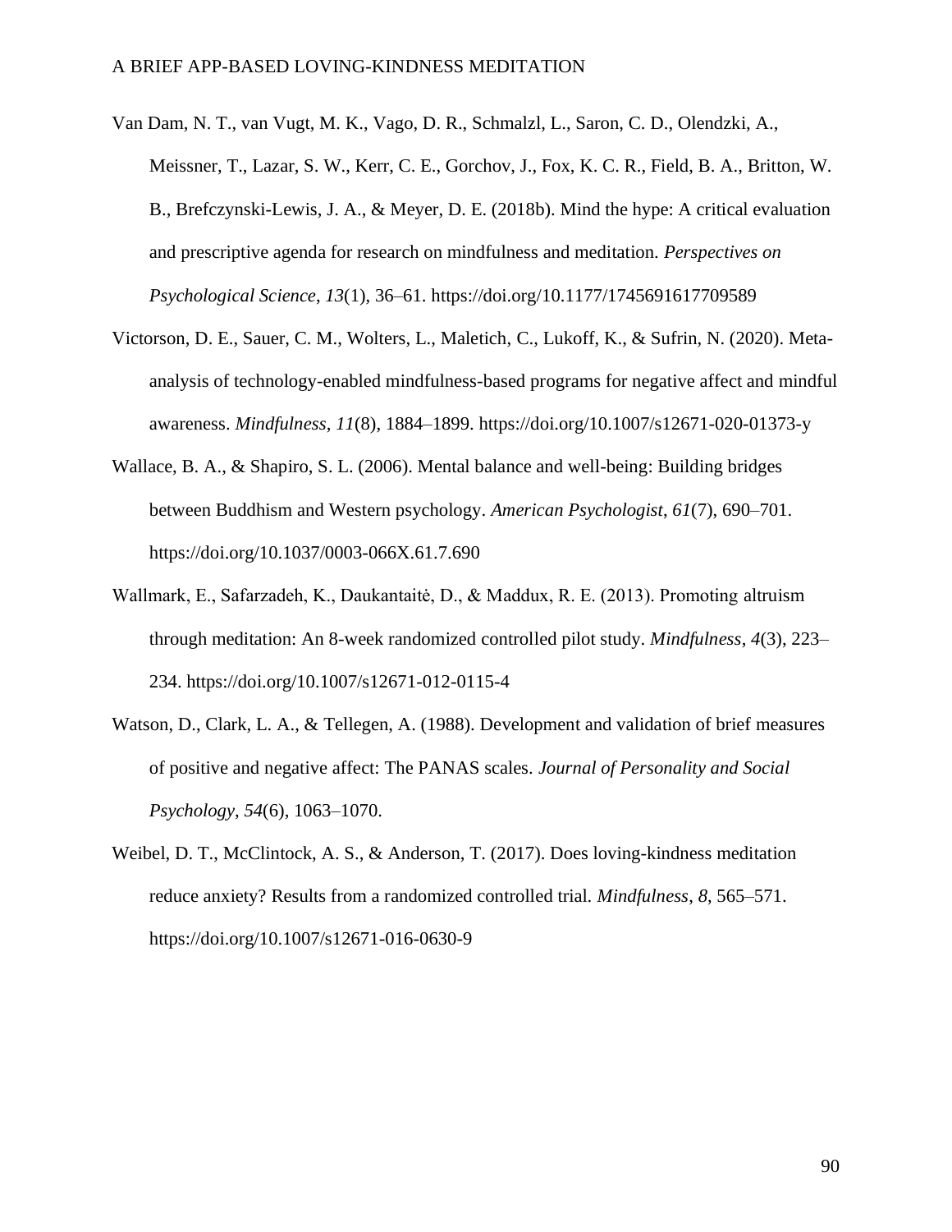Van Dam, N. T., van Vugt, M. K., Vago, D. R., Schmalzl, L., Saron, C. D., Olendzki, A., Meissner, T., Lazar, S. W., Kerr, C. E., Gorchov, J., Fox, K. C. R., Field, B. A., Britton, W. B., Brefczynski-Lewis, J. A., & Meyer, D. E. (2018b). Mind the hype: A critical evaluation and prescriptive agenda for research on mindfulness and meditation. *Perspectives on Psychological Science*, *13*(1), 36–61. https://doi.org/10.1177/1745691617709589

Victorson, D. E., Sauer, C. M., Wolters, L., Maletich, C., Lukoff, K., & Sufrin, N. (2020). Meta-analysis of technology-enabled mindfulness-based programs for negative affect and mindful awareness. *Mindfulness*, *11*(8), 1884–1899. https://doi.org/10.1007/s12671-020-01373-y

Wallace, B. A., & Shapiro, S. L. (2006). Mental balance and well-being: Building bridges between Buddhism and Western psychology. *American Psychologist*, *61*(7), 690–701. https://doi.org/10.1037/0003-066X.61.7.690

Wallmark, E., Safarzadeh, K., Daukantaitė, D., & Maddux, R. E. (2013). Promoting altruism through meditation: An 8-week randomized controlled pilot study. *Mindfulness*, *4*(3), 223–234. https://doi.org/10.1007/s12671-012-0115-4

Watson, D., Clark, L. A., & Tellegen, A. (1988). Development and validation of brief measures of positive and negative affect: The PANAS scales. *Journal of Personality and Social Psychology*, *54*(6), 1063–1070.

Weibel, D. T., McClintock, A. S., & Anderson, T. (2017). Does loving-kindness meditation reduce anxiety? Results from a randomized controlled trial. *Mindfulness*, *8*, 565–571. https://doi.org/10.1007/s12671-016-0630-9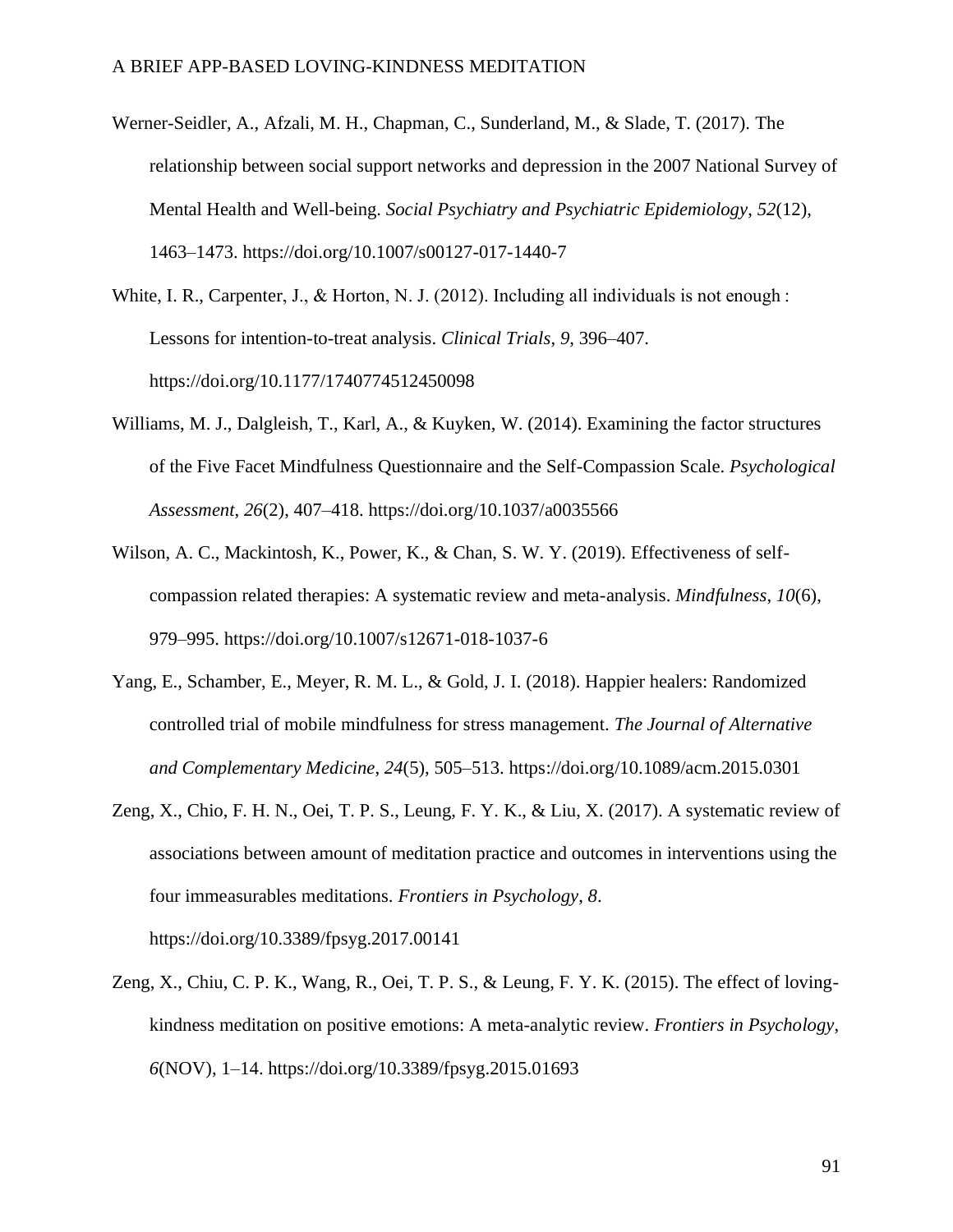Werner-Seidler, A., Afzali, M. H., Chapman, C., Sunderland, M., & Slade, T. (2017). The relationship between social support networks and depression in the 2007 National Survey of Mental Health and Well-being. *Social Psychiatry and Psychiatric Epidemiology*, *52*(12), 1463–1473. https://doi.org/10.1007/s00127-017-1440-7

White, I. R., Carpenter, J., & Horton, N. J. (2012). Including all individuals is not enough : Lessons for intention-to-treat analysis. *Clinical Trials*, *9*, 396–407. https://doi.org/10.1177/1740774512450098

Williams, M. J., Dalgleish, T., Karl, A., & Kuyken, W. (2014). Examining the factor structures of the Five Facet Mindfulness Questionnaire and the Self-Compassion Scale. *Psychological Assessment*, *26*(2), 407–418. https://doi.org/10.1037/a0035566

Wilson, A. C., Mackintosh, K., Power, K., & Chan, S. W. Y. (2019). Effectiveness of self-compassion related therapies: A systematic review and meta-analysis. *Mindfulness*, *10*(6), 979–995. https://doi.org/10.1007/s12671-018-1037-6

Yang, E., Schamber, E., Meyer, R. M. L., & Gold, J. I. (2018). Happier healers: Randomized controlled trial of mobile mindfulness for stress management. *The Journal of Alternative and Complementary Medicine*, *24*(5), 505–513. https://doi.org/10.1089/acm.2015.0301

Zeng, X., Chio, F. H. N., Oei, T. P. S., Leung, F. Y. K., & Liu, X. (2017). A systematic review of associations between amount of meditation practice and outcomes in interventions using the four immeasurables meditations. *Frontiers in Psychology*, *8*. https://doi.org/10.3389/fpsyg.2017.00141

Zeng, X., Chiu, C. P. K., Wang, R., Oei, T. P. S., & Leung, F. Y. K. (2015). The effect of loving-kindness meditation on positive emotions: A meta-analytic review. *Frontiers in Psychology*, *6*(NOV), 1–14. https://doi.org/10.3389/fpsyg.2015.01693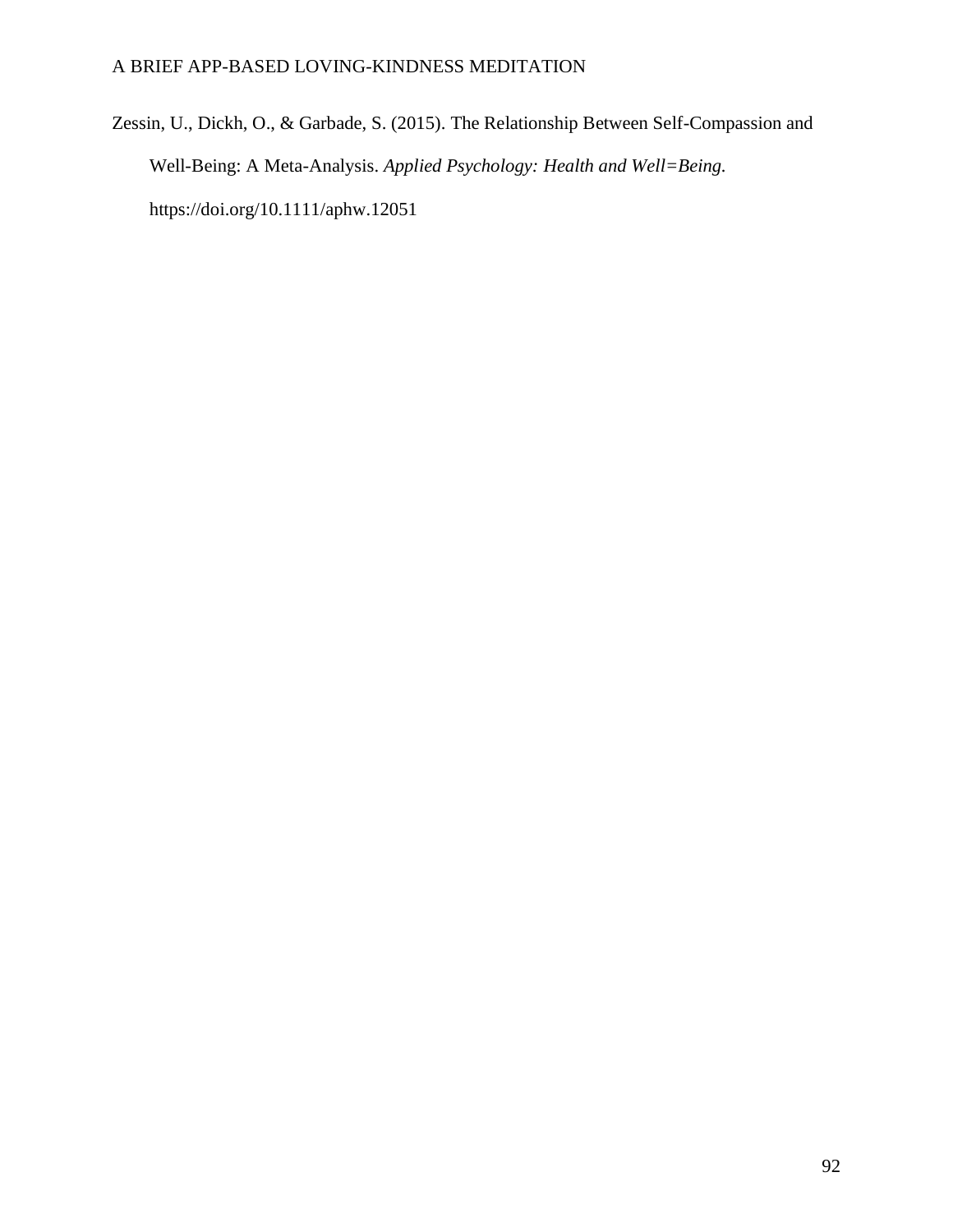Zessin, U., Dickh, O., & Garbade, S. (2015). The Relationship Between Self-Compassion and Well-Being: A Meta-Analysis. *Applied Psychology: Health and Well=Being.* https://doi.org/10.1111/aphw.12051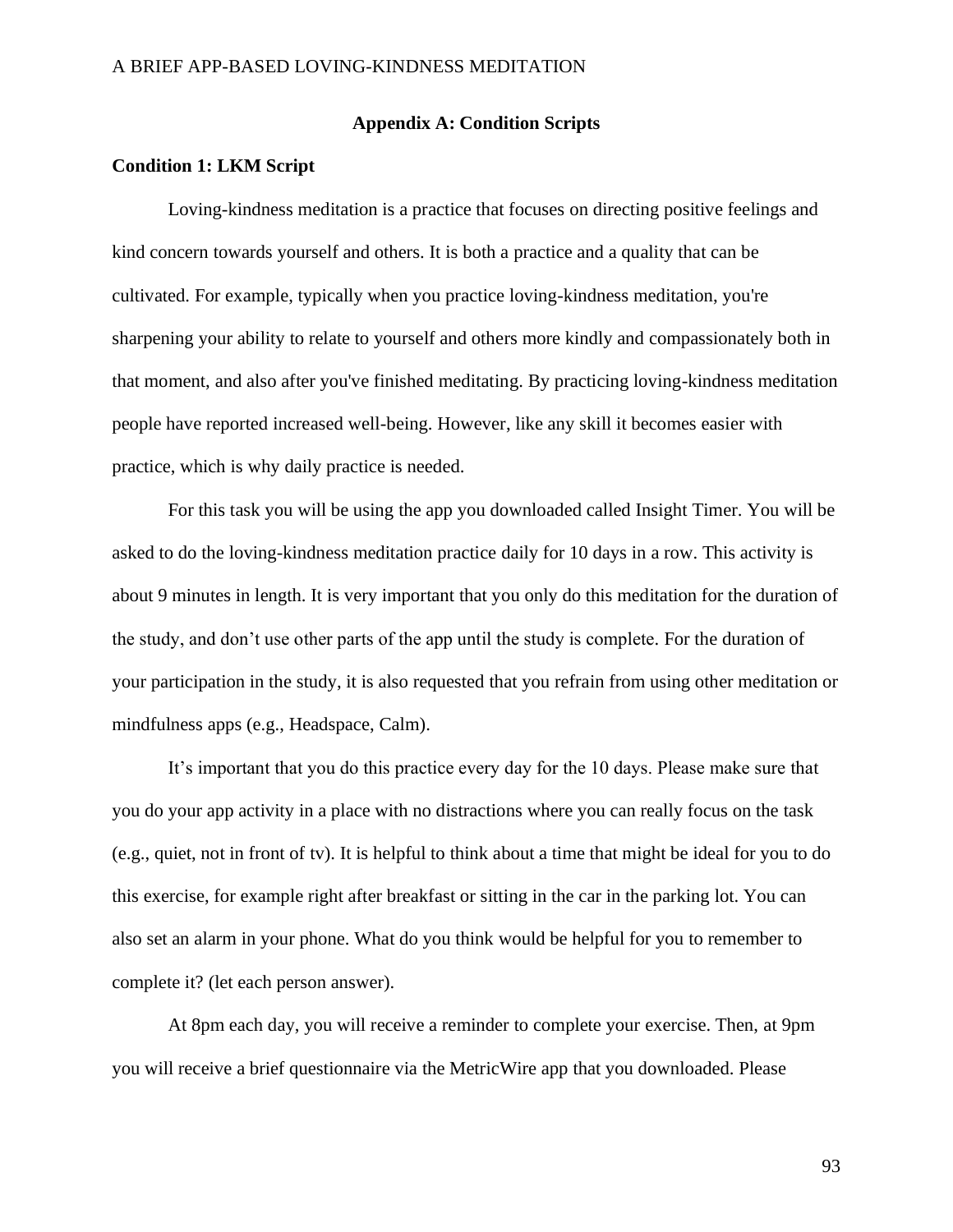## Appendix A: Condition Scripts

### Condition 1: LKM Script

Loving-kindness meditation is a practice that focuses on directing positive feelings and kind concern towards yourself and others. It is both a practice and a quality that can be cultivated. For example, typically when you practice loving-kindness meditation, you're sharpening your ability to relate to yourself and others more kindly and compassionately both in that moment, and also after you've finished meditating. By practicing loving-kindness meditation people have reported increased well-being. However, like any skill it becomes easier with practice, which is why daily practice is needed.

For this task you will be using the app you downloaded called Insight Timer. You will be asked to do the loving-kindness meditation practice daily for 10 days in a row. This activity is about 9 minutes in length. It is very important that you only do this meditation for the duration of the study, and don't use other parts of the app until the study is complete. For the duration of your participation in the study, it is also requested that you refrain from using other meditation or mindfulness apps (e.g., Headspace, Calm).

It's important that you do this practice every day for the 10 days. Please make sure that you do your app activity in a place with no distractions where you can really focus on the task (e.g., quiet, not in front of tv). It is helpful to think about a time that might be ideal for you to do this exercise, for example right after breakfast or sitting in the car in the parking lot. You can also set an alarm in your phone. What do you think would be helpful for you to remember to complete it? (let each person answer).

At 8pm each day, you will receive a reminder to complete your exercise. Then, at 9pm you will receive a brief questionnaire via the MetricWire app that you downloaded. Please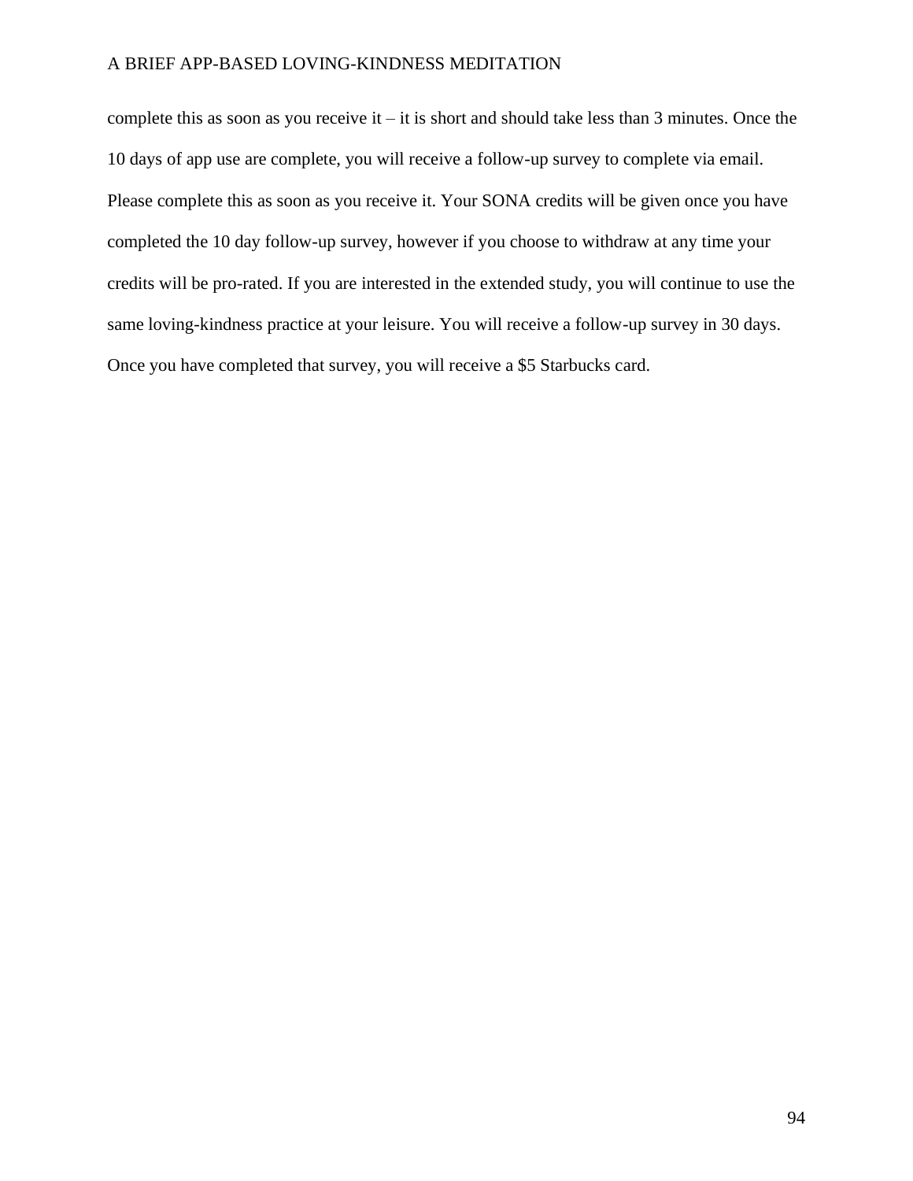complete this as soon as you receive it – it is short and should take less than 3 minutes. Once the 10 days of app use are complete, you will receive a follow-up survey to complete via email. Please complete this as soon as you receive it. Your SONA credits will be given once you have completed the 10 day follow-up survey, however if you choose to withdraw at any time your credits will be pro-rated. If you are interested in the extended study, you will continue to use the same loving-kindness practice at your leisure. You will receive a follow-up survey in 30 days. Once you have completed that survey, you will receive a $5 Starbucks card.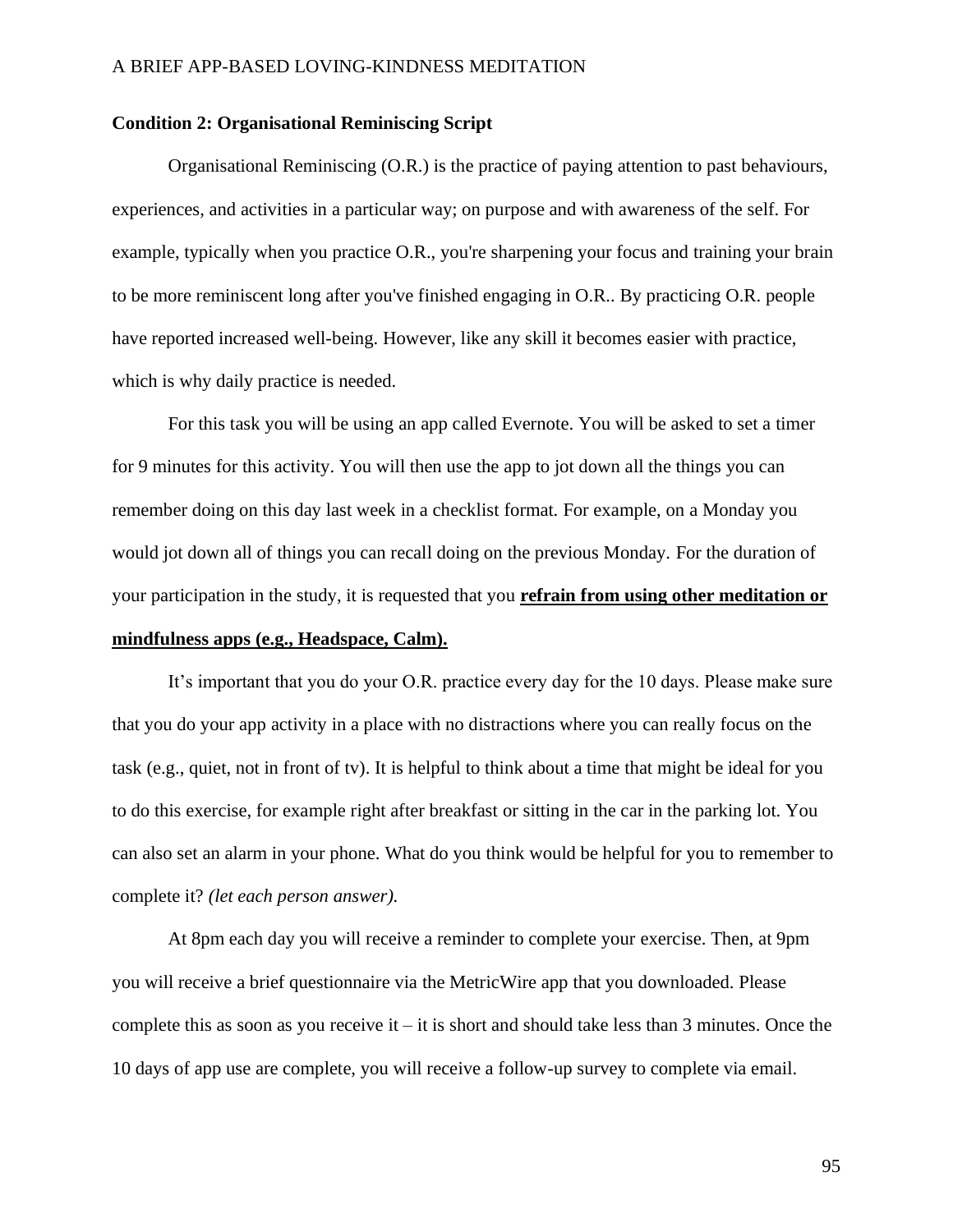**Condition 2: Organisational Reminiscing Script**

Organisational Reminiscing (O.R.) is the practice of paying attention to past behaviours, experiences, and activities in a particular way; on purpose and with awareness of the self. For example, typically when you practice O.R., you're sharpening your focus and training your brain to be more reminiscent long after you've finished engaging in O.R.. By practicing O.R. people have reported increased well-being. However, like any skill it becomes easier with practice, which is why daily practice is needed.

For this task you will be using an app called Evernote. You will be asked to set a timer for 9 minutes for this activity. You will then use the app to jot down all the things you can remember doing on this day last week in a checklist format. For example, on a Monday you would jot down all of things you can recall doing on the previous Monday. For the duration of your participation in the study, it is requested that you <u>**refrain from using other meditation or mindfulness apps (e.g., Headspace, Calm).**</u>

It's important that you do your O.R. practice every day for the 10 days. Please make sure that you do your app activity in a place with no distractions where you can really focus on the task (e.g., quiet, not in front of tv). It is helpful to think about a time that might be ideal for you to do this exercise, for example right after breakfast or sitting in the car in the parking lot. You can also set an alarm in your phone. What do you think would be helpful for you to remember to complete it? *(let each person answer).*

At 8pm each day you will receive a reminder to complete your exercise. Then, at 9pm you will receive a brief questionnaire via the MetricWire app that you downloaded. Please complete this as soon as you receive it – it is short and should take less than 3 minutes. Once the 10 days of app use are complete, you will receive a follow-up survey to complete via email.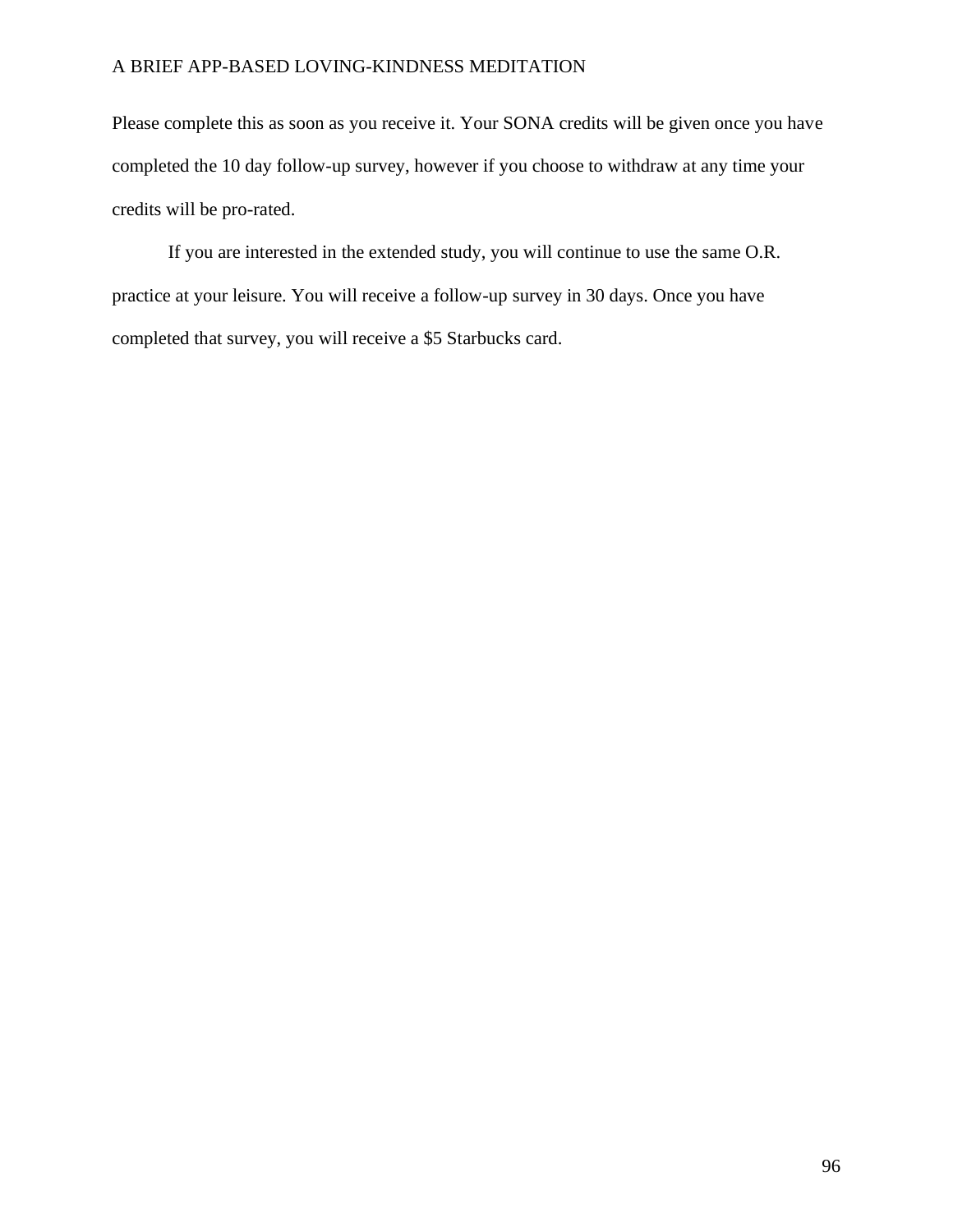Please complete this as soon as you receive it. Your SONA credits will be given once you have completed the 10 day follow-up survey, however if you choose to withdraw at any time your credits will be pro-rated.

If you are interested in the extended study, you will continue to use the same O.R. practice at your leisure. You will receive a follow-up survey in 30 days. Once you have completed that survey, you will receive a $5 Starbucks card.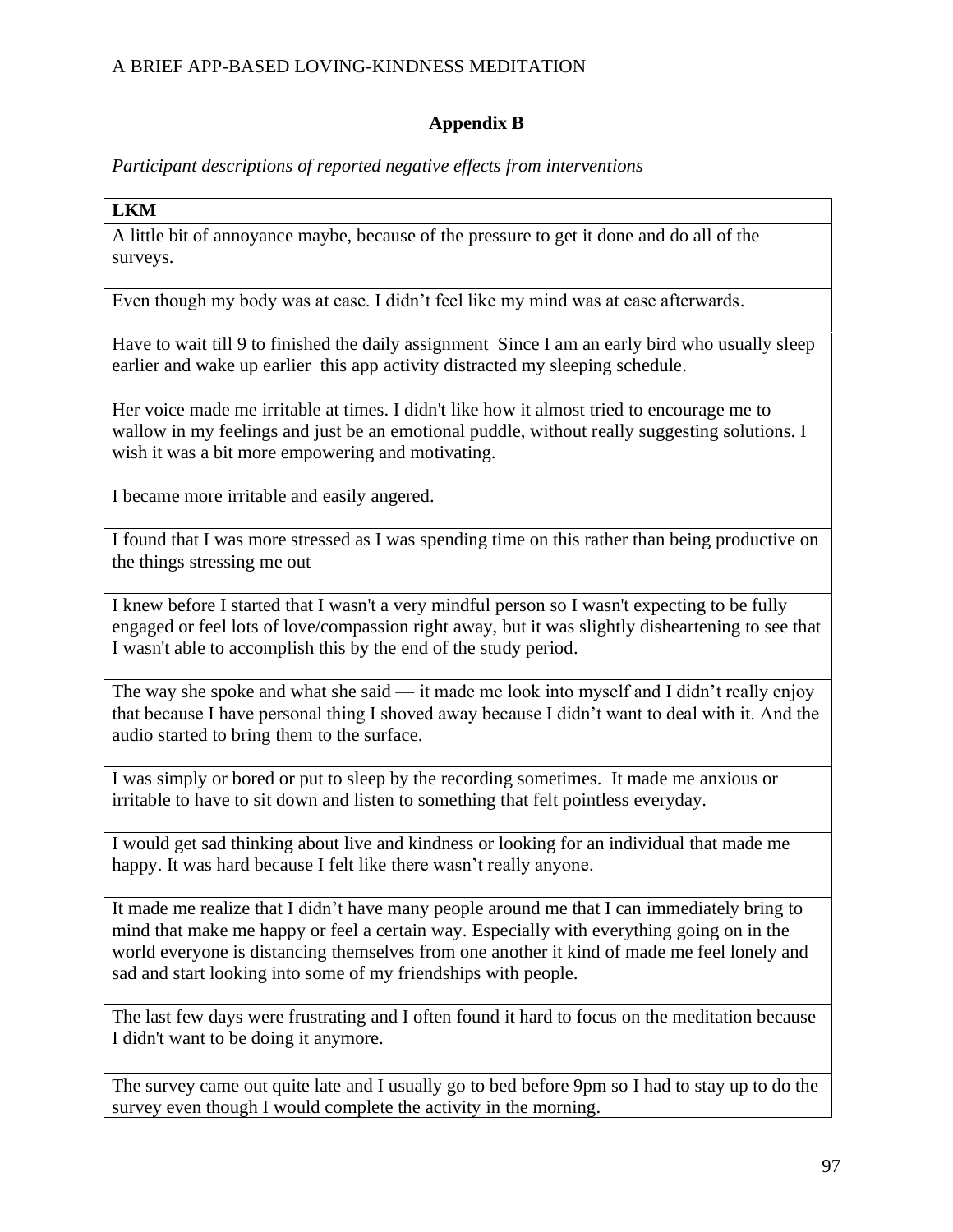## Appendix B

*Participant descriptions of reported negative effects from interventions*

| **LKM** |
|---|
| A little bit of annoyance maybe, because of the pressure to get it done and do all of the surveys. |
| Even though my body was at ease. I didn't feel like my mind was at ease afterwards. |
| Have to wait till 9 to finished the daily assignment  Since I am an early bird who usually sleep earlier and wake up earlier  this app activity distracted my sleeping schedule. |
| Her voice made me irritable at times. I didn't like how it almost tried to encourage me to wallow in my feelings and just be an emotional puddle, without really suggesting solutions. I wish it was a bit more empowering and motivating. |
| I became more irritable and easily angered. |
| I found that I was more stressed as I was spending time on this rather than being productive on the things stressing me out |
| I knew before I started that I wasn't a very mindful person so I wasn't expecting to be fully engaged or feel lots of love/compassion right away, but it was slightly disheartening to see that I wasn't able to accomplish this by the end of the study period. |
| The way she spoke and what she said — it made me look into myself and I didn't really enjoy that because I have personal thing I shoved away because I didn't want to deal with it. And the audio started to bring them to the surface. |
| I was simply or bored or put to sleep by the recording sometimes.  It made me anxious or irritable to have to sit down and listen to something that felt pointless everyday. |
| I would get sad thinking about live and kindness or looking for an individual that made me happy. It was hard because I felt like there wasn't really anyone. |
| It made me realize that I didn't have many people around me that I can immediately bring to mind that make me happy or feel a certain way. Especially with everything going on in the world everyone is distancing themselves from one another it kind of made me feel lonely and sad and start looking into some of my friendships with people. |
| The last few days were frustrating and I often found it hard to focus on the meditation because I didn't want to be doing it anymore. |
| The survey came out quite late and I usually go to bed before 9pm so I had to stay up to do the survey even though I would complete the activity in the morning. |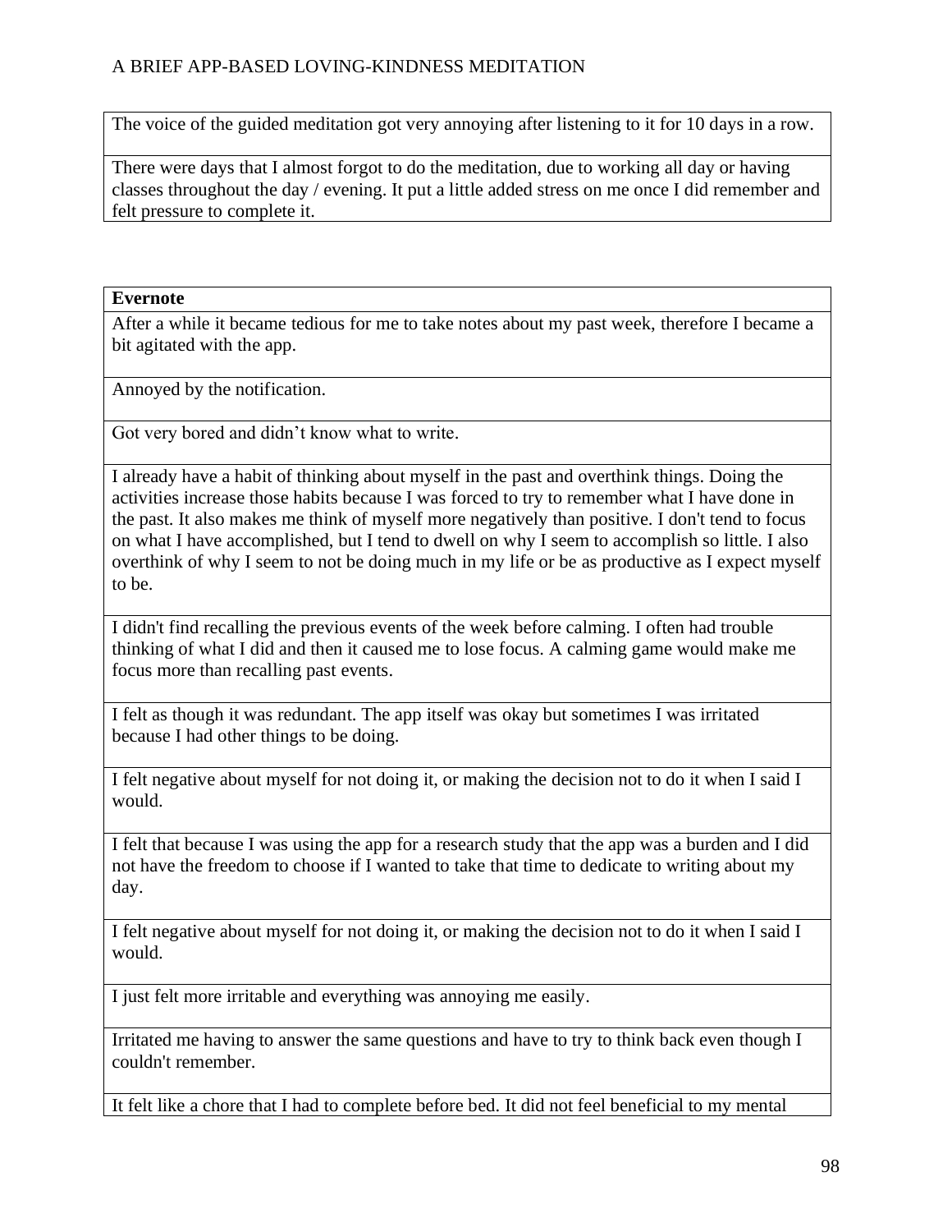| |
|---|
| The voice of the guided meditation got very annoying after listening to it for 10 days in a row. |
| There were days that I almost forgot to do the meditation, due to working all day or having classes throughout the day / evening. It put a little added stress on me once I did remember and felt pressure to complete it. |

| **Evernote** |
|---|
| After a while it became tedious for me to take notes about my past week, therefore I became a bit agitated with the app. |
| Annoyed by the notification. |
| Got very bored and didn't know what to write. |
| I already have a habit of thinking about myself in the past and overthink things. Doing the activities increase those habits because I was forced to try to remember what I have done in the past. It also makes me think of myself more negatively than positive. I don't tend to focus on what I have accomplished, but I tend to dwell on why I seem to accomplish so little. I also overthink of why I seem to not be doing much in my life or be as productive as I expect myself to be. |
| I didn't find recalling the previous events of the week before calming. I often had trouble thinking of what I did and then it caused me to lose focus. A calming game would make me focus more than recalling past events. |
| I felt as though it was redundant. The app itself was okay but sometimes I was irritated because I had other things to be doing. |
| I felt negative about myself for not doing it, or making the decision not to do it when I said I would. |
| I felt that because I was using the app for a research study that the app was a burden and I did not have the freedom to choose if I wanted to take that time to dedicate to writing about my day. |
| I felt negative about myself for not doing it, or making the decision not to do it when I said I would. |
| I just felt more irritable and everything was annoying me easily. |
| Irritated me having to answer the same questions and have to try to think back even though I couldn't remember. |
| It felt like a chore that I had to complete before bed. It did not feel beneficial to my mental |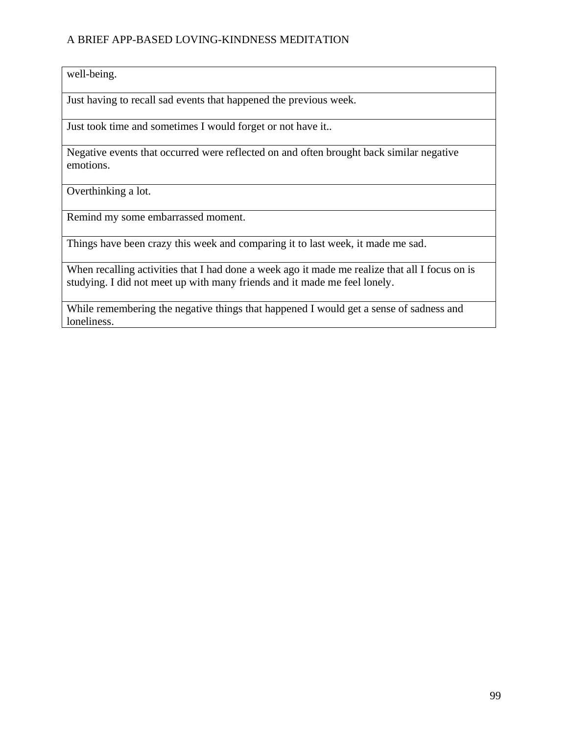| well-being. |
| --- |
| Just having to recall sad events that happened the previous week. |
| Just took time and sometimes I would forget or not have it.. |
| Negative events that occurred were reflected on and often brought back similar negative emotions. |
| Overthinking a lot. |
| Remind my some embarrassed moment. |
| Things have been crazy this week and comparing it to last week, it made me sad. |
| When recalling activities that I had done a week ago it made me realize that all I focus on is studying. I did not meet up with many friends and it made me feel lonely. |
| While remembering the negative things that happened I would get a sense of sadness and loneliness. |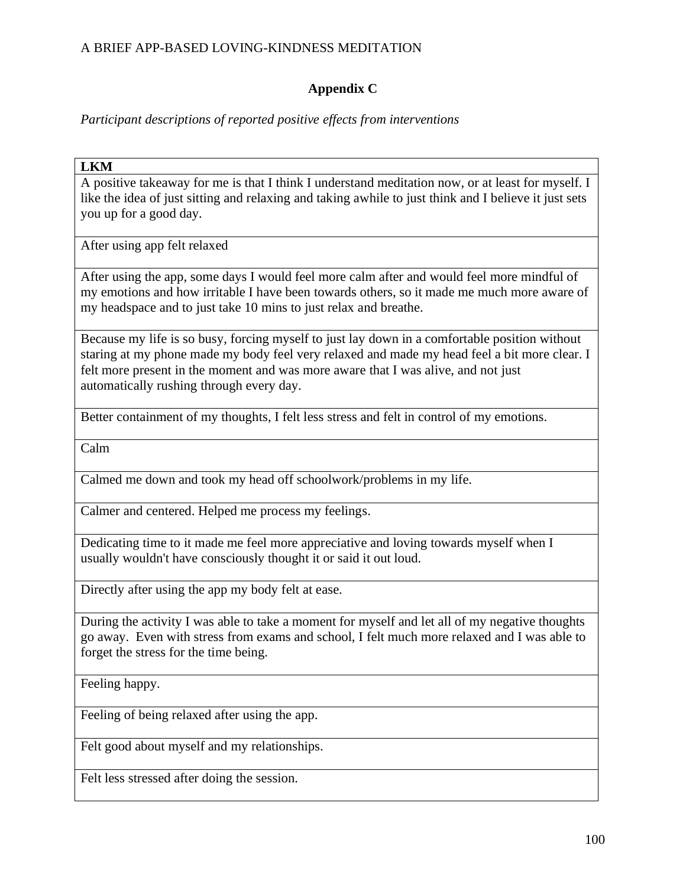## Appendix C

*Participant descriptions of reported positive effects from interventions*

| **LKM** |
|---|
| A positive takeaway for me is that I think I understand meditation now, or at least for myself. I like the idea of just sitting and relaxing and taking awhile to just think and I believe it just sets you up for a good day. |
| After using app felt relaxed |
| After using the app, some days I would feel more calm after and would feel more mindful of my emotions and how irritable I have been towards others, so it made me much more aware of my headspace and to just take 10 mins to just relax and breathe. |
| Because my life is so busy, forcing myself to just lay down in a comfortable position without staring at my phone made my body feel very relaxed and made my head feel a bit more clear. I felt more present in the moment and was more aware that I was alive, and not just automatically rushing through every day. |
| Better containment of my thoughts, I felt less stress and felt in control of my emotions. |
| Calm |
| Calmed me down and took my head off schoolwork/problems in my life. |
| Calmer and centered. Helped me process my feelings. |
| Dedicating time to it made me feel more appreciative and loving towards myself when I usually wouldn't have consciously thought it or said it out loud. |
| Directly after using the app my body felt at ease. |
| During the activity I was able to take a moment for myself and let all of my negative thoughts go away. Even with stress from exams and school, I felt much more relaxed and I was able to forget the stress for the time being. |
| Feeling happy. |
| Feeling of being relaxed after using the app. |
| Felt good about myself and my relationships. |
| Felt less stressed after doing the session. |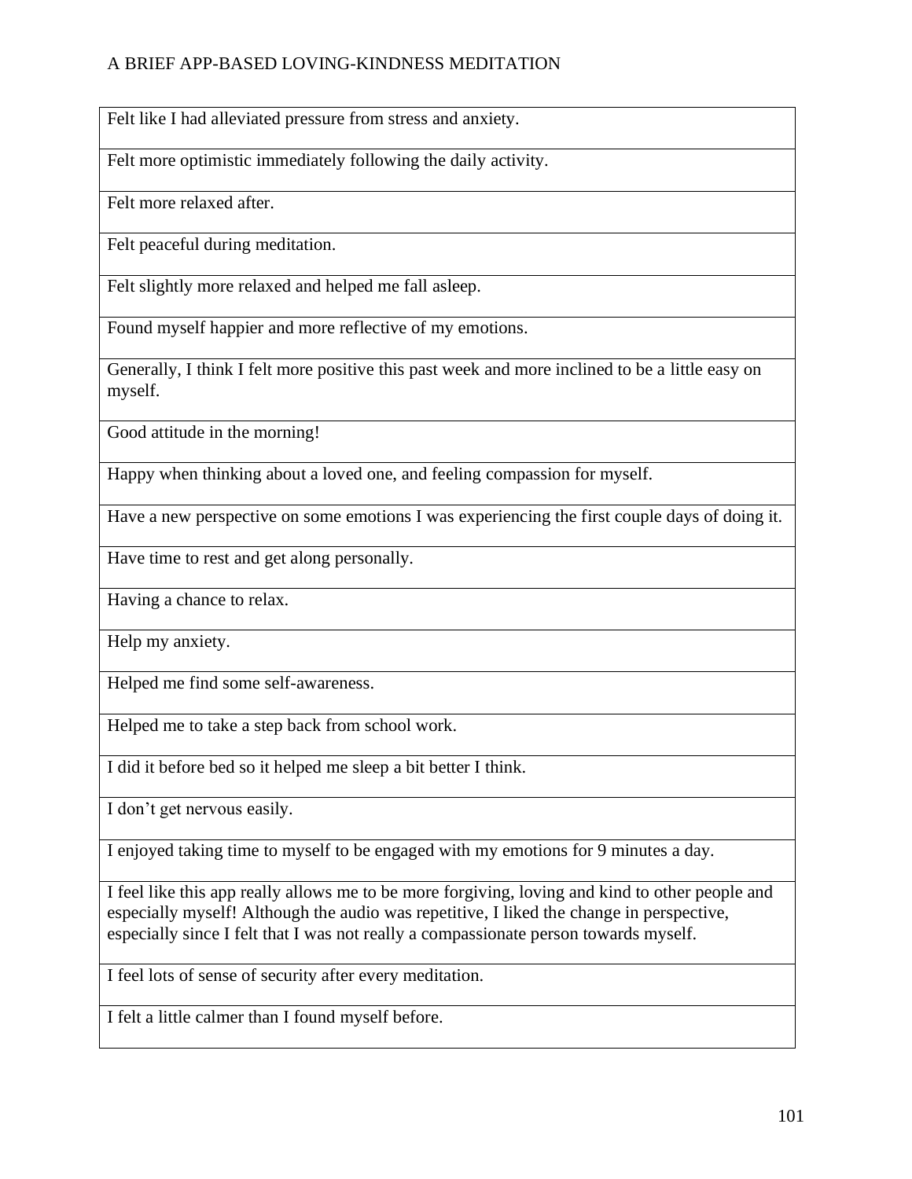| |
|---|
| Felt like I had alleviated pressure from stress and anxiety. |
| Felt more optimistic immediately following the daily activity. |
| Felt more relaxed after. |
| Felt peaceful during meditation. |
| Felt slightly more relaxed and helped me fall asleep. |
| Found myself happier and more reflective of my emotions. |
| Generally, I think I felt more positive this past week and more inclined to be a little easy on myself. |
| Good attitude in the morning! |
| Happy when thinking about a loved one, and feeling compassion for myself. |
| Have a new perspective on some emotions I was experiencing the first couple days of doing it. |
| Have time to rest and get along personally. |
| Having a chance to relax. |
| Help my anxiety. |
| Helped me find some self-awareness. |
| Helped me to take a step back from school work. |
| I did it before bed so it helped me sleep a bit better I think. |
| I don't get nervous easily. |
| I enjoyed taking time to myself to be engaged with my emotions for 9 minutes a day. |
| I feel like this app really allows me to be more forgiving, loving and kind to other people and especially myself! Although the audio was repetitive, I liked the change in perspective, especially since I felt that I was not really a compassionate person towards myself. |
| I feel lots of sense of security after every meditation. |
| I felt a little calmer than I found myself before. |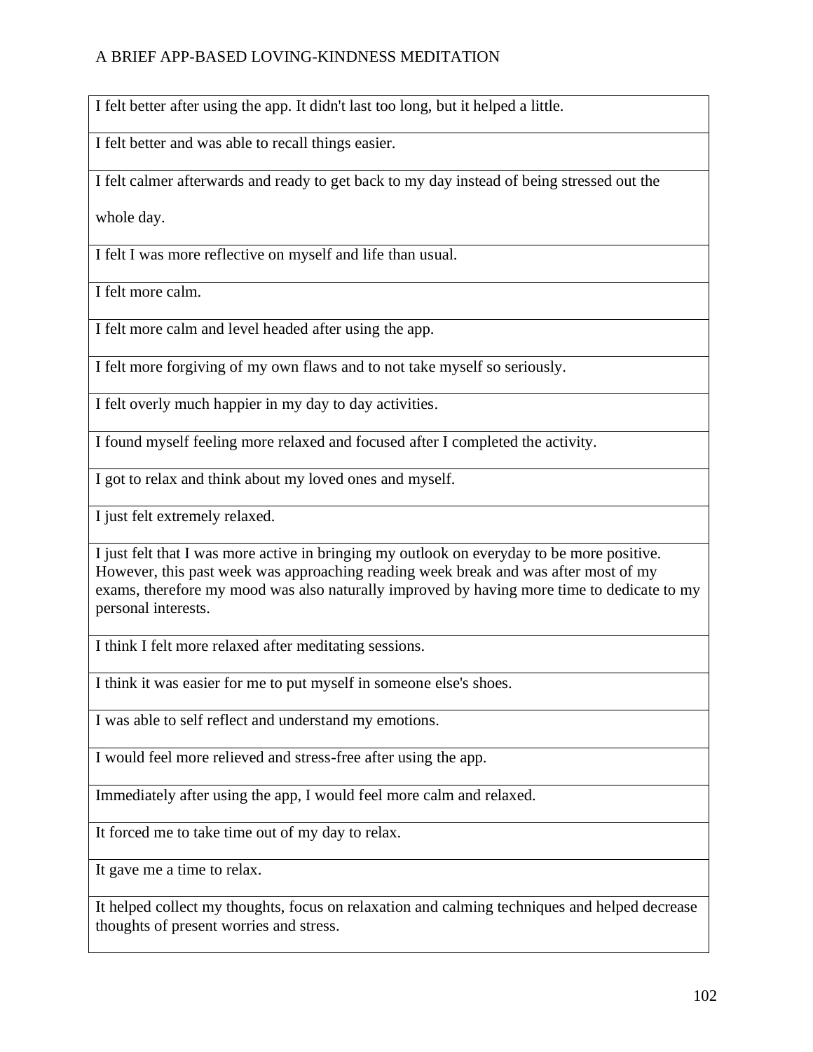| I felt better after using the app. It didn't last too long, but it helped a little. |
| --- |
| I felt better and was able to recall things easier. |
| I felt calmer afterwards and ready to get back to my day instead of being stressed out the whole day. |
| I felt I was more reflective on myself and life than usual. |
| I felt more calm. |
| I felt more calm and level headed after using the app. |
| I felt more forgiving of my own flaws and to not take myself so seriously. |
| I felt overly much happier in my day to day activities. |
| I found myself feeling more relaxed and focused after I completed the activity. |
| I got to relax and think about my loved ones and myself. |
| I just felt extremely relaxed. |
| I just felt that I was more active in bringing my outlook on everyday to be more positive. However, this past week was approaching reading week break and was after most of my exams, therefore my mood was also naturally improved by having more time to dedicate to my personal interests. |
| I think I felt more relaxed after meditating sessions. |
| I think it was easier for me to put myself in someone else's shoes. |
| I was able to self reflect and understand my emotions. |
| I would feel more relieved and stress-free after using the app. |
| Immediately after using the app, I would feel more calm and relaxed. |
| It forced me to take time out of my day to relax. |
| It gave me a time to relax. |
| It helped collect my thoughts, focus on relaxation and calming techniques and helped decrease thoughts of present worries and stress. |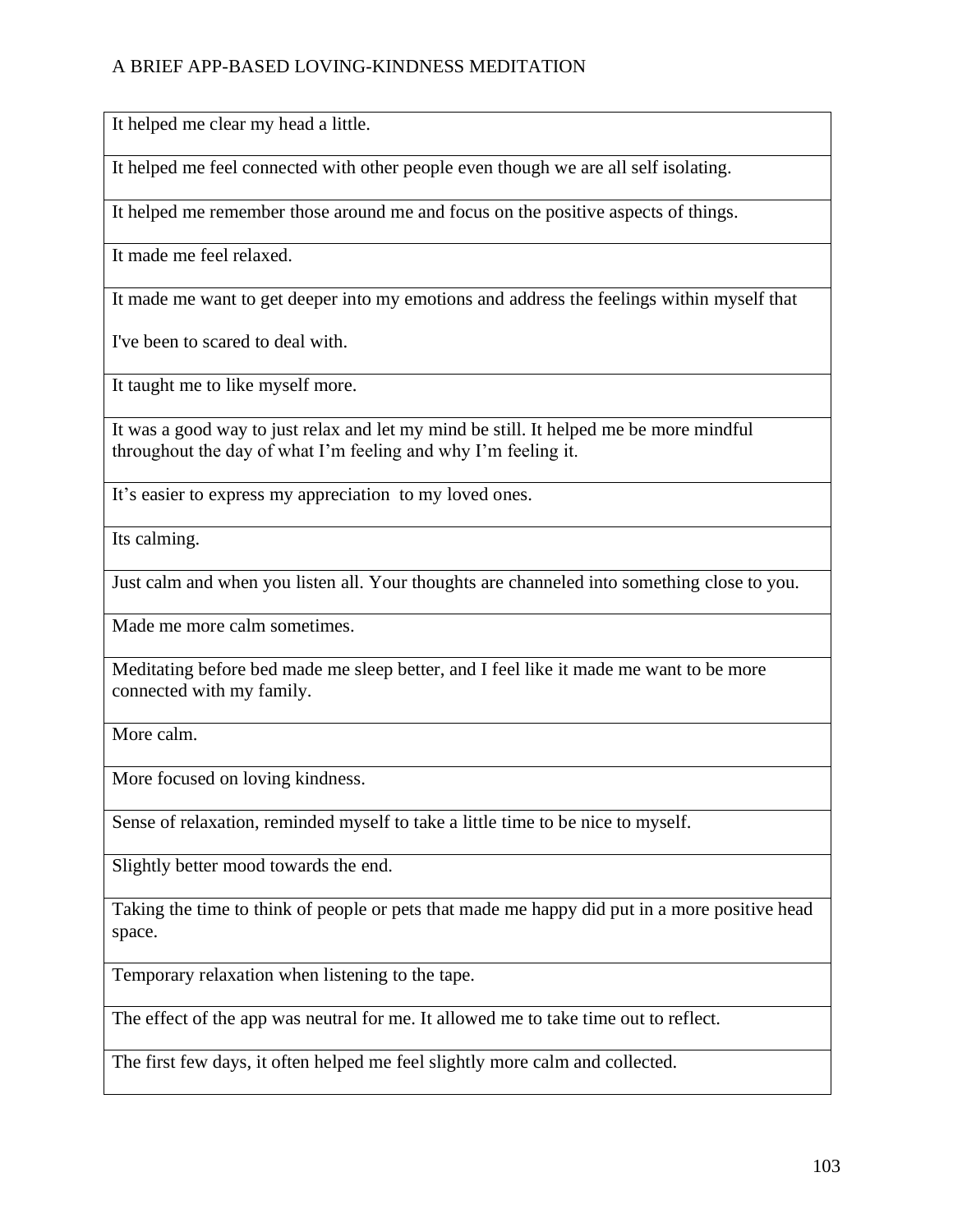| |
|---|
| It helped me clear my head a little. |
| It helped me feel connected with other people even though we are all self isolating. |
| It helped me remember those around me and focus on the positive aspects of things. |
| It made me feel relaxed. |
| It made me want to get deeper into my emotions and address the feelings within myself that I've been to scared to deal with. |
| It taught me to like myself more. |
| It was a good way to just relax and let my mind be still. It helped me be more mindful throughout the day of what I'm feeling and why I'm feeling it. |
| It's easier to express my appreciation to my loved ones. |
| Its calming. |
| Just calm and when you listen all. Your thoughts are channeled into something close to you. |
| Made me more calm sometimes. |
| Meditating before bed made me sleep better, and I feel like it made me want to be more connected with my family. |
| More calm. |
| More focused on loving kindness. |
| Sense of relaxation, reminded myself to take a little time to be nice to myself. |
| Slightly better mood towards the end. |
| Taking the time to think of people or pets that made me happy did put in a more positive head space. |
| Temporary relaxation when listening to the tape. |
| The effect of the app was neutral for me. It allowed me to take time out to reflect. |
| The first few days, it often helped me feel slightly more calm and collected. |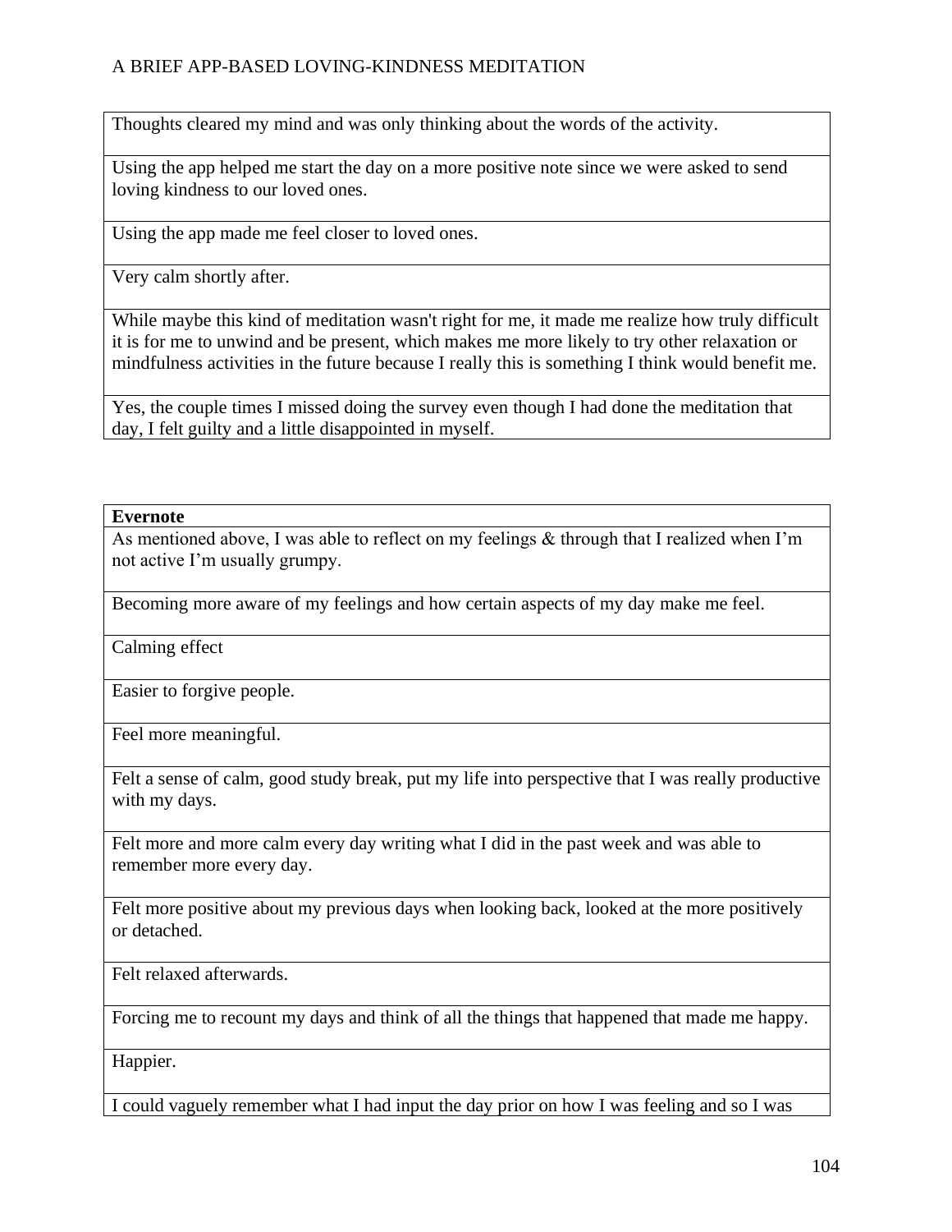| |
|---|
| Thoughts cleared my mind and was only thinking about the words of the activity. |
| Using the app helped me start the day on a more positive note since we were asked to send loving kindness to our loved ones. |
| Using the app made me feel closer to loved ones. |
| Very calm shortly after. |
| While maybe this kind of meditation wasn't right for me, it made me realize how truly difficult it is for me to unwind and be present, which makes me more likely to try other relaxation or mindfulness activities in the future because I really this is something I think would benefit me. |
| Yes, the couple times I missed doing the survey even though I had done the meditation that day, I felt guilty and a little disappointed in myself. |

| **Evernote** |
|---|
| As mentioned above, I was able to reflect on my feelings & through that I realized when I'm not active I'm usually grumpy. |
| Becoming more aware of my feelings and how certain aspects of my day make me feel. |
| Calming effect |
| Easier to forgive people. |
| Feel more meaningful. |
| Felt a sense of calm, good study break, put my life into perspective that I was really productive with my days. |
| Felt more and more calm every day writing what I did in the past week and was able to remember more every day. |
| Felt more positive about my previous days when looking back, looked at the more positively or detached. |
| Felt relaxed afterwards. |
| Forcing me to recount my days and think of all the things that happened that made me happy. |
| Happier. |
| I could vaguely remember what I had input the day prior on how I was feeling and so I was |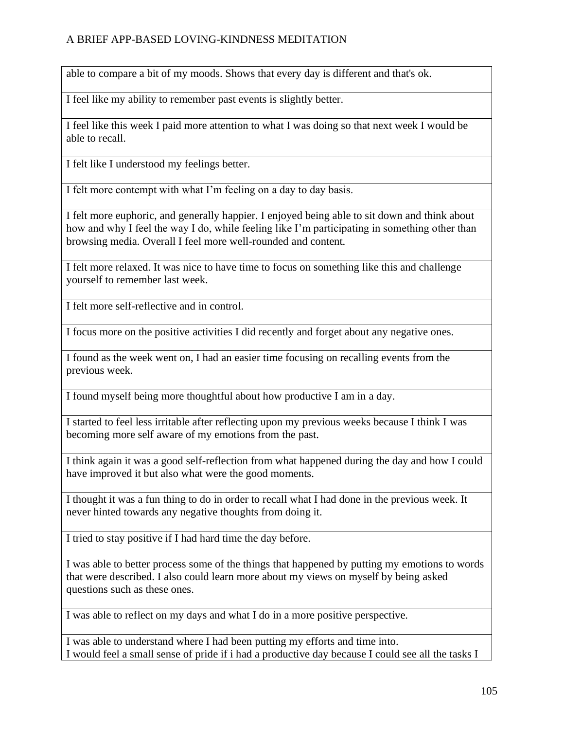| |
|---|
| able to compare a bit of my moods. Shows that every day is different and that's ok. |
| I feel like my ability to remember past events is slightly better. |
| I feel like this week I paid more attention to what I was doing so that next week I would be able to recall. |
| I felt like I understood my feelings better. |
| I felt more contempt with what I'm feeling on a day to day basis. |
| I felt more euphoric, and generally happier. I enjoyed being able to sit down and think about how and why I feel the way I do, while feeling like I'm participating in something other than browsing media. Overall I feel more well-rounded and content. |
| I felt more relaxed. It was nice to have time to focus on something like this and challenge yourself to remember last week. |
| I felt more self-reflective and in control. |
| I focus more on the positive activities I did recently and forget about any negative ones. |
| I found as the week went on, I had an easier time focusing on recalling events from the previous week. |
| I found myself being more thoughtful about how productive I am in a day. |
| I started to feel less irritable after reflecting upon my previous weeks because I think I was becoming more self aware of my emotions from the past. |
| I think again it was a good self-reflection from what happened during the day and how I could have improved it but also what were the good moments. |
| I thought it was a fun thing to do in order to recall what I had done in the previous week. It never hinted towards any negative thoughts from doing it. |
| I tried to stay positive if I had hard time the day before. |
| I was able to better process some of the things that happened by putting my emotions to words that were described. I also could learn more about my views on myself by being asked questions such as these ones. |
| I was able to reflect on my days and what I do in a more positive perspective. |
| I was able to understand where I had been putting my efforts and time into. I would feel a small sense of pride if i had a productive day because I could see all the tasks I |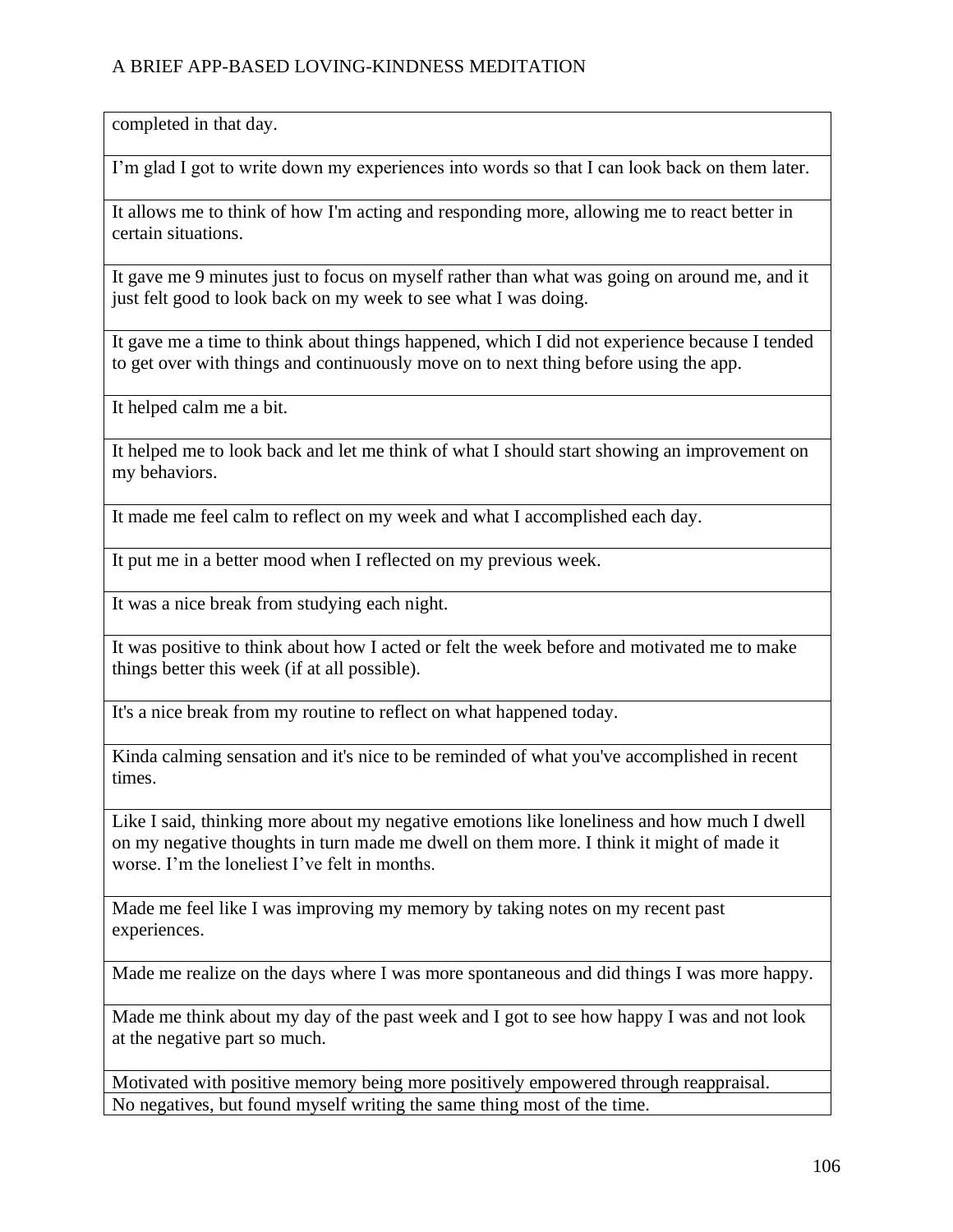| completed in that day. |
| --- |
| I’m glad I got to write down my experiences into words so that I can look back on them later. |
| It allows me to think of how I'm acting and responding more, allowing me to react better in certain situations. |
| It gave me 9 minutes just to focus on myself rather than what was going on around me, and it just felt good to look back on my week to see what I was doing. |
| It gave me a time to think about things happened, which I did not experience because I tended to get over with things and continuously move on to next thing before using the app. |
| It helped calm me a bit. |
| It helped me to look back and let me think of what I should start showing an improvement on my behaviors. |
| It made me feel calm to reflect on my week and what I accomplished each day. |
| It put me in a better mood when I reflected on my previous week. |
| It was a nice break from studying each night. |
| It was positive to think about how I acted or felt the week before and motivated me to make things better this week (if at all possible). |
| It's a nice break from my routine to reflect on what happened today. |
| Kinda calming sensation and it's nice to be reminded of what you've accomplished in recent times. |
| Like I said, thinking more about my negative emotions like loneliness and how much I dwell on my negative thoughts in turn made me dwell on them more. I think it might of made it worse. I’m the loneliest I’ve felt in months. |
| Made me feel like I was improving my memory by taking notes on my recent past experiences. |
| Made me realize on the days where I was more spontaneous and did things I was more happy. |
| Made me think about my day of the past week and I got to see how happy I was and not look at the negative part so much. |
| Motivated with positive memory being more positively empowered through reappraisal. |
| No negatives, but found myself writing the same thing most of the time. |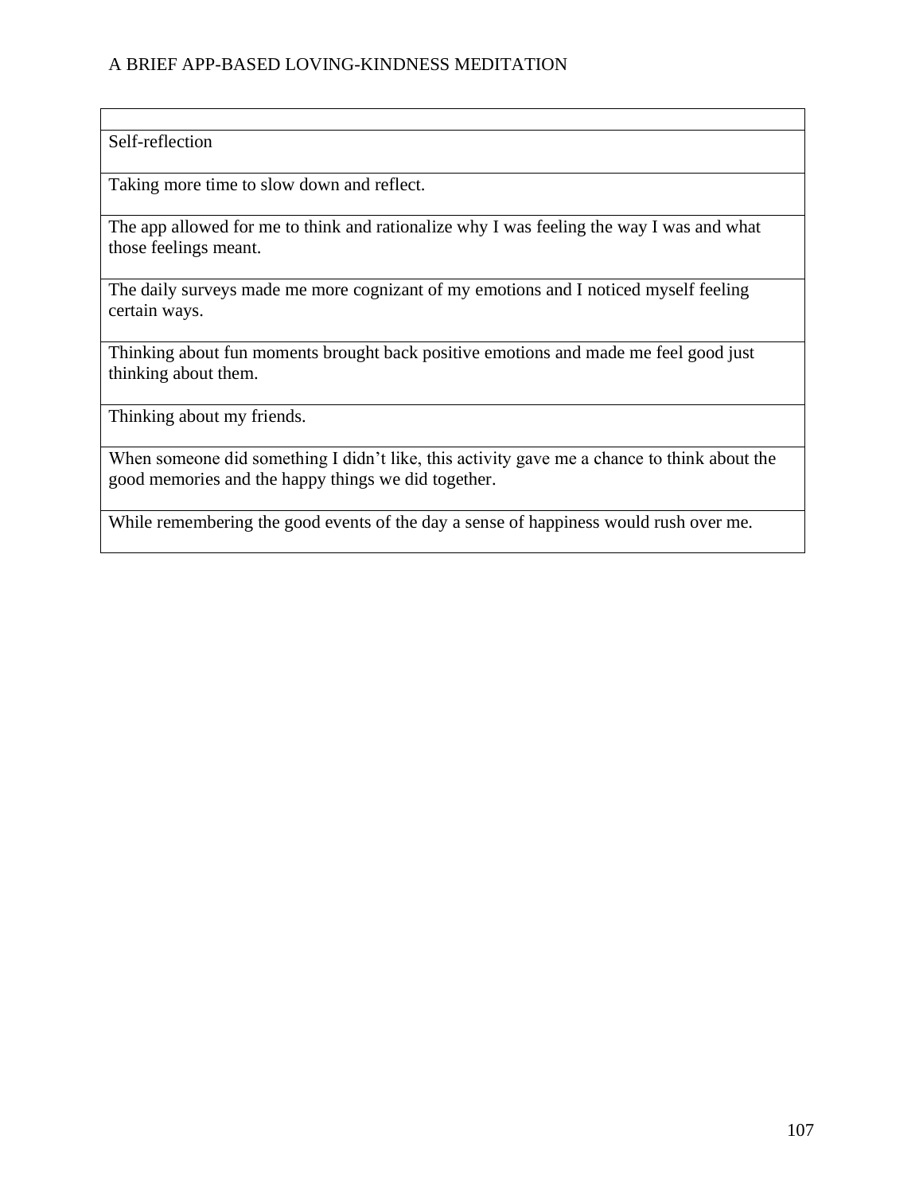| |
|---|
| Self-reflection |
| Taking more time to slow down and reflect. |
| The app allowed for me to think and rationalize why I was feeling the way I was and what those feelings meant. |
| The daily surveys made me more cognizant of my emotions and I noticed myself feeling certain ways. |
| Thinking about fun moments brought back positive emotions and made me feel good just thinking about them. |
| Thinking about my friends. |
| When someone did something I didn't like, this activity gave me a chance to think about the good memories and the happy things we did together. |
| While remembering the good events of the day a sense of happiness would rush over me. |